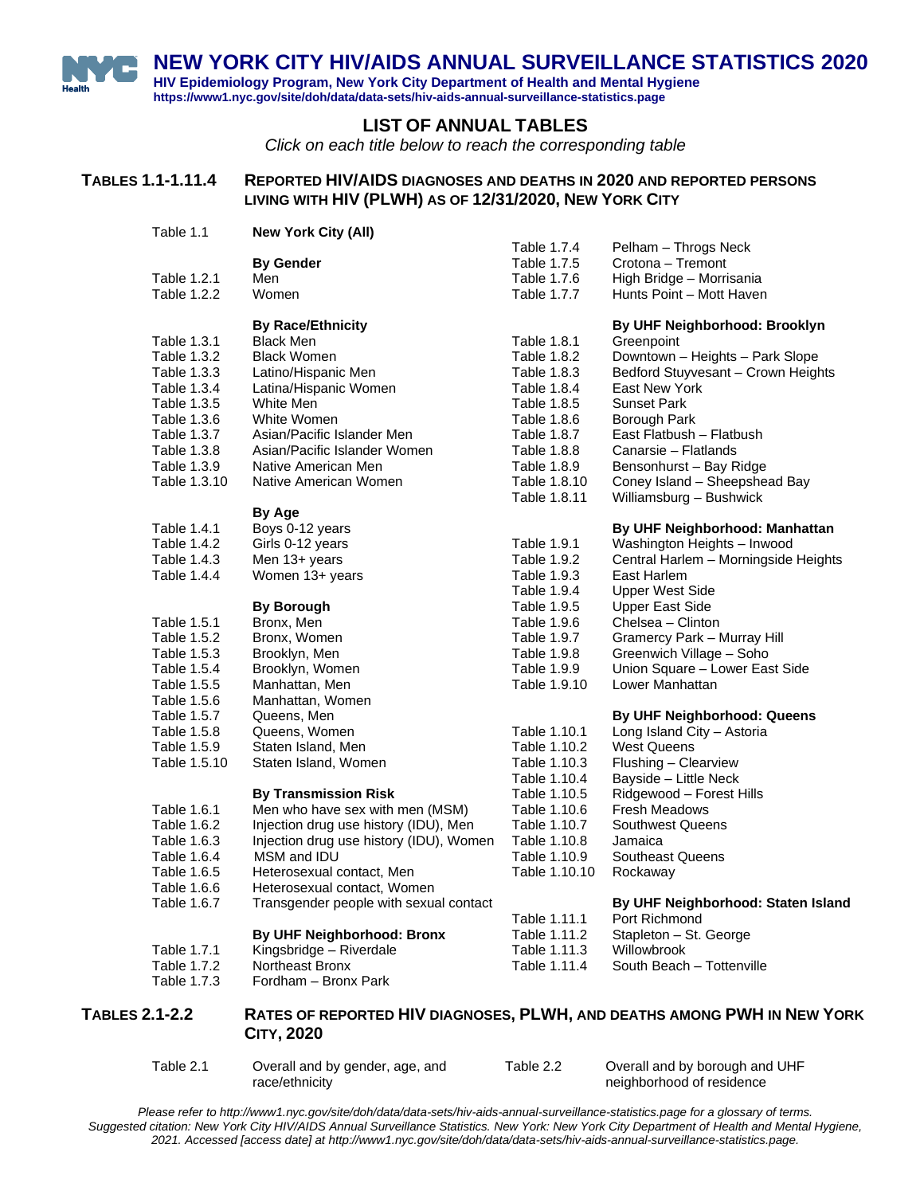# NEW YORK CITY HIV/AIDS ANNUAL SURVEILLANCE STATISTICS 2020

**HIV Epidemiology Program, New York City Department of Health and Mental Hygiene**
**https://www1.nyc.gov/site/doh/data/data-sets/hiv-aids-annual-surveillance-statistics.page**

## LIST OF ANNUAL TABLES

*Click on each title below to reach the corresponding table*

### TABLES 1.1-1.11.4 — REPORTED HIV/AIDS DIAGNOSES AND DEATHS IN 2020 AND REPORTED PERSONS LIVING WITH HIV (PLWH) AS OF 12/31/2020, NEW YORK CITY

| Table | Title |
|---|---|
| Table 1.1 | **New York City (All)** |
| | **By Gender** |
| Table 1.2.1 | Men |
| Table 1.2.2 | Women |
| | **By Race/Ethnicity** |
| Table 1.3.1 | Black Men |
| Table 1.3.2 | Black Women |
| Table 1.3.3 | Latino/Hispanic Men |
| Table 1.3.4 | Latina/Hispanic Women |
| Table 1.3.5 | White Men |
| Table 1.3.6 | White Women |
| Table 1.3.7 | Asian/Pacific Islander Men |
| Table 1.3.8 | Asian/Pacific Islander Women |
| Table 1.3.9 | Native American Men |
| Table 1.3.10 | Native American Women |
| | **By Age** |
| Table 1.4.1 | Boys 0-12 years |
| Table 1.4.2 | Girls 0-12 years |
| Table 1.4.3 | Men 13+ years |
| Table 1.4.4 | Women 13+ years |
| | **By Borough** |
| Table 1.5.1 | Bronx, Men |
| Table 1.5.2 | Bronx, Women |
| Table 1.5.3 | Brooklyn, Men |
| Table 1.5.4 | Brooklyn, Women |
| Table 1.5.5 | Manhattan, Men |
| Table 1.5.6 | Manhattan, Women |
| Table 1.5.7 | Queens, Men |
| Table 1.5.8 | Queens, Women |
| Table 1.5.9 | Staten Island, Men |
| Table 1.5.10 | Staten Island, Women |
| | **By Transmission Risk** |
| Table 1.6.1 | Men who have sex with men (MSM) |
| Table 1.6.2 | Injection drug use history (IDU), Men |
| Table 1.6.3 | Injection drug use history (IDU), Women |
| Table 1.6.4 | MSM and IDU |
| Table 1.6.5 | Heterosexual contact, Men |
| Table 1.6.6 | Heterosexual contact, Women |
| Table 1.6.7 | Transgender people with sexual contact |
| | **By UHF Neighborhood: Bronx** |
| Table 1.7.1 | Kingsbridge – Riverdale |
| Table 1.7.2 | Northeast Bronx |
| Table 1.7.3 | Fordham – Bronx Park |
| Table 1.7.4 | Pelham – Throgs Neck |
| Table 1.7.5 | Crotona – Tremont |
| Table 1.7.6 | High Bridge – Morrisania |
| Table 1.7.7 | Hunts Point – Mott Haven |
| | **By UHF Neighborhood: Brooklyn** |
| Table 1.8.1 | Greenpoint |
| Table 1.8.2 | Downtown – Heights – Park Slope |
| Table 1.8.3 | Bedford Stuyvesant – Crown Heights |
| Table 1.8.4 | East New York |
| Table 1.8.5 | Sunset Park |
| Table 1.8.6 | Borough Park |
| Table 1.8.7 | East Flatbush – Flatbush |
| Table 1.8.8 | Canarsie – Flatlands |
| Table 1.8.9 | Bensonhurst – Bay Ridge |
| Table 1.8.10 | Coney Island – Sheepshead Bay |
| Table 1.8.11 | Williamsburg – Bushwick |
| | **By UHF Neighborhood: Manhattan** |
| Table 1.9.1 | Washington Heights – Inwood |
| Table 1.9.2 | Central Harlem – Morningside Heights |
| Table 1.9.3 | East Harlem |
| Table 1.9.4 | Upper West Side |
| Table 1.9.5 | Upper East Side |
| Table 1.9.6 | Chelsea – Clinton |
| Table 1.9.7 | Gramercy Park – Murray Hill |
| Table 1.9.8 | Greenwich Village – Soho |
| Table 1.9.9 | Union Square – Lower East Side |
| Table 1.9.10 | Lower Manhattan |
| | **By UHF Neighborhood: Queens** |
| Table 1.10.1 | Long Island City – Astoria |
| Table 1.10.2 | West Queens |
| Table 1.10.3 | Flushing – Clearview |
| Table 1.10.4 | Bayside – Little Neck |
| Table 1.10.5 | Ridgewood – Forest Hills |
| Table 1.10.6 | Fresh Meadows |
| Table 1.10.7 | Southwest Queens |
| Table 1.10.8 | Jamaica |
| Table 1.10.9 | Southeast Queens |
| Table 1.10.10 | Rockaway |
| | **By UHF Neighborhood: Staten Island** |
| Table 1.11.1 | Port Richmond |
| Table 1.11.2 | Stapleton – St. George |
| Table 1.11.3 | Willowbrook |
| Table 1.11.4 | South Beach – Tottenville |

### TABLES 2.1-2.2 — RATES OF REPORTED HIV DIAGNOSES, PLWH, AND DEATHS AMONG PWH IN NEW YORK CITY, 2020

| Table | Title |
|---|---|
| Table 2.1 | Overall and by gender, age, and race/ethnicity |
| Table 2.2 | Overall and by borough and UHF neighborhood of residence |

*Please refer to http://www1.nyc.gov/site/doh/data/data-sets/hiv-aids-annual-surveillance-statistics.page for a glossary of terms.*
*Suggested citation: New York City HIV/AIDS Annual Surveillance Statistics. New York: New York City Department of Health and Mental Hygiene, 2021. Accessed [access date] at http://www1.nyc.gov/site/doh/data/data-sets/hiv-aids-annual-surveillance-statistics.page.*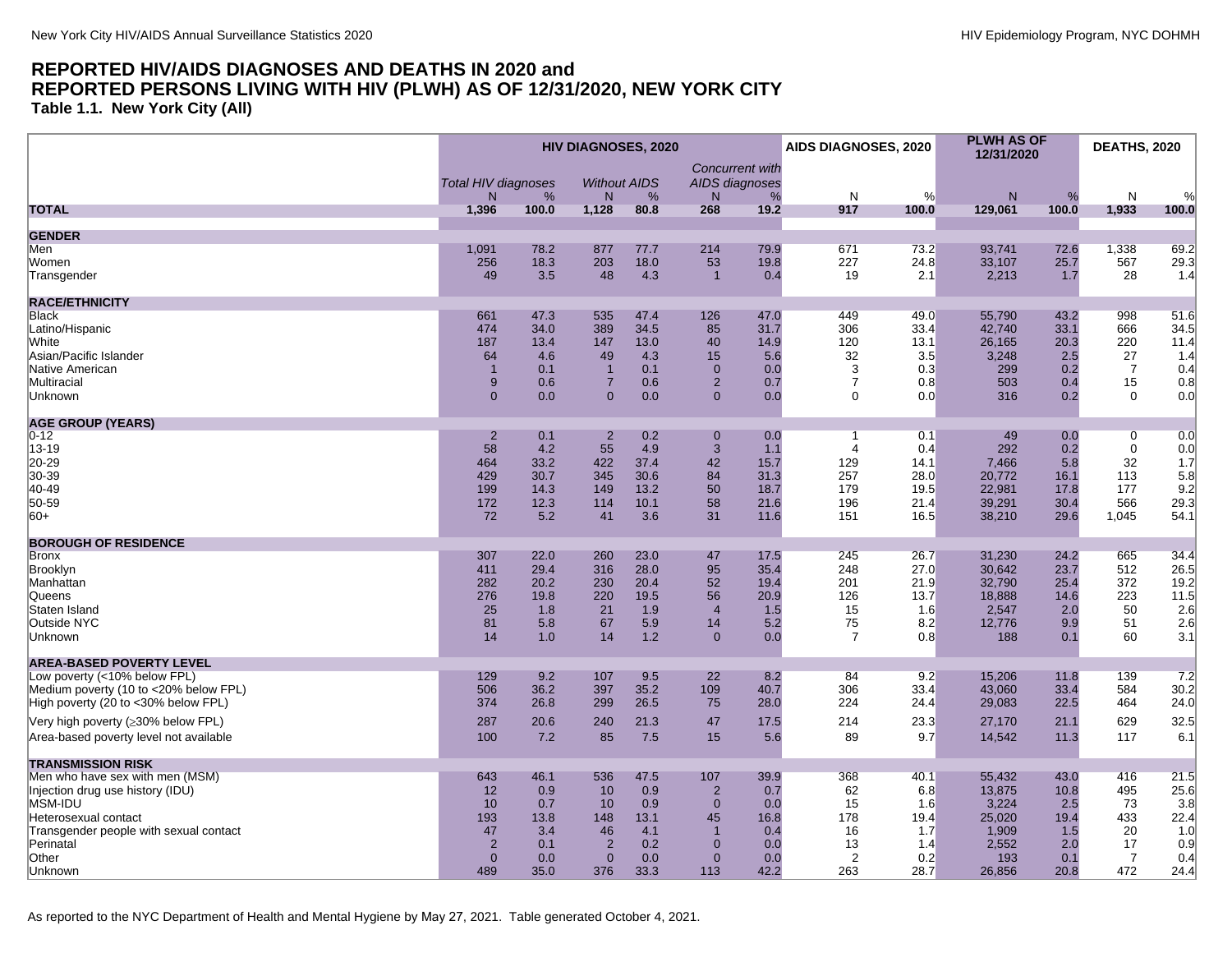## REPORTED HIV/AIDS DIAGNOSES AND DEATHS IN 2020 and REPORTED PERSONS LIVING WITH HIV (PLWH) AS OF 12/31/2020, NEW YORK CITY

### Table 1.1. New York City (All)

| | HIV DIAGNOSES, 2020 | | | | | | AIDS DIAGNOSES, 2020 | | PLWH AS OF 12/31/2020 | | DEATHS, 2020 | |
|---|---|---|---|---|---|---|---|---|---|---|---|---|
| | *Total HIV diagnoses* | | *Without AIDS* | | *Concurrent with AIDS diagnoses* | | | | | | | |
| | N | % | N | % | N | % | N | % | N | % | N | % |
| **TOTAL** | **1,396** | **100.0** | **1,128** | **80.8** | **268** | **19.2** | **917** | **100.0** | **129,061** | **100.0** | **1,933** | **100.0** |
| **GENDER** | | | | | | | | | | | | |
| Men | 1,091 | 78.2 | 877 | 77.7 | 214 | 79.9 | 671 | 73.2 | 93,741 | 72.6 | 1,338 | 69.2 |
| Women | 256 | 18.3 | 203 | 18.0 | 53 | 19.8 | 227 | 24.8 | 33,107 | 25.7 | 567 | 29.3 |
| Transgender | 49 | 3.5 | 48 | 4.3 | 1 | 0.4 | 19 | 2.1 | 2,213 | 1.7 | 28 | 1.4 |
| **RACE/ETHNICITY** | | | | | | | | | | | | |
| Black | 661 | 47.3 | 535 | 47.4 | 126 | 47.0 | 449 | 49.0 | 55,790 | 43.2 | 998 | 51.6 |
| Latino/Hispanic | 474 | 34.0 | 389 | 34.5 | 85 | 31.7 | 306 | 33.4 | 42,740 | 33.1 | 666 | 34.5 |
| White | 187 | 13.4 | 147 | 13.0 | 40 | 14.9 | 120 | 13.1 | 26,165 | 20.3 | 220 | 11.4 |
| Asian/Pacific Islander | 64 | 4.6 | 49 | 4.3 | 15 | 5.6 | 32 | 3.5 | 3,248 | 2.5 | 27 | 1.4 |
| Native American | 1 | 0.1 | 1 | 0.1 | 0 | 0.0 | 3 | 0.3 | 299 | 0.2 | 7 | 0.4 |
| Multiracial | 9 | 0.6 | 7 | 0.6 | 2 | 0.7 | 7 | 0.8 | 503 | 0.4 | 15 | 0.8 |
| Unknown | 0 | 0.0 | 0 | 0.0 | 0 | 0.0 | 0 | 0.0 | 316 | 0.2 | 0 | 0.0 |
| **AGE GROUP (YEARS)** | | | | | | | | | | | | |
| 0-12 | 2 | 0.1 | 2 | 0.2 | 0 | 0.0 | 1 | 0.1 | 49 | 0.0 | 0 | 0.0 |
| 13-19 | 58 | 4.2 | 55 | 4.9 | 3 | 1.1 | 4 | 0.4 | 292 | 0.2 | 0 | 0.0 |
| 20-29 | 464 | 33.2 | 422 | 37.4 | 42 | 15.7 | 129 | 14.1 | 7,466 | 5.8 | 32 | 1.7 |
| 30-39 | 429 | 30.7 | 345 | 30.6 | 84 | 31.3 | 257 | 28.0 | 20,772 | 16.1 | 113 | 5.8 |
| 40-49 | 199 | 14.3 | 149 | 13.2 | 50 | 18.7 | 179 | 19.5 | 22,981 | 17.8 | 177 | 9.2 |
| 50-59 | 172 | 12.3 | 114 | 10.1 | 58 | 21.6 | 196 | 21.4 | 39,291 | 30.4 | 566 | 29.3 |
| 60+ | 72 | 5.2 | 41 | 3.6 | 31 | 11.6 | 151 | 16.5 | 38,210 | 29.6 | 1,045 | 54.1 |
| **BOROUGH OF RESIDENCE** | | | | | | | | | | | | |
| Bronx | 307 | 22.0 | 260 | 23.0 | 47 | 17.5 | 245 | 26.7 | 31,230 | 24.2 | 665 | 34.4 |
| Brooklyn | 411 | 29.4 | 316 | 28.0 | 95 | 35.4 | 248 | 27.0 | 30,642 | 23.7 | 512 | 26.5 |
| Manhattan | 282 | 20.2 | 230 | 20.4 | 52 | 19.4 | 201 | 21.9 | 32,790 | 25.4 | 372 | 19.2 |
| Queens | 276 | 19.8 | 220 | 19.5 | 56 | 20.9 | 126 | 13.7 | 18,888 | 14.6 | 223 | 11.5 |
| Staten Island | 25 | 1.8 | 21 | 1.9 | 4 | 1.5 | 15 | 1.6 | 2,547 | 2.0 | 50 | 2.6 |
| Outside NYC | 81 | 5.8 | 67 | 5.9 | 14 | 5.2 | 75 | 8.2 | 12,776 | 9.9 | 51 | 2.6 |
| Unknown | 14 | 1.0 | 14 | 1.2 | 0 | 0.0 | 7 | 0.8 | 188 | 0.1 | 60 | 3.1 |
| **AREA-BASED POVERTY LEVEL** | | | | | | | | | | | | |
| Low poverty (<10% below FPL) | 129 | 9.2 | 107 | 9.5 | 22 | 8.2 | 84 | 9.2 | 15,206 | 11.8 | 139 | 7.2 |
| Medium poverty (10 to <20% below FPL) | 506 | 36.2 | 397 | 35.2 | 109 | 40.7 | 306 | 33.4 | 43,060 | 33.4 | 584 | 30.2 |
| High poverty (20 to <30% below FPL) | 374 | 26.8 | 299 | 26.5 | 75 | 28.0 | 224 | 24.4 | 29,083 | 22.5 | 464 | 24.0 |
| Very high poverty (≥30% below FPL) | 287 | 20.6 | 240 | 21.3 | 47 | 17.5 | 214 | 23.3 | 27,170 | 21.1 | 629 | 32.5 |
| Area-based poverty level not available | 100 | 7.2 | 85 | 7.5 | 15 | 5.6 | 89 | 9.7 | 14,542 | 11.3 | 117 | 6.1 |
| **TRANSMISSION RISK** | | | | | | | | | | | | |
| Men who have sex with men (MSM) | 643 | 46.1 | 536 | 47.5 | 107 | 39.9 | 368 | 40.1 | 55,432 | 43.0 | 416 | 21.5 |
| Injection drug use history (IDU) | 12 | 0.9 | 10 | 0.9 | 2 | 0.7 | 62 | 6.8 | 13,875 | 10.8 | 495 | 25.6 |
| MSM-IDU | 10 | 0.7 | 10 | 0.9 | 0 | 0.0 | 15 | 1.6 | 3,224 | 2.5 | 73 | 3.8 |
| Heterosexual contact | 193 | 13.8 | 148 | 13.1 | 45 | 16.8 | 178 | 19.4 | 25,020 | 19.4 | 433 | 22.4 |
| Transgender people with sexual contact | 47 | 3.4 | 46 | 4.1 | 1 | 0.4 | 16 | 1.7 | 1,909 | 1.5 | 20 | 1.0 |
| Perinatal | 2 | 0.1 | 2 | 0.2 | 0 | 0.0 | 13 | 1.4 | 2,552 | 2.0 | 17 | 0.9 |
| Other | 0 | 0.0 | 0 | 0.0 | 0 | 0.0 | 2 | 0.2 | 193 | 0.1 | 7 | 0.4 |
| Unknown | 489 | 35.0 | 376 | 33.3 | 113 | 42.2 | 263 | 28.7 | 26,856 | 20.8 | 472 | 24.4 |

As reported to the NYC Department of Health and Mental Hygiene by May 27, 2021. Table generated October 4, 2021.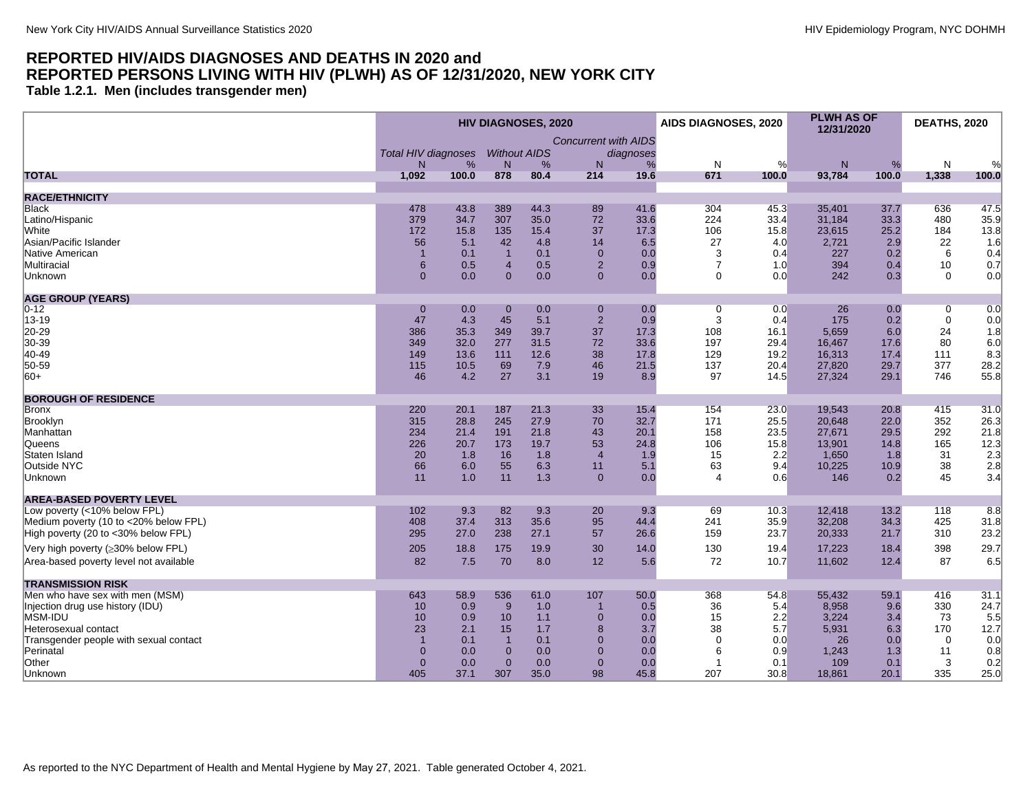## REPORTED HIV/AIDS DIAGNOSES AND DEATHS IN 2020 and REPORTED PERSONS LIVING WITH HIV (PLWH) AS OF 12/31/2020, NEW YORK CITY

### Table 1.2.1. Men (includes transgender men)

| | HIV DIAGNOSES, 2020 | | | | | | AIDS DIAGNOSES, 2020 | | PLWH AS OF 12/31/2020 | | DEATHS, 2020 | |
|---|---|---|---|---|---|---|---|---|---|---|---|---|
| | *Total HIV diagnoses* | | *Without AIDS* | | *Concurrent with AIDS diagnoses* | | | | | | | |
| | N | % | N | % | N | % | N | % | N | % | N | % |
| **TOTAL** | **1,092** | **100.0** | **878** | **80.4** | **214** | **19.6** | **671** | **100.0** | **93,784** | **100.0** | **1,338** | **100.0** |
| **RACE/ETHNICITY** | | | | | | | | | | | | |
| Black | 478 | 43.8 | 389 | 44.3 | 89 | 41.6 | 304 | 45.3 | 35,401 | 37.7 | 636 | 47.5 |
| Latino/Hispanic | 379 | 34.7 | 307 | 35.0 | 72 | 33.6 | 224 | 33.4 | 31,184 | 33.3 | 480 | 35.9 |
| White | 172 | 15.8 | 135 | 15.4 | 37 | 17.3 | 106 | 15.8 | 23,615 | 25.2 | 184 | 13.8 |
| Asian/Pacific Islander | 56 | 5.1 | 42 | 4.8 | 14 | 6.5 | 27 | 4.0 | 2,721 | 2.9 | 22 | 1.6 |
| Native American | 1 | 0.1 | 1 | 0.1 | 0 | 0.0 | 3 | 0.4 | 227 | 0.2 | 6 | 0.4 |
| Multiracial | 6 | 0.5 | 4 | 0.5 | 2 | 0.9 | 7 | 1.0 | 394 | 0.4 | 10 | 0.7 |
| Unknown | 0 | 0.0 | 0 | 0.0 | 0 | 0.0 | 0 | 0.0 | 242 | 0.3 | 0 | 0.0 |
| **AGE GROUP (YEARS)** | | | | | | | | | | | | |
| 0-12 | 0 | 0.0 | 0 | 0.0 | 0 | 0.0 | 0 | 0.0 | 26 | 0.0 | 0 | 0.0 |
| 13-19 | 47 | 4.3 | 45 | 5.1 | 2 | 0.9 | 3 | 0.4 | 175 | 0.2 | 0 | 0.0 |
| 20-29 | 386 | 35.3 | 349 | 39.7 | 37 | 17.3 | 108 | 16.1 | 5,659 | 6.0 | 24 | 1.8 |
| 30-39 | 349 | 32.0 | 277 | 31.5 | 72 | 33.6 | 197 | 29.4 | 16,467 | 17.6 | 80 | 6.0 |
| 40-49 | 149 | 13.6 | 111 | 12.6 | 38 | 17.8 | 129 | 19.2 | 16,313 | 17.4 | 111 | 8.3 |
| 50-59 | 115 | 10.5 | 69 | 7.9 | 46 | 21.5 | 137 | 20.4 | 27,820 | 29.7 | 377 | 28.2 |
| 60+ | 46 | 4.2 | 27 | 3.1 | 19 | 8.9 | 97 | 14.5 | 27,324 | 29.1 | 746 | 55.8 |
| **BOROUGH OF RESIDENCE** | | | | | | | | | | | | |
| Bronx | 220 | 20.1 | 187 | 21.3 | 33 | 15.4 | 154 | 23.0 | 19,543 | 20.8 | 415 | 31.0 |
| Brooklyn | 315 | 28.8 | 245 | 27.9 | 70 | 32.7 | 171 | 25.5 | 20,648 | 22.0 | 352 | 26.3 |
| Manhattan | 234 | 21.4 | 191 | 21.8 | 43 | 20.1 | 158 | 23.5 | 27,671 | 29.5 | 292 | 21.8 |
| Queens | 226 | 20.7 | 173 | 19.7 | 53 | 24.8 | 106 | 15.8 | 13,901 | 14.8 | 165 | 12.3 |
| Staten Island | 20 | 1.8 | 16 | 1.8 | 4 | 1.9 | 15 | 2.2 | 1,650 | 1.8 | 31 | 2.3 |
| Outside NYC | 66 | 6.0 | 55 | 6.3 | 11 | 5.1 | 63 | 9.4 | 10,225 | 10.9 | 38 | 2.8 |
| Unknown | 11 | 1.0 | 11 | 1.3 | 0 | 0.0 | 4 | 0.6 | 146 | 0.2 | 45 | 3.4 |
| **AREA-BASED POVERTY LEVEL** | | | | | | | | | | | | |
| Low poverty (<10% below FPL) | 102 | 9.3 | 82 | 9.3 | 20 | 9.3 | 69 | 10.3 | 12,418 | 13.2 | 118 | 8.8 |
| Medium poverty (10 to <20% below FPL) | 408 | 37.4 | 313 | 35.6 | 95 | 44.4 | 241 | 35.9 | 32,208 | 34.3 | 425 | 31.8 |
| High poverty (20 to <30% below FPL) | 295 | 27.0 | 238 | 27.1 | 57 | 26.6 | 159 | 23.7 | 20,333 | 21.7 | 310 | 23.2 |
| Very high poverty (≥30% below FPL) | 205 | 18.8 | 175 | 19.9 | 30 | 14.0 | 130 | 19.4 | 17,223 | 18.4 | 398 | 29.7 |
| Area-based poverty level not available | 82 | 7.5 | 70 | 8.0 | 12 | 5.6 | 72 | 10.7 | 11,602 | 12.4 | 87 | 6.5 |
| **TRANSMISSION RISK** | | | | | | | | | | | | |
| Men who have sex with men (MSM) | 643 | 58.9 | 536 | 61.0 | 107 | 50.0 | 368 | 54.8 | 55,432 | 59.1 | 416 | 31.1 |
| Injection drug use history (IDU) | 10 | 0.9 | 9 | 1.0 | 1 | 0.5 | 36 | 5.4 | 8,958 | 9.6 | 330 | 24.7 |
| MSM-IDU | 10 | 0.9 | 10 | 1.1 | 0 | 0.0 | 15 | 2.2 | 3,224 | 3.4 | 73 | 5.5 |
| Heterosexual contact | 23 | 2.1 | 15 | 1.7 | 8 | 3.7 | 38 | 5.7 | 5,931 | 6.3 | 170 | 12.7 |
| Transgender people with sexual contact | 1 | 0.1 | 1 | 0.1 | 0 | 0.0 | 0 | 0.0 | 26 | 0.0 | 0 | 0.0 |
| Perinatal | 0 | 0.0 | 0 | 0.0 | 0 | 0.0 | 6 | 0.9 | 1,243 | 1.3 | 11 | 0.8 |
| Other | 0 | 0.0 | 0 | 0.0 | 0 | 0.0 | 1 | 0.1 | 109 | 0.1 | 3 | 0.2 |
| Unknown | 405 | 37.1 | 307 | 35.0 | 98 | 45.8 | 207 | 30.8 | 18,861 | 20.1 | 335 | 25.0 |

As reported to the NYC Department of Health and Mental Hygiene by May 27, 2021. Table generated October 4, 2021.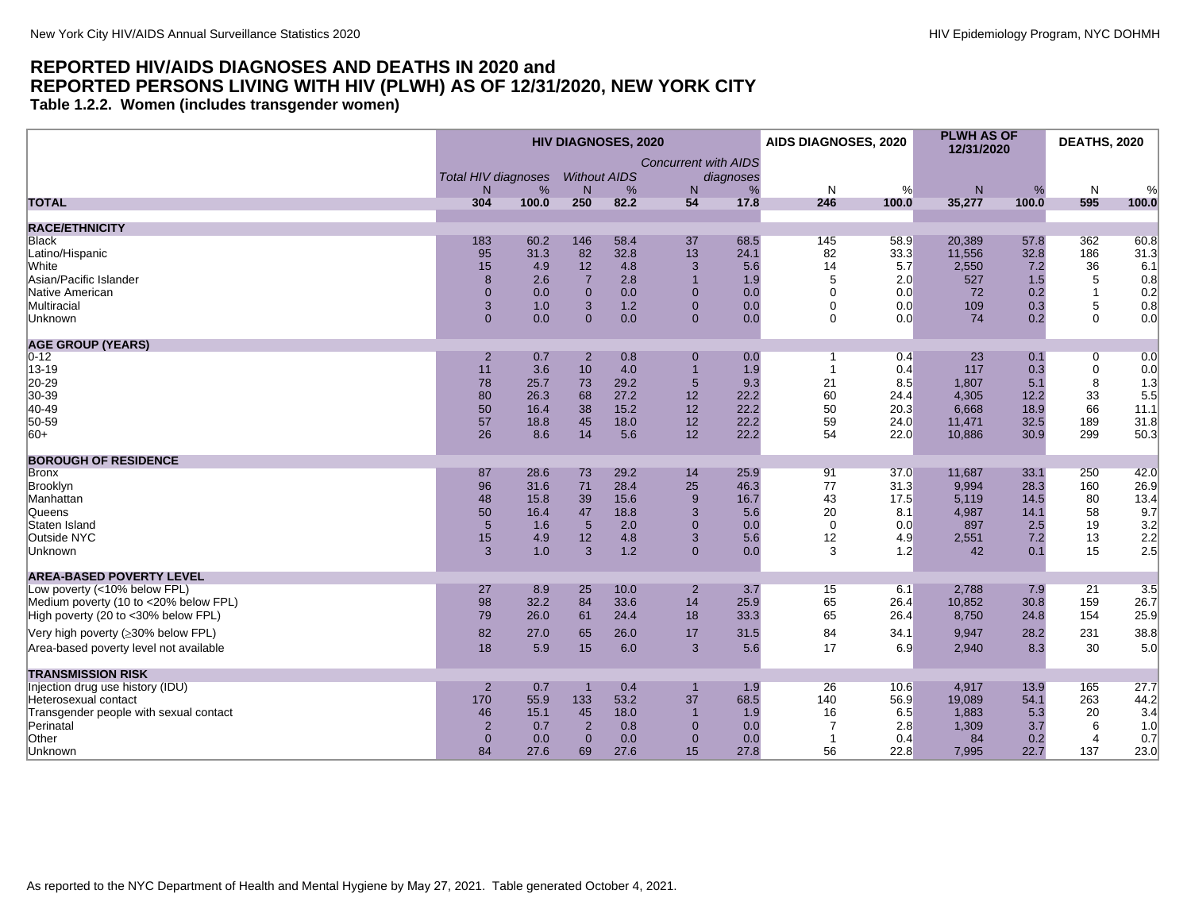# REPORTED HIV/AIDS DIAGNOSES AND DEATHS IN 2020 and REPORTED PERSONS LIVING WITH HIV (PLWH) AS OF 12/31/2020, NEW YORK CITY

## Table 1.2.2. Women (includes transgender women)

| | HIV DIAGNOSES, 2020 | | | | | | AIDS DIAGNOSES, 2020 | | PLWH AS OF 12/31/2020 | | DEATHS, 2020 | |
|---|---|---|---|---|---|---|---|---|---|---|---|---|
| | *Total HIV diagnoses* | | *Without AIDS* | | *Concurrent with AIDS diagnoses* | | | | | | | |
| | N | % | N | % | N | % | N | % | N | % | N | % |
| **TOTAL** | **304** | **100.0** | **250** | **82.2** | **54** | **17.8** | **246** | **100.0** | **35,277** | **100.0** | **595** | **100.0** |
| **RACE/ETHNICITY** | | | | | | | | | | | | |
| Black | 183 | 60.2 | 146 | 58.4 | 37 | 68.5 | 145 | 58.9 | 20,389 | 57.8 | 362 | 60.8 |
| Latino/Hispanic | 95 | 31.3 | 82 | 32.8 | 13 | 24.1 | 82 | 33.3 | 11,556 | 32.8 | 186 | 31.3 |
| White | 15 | 4.9 | 12 | 4.8 | 3 | 5.6 | 14 | 5.7 | 2,550 | 7.2 | 36 | 6.1 |
| Asian/Pacific Islander | 8 | 2.6 | 7 | 2.8 | 1 | 1.9 | 5 | 2.0 | 527 | 1.5 | 5 | 0.8 |
| Native American | 0 | 0.0 | 0 | 0.0 | 0 | 0.0 | 0 | 0.0 | 72 | 0.2 | 1 | 0.2 |
| Multiracial | 3 | 1.0 | 3 | 1.2 | 0 | 0.0 | 0 | 0.0 | 109 | 0.3 | 5 | 0.8 |
| Unknown | 0 | 0.0 | 0 | 0.0 | 0 | 0.0 | 0 | 0.0 | 74 | 0.2 | 0 | 0.0 |
| **AGE GROUP (YEARS)** | | | | | | | | | | | | |
| 0-12 | 2 | 0.7 | 2 | 0.8 | 0 | 0.0 | 1 | 0.4 | 23 | 0.1 | 0 | 0.0 |
| 13-19 | 11 | 3.6 | 10 | 4.0 | 1 | 1.9 | 1 | 0.4 | 117 | 0.3 | 0 | 0.0 |
| 20-29 | 78 | 25.7 | 73 | 29.2 | 5 | 9.3 | 21 | 8.5 | 1,807 | 5.1 | 8 | 1.3 |
| 30-39 | 80 | 26.3 | 68 | 27.2 | 12 | 22.2 | 60 | 24.4 | 4,305 | 12.2 | 33 | 5.5 |
| 40-49 | 50 | 16.4 | 38 | 15.2 | 12 | 22.2 | 50 | 20.3 | 6,668 | 18.9 | 66 | 11.1 |
| 50-59 | 57 | 18.8 | 45 | 18.0 | 12 | 22.2 | 59 | 24.0 | 11,471 | 32.5 | 189 | 31.8 |
| 60+ | 26 | 8.6 | 14 | 5.6 | 12 | 22.2 | 54 | 22.0 | 10,886 | 30.9 | 299 | 50.3 |
| **BOROUGH OF RESIDENCE** | | | | | | | | | | | | |
| Bronx | 87 | 28.6 | 73 | 29.2 | 14 | 25.9 | 91 | 37.0 | 11,687 | 33.1 | 250 | 42.0 |
| Brooklyn | 96 | 31.6 | 71 | 28.4 | 25 | 46.3 | 77 | 31.3 | 9,994 | 28.3 | 160 | 26.9 |
| Manhattan | 48 | 15.8 | 39 | 15.6 | 9 | 16.7 | 43 | 17.5 | 5,119 | 14.5 | 80 | 13.4 |
| Queens | 50 | 16.4 | 47 | 18.8 | 3 | 5.6 | 20 | 8.1 | 4,987 | 14.1 | 58 | 9.7 |
| Staten Island | 5 | 1.6 | 5 | 2.0 | 0 | 0.0 | 0 | 0.0 | 897 | 2.5 | 19 | 3.2 |
| Outside NYC | 15 | 4.9 | 12 | 4.8 | 3 | 5.6 | 12 | 4.9 | 2,551 | 7.2 | 13 | 2.2 |
| Unknown | 3 | 1.0 | 3 | 1.2 | 0 | 0.0 | 3 | 1.2 | 42 | 0.1 | 15 | 2.5 |
| **AREA-BASED POVERTY LEVEL** | | | | | | | | | | | | |
| Low poverty (<10% below FPL) | 27 | 8.9 | 25 | 10.0 | 2 | 3.7 | 15 | 6.1 | 2,788 | 7.9 | 21 | 3.5 |
| Medium poverty (10 to <20% below FPL) | 98 | 32.2 | 84 | 33.6 | 14 | 25.9 | 65 | 26.4 | 10,852 | 30.8 | 159 | 26.7 |
| High poverty (20 to <30% below FPL) | 79 | 26.0 | 61 | 24.4 | 18 | 33.3 | 65 | 26.4 | 8,750 | 24.8 | 154 | 25.9 |
| Very high poverty (≥30% below FPL) | 82 | 27.0 | 65 | 26.0 | 17 | 31.5 | 84 | 34.1 | 9,947 | 28.2 | 231 | 38.8 |
| Area-based poverty level not available | 18 | 5.9 | 15 | 6.0 | 3 | 5.6 | 17 | 6.9 | 2,940 | 8.3 | 30 | 5.0 |
| **TRANSMISSION RISK** | | | | | | | | | | | | |
| Injection drug use history (IDU) | 2 | 0.7 | 1 | 0.4 | 1 | 1.9 | 26 | 10.6 | 4,917 | 13.9 | 165 | 27.7 |
| Heterosexual contact | 170 | 55.9 | 133 | 53.2 | 37 | 68.5 | 140 | 56.9 | 19,089 | 54.1 | 263 | 44.2 |
| Transgender people with sexual contact | 46 | 15.1 | 45 | 18.0 | 1 | 1.9 | 16 | 6.5 | 1,883 | 5.3 | 20 | 3.4 |
| Perinatal | 2 | 0.7 | 2 | 0.8 | 0 | 0.0 | 7 | 2.8 | 1,309 | 3.7 | 6 | 1.0 |
| Other | 0 | 0.0 | 0 | 0.0 | 0 | 0.0 | 1 | 0.4 | 84 | 0.2 | 4 | 0.7 |
| Unknown | 84 | 27.6 | 69 | 27.6 | 15 | 27.8 | 56 | 22.8 | 7,995 | 22.7 | 137 | 23.0 |

As reported to the NYC Department of Health and Mental Hygiene by May 27, 2021. Table generated October 4, 2021.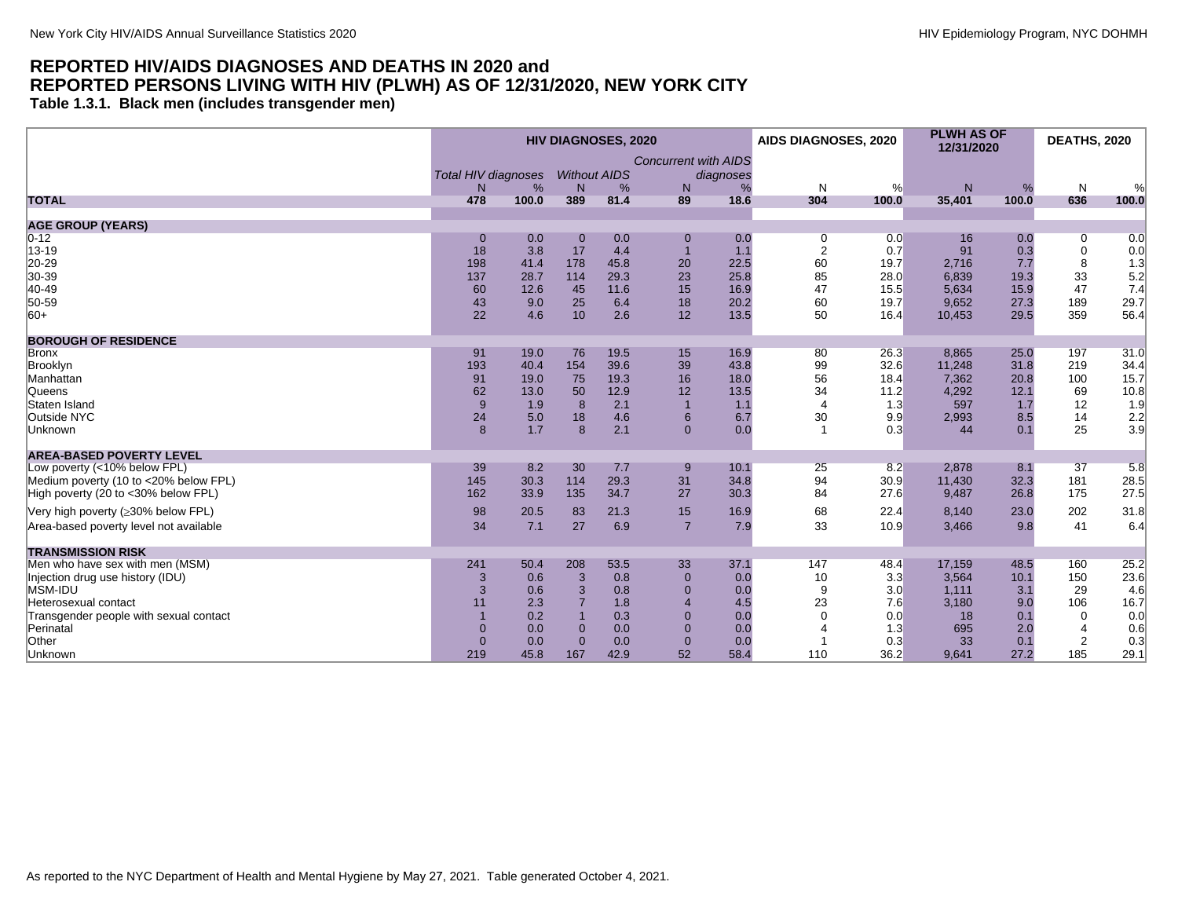## REPORTED HIV/AIDS DIAGNOSES AND DEATHS IN 2020 and REPORTED PERSONS LIVING WITH HIV (PLWH) AS OF 12/31/2020, NEW YORK CITY

### Table 1.3.1. Black men (includes transgender men)

| | HIV DIAGNOSES, 2020 | | | | | | AIDS DIAGNOSES, 2020 | | PLWH AS OF 12/31/2020 | | DEATHS, 2020 | |
|---|---|---|---|---|---|---|---|---|---|---|---|---|
| | *Total HIV diagnoses* | | *Without AIDS* | | *Concurrent with AIDS diagnoses* | | | | | | | |
| | N | % | N | % | N | % | N | % | N | % | N | % |
| **TOTAL** | **478** | **100.0** | **389** | **81.4** | **89** | **18.6** | **304** | **100.0** | **35,401** | **100.0** | **636** | **100.0** |
| **AGE GROUP (YEARS)** | | | | | | | | | | | | |
| 0-12 | 0 | 0.0 | 0 | 0.0 | 0 | 0.0 | 0 | 0.0 | 16 | 0.0 | 0 | 0.0 |
| 13-19 | 18 | 3.8 | 17 | 4.4 | 1 | 1.1 | 2 | 0.7 | 91 | 0.3 | 0 | 0.0 |
| 20-29 | 198 | 41.4 | 178 | 45.8 | 20 | 22.5 | 60 | 19.7 | 2,716 | 7.7 | 8 | 1.3 |
| 30-39 | 137 | 28.7 | 114 | 29.3 | 23 | 25.8 | 85 | 28.0 | 6,839 | 19.3 | 33 | 5.2 |
| 40-49 | 60 | 12.6 | 45 | 11.6 | 15 | 16.9 | 47 | 15.5 | 5,634 | 15.9 | 47 | 7.4 |
| 50-59 | 43 | 9.0 | 25 | 6.4 | 18 | 20.2 | 60 | 19.7 | 9,652 | 27.3 | 189 | 29.7 |
| 60+ | 22 | 4.6 | 10 | 2.6 | 12 | 13.5 | 50 | 16.4 | 10,453 | 29.5 | 359 | 56.4 |
| **BOROUGH OF RESIDENCE** | | | | | | | | | | | | |
| Bronx | 91 | 19.0 | 76 | 19.5 | 15 | 16.9 | 80 | 26.3 | 8,865 | 25.0 | 197 | 31.0 |
| Brooklyn | 193 | 40.4 | 154 | 39.6 | 39 | 43.8 | 99 | 32.6 | 11,248 | 31.8 | 219 | 34.4 |
| Manhattan | 91 | 19.0 | 75 | 19.3 | 16 | 18.0 | 56 | 18.4 | 7,362 | 20.8 | 100 | 15.7 |
| Queens | 62 | 13.0 | 50 | 12.9 | 12 | 13.5 | 34 | 11.2 | 4,292 | 12.1 | 69 | 10.8 |
| Staten Island | 9 | 1.9 | 8 | 2.1 | 1 | 1.1 | 4 | 1.3 | 597 | 1.7 | 12 | 1.9 |
| Outside NYC | 24 | 5.0 | 18 | 4.6 | 6 | 6.7 | 30 | 9.9 | 2,993 | 8.5 | 14 | 2.2 |
| Unknown | 8 | 1.7 | 8 | 2.1 | 0 | 0.0 | 1 | 0.3 | 44 | 0.1 | 25 | 3.9 |
| **AREA-BASED POVERTY LEVEL** | | | | | | | | | | | | |
| Low poverty (<10% below FPL) | 39 | 8.2 | 30 | 7.7 | 9 | 10.1 | 25 | 8.2 | 2,878 | 8.1 | 37 | 5.8 |
| Medium poverty (10 to <20% below FPL) | 145 | 30.3 | 114 | 29.3 | 31 | 34.8 | 94 | 30.9 | 11,430 | 32.3 | 181 | 28.5 |
| High poverty (20 to <30% below FPL) | 162 | 33.9 | 135 | 34.7 | 27 | 30.3 | 84 | 27.6 | 9,487 | 26.8 | 175 | 27.5 |
| Very high poverty (≥30% below FPL) | 98 | 20.5 | 83 | 21.3 | 15 | 16.9 | 68 | 22.4 | 8,140 | 23.0 | 202 | 31.8 |
| Area-based poverty level not available | 34 | 7.1 | 27 | 6.9 | 7 | 7.9 | 33 | 10.9 | 3,466 | 9.8 | 41 | 6.4 |
| **TRANSMISSION RISK** | | | | | | | | | | | | |
| Men who have sex with men (MSM) | 241 | 50.4 | 208 | 53.5 | 33 | 37.1 | 147 | 48.4 | 17,159 | 48.5 | 160 | 25.2 |
| Injection drug use history (IDU) | 3 | 0.6 | 3 | 0.8 | 0 | 0.0 | 10 | 3.3 | 3,564 | 10.1 | 150 | 23.6 |
| MSM-IDU | 3 | 0.6 | 3 | 0.8 | 0 | 0.0 | 9 | 3.0 | 1,111 | 3.1 | 29 | 4.6 |
| Heterosexual contact | 11 | 2.3 | 7 | 1.8 | 4 | 4.5 | 23 | 7.6 | 3,180 | 9.0 | 106 | 16.7 |
| Transgender people with sexual contact | 1 | 0.2 | 1 | 0.3 | 0 | 0.0 | 0 | 0.0 | 18 | 0.1 | 0 | 0.0 |
| Perinatal | 0 | 0.0 | 0 | 0.0 | 0 | 0.0 | 4 | 1.3 | 695 | 2.0 | 4 | 0.6 |
| Other | 0 | 0.0 | 0 | 0.0 | 0 | 0.0 | 1 | 0.3 | 33 | 0.1 | 2 | 0.3 |
| Unknown | 219 | 45.8 | 167 | 42.9 | 52 | 58.4 | 110 | 36.2 | 9,641 | 27.2 | 185 | 29.1 |

As reported to the NYC Department of Health and Mental Hygiene by May 27, 2021. Table generated October 4, 2021.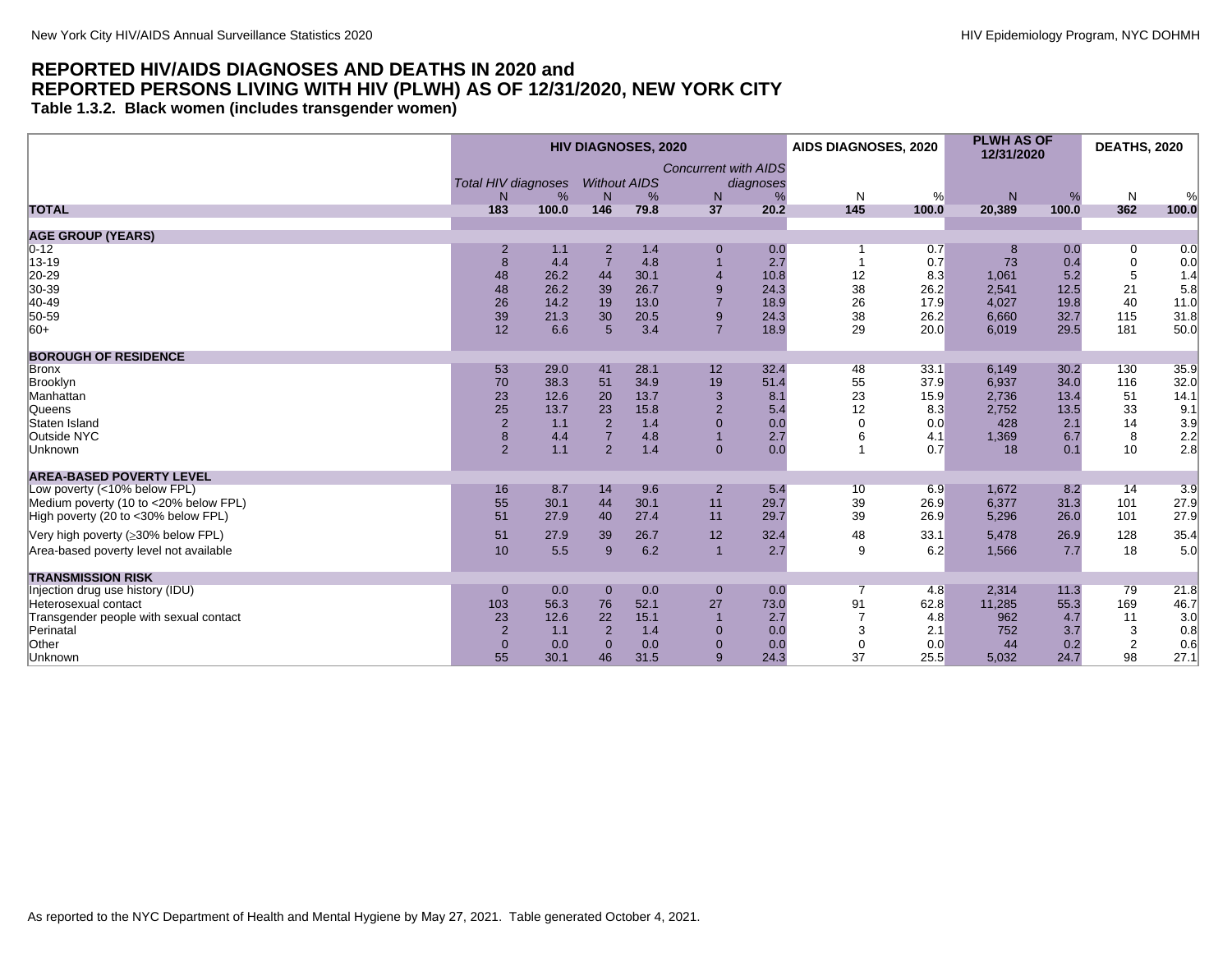## REPORTED HIV/AIDS DIAGNOSES AND DEATHS IN 2020 and REPORTED PERSONS LIVING WITH HIV (PLWH) AS OF 12/31/2020, NEW YORK CITY

### Table 1.3.2. Black women (includes transgender women)

| | HIV DIAGNOSES, 2020 | | | | | | AIDS DIAGNOSES, 2020 | | PLWH AS OF 12/31/2020 | | DEATHS, 2020 | |
|---|---|---|---|---|---|---|---|---|---|---|---|---|
| | *Total HIV diagnoses* | | *Without AIDS* | | *Concurrent with AIDS diagnoses* | | | | | | | |
| | N | % | N | % | N | % | N | % | N | % | N | % |
| **TOTAL** | **183** | **100.0** | **146** | **79.8** | **37** | **20.2** | **145** | **100.0** | **20,389** | **100.0** | **362** | **100.0** |
| **AGE GROUP (YEARS)** | | | | | | | | | | | | |
| 0-12 | 2 | 1.1 | 2 | 1.4 | 0 | 0.0 | 1 | 0.7 | 8 | 0.0 | 0 | 0.0 |
| 13-19 | 8 | 4.4 | 7 | 4.8 | 1 | 2.7 | 1 | 0.7 | 73 | 0.4 | 0 | 0.0 |
| 20-29 | 48 | 26.2 | 44 | 30.1 | 4 | 10.8 | 12 | 8.3 | 1,061 | 5.2 | 5 | 1.4 |
| 30-39 | 48 | 26.2 | 39 | 26.7 | 9 | 24.3 | 38 | 26.2 | 2,541 | 12.5 | 21 | 5.8 |
| 40-49 | 26 | 14.2 | 19 | 13.0 | 7 | 18.9 | 26 | 17.9 | 4,027 | 19.8 | 40 | 11.0 |
| 50-59 | 39 | 21.3 | 30 | 20.5 | 9 | 24.3 | 38 | 26.2 | 6,660 | 32.7 | 115 | 31.8 |
| 60+ | 12 | 6.6 | 5 | 3.4 | 7 | 18.9 | 29 | 20.0 | 6,019 | 29.5 | 181 | 50.0 |
| **BOROUGH OF RESIDENCE** | | | | | | | | | | | | |
| Bronx | 53 | 29.0 | 41 | 28.1 | 12 | 32.4 | 48 | 33.1 | 6,149 | 30.2 | 130 | 35.9 |
| Brooklyn | 70 | 38.3 | 51 | 34.9 | 19 | 51.4 | 55 | 37.9 | 6,937 | 34.0 | 116 | 32.0 |
| Manhattan | 23 | 12.6 | 20 | 13.7 | 3 | 8.1 | 23 | 15.9 | 2,736 | 13.4 | 51 | 14.1 |
| Queens | 25 | 13.7 | 23 | 15.8 | 2 | 5.4 | 12 | 8.3 | 2,752 | 13.5 | 33 | 9.1 |
| Staten Island | 2 | 1.1 | 2 | 1.4 | 0 | 0.0 | 0 | 0.0 | 428 | 2.1 | 14 | 3.9 |
| Outside NYC | 8 | 4.4 | 7 | 4.8 | 1 | 2.7 | 6 | 4.1 | 1,369 | 6.7 | 8 | 2.2 |
| Unknown | 2 | 1.1 | 2 | 1.4 | 0 | 0.0 | 1 | 0.7 | 18 | 0.1 | 10 | 2.8 |
| **AREA-BASED POVERTY LEVEL** | | | | | | | | | | | | |
| Low poverty (<10% below FPL) | 16 | 8.7 | 14 | 9.6 | 2 | 5.4 | 10 | 6.9 | 1,672 | 8.2 | 14 | 3.9 |
| Medium poverty (10 to <20% below FPL) | 55 | 30.1 | 44 | 30.1 | 11 | 29.7 | 39 | 26.9 | 6,377 | 31.3 | 101 | 27.9 |
| High poverty (20 to <30% below FPL) | 51 | 27.9 | 40 | 27.4 | 11 | 29.7 | 39 | 26.9 | 5,296 | 26.0 | 101 | 27.9 |
| Very high poverty (≥30% below FPL) | 51 | 27.9 | 39 | 26.7 | 12 | 32.4 | 48 | 33.1 | 5,478 | 26.9 | 128 | 35.4 |
| Area-based poverty level not available | 10 | 5.5 | 9 | 6.2 | 1 | 2.7 | 9 | 6.2 | 1,566 | 7.7 | 18 | 5.0 |
| **TRANSMISSION RISK** | | | | | | | | | | | | |
| Injection drug use history (IDU) | 0 | 0.0 | 0 | 0.0 | 0 | 0.0 | 7 | 4.8 | 2,314 | 11.3 | 79 | 21.8 |
| Heterosexual contact | 103 | 56.3 | 76 | 52.1 | 27 | 73.0 | 91 | 62.8 | 11,285 | 55.3 | 169 | 46.7 |
| Transgender people with sexual contact | 23 | 12.6 | 22 | 15.1 | 1 | 2.7 | 7 | 4.8 | 962 | 4.7 | 11 | 3.0 |
| Perinatal | 2 | 1.1 | 2 | 1.4 | 0 | 0.0 | 3 | 2.1 | 752 | 3.7 | 3 | 0.8 |
| Other | 0 | 0.0 | 0 | 0.0 | 0 | 0.0 | 0 | 0.0 | 44 | 0.2 | 2 | 0.6 |
| Unknown | 55 | 30.1 | 46 | 31.5 | 9 | 24.3 | 37 | 25.5 | 5,032 | 24.7 | 98 | 27.1 |

As reported to the NYC Department of Health and Mental Hygiene by May 27, 2021. Table generated October 4, 2021.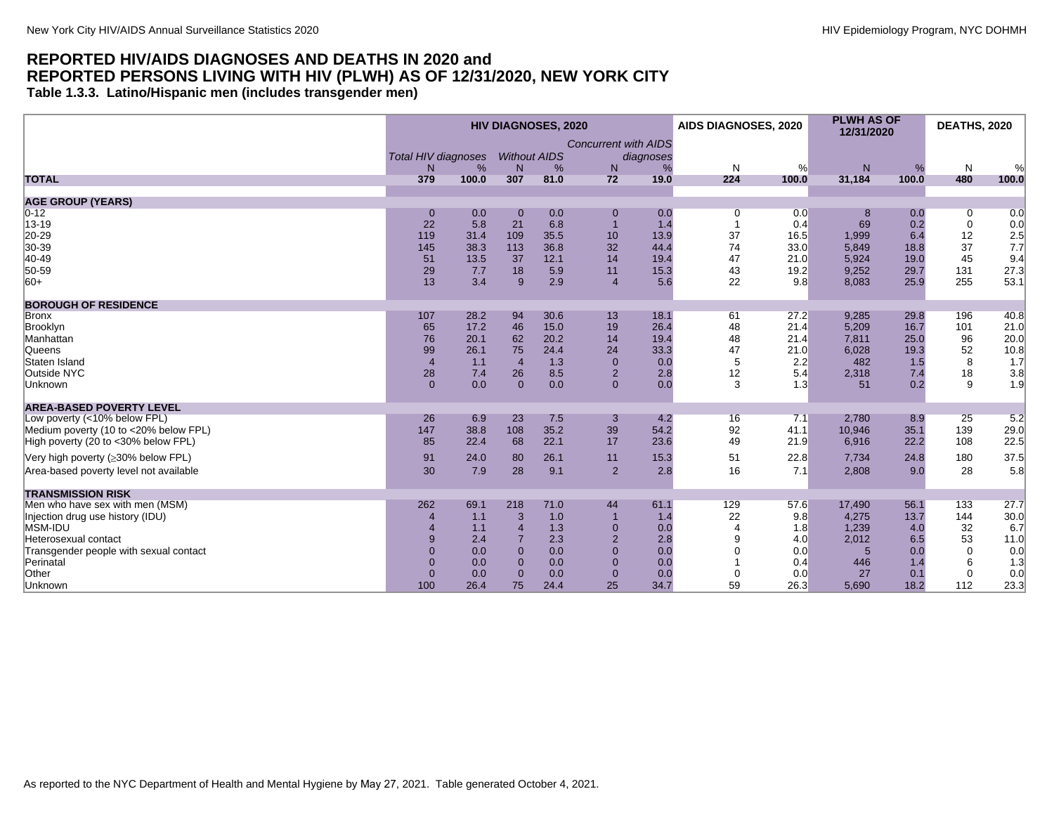## REPORTED HIV/AIDS DIAGNOSES AND DEATHS IN 2020 and REPORTED PERSONS LIVING WITH HIV (PLWH) AS OF 12/31/2020, NEW YORK CITY

### Table 1.3.3. Latino/Hispanic men (includes transgender men)

| | HIV DIAGNOSES, 2020 | | | | | | AIDS DIAGNOSES, 2020 | | PLWH AS OF 12/31/2020 | | DEATHS, 2020 | |
|---|---|---|---|---|---|---|---|---|---|---|---|---|
| | *Total HIV diagnoses* | | *Without AIDS* | | *Concurrent with AIDS diagnoses* | | | | | | | |
| | N | % | N | % | N | % | N | % | N | % | N | % |
| **TOTAL** | **379** | **100.0** | **307** | **81.0** | **72** | **19.0** | **224** | **100.0** | **31,184** | **100.0** | **480** | **100.0** |
| **AGE GROUP (YEARS)** | | | | | | | | | | | | |
| 0-12 | 0 | 0.0 | 0 | 0.0 | 0 | 0.0 | 0 | 0.0 | 8 | 0.0 | 0 | 0.0 |
| 13-19 | 22 | 5.8 | 21 | 6.8 | 1 | 1.4 | 1 | 0.4 | 69 | 0.2 | 0 | 0.0 |
| 20-29 | 119 | 31.4 | 109 | 35.5 | 10 | 13.9 | 37 | 16.5 | 1,999 | 6.4 | 12 | 2.5 |
| 30-39 | 145 | 38.3 | 113 | 36.8 | 32 | 44.4 | 74 | 33.0 | 5,849 | 18.8 | 37 | 7.7 |
| 40-49 | 51 | 13.5 | 37 | 12.1 | 14 | 19.4 | 47 | 21.0 | 5,924 | 19.0 | 45 | 9.4 |
| 50-59 | 29 | 7.7 | 18 | 5.9 | 11 | 15.3 | 43 | 19.2 | 9,252 | 29.7 | 131 | 27.3 |
| 60+ | 13 | 3.4 | 9 | 2.9 | 4 | 5.6 | 22 | 9.8 | 8,083 | 25.9 | 255 | 53.1 |
| **BOROUGH OF RESIDENCE** | | | | | | | | | | | | |
| Bronx | 107 | 28.2 | 94 | 30.6 | 13 | 18.1 | 61 | 27.2 | 9,285 | 29.8 | 196 | 40.8 |
| Brooklyn | 65 | 17.2 | 46 | 15.0 | 19 | 26.4 | 48 | 21.4 | 5,209 | 16.7 | 101 | 21.0 |
| Manhattan | 76 | 20.1 | 62 | 20.2 | 14 | 19.4 | 48 | 21.4 | 7,811 | 25.0 | 96 | 20.0 |
| Queens | 99 | 26.1 | 75 | 24.4 | 24 | 33.3 | 47 | 21.0 | 6,028 | 19.3 | 52 | 10.8 |
| Staten Island | 4 | 1.1 | 4 | 1.3 | 0 | 0.0 | 5 | 2.2 | 482 | 1.5 | 8 | 1.7 |
| Outside NYC | 28 | 7.4 | 26 | 8.5 | 2 | 2.8 | 12 | 5.4 | 2,318 | 7.4 | 18 | 3.8 |
| Unknown | 0 | 0.0 | 0 | 0.0 | 0 | 0.0 | 3 | 1.3 | 51 | 0.2 | 9 | 1.9 |
| **AREA-BASED POVERTY LEVEL** | | | | | | | | | | | | |
| Low poverty (<10% below FPL) | 26 | 6.9 | 23 | 7.5 | 3 | 4.2 | 16 | 7.1 | 2,780 | 8.9 | 25 | 5.2 |
| Medium poverty (10 to <20% below FPL) | 147 | 38.8 | 108 | 35.2 | 39 | 54.2 | 92 | 41.1 | 10,946 | 35.1 | 139 | 29.0 |
| High poverty (20 to <30% below FPL) | 85 | 22.4 | 68 | 22.1 | 17 | 23.6 | 49 | 21.9 | 6,916 | 22.2 | 108 | 22.5 |
| Very high poverty (≥30% below FPL) | 91 | 24.0 | 80 | 26.1 | 11 | 15.3 | 51 | 22.8 | 7,734 | 24.8 | 180 | 37.5 |
| Area-based poverty level not available | 30 | 7.9 | 28 | 9.1 | 2 | 2.8 | 16 | 7.1 | 2,808 | 9.0 | 28 | 5.8 |
| **TRANSMISSION RISK** | | | | | | | | | | | | |
| Men who have sex with men (MSM) | 262 | 69.1 | 218 | 71.0 | 44 | 61.1 | 129 | 57.6 | 17,490 | 56.1 | 133 | 27.7 |
| Injection drug use history (IDU) | 4 | 1.1 | 3 | 1.0 | 1 | 1.4 | 22 | 9.8 | 4,275 | 13.7 | 144 | 30.0 |
| MSM-IDU | 4 | 1.1 | 4 | 1.3 | 0 | 0.0 | 4 | 1.8 | 1,239 | 4.0 | 32 | 6.7 |
| Heterosexual contact | 9 | 2.4 | 7 | 2.3 | 2 | 2.8 | 9 | 4.0 | 2,012 | 6.5 | 53 | 11.0 |
| Transgender people with sexual contact | 0 | 0.0 | 0 | 0.0 | 0 | 0.0 | 0 | 0.0 | 5 | 0.0 | 0 | 0.0 |
| Perinatal | 0 | 0.0 | 0 | 0.0 | 0 | 0.0 | 1 | 0.4 | 446 | 1.4 | 6 | 1.3 |
| Other | 0 | 0.0 | 0 | 0.0 | 0 | 0.0 | 0 | 0.0 | 27 | 0.1 | 0 | 0.0 |
| Unknown | 100 | 26.4 | 75 | 24.4 | 25 | 34.7 | 59 | 26.3 | 5,690 | 18.2 | 112 | 23.3 |

As reported to the NYC Department of Health and Mental Hygiene by May 27, 2021. Table generated October 4, 2021.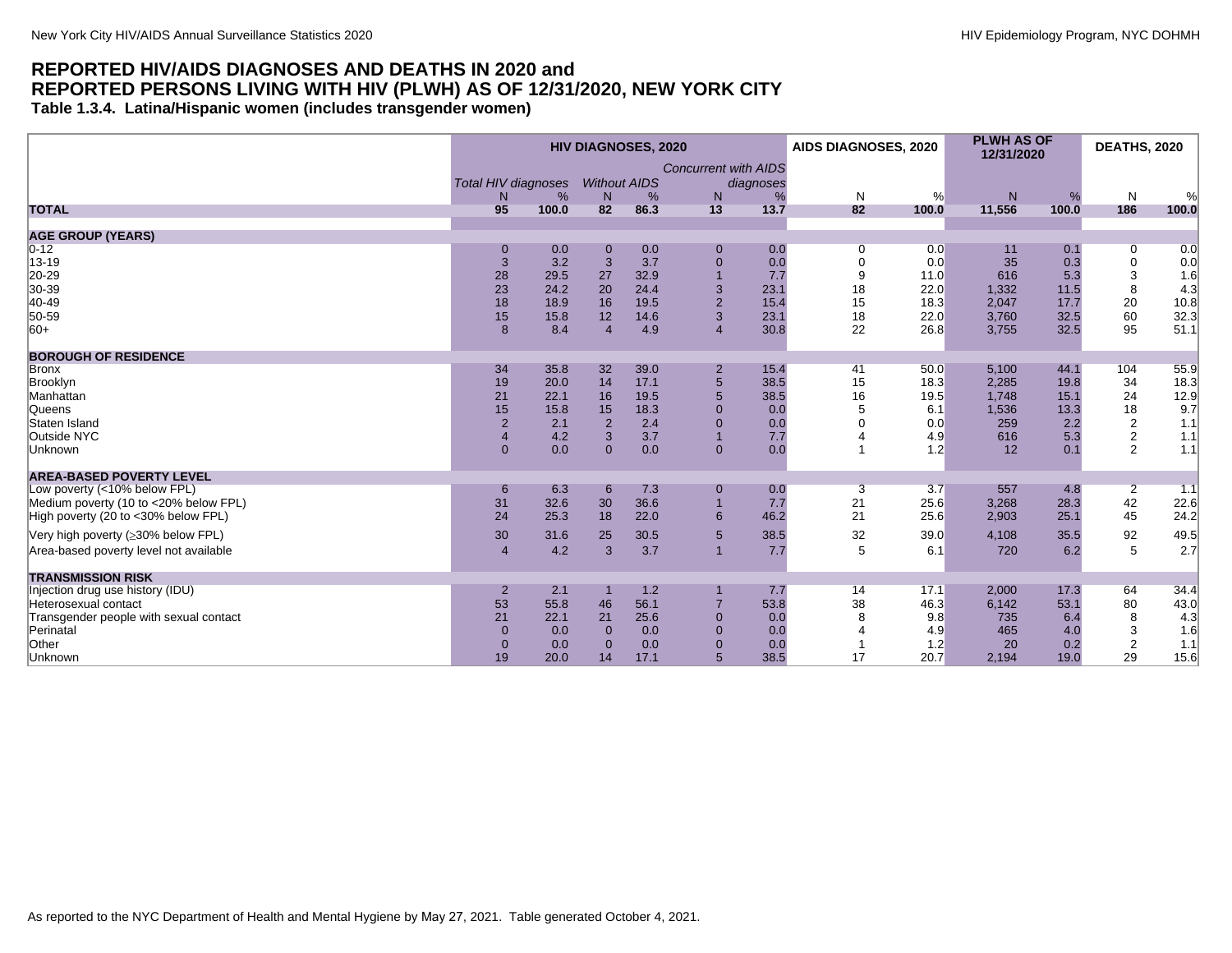# REPORTED HIV/AIDS DIAGNOSES AND DEATHS IN 2020 and REPORTED PERSONS LIVING WITH HIV (PLWH) AS OF 12/31/2020, NEW YORK CITY

**Table 1.3.4. Latina/Hispanic women (includes transgender women)**

| | HIV DIAGNOSES, 2020 | | | | | | AIDS DIAGNOSES, 2020 | | PLWH AS OF 12/31/2020 | | DEATHS, 2020 | |
|---|---|---|---|---|---|---|---|---|---|---|---|---|
| | *Total HIV diagnoses* | | *Without AIDS* | | *Concurrent with AIDS diagnoses* | | | | | | | |
| | N | % | N | % | N | % | N | % | N | % | N | % |
| **TOTAL** | **95** | **100.0** | **82** | **86.3** | **13** | **13.7** | **82** | **100.0** | **11,556** | **100.0** | **186** | **100.0** |
| **AGE GROUP (YEARS)** | | | | | | | | | | | | |
| 0-12 | 0 | 0.0 | 0 | 0.0 | 0 | 0.0 | 0 | 0.0 | 11 | 0.1 | 0 | 0.0 |
| 13-19 | 3 | 3.2 | 3 | 3.7 | 0 | 0.0 | 0 | 0.0 | 35 | 0.3 | 0 | 0.0 |
| 20-29 | 28 | 29.5 | 27 | 32.9 | 1 | 7.7 | 9 | 11.0 | 616 | 5.3 | 3 | 1.6 |
| 30-39 | 23 | 24.2 | 20 | 24.4 | 3 | 23.1 | 18 | 22.0 | 1,332 | 11.5 | 8 | 4.3 |
| 40-49 | 18 | 18.9 | 16 | 19.5 | 2 | 15.4 | 15 | 18.3 | 2,047 | 17.7 | 20 | 10.8 |
| 50-59 | 15 | 15.8 | 12 | 14.6 | 3 | 23.1 | 18 | 22.0 | 3,760 | 32.5 | 60 | 32.3 |
| 60+ | 8 | 8.4 | 4 | 4.9 | 4 | 30.8 | 22 | 26.8 | 3,755 | 32.5 | 95 | 51.1 |
| **BOROUGH OF RESIDENCE** | | | | | | | | | | | | |
| Bronx | 34 | 35.8 | 32 | 39.0 | 2 | 15.4 | 41 | 50.0 | 5,100 | 44.1 | 104 | 55.9 |
| Brooklyn | 19 | 20.0 | 14 | 17.1 | 5 | 38.5 | 15 | 18.3 | 2,285 | 19.8 | 34 | 18.3 |
| Manhattan | 21 | 22.1 | 16 | 19.5 | 5 | 38.5 | 16 | 19.5 | 1,748 | 15.1 | 24 | 12.9 |
| Queens | 15 | 15.8 | 15 | 18.3 | 0 | 0.0 | 5 | 6.1 | 1,536 | 13.3 | 18 | 9.7 |
| Staten Island | 2 | 2.1 | 2 | 2.4 | 0 | 0.0 | 0 | 0.0 | 259 | 2.2 | 2 | 1.1 |
| Outside NYC | 4 | 4.2 | 3 | 3.7 | 1 | 7.7 | 4 | 4.9 | 616 | 5.3 | 2 | 1.1 |
| Unknown | 0 | 0.0 | 0 | 0.0 | 0 | 0.0 | 1 | 1.2 | 12 | 0.1 | 2 | 1.1 |
| **AREA-BASED POVERTY LEVEL** | | | | | | | | | | | | |
| Low poverty (<10% below FPL) | 6 | 6.3 | 6 | 7.3 | 0 | 0.0 | 3 | 3.7 | 557 | 4.8 | 2 | 1.1 |
| Medium poverty (10 to <20% below FPL) | 31 | 32.6 | 30 | 36.6 | 1 | 7.7 | 21 | 25.6 | 3,268 | 28.3 | 42 | 22.6 |
| High poverty (20 to <30% below FPL) | 24 | 25.3 | 18 | 22.0 | 6 | 46.2 | 21 | 25.6 | 2,903 | 25.1 | 45 | 24.2 |
| Very high poverty (≥30% below FPL) | 30 | 31.6 | 25 | 30.5 | 5 | 38.5 | 32 | 39.0 | 4,108 | 35.5 | 92 | 49.5 |
| Area-based poverty level not available | 4 | 4.2 | 3 | 3.7 | 1 | 7.7 | 5 | 6.1 | 720 | 6.2 | 5 | 2.7 |
| **TRANSMISSION RISK** | | | | | | | | | | | | |
| Injection drug use history (IDU) | 2 | 2.1 | 1 | 1.2 | 1 | 7.7 | 14 | 17.1 | 2,000 | 17.3 | 64 | 34.4 |
| Heterosexual contact | 53 | 55.8 | 46 | 56.1 | 7 | 53.8 | 38 | 46.3 | 6,142 | 53.1 | 80 | 43.0 |
| Transgender people with sexual contact | 21 | 22.1 | 21 | 25.6 | 0 | 0.0 | 8 | 9.8 | 735 | 6.4 | 8 | 4.3 |
| Perinatal | 0 | 0.0 | 0 | 0.0 | 0 | 0.0 | 4 | 4.9 | 465 | 4.0 | 3 | 1.6 |
| Other | 0 | 0.0 | 0 | 0.0 | 0 | 0.0 | 1 | 1.2 | 20 | 0.2 | 2 | 1.1 |
| Unknown | 19 | 20.0 | 14 | 17.1 | 5 | 38.5 | 17 | 20.7 | 2,194 | 19.0 | 29 | 15.6 |

As reported to the NYC Department of Health and Mental Hygiene by May 27, 2021. Table generated October 4, 2021.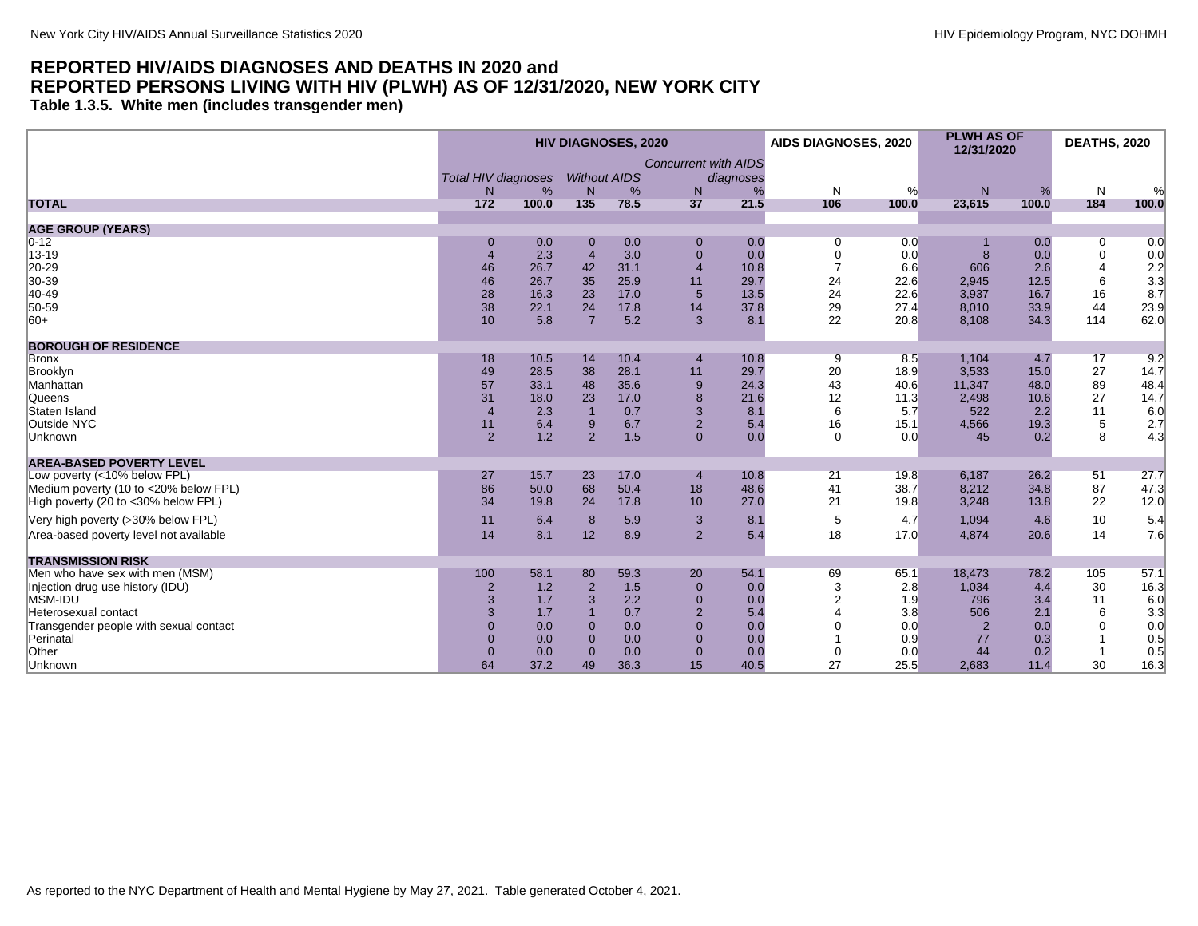## REPORTED HIV/AIDS DIAGNOSES AND DEATHS IN 2020 and REPORTED PERSONS LIVING WITH HIV (PLWH) AS OF 12/31/2020, NEW YORK CITY

### Table 1.3.5. White men (includes transgender men)

| | HIV DIAGNOSES, 2020 | | | | | | AIDS DIAGNOSES, 2020 | | PLWH AS OF 12/31/2020 | | DEATHS, 2020 | |
|---|---|---|---|---|---|---|---|---|---|---|---|---|
| | *Total HIV diagnoses* | | *Without AIDS* | | *Concurrent with AIDS diagnoses* | | | | | | | |
| | N | % | N | % | N | % | N | % | N | % | N | % |
| **TOTAL** | **172** | **100.0** | **135** | **78.5** | **37** | **21.5** | **106** | **100.0** | **23,615** | **100.0** | **184** | **100.0** |
| **AGE GROUP (YEARS)** | | | | | | | | | | | | |
| 0-12 | 0 | 0.0 | 0 | 0.0 | 0 | 0.0 | 0 | 0.0 | 1 | 0.0 | 0 | 0.0 |
| 13-19 | 4 | 2.3 | 4 | 3.0 | 0 | 0.0 | 0 | 0.0 | 8 | 0.0 | 0 | 0.0 |
| 20-29 | 46 | 26.7 | 42 | 31.1 | 4 | 10.8 | 7 | 6.6 | 606 | 2.6 | 4 | 2.2 |
| 30-39 | 46 | 26.7 | 35 | 25.9 | 11 | 29.7 | 24 | 22.6 | 2,945 | 12.5 | 6 | 3.3 |
| 40-49 | 28 | 16.3 | 23 | 17.0 | 5 | 13.5 | 24 | 22.6 | 3,937 | 16.7 | 16 | 8.7 |
| 50-59 | 38 | 22.1 | 24 | 17.8 | 14 | 37.8 | 29 | 27.4 | 8,010 | 33.9 | 44 | 23.9 |
| 60+ | 10 | 5.8 | 7 | 5.2 | 3 | 8.1 | 22 | 20.8 | 8,108 | 34.3 | 114 | 62.0 |
| **BOROUGH OF RESIDENCE** | | | | | | | | | | | | |
| Bronx | 18 | 10.5 | 14 | 10.4 | 4 | 10.8 | 9 | 8.5 | 1,104 | 4.7 | 17 | 9.2 |
| Brooklyn | 49 | 28.5 | 38 | 28.1 | 11 | 29.7 | 20 | 18.9 | 3,533 | 15.0 | 27 | 14.7 |
| Manhattan | 57 | 33.1 | 48 | 35.6 | 9 | 24.3 | 43 | 40.6 | 11,347 | 48.0 | 89 | 48.4 |
| Queens | 31 | 18.0 | 23 | 17.0 | 8 | 21.6 | 12 | 11.3 | 2,498 | 10.6 | 27 | 14.7 |
| Staten Island | 4 | 2.3 | 1 | 0.7 | 3 | 8.1 | 6 | 5.7 | 522 | 2.2 | 11 | 6.0 |
| Outside NYC | 11 | 6.4 | 9 | 6.7 | 2 | 5.4 | 16 | 15.1 | 4,566 | 19.3 | 5 | 2.7 |
| Unknown | 2 | 1.2 | 2 | 1.5 | 0 | 0.0 | 0 | 0.0 | 45 | 0.2 | 8 | 4.3 |
| **AREA-BASED POVERTY LEVEL** | | | | | | | | | | | | |
| Low poverty (<10% below FPL) | 27 | 15.7 | 23 | 17.0 | 4 | 10.8 | 21 | 19.8 | 6,187 | 26.2 | 51 | 27.7 |
| Medium poverty (10 to <20% below FPL) | 86 | 50.0 | 68 | 50.4 | 18 | 48.6 | 41 | 38.7 | 8,212 | 34.8 | 87 | 47.3 |
| High poverty (20 to <30% below FPL) | 34 | 19.8 | 24 | 17.8 | 10 | 27.0 | 21 | 19.8 | 3,248 | 13.8 | 22 | 12.0 |
| Very high poverty (≥30% below FPL) | 11 | 6.4 | 8 | 5.9 | 3 | 8.1 | 5 | 4.7 | 1,094 | 4.6 | 10 | 5.4 |
| Area-based poverty level not available | 14 | 8.1 | 12 | 8.9 | 2 | 5.4 | 18 | 17.0 | 4,874 | 20.6 | 14 | 7.6 |
| **TRANSMISSION RISK** | | | | | | | | | | | | |
| Men who have sex with men (MSM) | 100 | 58.1 | 80 | 59.3 | 20 | 54.1 | 69 | 65.1 | 18,473 | 78.2 | 105 | 57.1 |
| Injection drug use history (IDU) | 2 | 1.2 | 2 | 1.5 | 0 | 0.0 | 3 | 2.8 | 1,034 | 4.4 | 30 | 16.3 |
| MSM-IDU | 3 | 1.7 | 3 | 2.2 | 0 | 0.0 | 2 | 1.9 | 796 | 3.4 | 11 | 6.0 |
| Heterosexual contact | 3 | 1.7 | 1 | 0.7 | 2 | 5.4 | 4 | 3.8 | 506 | 2.1 | 6 | 3.3 |
| Transgender people with sexual contact | 0 | 0.0 | 0 | 0.0 | 0 | 0.0 | 0 | 0.0 | 2 | 0.0 | 0 | 0.0 |
| Perinatal | 0 | 0.0 | 0 | 0.0 | 0 | 0.0 | 1 | 0.9 | 77 | 0.3 | 1 | 0.5 |
| Other | 0 | 0.0 | 0 | 0.0 | 0 | 0.0 | 0 | 0.0 | 44 | 0.2 | 1 | 0.5 |
| Unknown | 64 | 37.2 | 49 | 36.3 | 15 | 40.5 | 27 | 25.5 | 2,683 | 11.4 | 30 | 16.3 |

As reported to the NYC Department of Health and Mental Hygiene by May 27, 2021. Table generated October 4, 2021.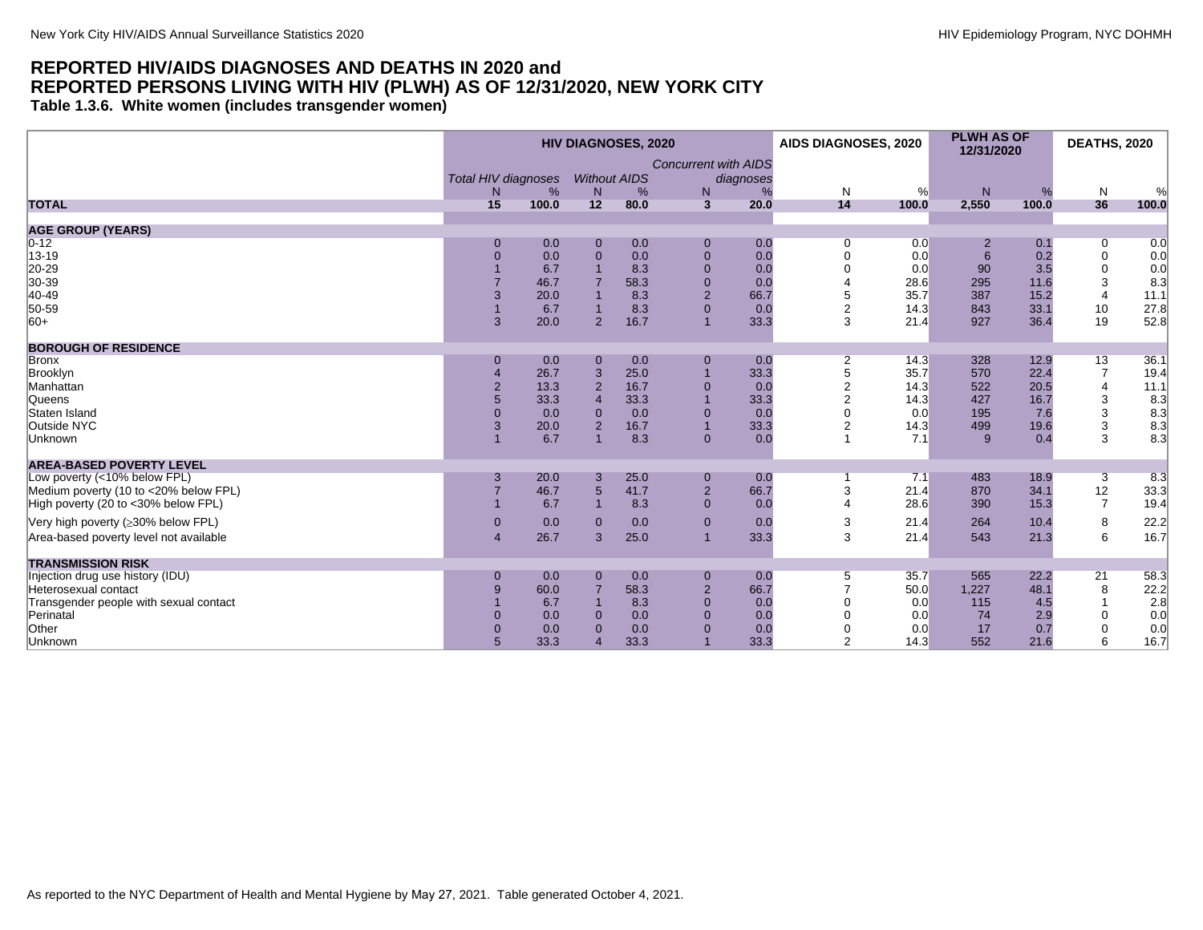# REPORTED HIV/AIDS DIAGNOSES AND DEATHS IN 2020 and REPORTED PERSONS LIVING WITH HIV (PLWH) AS OF 12/31/2020, NEW YORK CITY

**Table 1.3.6. White women (includes transgender women)**

| | HIV DIAGNOSES, 2020 | | | | | | AIDS DIAGNOSES, 2020 | | PLWH AS OF 12/31/2020 | | DEATHS, 2020 | |
|---|---|---|---|---|---|---|---|---|---|---|---|---|
| | *Total HIV diagnoses* | | *Without AIDS* | | *Concurrent with AIDS diagnoses* | | | | | | | |
| | N | % | N | % | N | % | N | % | N | % | N | % |
| **TOTAL** | **15** | **100.0** | **12** | **80.0** | **3** | **20.0** | **14** | **100.0** | **2,550** | **100.0** | **36** | **100.0** |
| **AGE GROUP (YEARS)** | | | | | | | | | | | | |
| 0-12 | 0 | 0.0 | 0 | 0.0 | 0 | 0.0 | 0 | 0.0 | 2 | 0.1 | 0 | 0.0 |
| 13-19 | 0 | 0.0 | 0 | 0.0 | 0 | 0.0 | 0 | 0.0 | 6 | 0.2 | 0 | 0.0 |
| 20-29 | 1 | 6.7 | 1 | 8.3 | 0 | 0.0 | 0 | 0.0 | 90 | 3.5 | 0 | 0.0 |
| 30-39 | 7 | 46.7 | 7 | 58.3 | 0 | 0.0 | 4 | 28.6 | 295 | 11.6 | 3 | 8.3 |
| 40-49 | 3 | 20.0 | 1 | 8.3 | 2 | 66.7 | 5 | 35.7 | 387 | 15.2 | 4 | 11.1 |
| 50-59 | 1 | 6.7 | 1 | 8.3 | 0 | 0.0 | 2 | 14.3 | 843 | 33.1 | 10 | 27.8 |
| 60+ | 3 | 20.0 | 2 | 16.7 | 1 | 33.3 | 3 | 21.4 | 927 | 36.4 | 19 | 52.8 |
| **BOROUGH OF RESIDENCE** | | | | | | | | | | | | |
| Bronx | 0 | 0.0 | 0 | 0.0 | 0 | 0.0 | 2 | 14.3 | 328 | 12.9 | 13 | 36.1 |
| Brooklyn | 4 | 26.7 | 3 | 25.0 | 1 | 33.3 | 5 | 35.7 | 570 | 22.4 | 7 | 19.4 |
| Manhattan | 2 | 13.3 | 2 | 16.7 | 0 | 0.0 | 2 | 14.3 | 522 | 20.5 | 4 | 11.1 |
| Queens | 5 | 33.3 | 4 | 33.3 | 1 | 33.3 | 2 | 14.3 | 427 | 16.7 | 3 | 8.3 |
| Staten Island | 0 | 0.0 | 0 | 0.0 | 0 | 0.0 | 0 | 0.0 | 195 | 7.6 | 3 | 8.3 |
| Outside NYC | 3 | 20.0 | 2 | 16.7 | 1 | 33.3 | 2 | 14.3 | 499 | 19.6 | 3 | 8.3 |
| Unknown | 1 | 6.7 | 1 | 8.3 | 0 | 0.0 | 1 | 7.1 | 9 | 0.4 | 3 | 8.3 |
| **AREA-BASED POVERTY LEVEL** | | | | | | | | | | | | |
| Low poverty (<10% below FPL) | 3 | 20.0 | 3 | 25.0 | 0 | 0.0 | 1 | 7.1 | 483 | 18.9 | 3 | 8.3 |
| Medium poverty (10 to <20% below FPL) | 7 | 46.7 | 5 | 41.7 | 2 | 66.7 | 3 | 21.4 | 870 | 34.1 | 12 | 33.3 |
| High poverty (20 to <30% below FPL) | 1 | 6.7 | 1 | 8.3 | 0 | 0.0 | 4 | 28.6 | 390 | 15.3 | 7 | 19.4 |
| Very high poverty (≥30% below FPL) | 0 | 0.0 | 0 | 0.0 | 0 | 0.0 | 3 | 21.4 | 264 | 10.4 | 8 | 22.2 |
| Area-based poverty level not available | 4 | 26.7 | 3 | 25.0 | 1 | 33.3 | 3 | 21.4 | 543 | 21.3 | 6 | 16.7 |
| **TRANSMISSION RISK** | | | | | | | | | | | | |
| Injection drug use history (IDU) | 0 | 0.0 | 0 | 0.0 | 0 | 0.0 | 5 | 35.7 | 565 | 22.2 | 21 | 58.3 |
| Heterosexual contact | 9 | 60.0 | 7 | 58.3 | 2 | 66.7 | 7 | 50.0 | 1,227 | 48.1 | 8 | 22.2 |
| Transgender people with sexual contact | 1 | 6.7 | 1 | 8.3 | 0 | 0.0 | 0 | 0.0 | 115 | 4.5 | 1 | 2.8 |
| Perinatal | 0 | 0.0 | 0 | 0.0 | 0 | 0.0 | 0 | 0.0 | 74 | 2.9 | 0 | 0.0 |
| Other | 0 | 0.0 | 0 | 0.0 | 0 | 0.0 | 0 | 0.0 | 17 | 0.7 | 0 | 0.0 |
| Unknown | 5 | 33.3 | 4 | 33.3 | 1 | 33.3 | 2 | 14.3 | 552 | 21.6 | 6 | 16.7 |

As reported to the NYC Department of Health and Mental Hygiene by May 27, 2021. Table generated October 4, 2021.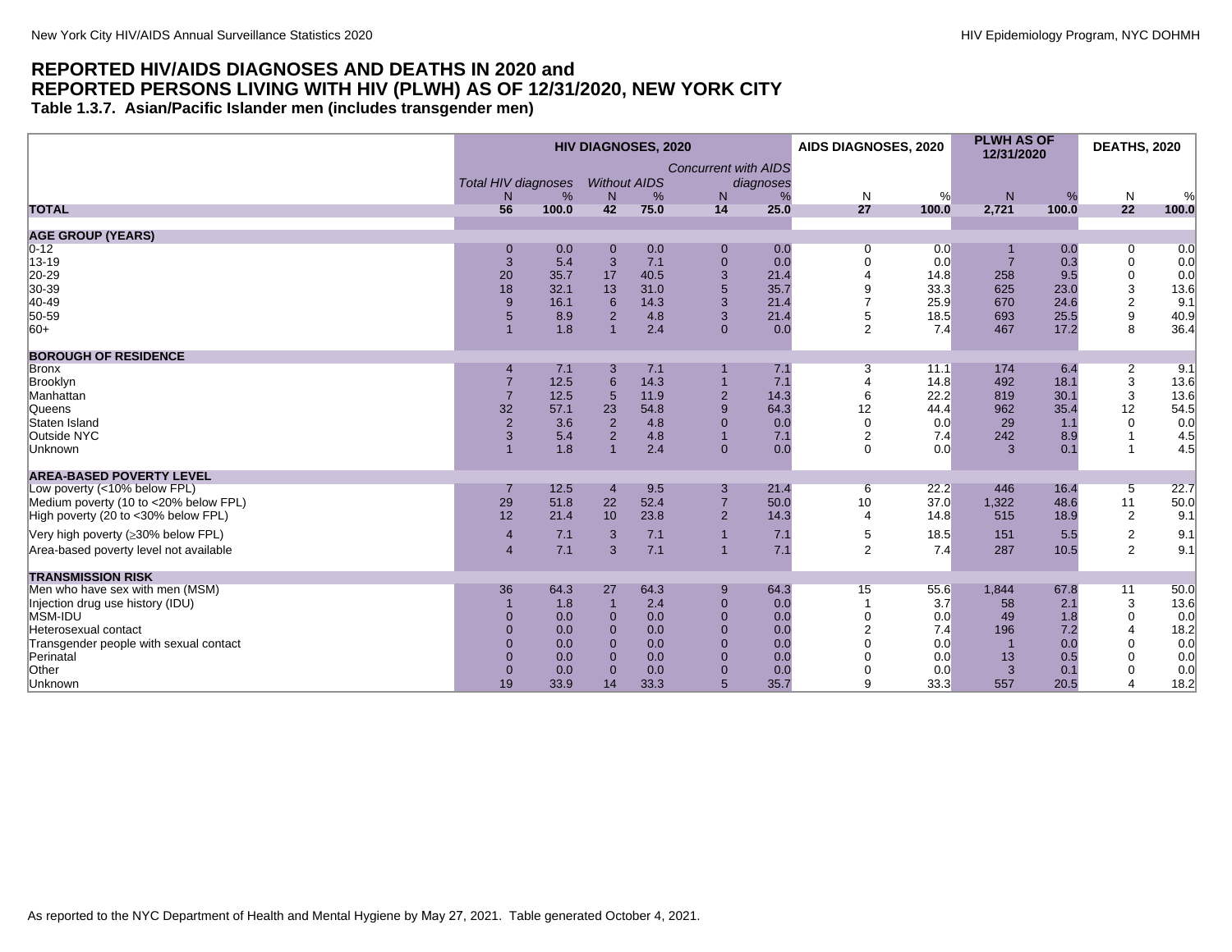# REPORTED HIV/AIDS DIAGNOSES AND DEATHS IN 2020 and REPORTED PERSONS LIVING WITH HIV (PLWH) AS OF 12/31/2020, NEW YORK CITY

**Table 1.3.7. Asian/Pacific Islander men (includes transgender men)**

| | HIV DIAGNOSES, 2020 | | | | | | AIDS DIAGNOSES, 2020 | | PLWH AS OF 12/31/2020 | | DEATHS, 2020 | |
|---|---|---|---|---|---|---|---|---|---|---|---|---|
| | *Total HIV diagnoses* | | *Without AIDS* | | *Concurrent with AIDS diagnoses* | | | | | | | |
| | N | % | N | % | N | % | N | % | N | % | N | % |
| **TOTAL** | **56** | **100.0** | **42** | **75.0** | **14** | **25.0** | **27** | **100.0** | **2,721** | **100.0** | **22** | **100.0** |
| **AGE GROUP (YEARS)** | | | | | | | | | | | | |
| 0-12 | 0 | 0.0 | 0 | 0.0 | 0 | 0.0 | 0 | 0.0 | 1 | 0.0 | 0 | 0.0 |
| 13-19 | 3 | 5.4 | 3 | 7.1 | 0 | 0.0 | 0 | 0.0 | 7 | 0.3 | 0 | 0.0 |
| 20-29 | 20 | 35.7 | 17 | 40.5 | 3 | 21.4 | 4 | 14.8 | 258 | 9.5 | 0 | 0.0 |
| 30-39 | 18 | 32.1 | 13 | 31.0 | 5 | 35.7 | 9 | 33.3 | 625 | 23.0 | 3 | 13.6 |
| 40-49 | 9 | 16.1 | 6 | 14.3 | 3 | 21.4 | 7 | 25.9 | 670 | 24.6 | 2 | 9.1 |
| 50-59 | 5 | 8.9 | 2 | 4.8 | 3 | 21.4 | 5 | 18.5 | 693 | 25.5 | 9 | 40.9 |
| 60+ | 1 | 1.8 | 1 | 2.4 | 0 | 0.0 | 2 | 7.4 | 467 | 17.2 | 8 | 36.4 |
| **BOROUGH OF RESIDENCE** | | | | | | | | | | | | |
| Bronx | 4 | 7.1 | 3 | 7.1 | 1 | 7.1 | 3 | 11.1 | 174 | 6.4 | 2 | 9.1 |
| Brooklyn | 7 | 12.5 | 6 | 14.3 | 1 | 7.1 | 4 | 14.8 | 492 | 18.1 | 3 | 13.6 |
| Manhattan | 7 | 12.5 | 5 | 11.9 | 2 | 14.3 | 6 | 22.2 | 819 | 30.1 | 3 | 13.6 |
| Queens | 32 | 57.1 | 23 | 54.8 | 9 | 64.3 | 12 | 44.4 | 962 | 35.4 | 12 | 54.5 |
| Staten Island | 2 | 3.6 | 2 | 4.8 | 0 | 0.0 | 0 | 0.0 | 29 | 1.1 | 0 | 0.0 |
| Outside NYC | 3 | 5.4 | 2 | 4.8 | 1 | 7.1 | 2 | 7.4 | 242 | 8.9 | 1 | 4.5 |
| Unknown | 1 | 1.8 | 1 | 2.4 | 0 | 0.0 | 0 | 0.0 | 3 | 0.1 | 1 | 4.5 |
| **AREA-BASED POVERTY LEVEL** | | | | | | | | | | | | |
| Low poverty (<10% below FPL) | 7 | 12.5 | 4 | 9.5 | 3 | 21.4 | 6 | 22.2 | 446 | 16.4 | 5 | 22.7 |
| Medium poverty (10 to <20% below FPL) | 29 | 51.8 | 22 | 52.4 | 7 | 50.0 | 10 | 37.0 | 1,322 | 48.6 | 11 | 50.0 |
| High poverty (20 to <30% below FPL) | 12 | 21.4 | 10 | 23.8 | 2 | 14.3 | 4 | 14.8 | 515 | 18.9 | 2 | 9.1 |
| Very high poverty (≥30% below FPL) | 4 | 7.1 | 3 | 7.1 | 1 | 7.1 | 5 | 18.5 | 151 | 5.5 | 2 | 9.1 |
| Area-based poverty level not available | 4 | 7.1 | 3 | 7.1 | 1 | 7.1 | 2 | 7.4 | 287 | 10.5 | 2 | 9.1 |
| **TRANSMISSION RISK** | | | | | | | | | | | | |
| Men who have sex with men (MSM) | 36 | 64.3 | 27 | 64.3 | 9 | 64.3 | 15 | 55.6 | 1,844 | 67.8 | 11 | 50.0 |
| Injection drug use history (IDU) | 1 | 1.8 | 1 | 2.4 | 0 | 0.0 | 1 | 3.7 | 58 | 2.1 | 3 | 13.6 |
| MSM-IDU | 0 | 0.0 | 0 | 0.0 | 0 | 0.0 | 0 | 0.0 | 49 | 1.8 | 0 | 0.0 |
| Heterosexual contact | 0 | 0.0 | 0 | 0.0 | 0 | 0.0 | 2 | 7.4 | 196 | 7.2 | 4 | 18.2 |
| Transgender people with sexual contact | 0 | 0.0 | 0 | 0.0 | 0 | 0.0 | 0 | 0.0 | 1 | 0.0 | 0 | 0.0 |
| Perinatal | 0 | 0.0 | 0 | 0.0 | 0 | 0.0 | 0 | 0.0 | 13 | 0.5 | 0 | 0.0 |
| Other | 0 | 0.0 | 0 | 0.0 | 0 | 0.0 | 0 | 0.0 | 3 | 0.1 | 0 | 0.0 |
| Unknown | 19 | 33.9 | 14 | 33.3 | 5 | 35.7 | 9 | 33.3 | 557 | 20.5 | 4 | 18.2 |

As reported to the NYC Department of Health and Mental Hygiene by May 27, 2021. Table generated October 4, 2021.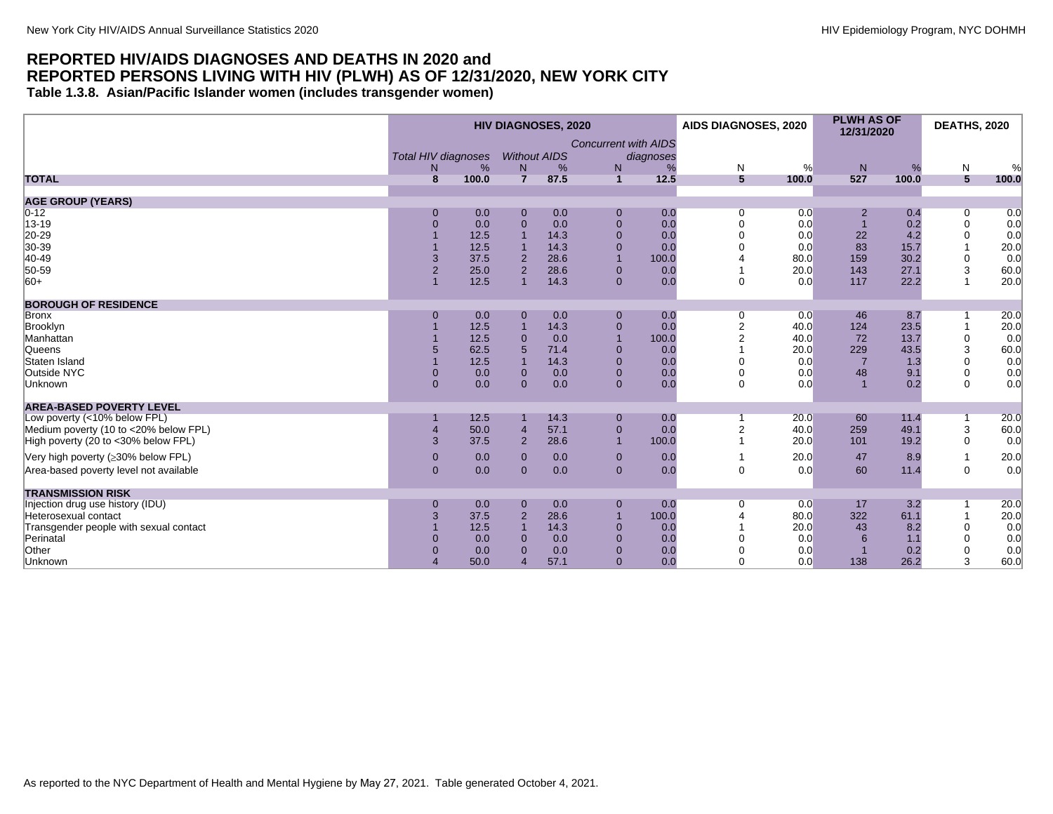# REPORTED HIV/AIDS DIAGNOSES AND DEATHS IN 2020 and REPORTED PERSONS LIVING WITH HIV (PLWH) AS OF 12/31/2020, NEW YORK CITY

### Table 1.3.8. Asian/Pacific Islander women (includes transgender women)

| | HIV DIAGNOSES, 2020 | | | | | | AIDS DIAGNOSES, 2020 | | PLWH AS OF 12/31/2020 | | DEATHS, 2020 | |
|---|---|---|---|---|---|---|---|---|---|---|---|---|
| | *Total HIV diagnoses* | | *Without AIDS* | | *Concurrent with AIDS diagnoses* | | | | | | | |
| | N | % | N | % | N | % | N | % | N | % | N | % |
| **TOTAL** | **8** | **100.0** | **7** | **87.5** | **1** | **12.5** | **5** | **100.0** | **527** | **100.0** | **5** | **100.0** |
| **AGE GROUP (YEARS)** | | | | | | | | | | | | |
| 0-12 | 0 | 0.0 | 0 | 0.0 | 0 | 0.0 | 0 | 0.0 | 2 | 0.4 | 0 | 0.0 |
| 13-19 | 0 | 0.0 | 0 | 0.0 | 0 | 0.0 | 0 | 0.0 | 1 | 0.2 | 0 | 0.0 |
| 20-29 | 1 | 12.5 | 1 | 14.3 | 0 | 0.0 | 0 | 0.0 | 22 | 4.2 | 0 | 0.0 |
| 30-39 | 1 | 12.5 | 1 | 14.3 | 0 | 0.0 | 0 | 0.0 | 83 | 15.7 | 1 | 20.0 |
| 40-49 | 3 | 37.5 | 2 | 28.6 | 1 | 100.0 | 4 | 80.0 | 159 | 30.2 | 0 | 0.0 |
| 50-59 | 2 | 25.0 | 2 | 28.6 | 0 | 0.0 | 1 | 20.0 | 143 | 27.1 | 3 | 60.0 |
| 60+ | 1 | 12.5 | 1 | 14.3 | 0 | 0.0 | 0 | 0.0 | 117 | 22.2 | 1 | 20.0 |
| **BOROUGH OF RESIDENCE** | | | | | | | | | | | | |
| Bronx | 0 | 0.0 | 0 | 0.0 | 0 | 0.0 | 0 | 0.0 | 46 | 8.7 | 1 | 20.0 |
| Brooklyn | 1 | 12.5 | 1 | 14.3 | 0 | 0.0 | 2 | 40.0 | 124 | 23.5 | 1 | 20.0 |
| Manhattan | 1 | 12.5 | 0 | 0.0 | 1 | 100.0 | 2 | 40.0 | 72 | 13.7 | 0 | 0.0 |
| Queens | 5 | 62.5 | 5 | 71.4 | 0 | 0.0 | 1 | 20.0 | 229 | 43.5 | 3 | 60.0 |
| Staten Island | 1 | 12.5 | 1 | 14.3 | 0 | 0.0 | 0 | 0.0 | 7 | 1.3 | 0 | 0.0 |
| Outside NYC | 0 | 0.0 | 0 | 0.0 | 0 | 0.0 | 0 | 0.0 | 48 | 9.1 | 0 | 0.0 |
| Unknown | 0 | 0.0 | 0 | 0.0 | 0 | 0.0 | 0 | 0.0 | 1 | 0.2 | 0 | 0.0 |
| **AREA-BASED POVERTY LEVEL** | | | | | | | | | | | | |
| Low poverty (<10% below FPL) | 1 | 12.5 | 1 | 14.3 | 0 | 0.0 | 1 | 20.0 | 60 | 11.4 | 1 | 20.0 |
| Medium poverty (10 to <20% below FPL) | 4 | 50.0 | 4 | 57.1 | 0 | 0.0 | 2 | 40.0 | 259 | 49.1 | 3 | 60.0 |
| High poverty (20 to <30% below FPL) | 3 | 37.5 | 2 | 28.6 | 1 | 100.0 | 1 | 20.0 | 101 | 19.2 | 0 | 0.0 |
| Very high poverty (≥30% below FPL) | 0 | 0.0 | 0 | 0.0 | 0 | 0.0 | 1 | 20.0 | 47 | 8.9 | 1 | 20.0 |
| Area-based poverty level not available | 0 | 0.0 | 0 | 0.0 | 0 | 0.0 | 0 | 0.0 | 60 | 11.4 | 0 | 0.0 |
| **TRANSMISSION RISK** | | | | | | | | | | | | |
| Injection drug use history (IDU) | 0 | 0.0 | 0 | 0.0 | 0 | 0.0 | 0 | 0.0 | 17 | 3.2 | 1 | 20.0 |
| Heterosexual contact | 3 | 37.5 | 2 | 28.6 | 1 | 100.0 | 4 | 80.0 | 322 | 61.1 | 1 | 20.0 |
| Transgender people with sexual contact | 1 | 12.5 | 1 | 14.3 | 0 | 0.0 | 1 | 20.0 | 43 | 8.2 | 0 | 0.0 |
| Perinatal | 0 | 0.0 | 0 | 0.0 | 0 | 0.0 | 0 | 0.0 | 6 | 1.1 | 0 | 0.0 |
| Other | 0 | 0.0 | 0 | 0.0 | 0 | 0.0 | 0 | 0.0 | 1 | 0.2 | 0 | 0.0 |
| Unknown | 4 | 50.0 | 4 | 57.1 | 0 | 0.0 | 0 | 0.0 | 138 | 26.2 | 3 | 60.0 |

As reported to the NYC Department of Health and Mental Hygiene by May 27, 2021. Table generated October 4, 2021.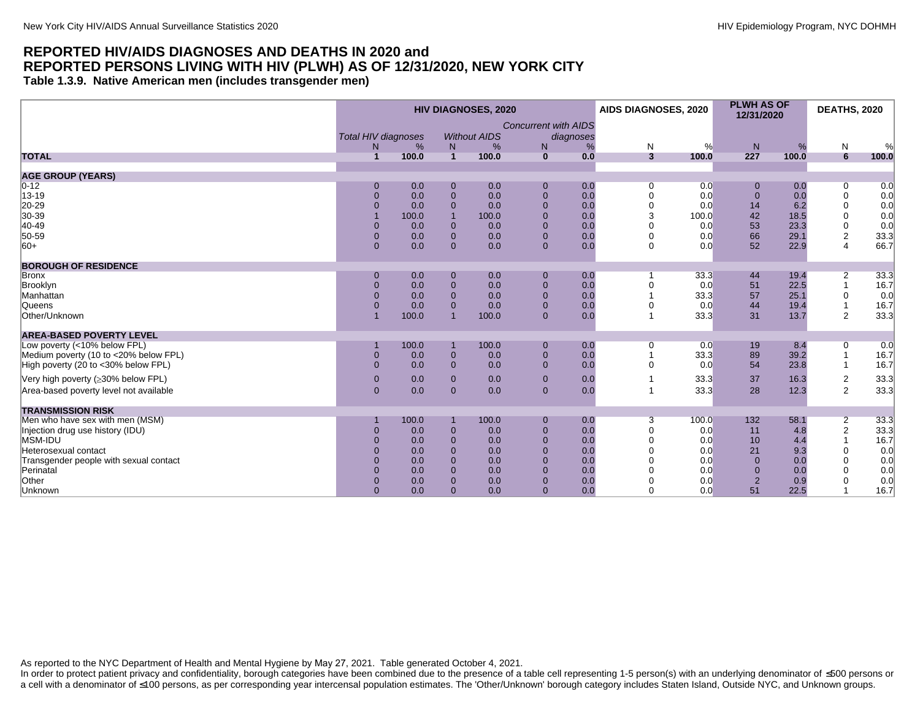# REPORTED HIV/AIDS DIAGNOSES AND DEATHS IN 2020 and REPORTED PERSONS LIVING WITH HIV (PLWH) AS OF 12/31/2020, NEW YORK CITY

**Table 1.3.9. Native American men (includes transgender men)**

| | HIV DIAGNOSES, 2020 | | | | | | AIDS DIAGNOSES, 2020 | | PLWH AS OF 12/31/2020 | | DEATHS, 2020 | |
|---|---|---|---|---|---|---|---|---|---|---|---|---|
| | *Total HIV diagnoses* | | *Without AIDS* | | *Concurrent with AIDS diagnoses* | | | | | | | |
| | N | % | N | % | N | % | N | % | N | % | N | % |
| **TOTAL** | **1** | **100.0** | **1** | **100.0** | **0** | **0.0** | **3** | **100.0** | **227** | **100.0** | **6** | **100.0** |
| **AGE GROUP (YEARS)** | | | | | | | | | | | | |
| 0-12 | 0 | 0.0 | 0 | 0.0 | 0 | 0.0 | 0 | 0.0 | 0 | 0.0 | 0 | 0.0 |
| 13-19 | 0 | 0.0 | 0 | 0.0 | 0 | 0.0 | 0 | 0.0 | 0 | 0.0 | 0 | 0.0 |
| 20-29 | 0 | 0.0 | 0 | 0.0 | 0 | 0.0 | 0 | 0.0 | 14 | 6.2 | 0 | 0.0 |
| 30-39 | 1 | 100.0 | 1 | 100.0 | 0 | 0.0 | 3 | 100.0 | 42 | 18.5 | 0 | 0.0 |
| 40-49 | 0 | 0.0 | 0 | 0.0 | 0 | 0.0 | 0 | 0.0 | 53 | 23.3 | 0 | 0.0 |
| 50-59 | 0 | 0.0 | 0 | 0.0 | 0 | 0.0 | 0 | 0.0 | 66 | 29.1 | 2 | 33.3 |
| 60+ | 0 | 0.0 | 0 | 0.0 | 0 | 0.0 | 0 | 0.0 | 52 | 22.9 | 4 | 66.7 |
| **BOROUGH OF RESIDENCE** | | | | | | | | | | | | |
| Bronx | 0 | 0.0 | 0 | 0.0 | 0 | 0.0 | 1 | 33.3 | 44 | 19.4 | 2 | 33.3 |
| Brooklyn | 0 | 0.0 | 0 | 0.0 | 0 | 0.0 | 0 | 0.0 | 51 | 22.5 | 1 | 16.7 |
| Manhattan | 0 | 0.0 | 0 | 0.0 | 0 | 0.0 | 1 | 33.3 | 57 | 25.1 | 0 | 0.0 |
| Queens | 0 | 0.0 | 0 | 0.0 | 0 | 0.0 | 0 | 0.0 | 44 | 19.4 | 1 | 16.7 |
| Other/Unknown | 1 | 100.0 | 1 | 100.0 | 0 | 0.0 | 1 | 33.3 | 31 | 13.7 | 2 | 33.3 |
| **AREA-BASED POVERTY LEVEL** | | | | | | | | | | | | |
| Low poverty (<10% below FPL) | 1 | 100.0 | 1 | 100.0 | 0 | 0.0 | 0 | 0.0 | 19 | 8.4 | 0 | 0.0 |
| Medium poverty (10 to <20% below FPL) | 0 | 0.0 | 0 | 0.0 | 0 | 0.0 | 1 | 33.3 | 89 | 39.2 | 1 | 16.7 |
| High poverty (20 to <30% below FPL) | 0 | 0.0 | 0 | 0.0 | 0 | 0.0 | 0 | 0.0 | 54 | 23.8 | 1 | 16.7 |
| Very high poverty (≥30% below FPL) | 0 | 0.0 | 0 | 0.0 | 0 | 0.0 | 1 | 33.3 | 37 | 16.3 | 2 | 33.3 |
| Area-based poverty level not available | 0 | 0.0 | 0 | 0.0 | 0 | 0.0 | 1 | 33.3 | 28 | 12.3 | 2 | 33.3 |
| **TRANSMISSION RISK** | | | | | | | | | | | | |
| Men who have sex with men (MSM) | 1 | 100.0 | 1 | 100.0 | 0 | 0.0 | 3 | 100.0 | 132 | 58.1 | 2 | 33.3 |
| Injection drug use history (IDU) | 0 | 0.0 | 0 | 0.0 | 0 | 0.0 | 0 | 0.0 | 11 | 4.8 | 2 | 33.3 |
| MSM-IDU | 0 | 0.0 | 0 | 0.0 | 0 | 0.0 | 0 | 0.0 | 10 | 4.4 | 1 | 16.7 |
| Heterosexual contact | 0 | 0.0 | 0 | 0.0 | 0 | 0.0 | 0 | 0.0 | 21 | 9.3 | 0 | 0.0 |
| Transgender people with sexual contact | 0 | 0.0 | 0 | 0.0 | 0 | 0.0 | 0 | 0.0 | 0 | 0.0 | 0 | 0.0 |
| Perinatal | 0 | 0.0 | 0 | 0.0 | 0 | 0.0 | 0 | 0.0 | 0 | 0.0 | 0 | 0.0 |
| Other | 0 | 0.0 | 0 | 0.0 | 0 | 0.0 | 0 | 0.0 | 2 | 0.9 | 0 | 0.0 |
| Unknown | 0 | 0.0 | 0 | 0.0 | 0 | 0.0 | 0 | 0.0 | 51 | 22.5 | 1 | 16.7 |

As reported to the NYC Department of Health and Mental Hygiene by May 27, 2021. Table generated October 4, 2021.

In order to protect patient privacy and confidentiality, borough categories have been combined due to the presence of a table cell representing 1-5 person(s) with an underlying denominator of ≤500 persons or a cell with a denominator of ≤100 persons, as per corresponding year intercensal population estimates. The 'Other/Unknown' borough category includes Staten Island, Outside NYC, and Unknown groups.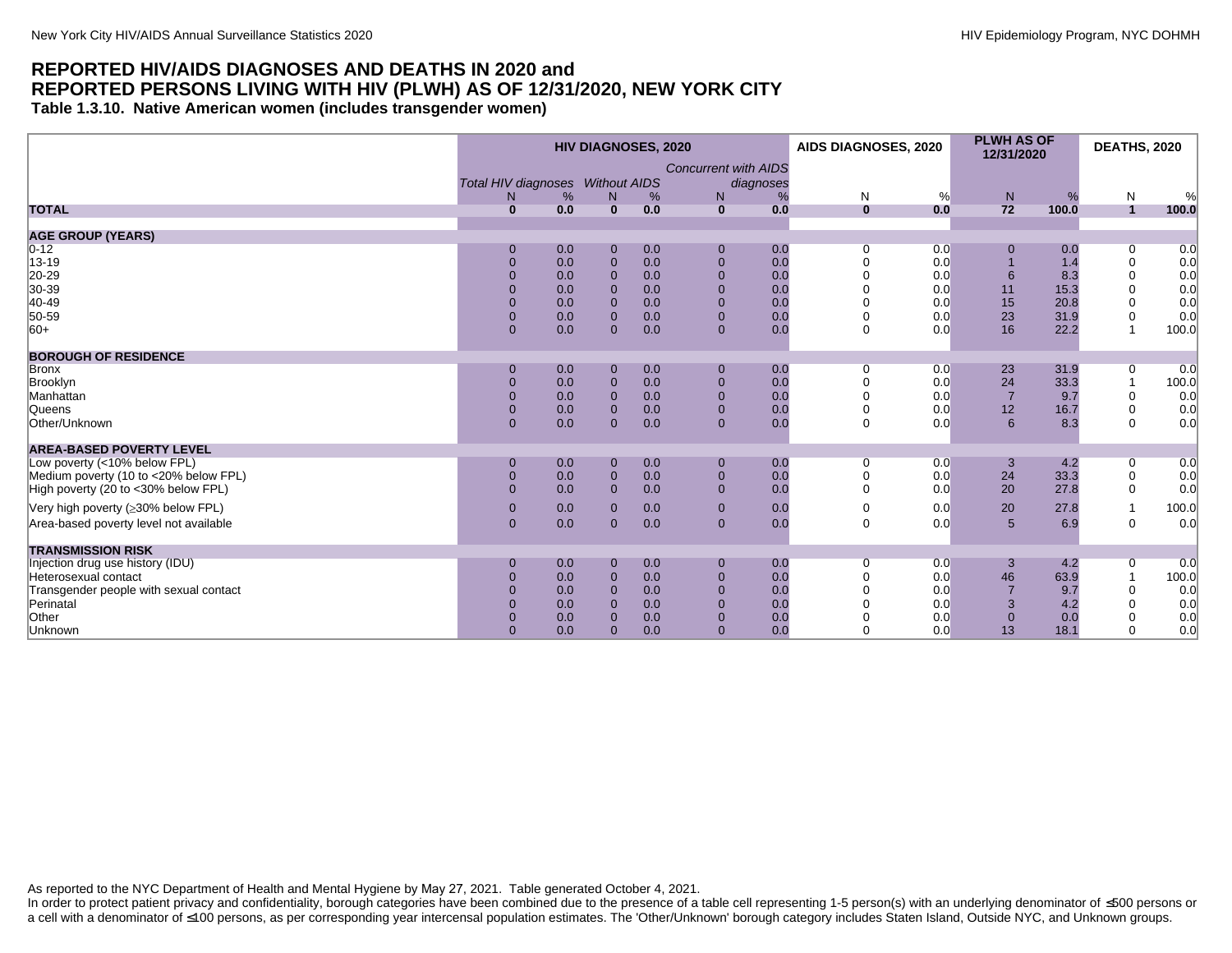## REPORTED HIV/AIDS DIAGNOSES AND DEATHS IN 2020 and REPORTED PERSONS LIVING WITH HIV (PLWH) AS OF 12/31/2020, NEW YORK CITY

### Table 1.3.10. Native American women (includes transgender women)

| | HIV DIAGNOSES, 2020 | | | | | | AIDS DIAGNOSES, 2020 | | PLWH AS OF 12/31/2020 | | DEATHS, 2020 | |
|---|---|---|---|---|---|---|---|---|---|---|---|---|
| | *Total HIV diagnoses* | | *Without AIDS* | | *Concurrent with AIDS diagnoses* | | | | | | | |
| | N | % | N | % | N | % | N | % | N | % | N | % |
| **TOTAL** | **0** | **0.0** | **0** | **0.0** | **0** | **0.0** | **0** | **0.0** | **72** | **100.0** | **1** | **100.0** |
| **AGE GROUP (YEARS)** | | | | | | | | | | | | |
| 0-12 | 0 | 0.0 | 0 | 0.0 | 0 | 0.0 | 0 | 0.0 | 0 | 0.0 | 0 | 0.0 |
| 13-19 | 0 | 0.0 | 0 | 0.0 | 0 | 0.0 | 0 | 0.0 | 1 | 1.4 | 0 | 0.0 |
| 20-29 | 0 | 0.0 | 0 | 0.0 | 0 | 0.0 | 0 | 0.0 | 6 | 8.3 | 0 | 0.0 |
| 30-39 | 0 | 0.0 | 0 | 0.0 | 0 | 0.0 | 0 | 0.0 | 11 | 15.3 | 0 | 0.0 |
| 40-49 | 0 | 0.0 | 0 | 0.0 | 0 | 0.0 | 0 | 0.0 | 15 | 20.8 | 0 | 0.0 |
| 50-59 | 0 | 0.0 | 0 | 0.0 | 0 | 0.0 | 0 | 0.0 | 23 | 31.9 | 0 | 0.0 |
| 60+ | 0 | 0.0 | 0 | 0.0 | 0 | 0.0 | 0 | 0.0 | 16 | 22.2 | 1 | 100.0 |
| **BOROUGH OF RESIDENCE** | | | | | | | | | | | | |
| Bronx | 0 | 0.0 | 0 | 0.0 | 0 | 0.0 | 0 | 0.0 | 23 | 31.9 | 0 | 0.0 |
| Brooklyn | 0 | 0.0 | 0 | 0.0 | 0 | 0.0 | 0 | 0.0 | 24 | 33.3 | 1 | 100.0 |
| Manhattan | 0 | 0.0 | 0 | 0.0 | 0 | 0.0 | 0 | 0.0 | 7 | 9.7 | 0 | 0.0 |
| Queens | 0 | 0.0 | 0 | 0.0 | 0 | 0.0 | 0 | 0.0 | 12 | 16.7 | 0 | 0.0 |
| Other/Unknown | 0 | 0.0 | 0 | 0.0 | 0 | 0.0 | 0 | 0.0 | 6 | 8.3 | 0 | 0.0 |
| **AREA-BASED POVERTY LEVEL** | | | | | | | | | | | | |
| Low poverty (<10% below FPL) | 0 | 0.0 | 0 | 0.0 | 0 | 0.0 | 0 | 0.0 | 3 | 4.2 | 0 | 0.0 |
| Medium poverty (10 to <20% below FPL) | 0 | 0.0 | 0 | 0.0 | 0 | 0.0 | 0 | 0.0 | 24 | 33.3 | 0 | 0.0 |
| High poverty (20 to <30% below FPL) | 0 | 0.0 | 0 | 0.0 | 0 | 0.0 | 0 | 0.0 | 20 | 27.8 | 0 | 0.0 |
| Very high poverty (≥30% below FPL) | 0 | 0.0 | 0 | 0.0 | 0 | 0.0 | 0 | 0.0 | 20 | 27.8 | 1 | 100.0 |
| Area-based poverty level not available | 0 | 0.0 | 0 | 0.0 | 0 | 0.0 | 0 | 0.0 | 5 | 6.9 | 0 | 0.0 |
| **TRANSMISSION RISK** | | | | | | | | | | | | |
| Injection drug use history (IDU) | 0 | 0.0 | 0 | 0.0 | 0 | 0.0 | 0 | 0.0 | 3 | 4.2 | 0 | 0.0 |
| Heterosexual contact | 0 | 0.0 | 0 | 0.0 | 0 | 0.0 | 0 | 0.0 | 46 | 63.9 | 1 | 100.0 |
| Transgender people with sexual contact | 0 | 0.0 | 0 | 0.0 | 0 | 0.0 | 0 | 0.0 | 7 | 9.7 | 0 | 0.0 |
| Perinatal | 0 | 0.0 | 0 | 0.0 | 0 | 0.0 | 0 | 0.0 | 3 | 4.2 | 0 | 0.0 |
| Other | 0 | 0.0 | 0 | 0.0 | 0 | 0.0 | 0 | 0.0 | 0 | 0.0 | 0 | 0.0 |
| Unknown | 0 | 0.0 | 0 | 0.0 | 0 | 0.0 | 0 | 0.0 | 13 | 18.1 | 0 | 0.0 |

As reported to the NYC Department of Health and Mental Hygiene by May 27, 2021. Table generated October 4, 2021.
In order to protect patient privacy and confidentiality, borough categories have been combined due to the presence of a table cell representing 1-5 person(s) with an underlying denominator of ≤500 persons or a cell with a denominator of ≤100 persons, as per corresponding year intercensal population estimates. The 'Other/Unknown' borough category includes Staten Island, Outside NYC, and Unknown groups.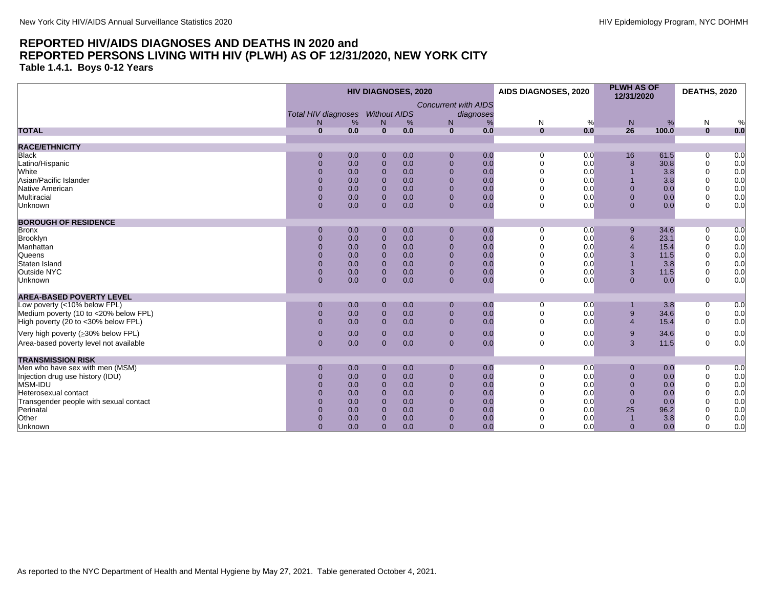## REPORTED HIV/AIDS DIAGNOSES AND DEATHS IN 2020 and REPORTED PERSONS LIVING WITH HIV (PLWH) AS OF 12/31/2020, NEW YORK CITY

### Table 1.4.1. Boys 0-12 Years

| | HIV DIAGNOSES, 2020 | | | | | | AIDS DIAGNOSES, 2020 | | PLWH AS OF 12/31/2020 | | DEATHS, 2020 | |
|---|---|---|---|---|---|---|---|---|---|---|---|---|
| | *Total HIV diagnoses* | | *Without AIDS* | | *Concurrent with AIDS diagnoses* | | | | | | | |
| | N | % | N | % | N | % | N | % | N | % | N | % |
| **TOTAL** | **0** | **0.0** | **0** | **0.0** | **0** | **0.0** | **0** | **0.0** | **26** | **100.0** | **0** | **0.0** |
| **RACE/ETHNICITY** | | | | | | | | | | | | |
| Black | 0 | 0.0 | 0 | 0.0 | 0 | 0.0 | 0 | 0.0 | 16 | 61.5 | 0 | 0.0 |
| Latino/Hispanic | 0 | 0.0 | 0 | 0.0 | 0 | 0.0 | 0 | 0.0 | 8 | 30.8 | 0 | 0.0 |
| White | 0 | 0.0 | 0 | 0.0 | 0 | 0.0 | 0 | 0.0 | 1 | 3.8 | 0 | 0.0 |
| Asian/Pacific Islander | 0 | 0.0 | 0 | 0.0 | 0 | 0.0 | 0 | 0.0 | 1 | 3.8 | 0 | 0.0 |
| Native American | 0 | 0.0 | 0 | 0.0 | 0 | 0.0 | 0 | 0.0 | 0 | 0.0 | 0 | 0.0 |
| Multiracial | 0 | 0.0 | 0 | 0.0 | 0 | 0.0 | 0 | 0.0 | 0 | 0.0 | 0 | 0.0 |
| Unknown | 0 | 0.0 | 0 | 0.0 | 0 | 0.0 | 0 | 0.0 | 0 | 0.0 | 0 | 0.0 |
| **BOROUGH OF RESIDENCE** | | | | | | | | | | | | |
| Bronx | 0 | 0.0 | 0 | 0.0 | 0 | 0.0 | 0 | 0.0 | 9 | 34.6 | 0 | 0.0 |
| Brooklyn | 0 | 0.0 | 0 | 0.0 | 0 | 0.0 | 0 | 0.0 | 6 | 23.1 | 0 | 0.0 |
| Manhattan | 0 | 0.0 | 0 | 0.0 | 0 | 0.0 | 0 | 0.0 | 4 | 15.4 | 0 | 0.0 |
| Queens | 0 | 0.0 | 0 | 0.0 | 0 | 0.0 | 0 | 0.0 | 3 | 11.5 | 0 | 0.0 |
| Staten Island | 0 | 0.0 | 0 | 0.0 | 0 | 0.0 | 0 | 0.0 | 1 | 3.8 | 0 | 0.0 |
| Outside NYC | 0 | 0.0 | 0 | 0.0 | 0 | 0.0 | 0 | 0.0 | 3 | 11.5 | 0 | 0.0 |
| Unknown | 0 | 0.0 | 0 | 0.0 | 0 | 0.0 | 0 | 0.0 | 0 | 0.0 | 0 | 0.0 |
| **AREA-BASED POVERTY LEVEL** | | | | | | | | | | | | |
| Low poverty (<10% below FPL) | 0 | 0.0 | 0 | 0.0 | 0 | 0.0 | 0 | 0.0 | 1 | 3.8 | 0 | 0.0 |
| Medium poverty (10 to <20% below FPL) | 0 | 0.0 | 0 | 0.0 | 0 | 0.0 | 0 | 0.0 | 9 | 34.6 | 0 | 0.0 |
| High poverty (20 to <30% below FPL) | 0 | 0.0 | 0 | 0.0 | 0 | 0.0 | 0 | 0.0 | 4 | 15.4 | 0 | 0.0 |
| Very high poverty (≥30% below FPL) | 0 | 0.0 | 0 | 0.0 | 0 | 0.0 | 0 | 0.0 | 9 | 34.6 | 0 | 0.0 |
| Area-based poverty level not available | 0 | 0.0 | 0 | 0.0 | 0 | 0.0 | 0 | 0.0 | 3 | 11.5 | 0 | 0.0 |
| **TRANSMISSION RISK** | | | | | | | | | | | | |
| Men who have sex with men (MSM) | 0 | 0.0 | 0 | 0.0 | 0 | 0.0 | 0 | 0.0 | 0 | 0.0 | 0 | 0.0 |
| Injection drug use history (IDU) | 0 | 0.0 | 0 | 0.0 | 0 | 0.0 | 0 | 0.0 | 0 | 0.0 | 0 | 0.0 |
| MSM-IDU | 0 | 0.0 | 0 | 0.0 | 0 | 0.0 | 0 | 0.0 | 0 | 0.0 | 0 | 0.0 |
| Heterosexual contact | 0 | 0.0 | 0 | 0.0 | 0 | 0.0 | 0 | 0.0 | 0 | 0.0 | 0 | 0.0 |
| Transgender people with sexual contact | 0 | 0.0 | 0 | 0.0 | 0 | 0.0 | 0 | 0.0 | 0 | 0.0 | 0 | 0.0 |
| Perinatal | 0 | 0.0 | 0 | 0.0 | 0 | 0.0 | 0 | 0.0 | 25 | 96.2 | 0 | 0.0 |
| Other | 0 | 0.0 | 0 | 0.0 | 0 | 0.0 | 0 | 0.0 | 1 | 3.8 | 0 | 0.0 |
| Unknown | 0 | 0.0 | 0 | 0.0 | 0 | 0.0 | 0 | 0.0 | 0 | 0.0 | 0 | 0.0 |

As reported to the NYC Department of Health and Mental Hygiene by May 27, 2021. Table generated October 4, 2021.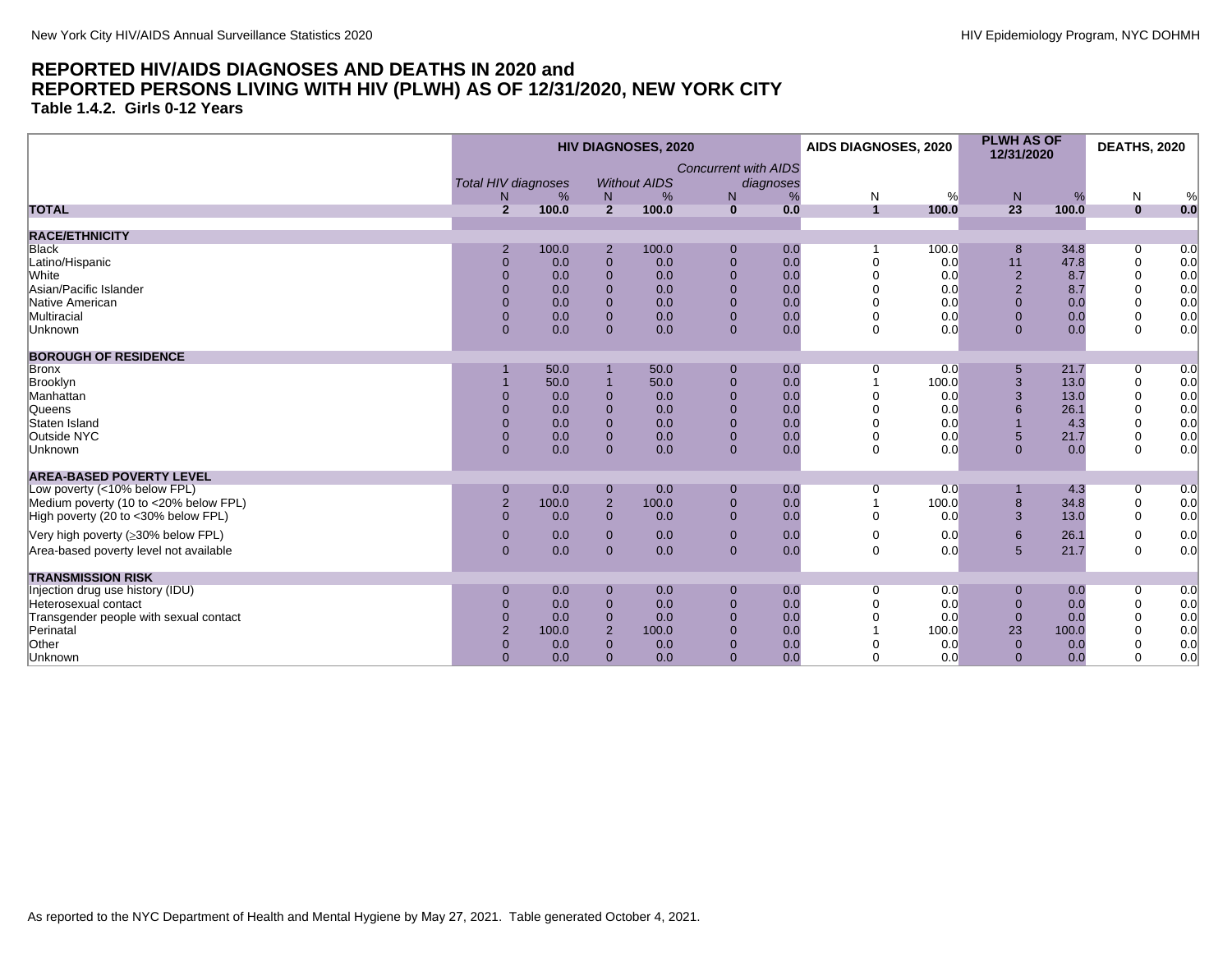# REPORTED HIV/AIDS DIAGNOSES AND DEATHS IN 2020 and REPORTED PERSONS LIVING WITH HIV (PLWH) AS OF 12/31/2020, NEW YORK CITY

## Table 1.4.2. Girls 0-12 Years

| | HIV DIAGNOSES, 2020 | | | | | | AIDS DIAGNOSES, 2020 | | PLWH AS OF 12/31/2020 | | DEATHS, 2020 | |
|---|---|---|---|---|---|---|---|---|---|---|---|---|
| | *Total HIV diagnoses* | | *Without AIDS* | | *Concurrent with AIDS diagnoses* | | | | | | | |
| | N | % | N | % | N | % | N | % | N | % | N | % |
| **TOTAL** | **2** | **100.0** | **2** | **100.0** | **0** | **0.0** | **1** | **100.0** | **23** | **100.0** | **0** | **0.0** |
| **RACE/ETHNICITY** | | | | | | | | | | | | |
| Black | 2 | 100.0 | 2 | 100.0 | 0 | 0.0 | 1 | 100.0 | 8 | 34.8 | 0 | 0.0 |
| Latino/Hispanic | 0 | 0.0 | 0 | 0.0 | 0 | 0.0 | 0 | 0.0 | 11 | 47.8 | 0 | 0.0 |
| White | 0 | 0.0 | 0 | 0.0 | 0 | 0.0 | 0 | 0.0 | 2 | 8.7 | 0 | 0.0 |
| Asian/Pacific Islander | 0 | 0.0 | 0 | 0.0 | 0 | 0.0 | 0 | 0.0 | 2 | 8.7 | 0 | 0.0 |
| Native American | 0 | 0.0 | 0 | 0.0 | 0 | 0.0 | 0 | 0.0 | 0 | 0.0 | 0 | 0.0 |
| Multiracial | 0 | 0.0 | 0 | 0.0 | 0 | 0.0 | 0 | 0.0 | 0 | 0.0 | 0 | 0.0 |
| Unknown | 0 | 0.0 | 0 | 0.0 | 0 | 0.0 | 0 | 0.0 | 0 | 0.0 | 0 | 0.0 |
| **BOROUGH OF RESIDENCE** | | | | | | | | | | | | |
| Bronx | 1 | 50.0 | 1 | 50.0 | 0 | 0.0 | 0 | 0.0 | 5 | 21.7 | 0 | 0.0 |
| Brooklyn | 1 | 50.0 | 1 | 50.0 | 0 | 0.0 | 1 | 100.0 | 3 | 13.0 | 0 | 0.0 |
| Manhattan | 0 | 0.0 | 0 | 0.0 | 0 | 0.0 | 0 | 0.0 | 3 | 13.0 | 0 | 0.0 |
| Queens | 0 | 0.0 | 0 | 0.0 | 0 | 0.0 | 0 | 0.0 | 6 | 26.1 | 0 | 0.0 |
| Staten Island | 0 | 0.0 | 0 | 0.0 | 0 | 0.0 | 0 | 0.0 | 1 | 4.3 | 0 | 0.0 |
| Outside NYC | 0 | 0.0 | 0 | 0.0 | 0 | 0.0 | 0 | 0.0 | 5 | 21.7 | 0 | 0.0 |
| Unknown | 0 | 0.0 | 0 | 0.0 | 0 | 0.0 | 0 | 0.0 | 0 | 0.0 | 0 | 0.0 |
| **AREA-BASED POVERTY LEVEL** | | | | | | | | | | | | |
| Low poverty (<10% below FPL) | 0 | 0.0 | 0 | 0.0 | 0 | 0.0 | 0 | 0.0 | 1 | 4.3 | 0 | 0.0 |
| Medium poverty (10 to <20% below FPL) | 2 | 100.0 | 2 | 100.0 | 0 | 0.0 | 1 | 100.0 | 8 | 34.8 | 0 | 0.0 |
| High poverty (20 to <30% below FPL) | 0 | 0.0 | 0 | 0.0 | 0 | 0.0 | 0 | 0.0 | 3 | 13.0 | 0 | 0.0 |
| Very high poverty (≥30% below FPL) | 0 | 0.0 | 0 | 0.0 | 0 | 0.0 | 0 | 0.0 | 6 | 26.1 | 0 | 0.0 |
| Area-based poverty level not available | 0 | 0.0 | 0 | 0.0 | 0 | 0.0 | 0 | 0.0 | 5 | 21.7 | 0 | 0.0 |
| **TRANSMISSION RISK** | | | | | | | | | | | | |
| Injection drug use history (IDU) | 0 | 0.0 | 0 | 0.0 | 0 | 0.0 | 0 | 0.0 | 0 | 0.0 | 0 | 0.0 |
| Heterosexual contact | 0 | 0.0 | 0 | 0.0 | 0 | 0.0 | 0 | 0.0 | 0 | 0.0 | 0 | 0.0 |
| Transgender people with sexual contact | 0 | 0.0 | 0 | 0.0 | 0 | 0.0 | 0 | 0.0 | 0 | 0.0 | 0 | 0.0 |
| Perinatal | 2 | 100.0 | 2 | 100.0 | 0 | 0.0 | 1 | 100.0 | 23 | 100.0 | 0 | 0.0 |
| Other | 0 | 0.0 | 0 | 0.0 | 0 | 0.0 | 0 | 0.0 | 0 | 0.0 | 0 | 0.0 |
| Unknown | 0 | 0.0 | 0 | 0.0 | 0 | 0.0 | 0 | 0.0 | 0 | 0.0 | 0 | 0.0 |

As reported to the NYC Department of Health and Mental Hygiene by May 27, 2021. Table generated October 4, 2021.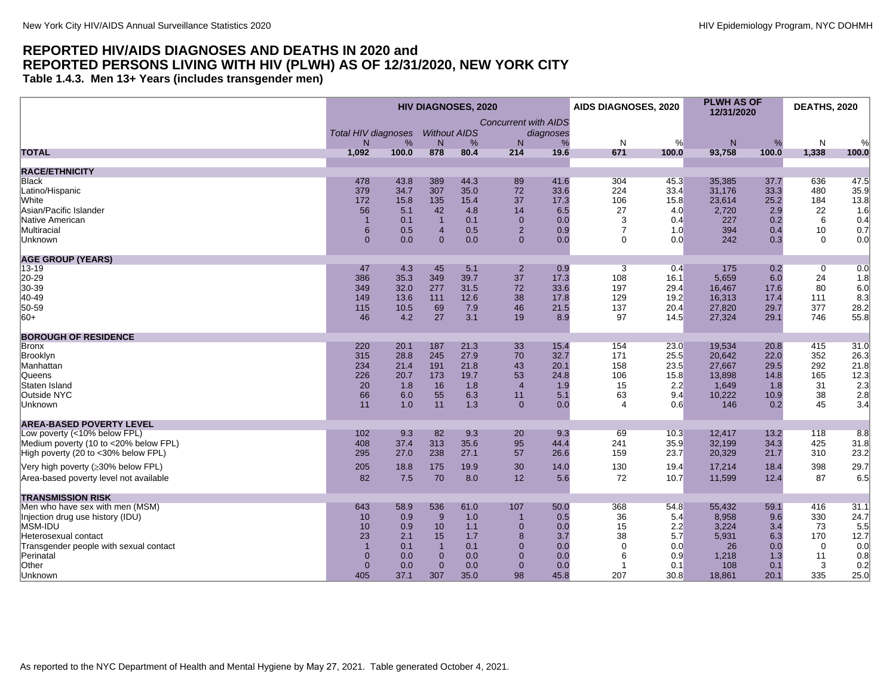# REPORTED HIV/AIDS DIAGNOSES AND DEATHS IN 2020 and REPORTED PERSONS LIVING WITH HIV (PLWH) AS OF 12/31/2020, NEW YORK CITY

### Table 1.4.3. Men 13+ Years (includes transgender men)

| | HIV DIAGNOSES, 2020 | | | | | | AIDS DIAGNOSES, 2020 | | PLWH AS OF 12/31/2020 | | DEATHS, 2020 | |
|---|---|---|---|---|---|---|---|---|---|---|---|---|
| | *Total HIV diagnoses* | | *Without AIDS* | | *Concurrent with AIDS diagnoses* | | | | | | | |
| | N | % | N | % | N | % | N | % | N | % | N | % |
| **TOTAL** | **1,092** | **100.0** | **878** | **80.4** | **214** | **19.6** | **671** | **100.0** | **93,758** | **100.0** | **1,338** | **100.0** |
| **RACE/ETHNICITY** | | | | | | | | | | | | |
| Black | 478 | 43.8 | 389 | 44.3 | 89 | 41.6 | 304 | 45.3 | 35,385 | 37.7 | 636 | 47.5 |
| Latino/Hispanic | 379 | 34.7 | 307 | 35.0 | 72 | 33.6 | 224 | 33.4 | 31,176 | 33.3 | 480 | 35.9 |
| White | 172 | 15.8 | 135 | 15.4 | 37 | 17.3 | 106 | 15.8 | 23,614 | 25.2 | 184 | 13.8 |
| Asian/Pacific Islander | 56 | 5.1 | 42 | 4.8 | 14 | 6.5 | 27 | 4.0 | 2,720 | 2.9 | 22 | 1.6 |
| Native American | 1 | 0.1 | 1 | 0.1 | 0 | 0.0 | 3 | 0.4 | 227 | 0.2 | 6 | 0.4 |
| Multiracial | 6 | 0.5 | 4 | 0.5 | 2 | 0.9 | 7 | 1.0 | 394 | 0.4 | 10 | 0.7 |
| Unknown | 0 | 0.0 | 0 | 0.0 | 0 | 0.0 | 0 | 0.0 | 242 | 0.3 | 0 | 0.0 |
| **AGE GROUP (YEARS)** | | | | | | | | | | | | |
| 13-19 | 47 | 4.3 | 45 | 5.1 | 2 | 0.9 | 3 | 0.4 | 175 | 0.2 | 0 | 0.0 |
| 20-29 | 386 | 35.3 | 349 | 39.7 | 37 | 17.3 | 108 | 16.1 | 5,659 | 6.0 | 24 | 1.8 |
| 30-39 | 349 | 32.0 | 277 | 31.5 | 72 | 33.6 | 197 | 29.4 | 16,467 | 17.6 | 80 | 6.0 |
| 40-49 | 149 | 13.6 | 111 | 12.6 | 38 | 17.8 | 129 | 19.2 | 16,313 | 17.4 | 111 | 8.3 |
| 50-59 | 115 | 10.5 | 69 | 7.9 | 46 | 21.5 | 137 | 20.4 | 27,820 | 29.7 | 377 | 28.2 |
| 60+ | 46 | 4.2 | 27 | 3.1 | 19 | 8.9 | 97 | 14.5 | 27,324 | 29.1 | 746 | 55.8 |
| **BOROUGH OF RESIDENCE** | | | | | | | | | | | | |
| Bronx | 220 | 20.1 | 187 | 21.3 | 33 | 15.4 | 154 | 23.0 | 19,534 | 20.8 | 415 | 31.0 |
| Brooklyn | 315 | 28.8 | 245 | 27.9 | 70 | 32.7 | 171 | 25.5 | 20,642 | 22.0 | 352 | 26.3 |
| Manhattan | 234 | 21.4 | 191 | 21.8 | 43 | 20.1 | 158 | 23.5 | 27,667 | 29.5 | 292 | 21.8 |
| Queens | 226 | 20.7 | 173 | 19.7 | 53 | 24.8 | 106 | 15.8 | 13,898 | 14.8 | 165 | 12.3 |
| Staten Island | 20 | 1.8 | 16 | 1.8 | 4 | 1.9 | 15 | 2.2 | 1,649 | 1.8 | 31 | 2.3 |
| Outside NYC | 66 | 6.0 | 55 | 6.3 | 11 | 5.1 | 63 | 9.4 | 10,222 | 10.9 | 38 | 2.8 |
| Unknown | 11 | 1.0 | 11 | 1.3 | 0 | 0.0 | 4 | 0.6 | 146 | 0.2 | 45 | 3.4 |
| **AREA-BASED POVERTY LEVEL** | | | | | | | | | | | | |
| Low poverty (<10% below FPL) | 102 | 9.3 | 82 | 9.3 | 20 | 9.3 | 69 | 10.3 | 12,417 | 13.2 | 118 | 8.8 |
| Medium poverty (10 to <20% below FPL) | 408 | 37.4 | 313 | 35.6 | 95 | 44.4 | 241 | 35.9 | 32,199 | 34.3 | 425 | 31.8 |
| High poverty (20 to <30% below FPL) | 295 | 27.0 | 238 | 27.1 | 57 | 26.6 | 159 | 23.7 | 20,329 | 21.7 | 310 | 23.2 |
| Very high poverty (≥30% below FPL) | 205 | 18.8 | 175 | 19.9 | 30 | 14.0 | 130 | 19.4 | 17,214 | 18.4 | 398 | 29.7 |
| Area-based poverty level not available | 82 | 7.5 | 70 | 8.0 | 12 | 5.6 | 72 | 10.7 | 11,599 | 12.4 | 87 | 6.5 |
| **TRANSMISSION RISK** | | | | | | | | | | | | |
| Men who have sex with men (MSM) | 643 | 58.9 | 536 | 61.0 | 107 | 50.0 | 368 | 54.8 | 55,432 | 59.1 | 416 | 31.1 |
| Injection drug use history (IDU) | 10 | 0.9 | 9 | 1.0 | 1 | 0.5 | 36 | 5.4 | 8,958 | 9.6 | 330 | 24.7 |
| MSM-IDU | 10 | 0.9 | 10 | 1.1 | 0 | 0.0 | 15 | 2.2 | 3,224 | 3.4 | 73 | 5.5 |
| Heterosexual contact | 23 | 2.1 | 15 | 1.7 | 8 | 3.7 | 38 | 5.7 | 5,931 | 6.3 | 170 | 12.7 |
| Transgender people with sexual contact | 1 | 0.1 | 1 | 0.1 | 0 | 0.0 | 0 | 0.0 | 26 | 0.0 | 0 | 0.0 |
| Perinatal | 0 | 0.0 | 0 | 0.0 | 0 | 0.0 | 6 | 0.9 | 1,218 | 1.3 | 11 | 0.8 |
| Other | 0 | 0.0 | 0 | 0.0 | 0 | 0.0 | 1 | 0.1 | 108 | 0.1 | 3 | 0.2 |
| Unknown | 405 | 37.1 | 307 | 35.0 | 98 | 45.8 | 207 | 30.8 | 18,861 | 20.1 | 335 | 25.0 |

As reported to the NYC Department of Health and Mental Hygiene by May 27, 2021. Table generated October 4, 2021.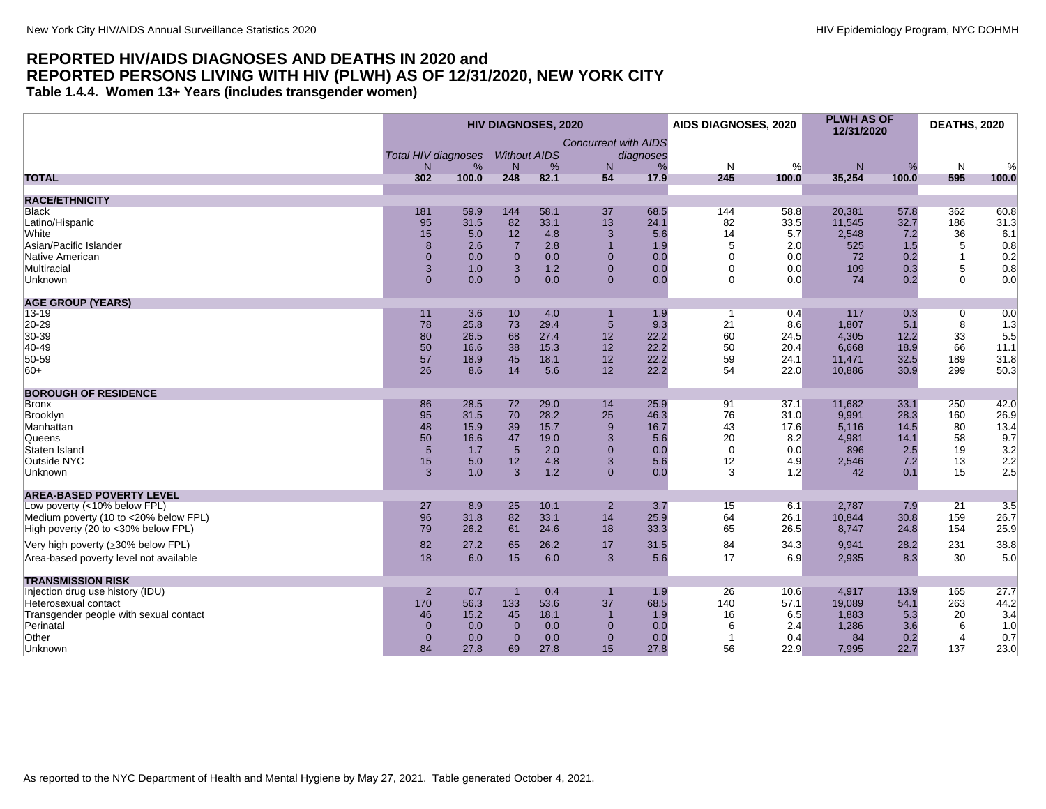# REPORTED HIV/AIDS DIAGNOSES AND DEATHS IN 2020 and REPORTED PERSONS LIVING WITH HIV (PLWH) AS OF 12/31/2020, NEW YORK CITY

**Table 1.4.4. Women 13+ Years (includes transgender women)**

| | HIV DIAGNOSES, 2020 | | | | | | AIDS DIAGNOSES, 2020 | | PLWH AS OF 12/31/2020 | | DEATHS, 2020 | |
|---|---|---|---|---|---|---|---|---|---|---|---|---|
| | *Total HIV diagnoses* | | *Without AIDS* | | *Concurrent with AIDS diagnoses* | | | | | | | |
| | N | % | N | % | N | % | N | % | N | % | N | % |
| **TOTAL** | **302** | **100.0** | **248** | **82.1** | **54** | **17.9** | **245** | **100.0** | **35,254** | **100.0** | **595** | **100.0** |
| **RACE/ETHNICITY** | | | | | | | | | | | | |
| Black | 181 | 59.9 | 144 | 58.1 | 37 | 68.5 | 144 | 58.8 | 20,381 | 57.8 | 362 | 60.8 |
| Latino/Hispanic | 95 | 31.5 | 82 | 33.1 | 13 | 24.1 | 82 | 33.5 | 11,545 | 32.7 | 186 | 31.3 |
| White | 15 | 5.0 | 12 | 4.8 | 3 | 5.6 | 14 | 5.7 | 2,548 | 7.2 | 36 | 6.1 |
| Asian/Pacific Islander | 8 | 2.6 | 7 | 2.8 | 1 | 1.9 | 5 | 2.0 | 525 | 1.5 | 5 | 0.8 |
| Native American | 0 | 0.0 | 0 | 0.0 | 0 | 0.0 | 0 | 0.0 | 72 | 0.2 | 1 | 0.2 |
| Multiracial | 3 | 1.0 | 3 | 1.2 | 0 | 0.0 | 0 | 0.0 | 109 | 0.3 | 5 | 0.8 |
| Unknown | 0 | 0.0 | 0 | 0.0 | 0 | 0.0 | 0 | 0.0 | 74 | 0.2 | 0 | 0.0 |
| **AGE GROUP (YEARS)** | | | | | | | | | | | | |
| 13-19 | 11 | 3.6 | 10 | 4.0 | 1 | 1.9 | 1 | 0.4 | 117 | 0.3 | 0 | 0.0 |
| 20-29 | 78 | 25.8 | 73 | 29.4 | 5 | 9.3 | 21 | 8.6 | 1,807 | 5.1 | 8 | 1.3 |
| 30-39 | 80 | 26.5 | 68 | 27.4 | 12 | 22.2 | 60 | 24.5 | 4,305 | 12.2 | 33 | 5.5 |
| 40-49 | 50 | 16.6 | 38 | 15.3 | 12 | 22.2 | 50 | 20.4 | 6,668 | 18.9 | 66 | 11.1 |
| 50-59 | 57 | 18.9 | 45 | 18.1 | 12 | 22.2 | 59 | 24.1 | 11,471 | 32.5 | 189 | 31.8 |
| 60+ | 26 | 8.6 | 14 | 5.6 | 12 | 22.2 | 54 | 22.0 | 10,886 | 30.9 | 299 | 50.3 |
| **BOROUGH OF RESIDENCE** | | | | | | | | | | | | |
| Bronx | 86 | 28.5 | 72 | 29.0 | 14 | 25.9 | 91 | 37.1 | 11,682 | 33.1 | 250 | 42.0 |
| Brooklyn | 95 | 31.5 | 70 | 28.2 | 25 | 46.3 | 76 | 31.0 | 9,991 | 28.3 | 160 | 26.9 |
| Manhattan | 48 | 15.9 | 39 | 15.7 | 9 | 16.7 | 43 | 17.6 | 5,116 | 14.5 | 80 | 13.4 |
| Queens | 50 | 16.6 | 47 | 19.0 | 3 | 5.6 | 20 | 8.2 | 4,981 | 14.1 | 58 | 9.7 |
| Staten Island | 5 | 1.7 | 5 | 2.0 | 0 | 0.0 | 0 | 0.0 | 896 | 2.5 | 19 | 3.2 |
| Outside NYC | 15 | 5.0 | 12 | 4.8 | 3 | 5.6 | 12 | 4.9 | 2,546 | 7.2 | 13 | 2.2 |
| Unknown | 3 | 1.0 | 3 | 1.2 | 0 | 0.0 | 3 | 1.2 | 42 | 0.1 | 15 | 2.5 |
| **AREA-BASED POVERTY LEVEL** | | | | | | | | | | | | |
| Low poverty (<10% below FPL) | 27 | 8.9 | 25 | 10.1 | 2 | 3.7 | 15 | 6.1 | 2,787 | 7.9 | 21 | 3.5 |
| Medium poverty (10 to <20% below FPL) | 96 | 31.8 | 82 | 33.1 | 14 | 25.9 | 64 | 26.1 | 10,844 | 30.8 | 159 | 26.7 |
| High poverty (20 to <30% below FPL) | 79 | 26.2 | 61 | 24.6 | 18 | 33.3 | 65 | 26.5 | 8,747 | 24.8 | 154 | 25.9 |
| Very high poverty (≥30% below FPL) | 82 | 27.2 | 65 | 26.2 | 17 | 31.5 | 84 | 34.3 | 9,941 | 28.2 | 231 | 38.8 |
| Area-based poverty level not available | 18 | 6.0 | 15 | 6.0 | 3 | 5.6 | 17 | 6.9 | 2,935 | 8.3 | 30 | 5.0 |
| **TRANSMISSION RISK** | | | | | | | | | | | | |
| Injection drug use history (IDU) | 2 | 0.7 | 1 | 0.4 | 1 | 1.9 | 26 | 10.6 | 4,917 | 13.9 | 165 | 27.7 |
| Heterosexual contact | 170 | 56.3 | 133 | 53.6 | 37 | 68.5 | 140 | 57.1 | 19,089 | 54.1 | 263 | 44.2 |
| Transgender people with sexual contact | 46 | 15.2 | 45 | 18.1 | 1 | 1.9 | 16 | 6.5 | 1,883 | 5.3 | 20 | 3.4 |
| Perinatal | 0 | 0.0 | 0 | 0.0 | 0 | 0.0 | 6 | 2.4 | 1,286 | 3.6 | 6 | 1.0 |
| Other | 0 | 0.0 | 0 | 0.0 | 0 | 0.0 | 1 | 0.4 | 84 | 0.2 | 4 | 0.7 |
| Unknown | 84 | 27.8 | 69 | 27.8 | 15 | 27.8 | 56 | 22.9 | 7,995 | 22.7 | 137 | 23.0 |

As reported to the NYC Department of Health and Mental Hygiene by May 27, 2021. Table generated October 4, 2021.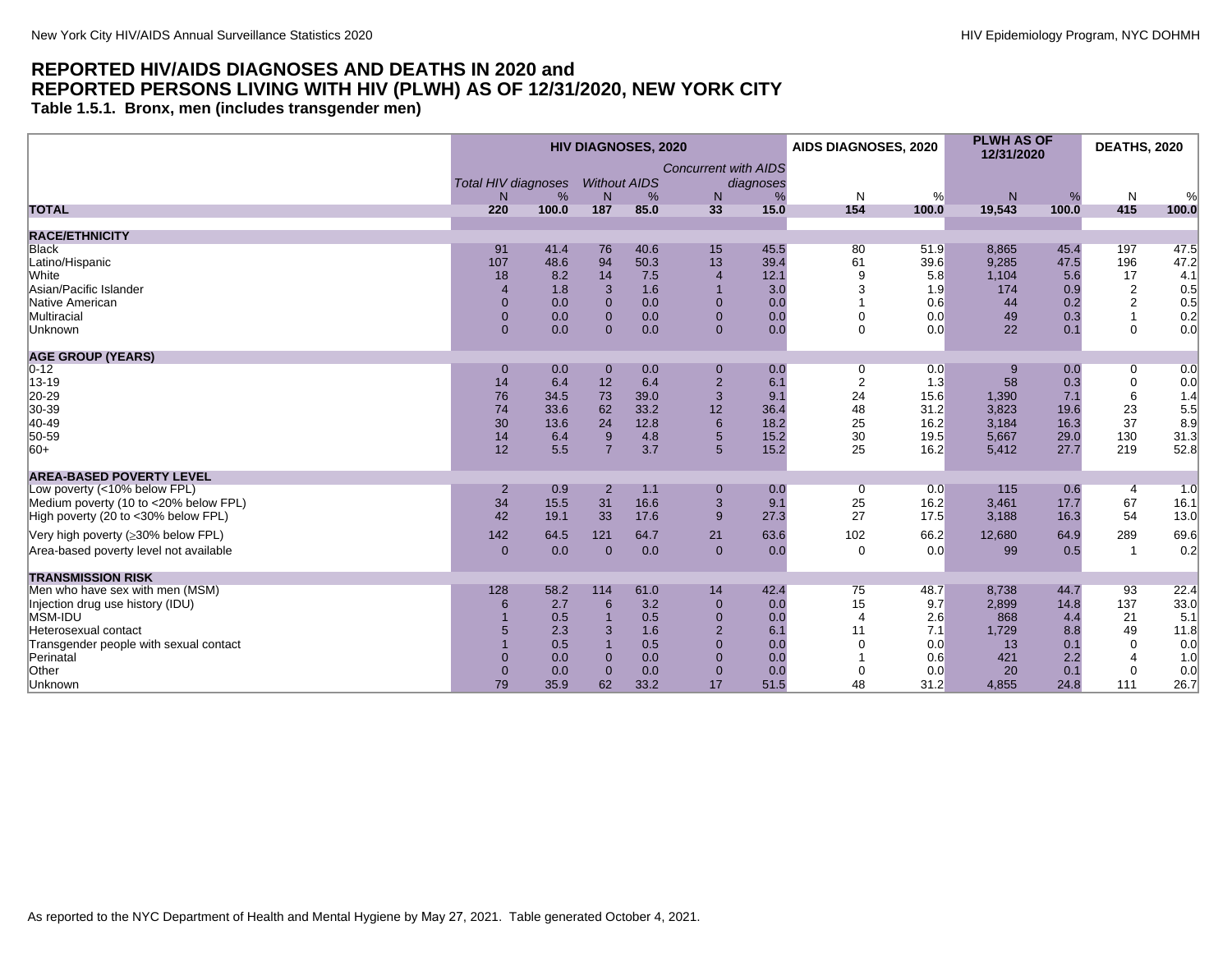## REPORTED HIV/AIDS DIAGNOSES AND DEATHS IN 2020 and REPORTED PERSONS LIVING WITH HIV (PLWH) AS OF 12/31/2020, NEW YORK CITY

### Table 1.5.1. Bronx, men (includes transgender men)

| | HIV DIAGNOSES, 2020 | | | | | | AIDS DIAGNOSES, 2020 | | PLWH AS OF 12/31/2020 | | DEATHS, 2020 | |
|---|---|---|---|---|---|---|---|---|---|---|---|---|
| | *Total HIV diagnoses* | | *Without AIDS* | | *Concurrent with AIDS diagnoses* | | | | | | | |
| | N | % | N | % | N | % | N | % | N | % | N | % |
| **TOTAL** | **220** | **100.0** | **187** | **85.0** | **33** | **15.0** | **154** | **100.0** | **19,543** | **100.0** | **415** | **100.0** |
| **RACE/ETHNICITY** | | | | | | | | | | | | |
| Black | 91 | 41.4 | 76 | 40.6 | 15 | 45.5 | 80 | 51.9 | 8,865 | 45.4 | 197 | 47.5 |
| Latino/Hispanic | 107 | 48.6 | 94 | 50.3 | 13 | 39.4 | 61 | 39.6 | 9,285 | 47.5 | 196 | 47.2 |
| White | 18 | 8.2 | 14 | 7.5 | 4 | 12.1 | 9 | 5.8 | 1,104 | 5.6 | 17 | 4.1 |
| Asian/Pacific Islander | 4 | 1.8 | 3 | 1.6 | 1 | 3.0 | 3 | 1.9 | 174 | 0.9 | 2 | 0.5 |
| Native American | 0 | 0.0 | 0 | 0.0 | 0 | 0.0 | 1 | 0.6 | 44 | 0.2 | 2 | 0.5 |
| Multiracial | 0 | 0.0 | 0 | 0.0 | 0 | 0.0 | 0 | 0.0 | 49 | 0.3 | 1 | 0.2 |
| Unknown | 0 | 0.0 | 0 | 0.0 | 0 | 0.0 | 0 | 0.0 | 22 | 0.1 | 0 | 0.0 |
| **AGE GROUP (YEARS)** | | | | | | | | | | | | |
| 0-12 | 0 | 0.0 | 0 | 0.0 | 0 | 0.0 | 0 | 0.0 | 9 | 0.0 | 0 | 0.0 |
| 13-19 | 14 | 6.4 | 12 | 6.4 | 2 | 6.1 | 2 | 1.3 | 58 | 0.3 | 0 | 0.0 |
| 20-29 | 76 | 34.5 | 73 | 39.0 | 3 | 9.1 | 24 | 15.6 | 1,390 | 7.1 | 6 | 1.4 |
| 30-39 | 74 | 33.6 | 62 | 33.2 | 12 | 36.4 | 48 | 31.2 | 3,823 | 19.6 | 23 | 5.5 |
| 40-49 | 30 | 13.6 | 24 | 12.8 | 6 | 18.2 | 25 | 16.2 | 3,184 | 16.3 | 37 | 8.9 |
| 50-59 | 14 | 6.4 | 9 | 4.8 | 5 | 15.2 | 30 | 19.5 | 5,667 | 29.0 | 130 | 31.3 |
| 60+ | 12 | 5.5 | 7 | 3.7 | 5 | 15.2 | 25 | 16.2 | 5,412 | 27.7 | 219 | 52.8 |
| **AREA-BASED POVERTY LEVEL** | | | | | | | | | | | | |
| Low poverty (<10% below FPL) | 2 | 0.9 | 2 | 1.1 | 0 | 0.0 | 0 | 0.0 | 115 | 0.6 | 4 | 1.0 |
| Medium poverty (10 to <20% below FPL) | 34 | 15.5 | 31 | 16.6 | 3 | 9.1 | 25 | 16.2 | 3,461 | 17.7 | 67 | 16.1 |
| High poverty (20 to <30% below FPL) | 42 | 19.1 | 33 | 17.6 | 9 | 27.3 | 27 | 17.5 | 3,188 | 16.3 | 54 | 13.0 |
| Very high poverty (≥30% below FPL) | 142 | 64.5 | 121 | 64.7 | 21 | 63.6 | 102 | 66.2 | 12,680 | 64.9 | 289 | 69.6 |
| Area-based poverty level not available | 0 | 0.0 | 0 | 0.0 | 0 | 0.0 | 0 | 0.0 | 99 | 0.5 | 1 | 0.2 |
| **TRANSMISSION RISK** | | | | | | | | | | | | |
| Men who have sex with men (MSM) | 128 | 58.2 | 114 | 61.0 | 14 | 42.4 | 75 | 48.7 | 8,738 | 44.7 | 93 | 22.4 |
| Injection drug use history (IDU) | 6 | 2.7 | 6 | 3.2 | 0 | 0.0 | 15 | 9.7 | 2,899 | 14.8 | 137 | 33.0 |
| MSM-IDU | 1 | 0.5 | 1 | 0.5 | 0 | 0.0 | 4 | 2.6 | 868 | 4.4 | 21 | 5.1 |
| Heterosexual contact | 5 | 2.3 | 3 | 1.6 | 2 | 6.1 | 11 | 7.1 | 1,729 | 8.8 | 49 | 11.8 |
| Transgender people with sexual contact | 1 | 0.5 | 1 | 0.5 | 0 | 0.0 | 0 | 0.0 | 13 | 0.1 | 0 | 0.0 |
| Perinatal | 0 | 0.0 | 0 | 0.0 | 0 | 0.0 | 1 | 0.6 | 421 | 2.2 | 4 | 1.0 |
| Other | 0 | 0.0 | 0 | 0.0 | 0 | 0.0 | 0 | 0.0 | 20 | 0.1 | 0 | 0.0 |
| Unknown | 79 | 35.9 | 62 | 33.2 | 17 | 51.5 | 48 | 31.2 | 4,855 | 24.8 | 111 | 26.7 |

As reported to the NYC Department of Health and Mental Hygiene by May 27, 2021. Table generated October 4, 2021.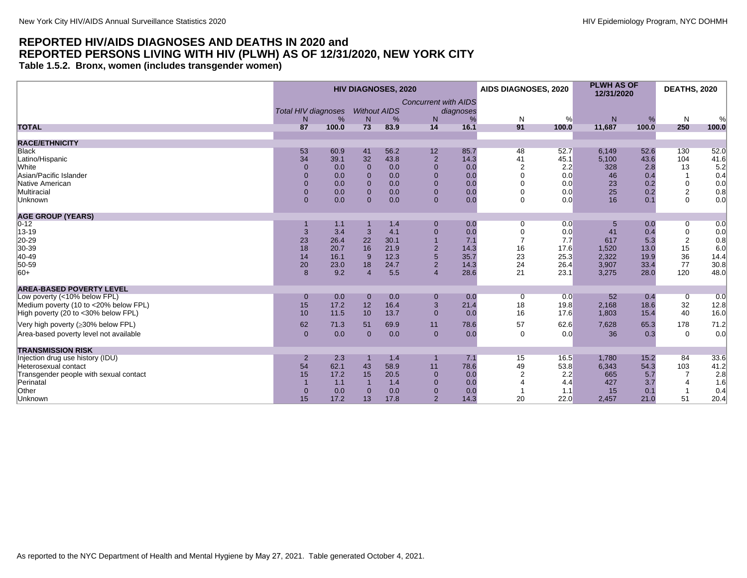# REPORTED HIV/AIDS DIAGNOSES AND DEATHS IN 2020 and REPORTED PERSONS LIVING WITH HIV (PLWH) AS OF 12/31/2020, NEW YORK CITY

**Table 1.5.2. Bronx, women (includes transgender women)**

| | HIV DIAGNOSES, 2020 | | | | | | AIDS DIAGNOSES, 2020 | | PLWH AS OF 12/31/2020 | | DEATHS, 2020 | |
|---|---|---|---|---|---|---|---|---|---|---|---|---|
| | *Total HIV diagnoses* | | *Without AIDS* | | *Concurrent with AIDS diagnoses* | | | | | | | |
| | N | % | N | % | N | % | N | % | N | % | N | % |
| **TOTAL** | **87** | **100.0** | **73** | **83.9** | **14** | **16.1** | **91** | **100.0** | **11,687** | **100.0** | **250** | **100.0** |
| **RACE/ETHNICITY** | | | | | | | | | | | | |
| Black | 53 | 60.9 | 41 | 56.2 | 12 | 85.7 | 48 | 52.7 | 6,149 | 52.6 | 130 | 52.0 |
| Latino/Hispanic | 34 | 39.1 | 32 | 43.8 | 2 | 14.3 | 41 | 45.1 | 5,100 | 43.6 | 104 | 41.6 |
| White | 0 | 0.0 | 0 | 0.0 | 0 | 0.0 | 2 | 2.2 | 328 | 2.8 | 13 | 5.2 |
| Asian/Pacific Islander | 0 | 0.0 | 0 | 0.0 | 0 | 0.0 | 0 | 0.0 | 46 | 0.4 | 1 | 0.4 |
| Native American | 0 | 0.0 | 0 | 0.0 | 0 | 0.0 | 0 | 0.0 | 23 | 0.2 | 0 | 0.0 |
| Multiracial | 0 | 0.0 | 0 | 0.0 | 0 | 0.0 | 0 | 0.0 | 25 | 0.2 | 2 | 0.8 |
| Unknown | 0 | 0.0 | 0 | 0.0 | 0 | 0.0 | 0 | 0.0 | 16 | 0.1 | 0 | 0.0 |
| **AGE GROUP (YEARS)** | | | | | | | | | | | | |
| 0-12 | 1 | 1.1 | 1 | 1.4 | 0 | 0.0 | 0 | 0.0 | 5 | 0.0 | 0 | 0.0 |
| 13-19 | 3 | 3.4 | 3 | 4.1 | 0 | 0.0 | 0 | 0.0 | 41 | 0.4 | 0 | 0.0 |
| 20-29 | 23 | 26.4 | 22 | 30.1 | 1 | 7.1 | 7 | 7.7 | 617 | 5.3 | 2 | 0.8 |
| 30-39 | 18 | 20.7 | 16 | 21.9 | 2 | 14.3 | 16 | 17.6 | 1,520 | 13.0 | 15 | 6.0 |
| 40-49 | 14 | 16.1 | 9 | 12.3 | 5 | 35.7 | 23 | 25.3 | 2,322 | 19.9 | 36 | 14.4 |
| 50-59 | 20 | 23.0 | 18 | 24.7 | 2 | 14.3 | 24 | 26.4 | 3,907 | 33.4 | 77 | 30.8 |
| 60+ | 8 | 9.2 | 4 | 5.5 | 4 | 28.6 | 21 | 23.1 | 3,275 | 28.0 | 120 | 48.0 |
| **AREA-BASED POVERTY LEVEL** | | | | | | | | | | | | |
| Low poverty (<10% below FPL) | 0 | 0.0 | 0 | 0.0 | 0 | 0.0 | 0 | 0.0 | 52 | 0.4 | 0 | 0.0 |
| Medium poverty (10 to <20% below FPL) | 15 | 17.2 | 12 | 16.4 | 3 | 21.4 | 18 | 19.8 | 2,168 | 18.6 | 32 | 12.8 |
| High poverty (20 to <30% below FPL) | 10 | 11.5 | 10 | 13.7 | 0 | 0.0 | 16 | 17.6 | 1,803 | 15.4 | 40 | 16.0 |
| Very high poverty (≥30% below FPL) | 62 | 71.3 | 51 | 69.9 | 11 | 78.6 | 57 | 62.6 | 7,628 | 65.3 | 178 | 71.2 |
| Area-based poverty level not available | 0 | 0.0 | 0 | 0.0 | 0 | 0.0 | 0 | 0.0 | 36 | 0.3 | 0 | 0.0 |
| **TRANSMISSION RISK** | | | | | | | | | | | | |
| Injection drug use history (IDU) | 2 | 2.3 | 1 | 1.4 | 1 | 7.1 | 15 | 16.5 | 1,780 | 15.2 | 84 | 33.6 |
| Heterosexual contact | 54 | 62.1 | 43 | 58.9 | 11 | 78.6 | 49 | 53.8 | 6,343 | 54.3 | 103 | 41.2 |
| Transgender people with sexual contact | 15 | 17.2 | 15 | 20.5 | 0 | 0.0 | 2 | 2.2 | 665 | 5.7 | 7 | 2.8 |
| Perinatal | 1 | 1.1 | 1 | 1.4 | 0 | 0.0 | 4 | 4.4 | 427 | 3.7 | 4 | 1.6 |
| Other | 0 | 0.0 | 0 | 0.0 | 0 | 0.0 | 1 | 1.1 | 15 | 0.1 | 1 | 0.4 |
| Unknown | 15 | 17.2 | 13 | 17.8 | 2 | 14.3 | 20 | 22.0 | 2,457 | 21.0 | 51 | 20.4 |

As reported to the NYC Department of Health and Mental Hygiene by May 27, 2021. Table generated October 4, 2021.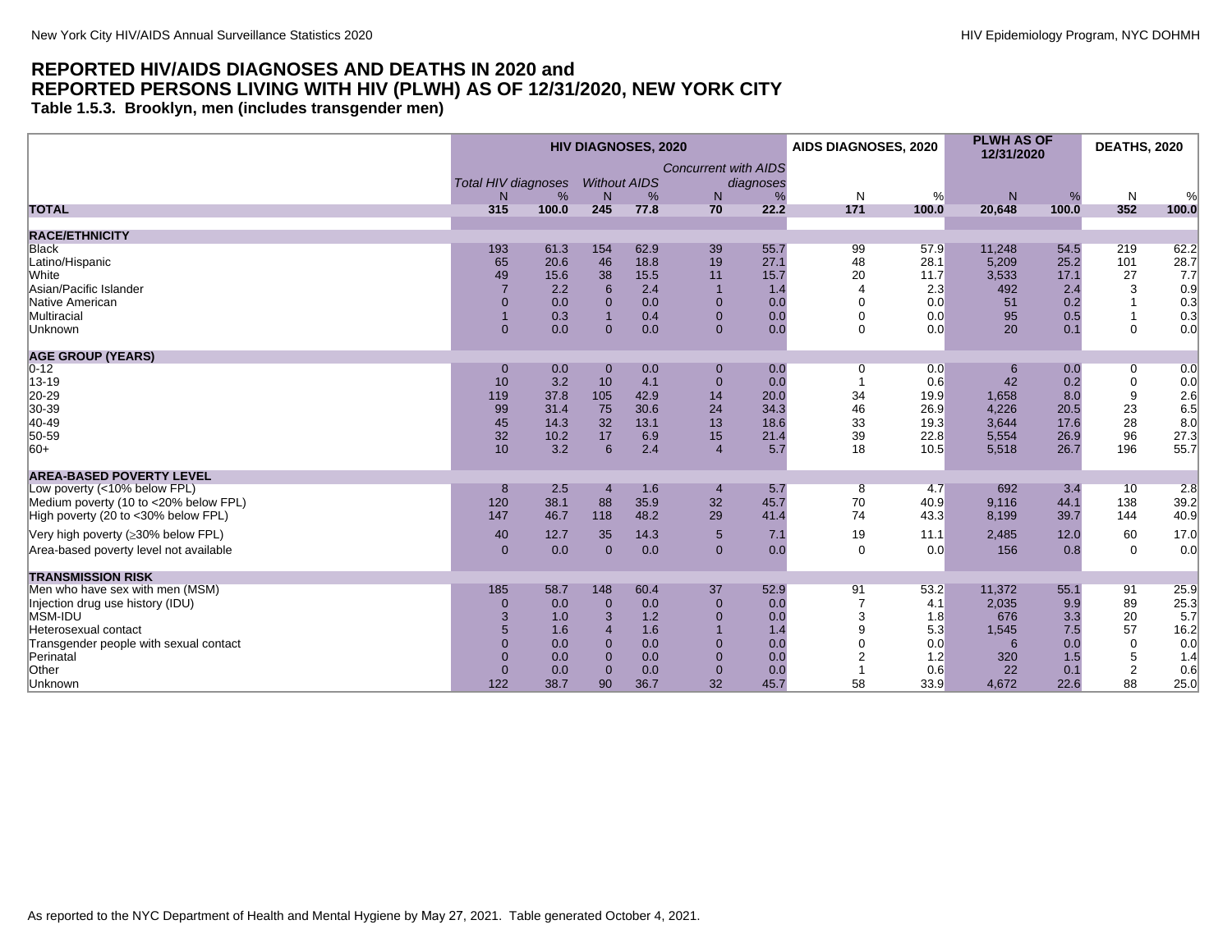## REPORTED HIV/AIDS DIAGNOSES AND DEATHS IN 2020 and REPORTED PERSONS LIVING WITH HIV (PLWH) AS OF 12/31/2020, NEW YORK CITY

### Table 1.5.3. Brooklyn, men (includes transgender men)

| | HIV DIAGNOSES, 2020 | | | | | | AIDS DIAGNOSES, 2020 | | PLWH AS OF 12/31/2020 | | DEATHS, 2020 | |
|---|---|---|---|---|---|---|---|---|---|---|---|---|
| | *Total HIV diagnoses* | | *Without AIDS* | | *Concurrent with AIDS diagnoses* | | | | | | | |
| | N | % | N | % | N | % | N | % | N | % | N | % |
| **TOTAL** | **315** | **100.0** | **245** | **77.8** | **70** | **22.2** | **171** | **100.0** | **20,648** | **100.0** | **352** | **100.0** |
| **RACE/ETHNICITY** | | | | | | | | | | | | |
| Black | 193 | 61.3 | 154 | 62.9 | 39 | 55.7 | 99 | 57.9 | 11,248 | 54.5 | 219 | 62.2 |
| Latino/Hispanic | 65 | 20.6 | 46 | 18.8 | 19 | 27.1 | 48 | 28.1 | 5,209 | 25.2 | 101 | 28.7 |
| White | 49 | 15.6 | 38 | 15.5 | 11 | 15.7 | 20 | 11.7 | 3,533 | 17.1 | 27 | 7.7 |
| Asian/Pacific Islander | 7 | 2.2 | 6 | 2.4 | 1 | 1.4 | 4 | 2.3 | 492 | 2.4 | 3 | 0.9 |
| Native American | 0 | 0.0 | 0 | 0.0 | 0 | 0.0 | 0 | 0.0 | 51 | 0.2 | 1 | 0.3 |
| Multiracial | 1 | 0.3 | 1 | 0.4 | 0 | 0.0 | 0 | 0.0 | 95 | 0.5 | 1 | 0.3 |
| Unknown | 0 | 0.0 | 0 | 0.0 | 0 | 0.0 | 0 | 0.0 | 20 | 0.1 | 0 | 0.0 |
| **AGE GROUP (YEARS)** | | | | | | | | | | | | |
| 0-12 | 0 | 0.0 | 0 | 0.0 | 0 | 0.0 | 0 | 0.0 | 6 | 0.0 | 0 | 0.0 |
| 13-19 | 10 | 3.2 | 10 | 4.1 | 0 | 0.0 | 1 | 0.6 | 42 | 0.2 | 0 | 0.0 |
| 20-29 | 119 | 37.8 | 105 | 42.9 | 14 | 20.0 | 34 | 19.9 | 1,658 | 8.0 | 9 | 2.6 |
| 30-39 | 99 | 31.4 | 75 | 30.6 | 24 | 34.3 | 46 | 26.9 | 4,226 | 20.5 | 23 | 6.5 |
| 40-49 | 45 | 14.3 | 32 | 13.1 | 13 | 18.6 | 33 | 19.3 | 3,644 | 17.6 | 28 | 8.0 |
| 50-59 | 32 | 10.2 | 17 | 6.9 | 15 | 21.4 | 39 | 22.8 | 5,554 | 26.9 | 96 | 27.3 |
| 60+ | 10 | 3.2 | 6 | 2.4 | 4 | 5.7 | 18 | 10.5 | 5,518 | 26.7 | 196 | 55.7 |
| **AREA-BASED POVERTY LEVEL** | | | | | | | | | | | | |
| Low poverty (<10% below FPL) | 8 | 2.5 | 4 | 1.6 | 4 | 5.7 | 8 | 4.7 | 692 | 3.4 | 10 | 2.8 |
| Medium poverty (10 to <20% below FPL) | 120 | 38.1 | 88 | 35.9 | 32 | 45.7 | 70 | 40.9 | 9,116 | 44.1 | 138 | 39.2 |
| High poverty (20 to <30% below FPL) | 147 | 46.7 | 118 | 48.2 | 29 | 41.4 | 74 | 43.3 | 8,199 | 39.7 | 144 | 40.9 |
| Very high poverty (≥30% below FPL) | 40 | 12.7 | 35 | 14.3 | 5 | 7.1 | 19 | 11.1 | 2,485 | 12.0 | 60 | 17.0 |
| Area-based poverty level not available | 0 | 0.0 | 0 | 0.0 | 0 | 0.0 | 0 | 0.0 | 156 | 0.8 | 0 | 0.0 |
| **TRANSMISSION RISK** | | | | | | | | | | | | |
| Men who have sex with men (MSM) | 185 | 58.7 | 148 | 60.4 | 37 | 52.9 | 91 | 53.2 | 11,372 | 55.1 | 91 | 25.9 |
| Injection drug use history (IDU) | 0 | 0.0 | 0 | 0.0 | 0 | 0.0 | 7 | 4.1 | 2,035 | 9.9 | 89 | 25.3 |
| MSM-IDU | 3 | 1.0 | 3 | 1.2 | 0 | 0.0 | 3 | 1.8 | 676 | 3.3 | 20 | 5.7 |
| Heterosexual contact | 5 | 1.6 | 4 | 1.6 | 1 | 1.4 | 9 | 5.3 | 1,545 | 7.5 | 57 | 16.2 |
| Transgender people with sexual contact | 0 | 0.0 | 0 | 0.0 | 0 | 0.0 | 0 | 0.0 | 6 | 0.0 | 0 | 0.0 |
| Perinatal | 0 | 0.0 | 0 | 0.0 | 0 | 0.0 | 2 | 1.2 | 320 | 1.5 | 5 | 1.4 |
| Other | 0 | 0.0 | 0 | 0.0 | 0 | 0.0 | 1 | 0.6 | 22 | 0.1 | 2 | 0.6 |
| Unknown | 122 | 38.7 | 90 | 36.7 | 32 | 45.7 | 58 | 33.9 | 4,672 | 22.6 | 88 | 25.0 |

As reported to the NYC Department of Health and Mental Hygiene by May 27, 2021. Table generated October 4, 2021.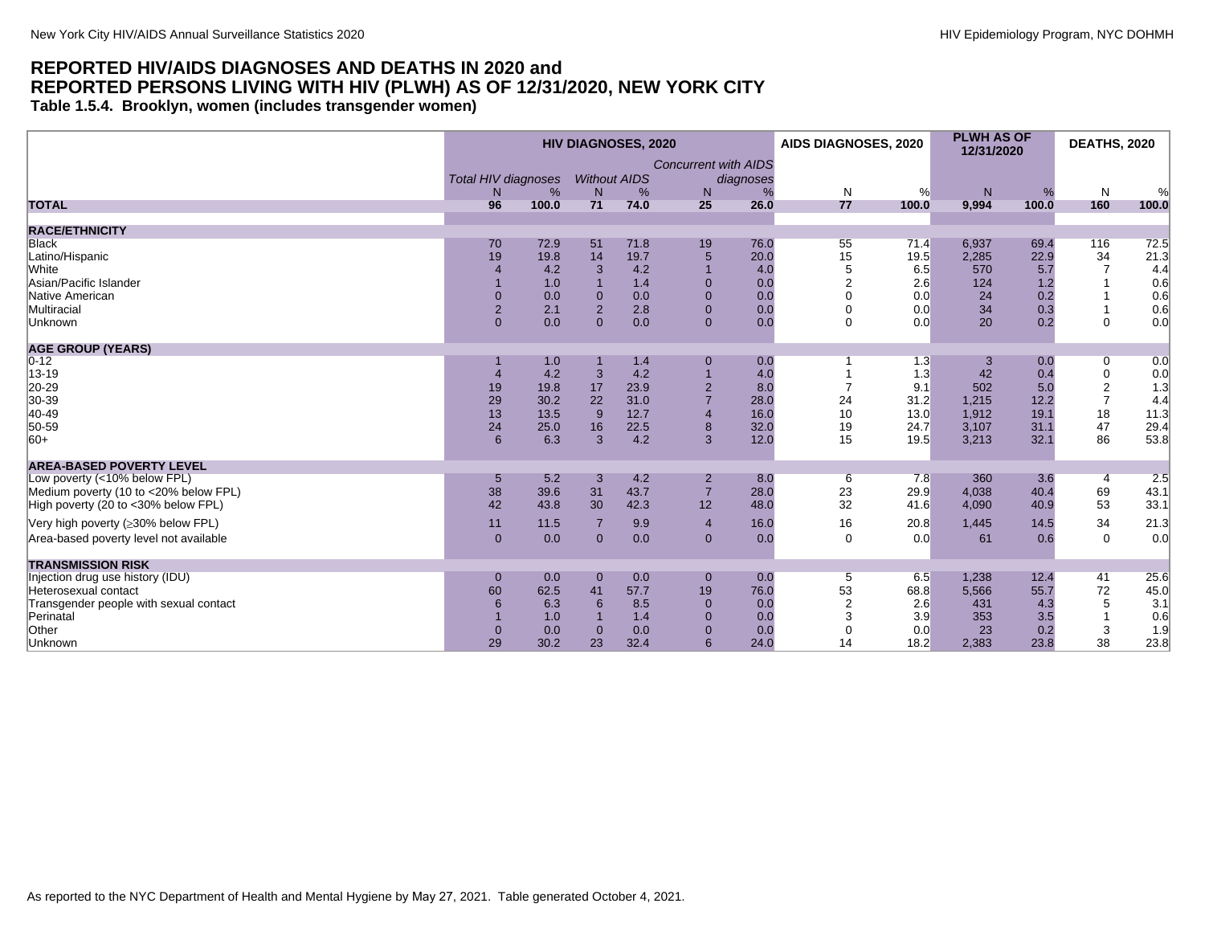## REPORTED HIV/AIDS DIAGNOSES AND DEATHS IN 2020 and REPORTED PERSONS LIVING WITH HIV (PLWH) AS OF 12/31/2020, NEW YORK CITY

### Table 1.5.4. Brooklyn, women (includes transgender women)

| | HIV DIAGNOSES, 2020 | | | | | | AIDS DIAGNOSES, 2020 | | PLWH AS OF 12/31/2020 | | DEATHS, 2020 | |
|---|---|---|---|---|---|---|---|---|---|---|---|---|
| | *Total HIV diagnoses* | | *Without AIDS* | | *Concurrent with AIDS diagnoses* | | | | | | | |
| | N | % | N | % | N | % | N | % | N | % | N | % |
| **TOTAL** | **96** | **100.0** | **71** | **74.0** | **25** | **26.0** | **77** | **100.0** | **9,994** | **100.0** | **160** | **100.0** |
| **RACE/ETHNICITY** | | | | | | | | | | | | |
| Black | 70 | 72.9 | 51 | 71.8 | 19 | 76.0 | 55 | 71.4 | 6,937 | 69.4 | 116 | 72.5 |
| Latino/Hispanic | 19 | 19.8 | 14 | 19.7 | 5 | 20.0 | 15 | 19.5 | 2,285 | 22.9 | 34 | 21.3 |
| White | 4 | 4.2 | 3 | 4.2 | 1 | 4.0 | 5 | 6.5 | 570 | 5.7 | 7 | 4.4 |
| Asian/Pacific Islander | 1 | 1.0 | 1 | 1.4 | 0 | 0.0 | 2 | 2.6 | 124 | 1.2 | 1 | 0.6 |
| Native American | 0 | 0.0 | 0 | 0.0 | 0 | 0.0 | 0 | 0.0 | 24 | 0.2 | 1 | 0.6 |
| Multiracial | 2 | 2.1 | 2 | 2.8 | 0 | 0.0 | 0 | 0.0 | 34 | 0.3 | 1 | 0.6 |
| Unknown | 0 | 0.0 | 0 | 0.0 | 0 | 0.0 | 0 | 0.0 | 20 | 0.2 | 0 | 0.0 |
| **AGE GROUP (YEARS)** | | | | | | | | | | | | |
| 0-12 | 1 | 1.0 | 1 | 1.4 | 0 | 0.0 | 1 | 1.3 | 3 | 0.0 | 0 | 0.0 |
| 13-19 | 4 | 4.2 | 3 | 4.2 | 1 | 4.0 | 1 | 1.3 | 42 | 0.4 | 0 | 0.0 |
| 20-29 | 19 | 19.8 | 17 | 23.9 | 2 | 8.0 | 7 | 9.1 | 502 | 5.0 | 2 | 1.3 |
| 30-39 | 29 | 30.2 | 22 | 31.0 | 7 | 28.0 | 24 | 31.2 | 1,215 | 12.2 | 7 | 4.4 |
| 40-49 | 13 | 13.5 | 9 | 12.7 | 4 | 16.0 | 10 | 13.0 | 1,912 | 19.1 | 18 | 11.3 |
| 50-59 | 24 | 25.0 | 16 | 22.5 | 8 | 32.0 | 19 | 24.7 | 3,107 | 31.1 | 47 | 29.4 |
| 60+ | 6 | 6.3 | 3 | 4.2 | 3 | 12.0 | 15 | 19.5 | 3,213 | 32.1 | 86 | 53.8 |
| **AREA-BASED POVERTY LEVEL** | | | | | | | | | | | | |
| Low poverty (<10% below FPL) | 5 | 5.2 | 3 | 4.2 | 2 | 8.0 | 6 | 7.8 | 360 | 3.6 | 4 | 2.5 |
| Medium poverty (10 to <20% below FPL) | 38 | 39.6 | 31 | 43.7 | 7 | 28.0 | 23 | 29.9 | 4,038 | 40.4 | 69 | 43.1 |
| High poverty (20 to <30% below FPL) | 42 | 43.8 | 30 | 42.3 | 12 | 48.0 | 32 | 41.6 | 4,090 | 40.9 | 53 | 33.1 |
| Very high poverty (≥30% below FPL) | 11 | 11.5 | 7 | 9.9 | 4 | 16.0 | 16 | 20.8 | 1,445 | 14.5 | 34 | 21.3 |
| Area-based poverty level not available | 0 | 0.0 | 0 | 0.0 | 0 | 0.0 | 0 | 0.0 | 61 | 0.6 | 0 | 0.0 |
| **TRANSMISSION RISK** | | | | | | | | | | | | |
| Injection drug use history (IDU) | 0 | 0.0 | 0 | 0.0 | 0 | 0.0 | 5 | 6.5 | 1,238 | 12.4 | 41 | 25.6 |
| Heterosexual contact | 60 | 62.5 | 41 | 57.7 | 19 | 76.0 | 53 | 68.8 | 5,566 | 55.7 | 72 | 45.0 |
| Transgender people with sexual contact | 6 | 6.3 | 6 | 8.5 | 0 | 0.0 | 2 | 2.6 | 431 | 4.3 | 5 | 3.1 |
| Perinatal | 1 | 1.0 | 1 | 1.4 | 0 | 0.0 | 3 | 3.9 | 353 | 3.5 | 1 | 0.6 |
| Other | 0 | 0.0 | 0 | 0.0 | 0 | 0.0 | 0 | 0.0 | 23 | 0.2 | 3 | 1.9 |
| Unknown | 29 | 30.2 | 23 | 32.4 | 6 | 24.0 | 14 | 18.2 | 2,383 | 23.8 | 38 | 23.8 |

As reported to the NYC Department of Health and Mental Hygiene by May 27, 2021. Table generated October 4, 2021.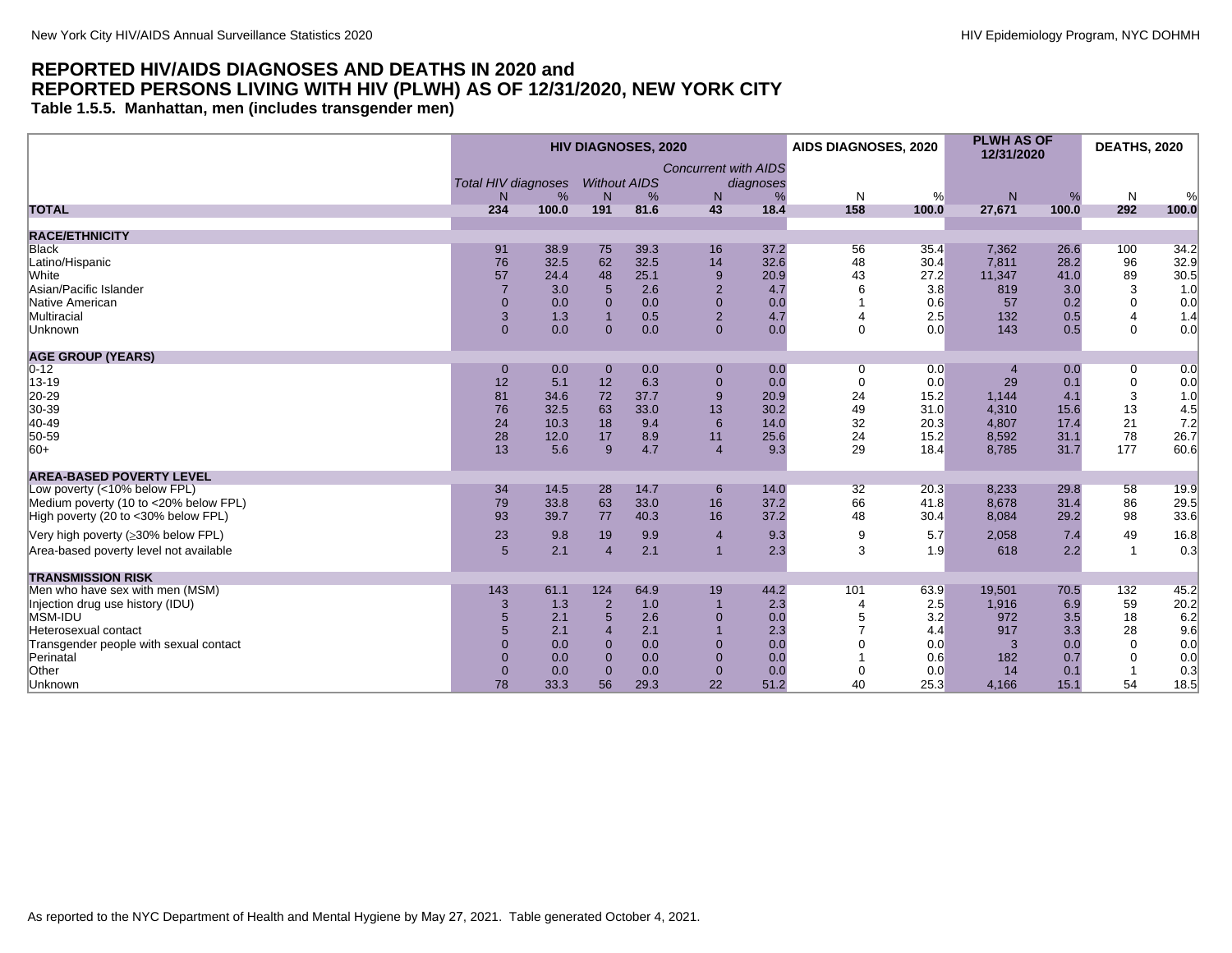# REPORTED HIV/AIDS DIAGNOSES AND DEATHS IN 2020 and REPORTED PERSONS LIVING WITH HIV (PLWH) AS OF 12/31/2020, NEW YORK CITY

## Table 1.5.5. Manhattan, men (includes transgender men)

| | HIV DIAGNOSES, 2020 | | | | | | AIDS DIAGNOSES, 2020 | | PLWH AS OF 12/31/2020 | | DEATHS, 2020 | |
|---|---|---|---|---|---|---|---|---|---|---|---|---|
| | *Total HIV diagnoses* | | *Without AIDS* | | *Concurrent with AIDS diagnoses* | | | | | | | |
| | N | % | N | % | N | % | N | % | N | % | N | % |
| **TOTAL** | **234** | **100.0** | **191** | **81.6** | **43** | **18.4** | **158** | **100.0** | **27,671** | **100.0** | **292** | **100.0** |
| **RACE/ETHNICITY** | | | | | | | | | | | | |
| Black | 91 | 38.9 | 75 | 39.3 | 16 | 37.2 | 56 | 35.4 | 7,362 | 26.6 | 100 | 34.2 |
| Latino/Hispanic | 76 | 32.5 | 62 | 32.5 | 14 | 32.6 | 48 | 30.4 | 7,811 | 28.2 | 96 | 32.9 |
| White | 57 | 24.4 | 48 | 25.1 | 9 | 20.9 | 43 | 27.2 | 11,347 | 41.0 | 89 | 30.5 |
| Asian/Pacific Islander | 7 | 3.0 | 5 | 2.6 | 2 | 4.7 | 6 | 3.8 | 819 | 3.0 | 3 | 1.0 |
| Native American | 0 | 0.0 | 0 | 0.0 | 0 | 0.0 | 1 | 0.6 | 57 | 0.2 | 0 | 0.0 |
| Multiracial | 3 | 1.3 | 1 | 0.5 | 2 | 4.7 | 4 | 2.5 | 132 | 0.5 | 4 | 1.4 |
| Unknown | 0 | 0.0 | 0 | 0.0 | 0 | 0.0 | 0 | 0.0 | 143 | 0.5 | 0 | 0.0 |
| **AGE GROUP (YEARS)** | | | | | | | | | | | | |
| 0-12 | 0 | 0.0 | 0 | 0.0 | 0 | 0.0 | 0 | 0.0 | 4 | 0.0 | 0 | 0.0 |
| 13-19 | 12 | 5.1 | 12 | 6.3 | 0 | 0.0 | 0 | 0.0 | 29 | 0.1 | 0 | 0.0 |
| 20-29 | 81 | 34.6 | 72 | 37.7 | 9 | 20.9 | 24 | 15.2 | 1,144 | 4.1 | 3 | 1.0 |
| 30-39 | 76 | 32.5 | 63 | 33.0 | 13 | 30.2 | 49 | 31.0 | 4,310 | 15.6 | 13 | 4.5 |
| 40-49 | 24 | 10.3 | 18 | 9.4 | 6 | 14.0 | 32 | 20.3 | 4,807 | 17.4 | 21 | 7.2 |
| 50-59 | 28 | 12.0 | 17 | 8.9 | 11 | 25.6 | 24 | 15.2 | 8,592 | 31.1 | 78 | 26.7 |
| 60+ | 13 | 5.6 | 9 | 4.7 | 4 | 9.3 | 29 | 18.4 | 8,785 | 31.7 | 177 | 60.6 |
| **AREA-BASED POVERTY LEVEL** | | | | | | | | | | | | |
| Low poverty (<10% below FPL) | 34 | 14.5 | 28 | 14.7 | 6 | 14.0 | 32 | 20.3 | 8,233 | 29.8 | 58 | 19.9 |
| Medium poverty (10 to <20% below FPL) | 79 | 33.8 | 63 | 33.0 | 16 | 37.2 | 66 | 41.8 | 8,678 | 31.4 | 86 | 29.5 |
| High poverty (20 to <30% below FPL) | 93 | 39.7 | 77 | 40.3 | 16 | 37.2 | 48 | 30.4 | 8,084 | 29.2 | 98 | 33.6 |
| Very high poverty (≥30% below FPL) | 23 | 9.8 | 19 | 9.9 | 4 | 9.3 | 9 | 5.7 | 2,058 | 7.4 | 49 | 16.8 |
| Area-based poverty level not available | 5 | 2.1 | 4 | 2.1 | 1 | 2.3 | 3 | 1.9 | 618 | 2.2 | 1 | 0.3 |
| **TRANSMISSION RISK** | | | | | | | | | | | | |
| Men who have sex with men (MSM) | 143 | 61.1 | 124 | 64.9 | 19 | 44.2 | 101 | 63.9 | 19,501 | 70.5 | 132 | 45.2 |
| Injection drug use history (IDU) | 3 | 1.3 | 2 | 1.0 | 1 | 2.3 | 4 | 2.5 | 1,916 | 6.9 | 59 | 20.2 |
| MSM-IDU | 5 | 2.1 | 5 | 2.6 | 0 | 0.0 | 5 | 3.2 | 972 | 3.5 | 18 | 6.2 |
| Heterosexual contact | 5 | 2.1 | 4 | 2.1 | 1 | 2.3 | 7 | 4.4 | 917 | 3.3 | 28 | 9.6 |
| Transgender people with sexual contact | 0 | 0.0 | 0 | 0.0 | 0 | 0.0 | 0 | 0.0 | 3 | 0.0 | 0 | 0.0 |
| Perinatal | 0 | 0.0 | 0 | 0.0 | 0 | 0.0 | 1 | 0.6 | 182 | 0.7 | 0 | 0.0 |
| Other | 0 | 0.0 | 0 | 0.0 | 0 | 0.0 | 0 | 0.0 | 14 | 0.1 | 1 | 0.3 |
| Unknown | 78 | 33.3 | 56 | 29.3 | 22 | 51.2 | 40 | 25.3 | 4,166 | 15.1 | 54 | 18.5 |

As reported to the NYC Department of Health and Mental Hygiene by May 27, 2021. Table generated October 4, 2021.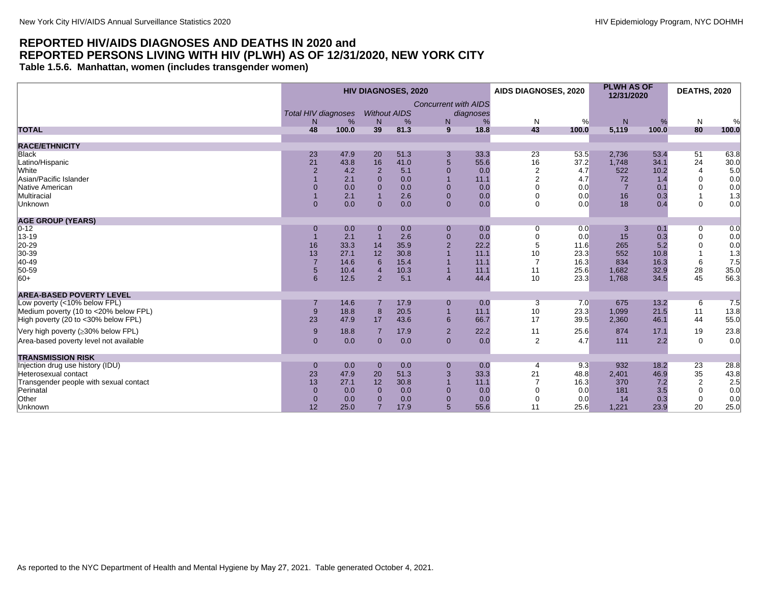# REPORTED HIV/AIDS DIAGNOSES AND DEATHS IN 2020 and REPORTED PERSONS LIVING WITH HIV (PLWH) AS OF 12/31/2020, NEW YORK CITY

## Table 1.5.6. Manhattan, women (includes transgender women)

| | HIV DIAGNOSES, 2020 | | | | | | AIDS DIAGNOSES, 2020 | | PLWH AS OF 12/31/2020 | | DEATHS, 2020 | |
|---|---|---|---|---|---|---|---|---|---|---|---|---|
| | *Total HIV diagnoses* | | *Without AIDS* | | *Concurrent with AIDS diagnoses* | | | | | | | |
| | N | % | N | % | N | % | N | % | N | % | N | % |
| **TOTAL** | **48** | **100.0** | **39** | **81.3** | **9** | **18.8** | **43** | **100.0** | **5,119** | **100.0** | **80** | **100.0** |
| **RACE/ETHNICITY** | | | | | | | | | | | | |
| Black | 23 | 47.9 | 20 | 51.3 | 3 | 33.3 | 23 | 53.5 | 2,736 | 53.4 | 51 | 63.8 |
| Latino/Hispanic | 21 | 43.8 | 16 | 41.0 | 5 | 55.6 | 16 | 37.2 | 1,748 | 34.1 | 24 | 30.0 |
| White | 2 | 4.2 | 2 | 5.1 | 0 | 0.0 | 2 | 4.7 | 522 | 10.2 | 4 | 5.0 |
| Asian/Pacific Islander | 1 | 2.1 | 0 | 0.0 | 1 | 11.1 | 2 | 4.7 | 72 | 1.4 | 0 | 0.0 |
| Native American | 0 | 0.0 | 0 | 0.0 | 0 | 0.0 | 0 | 0.0 | 7 | 0.1 | 0 | 0.0 |
| Multiracial | 1 | 2.1 | 1 | 2.6 | 0 | 0.0 | 0 | 0.0 | 16 | 0.3 | 1 | 1.3 |
| Unknown | 0 | 0.0 | 0 | 0.0 | 0 | 0.0 | 0 | 0.0 | 18 | 0.4 | 0 | 0.0 |
| **AGE GROUP (YEARS)** | | | | | | | | | | | | |
| 0-12 | 0 | 0.0 | 0 | 0.0 | 0 | 0.0 | 0 | 0.0 | 3 | 0.1 | 0 | 0.0 |
| 13-19 | 1 | 2.1 | 1 | 2.6 | 0 | 0.0 | 0 | 0.0 | 15 | 0.3 | 0 | 0.0 |
| 20-29 | 16 | 33.3 | 14 | 35.9 | 2 | 22.2 | 5 | 11.6 | 265 | 5.2 | 0 | 0.0 |
| 30-39 | 13 | 27.1 | 12 | 30.8 | 1 | 11.1 | 10 | 23.3 | 552 | 10.8 | 1 | 1.3 |
| 40-49 | 7 | 14.6 | 6 | 15.4 | 1 | 11.1 | 7 | 16.3 | 834 | 16.3 | 6 | 7.5 |
| 50-59 | 5 | 10.4 | 4 | 10.3 | 1 | 11.1 | 11 | 25.6 | 1,682 | 32.9 | 28 | 35.0 |
| 60+ | 6 | 12.5 | 2 | 5.1 | 4 | 44.4 | 10 | 23.3 | 1,768 | 34.5 | 45 | 56.3 |
| **AREA-BASED POVERTY LEVEL** | | | | | | | | | | | | |
| Low poverty (<10% below FPL) | 7 | 14.6 | 7 | 17.9 | 0 | 0.0 | 3 | 7.0 | 675 | 13.2 | 6 | 7.5 |
| Medium poverty (10 to <20% below FPL) | 9 | 18.8 | 8 | 20.5 | 1 | 11.1 | 10 | 23.3 | 1,099 | 21.5 | 11 | 13.8 |
| High poverty (20 to <30% below FPL) | 23 | 47.9 | 17 | 43.6 | 6 | 66.7 | 17 | 39.5 | 2,360 | 46.1 | 44 | 55.0 |
| Very high poverty (≥30% below FPL) | 9 | 18.8 | 7 | 17.9 | 2 | 22.2 | 11 | 25.6 | 874 | 17.1 | 19 | 23.8 |
| Area-based poverty level not available | 0 | 0.0 | 0 | 0.0 | 0 | 0.0 | 2 | 4.7 | 111 | 2.2 | 0 | 0.0 |
| **TRANSMISSION RISK** | | | | | | | | | | | | |
| Injection drug use history (IDU) | 0 | 0.0 | 0 | 0.0 | 0 | 0.0 | 4 | 9.3 | 932 | 18.2 | 23 | 28.8 |
| Heterosexual contact | 23 | 47.9 | 20 | 51.3 | 3 | 33.3 | 21 | 48.8 | 2,401 | 46.9 | 35 | 43.8 |
| Transgender people with sexual contact | 13 | 27.1 | 12 | 30.8 | 1 | 11.1 | 7 | 16.3 | 370 | 7.2 | 2 | 2.5 |
| Perinatal | 0 | 0.0 | 0 | 0.0 | 0 | 0.0 | 0 | 0.0 | 181 | 3.5 | 0 | 0.0 |
| Other | 0 | 0.0 | 0 | 0.0 | 0 | 0.0 | 0 | 0.0 | 14 | 0.3 | 0 | 0.0 |
| Unknown | 12 | 25.0 | 7 | 17.9 | 5 | 55.6 | 11 | 25.6 | 1,221 | 23.9 | 20 | 25.0 |

As reported to the NYC Department of Health and Mental Hygiene by May 27, 2021. Table generated October 4, 2021.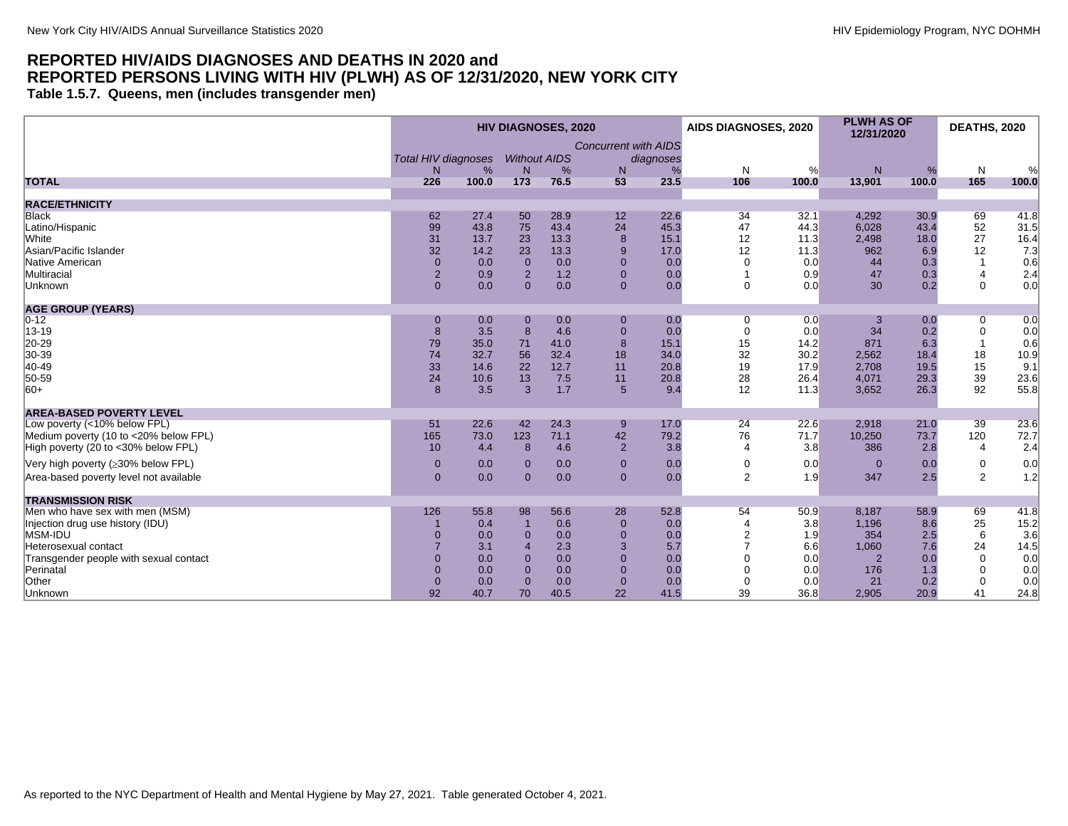## REPORTED HIV/AIDS DIAGNOSES AND DEATHS IN 2020 and REPORTED PERSONS LIVING WITH HIV (PLWH) AS OF 12/31/2020, NEW YORK CITY

### Table 1.5.7. Queens, men (includes transgender men)

| | HIV DIAGNOSES, 2020 | | | | | | AIDS DIAGNOSES, 2020 | | PLWH AS OF 12/31/2020 | | DEATHS, 2020 | |
|---|---|---|---|---|---|---|---|---|---|---|---|---|
| | *Total HIV diagnoses* | | *Without AIDS* | | *Concurrent with AIDS diagnoses* | | | | | | | |
| | N | % | N | % | N | % | N | % | N | % | N | % |
| **TOTAL** | **226** | **100.0** | **173** | **76.5** | **53** | **23.5** | **106** | **100.0** | **13,901** | **100.0** | **165** | **100.0** |
| **RACE/ETHNICITY** | | | | | | | | | | | | |
| Black | 62 | 27.4 | 50 | 28.9 | 12 | 22.6 | 34 | 32.1 | 4,292 | 30.9 | 69 | 41.8 |
| Latino/Hispanic | 99 | 43.8 | 75 | 43.4 | 24 | 45.3 | 47 | 44.3 | 6,028 | 43.4 | 52 | 31.5 |
| White | 31 | 13.7 | 23 | 13.3 | 8 | 15.1 | 12 | 11.3 | 2,498 | 18.0 | 27 | 16.4 |
| Asian/Pacific Islander | 32 | 14.2 | 23 | 13.3 | 9 | 17.0 | 12 | 11.3 | 962 | 6.9 | 12 | 7.3 |
| Native American | 0 | 0.0 | 0 | 0.0 | 0 | 0.0 | 0 | 0.0 | 44 | 0.3 | 1 | 0.6 |
| Multiracial | 2 | 0.9 | 2 | 1.2 | 0 | 0.0 | 1 | 0.9 | 47 | 0.3 | 4 | 2.4 |
| Unknown | 0 | 0.0 | 0 | 0.0 | 0 | 0.0 | 0 | 0.0 | 30 | 0.2 | 0 | 0.0 |
| **AGE GROUP (YEARS)** | | | | | | | | | | | | |
| 0-12 | 0 | 0.0 | 0 | 0.0 | 0 | 0.0 | 0 | 0.0 | 3 | 0.0 | 0 | 0.0 |
| 13-19 | 8 | 3.5 | 8 | 4.6 | 0 | 0.0 | 0 | 0.0 | 34 | 0.2 | 0 | 0.0 |
| 20-29 | 79 | 35.0 | 71 | 41.0 | 8 | 15.1 | 15 | 14.2 | 871 | 6.3 | 1 | 0.6 |
| 30-39 | 74 | 32.7 | 56 | 32.4 | 18 | 34.0 | 32 | 30.2 | 2,562 | 18.4 | 18 | 10.9 |
| 40-49 | 33 | 14.6 | 22 | 12.7 | 11 | 20.8 | 19 | 17.9 | 2,708 | 19.5 | 15 | 9.1 |
| 50-59 | 24 | 10.6 | 13 | 7.5 | 11 | 20.8 | 28 | 26.4 | 4,071 | 29.3 | 39 | 23.6 |
| 60+ | 8 | 3.5 | 3 | 1.7 | 5 | 9.4 | 12 | 11.3 | 3,652 | 26.3 | 92 | 55.8 |
| **AREA-BASED POVERTY LEVEL** | | | | | | | | | | | | |
| Low poverty (<10% below FPL) | 51 | 22.6 | 42 | 24.3 | 9 | 17.0 | 24 | 22.6 | 2,918 | 21.0 | 39 | 23.6 |
| Medium poverty (10 to <20% below FPL) | 165 | 73.0 | 123 | 71.1 | 42 | 79.2 | 76 | 71.7 | 10,250 | 73.7 | 120 | 72.7 |
| High poverty (20 to <30% below FPL) | 10 | 4.4 | 8 | 4.6 | 2 | 3.8 | 4 | 3.8 | 386 | 2.8 | 4 | 2.4 |
| Very high poverty (≥30% below FPL) | 0 | 0.0 | 0 | 0.0 | 0 | 0.0 | 0 | 0.0 | 0 | 0.0 | 0 | 0.0 |
| Area-based poverty level not available | 0 | 0.0 | 0 | 0.0 | 0 | 0.0 | 2 | 1.9 | 347 | 2.5 | 2 | 1.2 |
| **TRANSMISSION RISK** | | | | | | | | | | | | |
| Men who have sex with men (MSM) | 126 | 55.8 | 98 | 56.6 | 28 | 52.8 | 54 | 50.9 | 8,187 | 58.9 | 69 | 41.8 |
| Injection drug use history (IDU) | 1 | 0.4 | 1 | 0.6 | 0 | 0.0 | 4 | 3.8 | 1,196 | 8.6 | 25 | 15.2 |
| MSM-IDU | 0 | 0.0 | 0 | 0.0 | 0 | 0.0 | 2 | 1.9 | 354 | 2.5 | 6 | 3.6 |
| Heterosexual contact | 7 | 3.1 | 4 | 2.3 | 3 | 5.7 | 7 | 6.6 | 1,060 | 7.6 | 24 | 14.5 |
| Transgender people with sexual contact | 0 | 0.0 | 0 | 0.0 | 0 | 0.0 | 0 | 0.0 | 2 | 0.0 | 0 | 0.0 |
| Perinatal | 0 | 0.0 | 0 | 0.0 | 0 | 0.0 | 0 | 0.0 | 176 | 1.3 | 0 | 0.0 |
| Other | 0 | 0.0 | 0 | 0.0 | 0 | 0.0 | 0 | 0.0 | 21 | 0.2 | 0 | 0.0 |
| Unknown | 92 | 40.7 | 70 | 40.5 | 22 | 41.5 | 39 | 36.8 | 2,905 | 20.9 | 41 | 24.8 |

As reported to the NYC Department of Health and Mental Hygiene by May 27, 2021. Table generated October 4, 2021.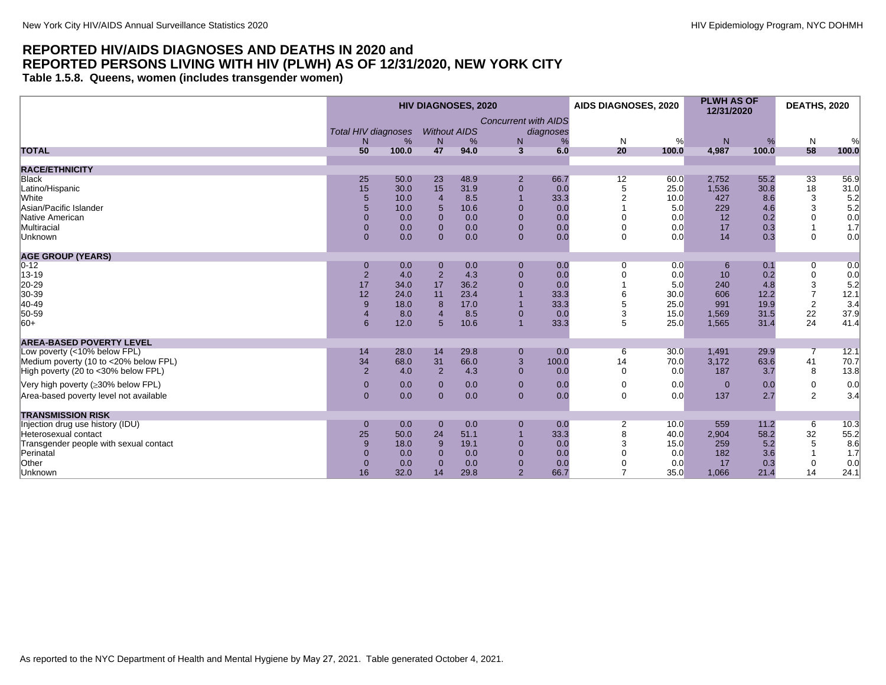# REPORTED HIV/AIDS DIAGNOSES AND DEATHS IN 2020 and REPORTED PERSONS LIVING WITH HIV (PLWH) AS OF 12/31/2020, NEW YORK CITY

### Table 1.5.8. Queens, women (includes transgender women)

| | HIV DIAGNOSES, 2020 | | | | | | AIDS DIAGNOSES, 2020 | | PLWH AS OF 12/31/2020 | | DEATHS, 2020 | |
|---|---|---|---|---|---|---|---|---|---|---|---|---|
| | *Total HIV diagnoses* | | *Without AIDS* | | *Concurrent with AIDS diagnoses* | | | | | | | |
| | N | % | N | % | N | % | N | % | N | % | N | % |
| **TOTAL** | **50** | **100.0** | **47** | **94.0** | **3** | **6.0** | **20** | **100.0** | **4,987** | **100.0** | **58** | **100.0** |
| **RACE/ETHNICITY** | | | | | | | | | | | | |
| Black | 25 | 50.0 | 23 | 48.9 | 2 | 66.7 | 12 | 60.0 | 2,752 | 55.2 | 33 | 56.9 |
| Latino/Hispanic | 15 | 30.0 | 15 | 31.9 | 0 | 0.0 | 5 | 25.0 | 1,536 | 30.8 | 18 | 31.0 |
| White | 5 | 10.0 | 4 | 8.5 | 1 | 33.3 | 2 | 10.0 | 427 | 8.6 | 3 | 5.2 |
| Asian/Pacific Islander | 5 | 10.0 | 5 | 10.6 | 0 | 0.0 | 1 | 5.0 | 229 | 4.6 | 3 | 5.2 |
| Native American | 0 | 0.0 | 0 | 0.0 | 0 | 0.0 | 0 | 0.0 | 12 | 0.2 | 0 | 0.0 |
| Multiracial | 0 | 0.0 | 0 | 0.0 | 0 | 0.0 | 0 | 0.0 | 17 | 0.3 | 1 | 1.7 |
| Unknown | 0 | 0.0 | 0 | 0.0 | 0 | 0.0 | 0 | 0.0 | 14 | 0.3 | 0 | 0.0 |
| **AGE GROUP (YEARS)** | | | | | | | | | | | | |
| 0-12 | 0 | 0.0 | 0 | 0.0 | 0 | 0.0 | 0 | 0.0 | 6 | 0.1 | 0 | 0.0 |
| 13-19 | 2 | 4.0 | 2 | 4.3 | 0 | 0.0 | 0 | 0.0 | 10 | 0.2 | 0 | 0.0 |
| 20-29 | 17 | 34.0 | 17 | 36.2 | 0 | 0.0 | 1 | 5.0 | 240 | 4.8 | 3 | 5.2 |
| 30-39 | 12 | 24.0 | 11 | 23.4 | 1 | 33.3 | 6 | 30.0 | 606 | 12.2 | 7 | 12.1 |
| 40-49 | 9 | 18.0 | 8 | 17.0 | 1 | 33.3 | 5 | 25.0 | 991 | 19.9 | 2 | 3.4 |
| 50-59 | 4 | 8.0 | 4 | 8.5 | 0 | 0.0 | 3 | 15.0 | 1,569 | 31.5 | 22 | 37.9 |
| 60+ | 6 | 12.0 | 5 | 10.6 | 1 | 33.3 | 5 | 25.0 | 1,565 | 31.4 | 24 | 41.4 |
| **AREA-BASED POVERTY LEVEL** | | | | | | | | | | | | |
| Low poverty (<10% below FPL) | 14 | 28.0 | 14 | 29.8 | 0 | 0.0 | 6 | 30.0 | 1,491 | 29.9 | 7 | 12.1 |
| Medium poverty (10 to <20% below FPL) | 34 | 68.0 | 31 | 66.0 | 3 | 100.0 | 14 | 70.0 | 3,172 | 63.6 | 41 | 70.7 |
| High poverty (20 to <30% below FPL) | 2 | 4.0 | 2 | 4.3 | 0 | 0.0 | 0 | 0.0 | 187 | 3.7 | 8 | 13.8 |
| Very high poverty (≥30% below FPL) | 0 | 0.0 | 0 | 0.0 | 0 | 0.0 | 0 | 0.0 | 0 | 0.0 | 0 | 0.0 |
| Area-based poverty level not available | 0 | 0.0 | 0 | 0.0 | 0 | 0.0 | 0 | 0.0 | 137 | 2.7 | 2 | 3.4 |
| **TRANSMISSION RISK** | | | | | | | | | | | | |
| Injection drug use history (IDU) | 0 | 0.0 | 0 | 0.0 | 0 | 0.0 | 2 | 10.0 | 559 | 11.2 | 6 | 10.3 |
| Heterosexual contact | 25 | 50.0 | 24 | 51.1 | 1 | 33.3 | 8 | 40.0 | 2,904 | 58.2 | 32 | 55.2 |
| Transgender people with sexual contact | 9 | 18.0 | 9 | 19.1 | 0 | 0.0 | 3 | 15.0 | 259 | 5.2 | 5 | 8.6 |
| Perinatal | 0 | 0.0 | 0 | 0.0 | 0 | 0.0 | 0 | 0.0 | 182 | 3.6 | 1 | 1.7 |
| Other | 0 | 0.0 | 0 | 0.0 | 0 | 0.0 | 0 | 0.0 | 17 | 0.3 | 0 | 0.0 |
| Unknown | 16 | 32.0 | 14 | 29.8 | 2 | 66.7 | 7 | 35.0 | 1,066 | 21.4 | 14 | 24.1 |

As reported to the NYC Department of Health and Mental Hygiene by May 27, 2021. Table generated October 4, 2021.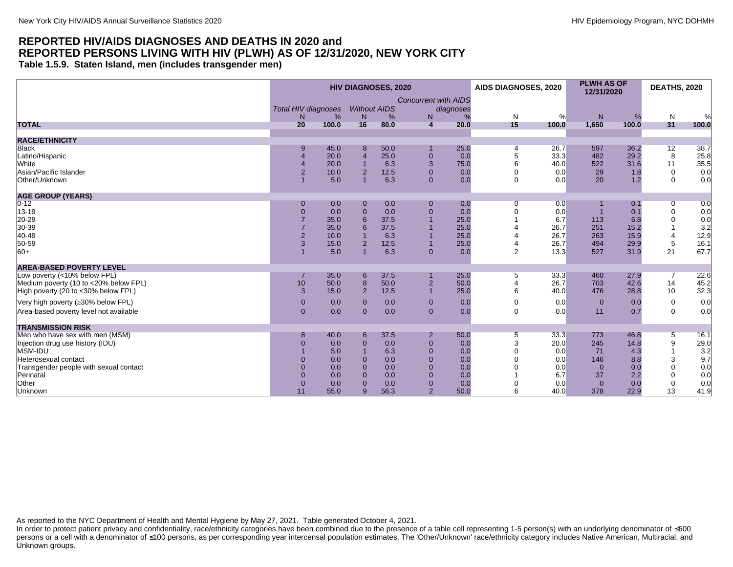## REPORTED HIV/AIDS DIAGNOSES AND DEATHS IN 2020 and REPORTED PERSONS LIVING WITH HIV (PLWH) AS OF 12/31/2020, NEW YORK CITY

### Table 1.5.9. Staten Island, men (includes transgender men)

| | HIV DIAGNOSES, 2020 | | | | | | AIDS DIAGNOSES, 2020 | | PLWH AS OF 12/31/2020 | | DEATHS, 2020 | |
|---|---|---|---|---|---|---|---|---|---|---|---|---|
| | *Total HIV diagnoses* | | *Without AIDS* | | *Concurrent with AIDS diagnoses* | | | | | | | |
| | N | % | N | % | N | % | N | % | N | % | N | % |
| **TOTAL** | **20** | **100.0** | **16** | **80.0** | **4** | **20.0** | **15** | **100.0** | **1,650** | **100.0** | **31** | **100.0** |
| **RACE/ETHNICITY** | | | | | | | | | | | | |
| Black | 9 | 45.0 | 8 | 50.0 | 1 | 25.0 | 4 | 26.7 | 597 | 36.2 | 12 | 38.7 |
| Latino/Hispanic | 4 | 20.0 | 4 | 25.0 | 0 | 0.0 | 5 | 33.3 | 482 | 29.2 | 8 | 25.8 |
| White | 4 | 20.0 | 1 | 6.3 | 3 | 75.0 | 6 | 40.0 | 522 | 31.6 | 11 | 35.5 |
| Asian/Pacific Islander | 2 | 10.0 | 2 | 12.5 | 0 | 0.0 | 0 | 0.0 | 29 | 1.8 | 0 | 0.0 |
| Other/Unknown | 1 | 5.0 | 1 | 6.3 | 0 | 0.0 | 0 | 0.0 | 20 | 1.2 | 0 | 0.0 |
| **AGE GROUP (YEARS)** | | | | | | | | | | | | |
| 0-12 | 0 | 0.0 | 0 | 0.0 | 0 | 0.0 | 0 | 0.0 | 1 | 0.1 | 0 | 0.0 |
| 13-19 | 0 | 0.0 | 0 | 0.0 | 0 | 0.0 | 0 | 0.0 | 1 | 0.1 | 0 | 0.0 |
| 20-29 | 7 | 35.0 | 6 | 37.5 | 1 | 25.0 | 1 | 6.7 | 113 | 6.8 | 0 | 0.0 |
| 30-39 | 7 | 35.0 | 6 | 37.5 | 1 | 25.0 | 4 | 26.7 | 251 | 15.2 | 1 | 3.2 |
| 40-49 | 2 | 10.0 | 1 | 6.3 | 1 | 25.0 | 4 | 26.7 | 263 | 15.9 | 4 | 12.9 |
| 50-59 | 3 | 15.0 | 2 | 12.5 | 1 | 25.0 | 4 | 26.7 | 494 | 29.9 | 5 | 16.1 |
| 60+ | 1 | 5.0 | 1 | 6.3 | 0 | 0.0 | 2 | 13.3 | 527 | 31.9 | 21 | 67.7 |
| **AREA-BASED POVERTY LEVEL** | | | | | | | | | | | | |
| Low poverty (<10% below FPL) | 7 | 35.0 | 6 | 37.5 | 1 | 25.0 | 5 | 33.3 | 460 | 27.9 | 7 | 22.6 |
| Medium poverty (10 to <20% below FPL) | 10 | 50.0 | 8 | 50.0 | 2 | 50.0 | 4 | 26.7 | 703 | 42.6 | 14 | 45.2 |
| High poverty (20 to <30% below FPL) | 3 | 15.0 | 2 | 12.5 | 1 | 25.0 | 6 | 40.0 | 476 | 28.8 | 10 | 32.3 |
| Very high poverty (≥30% below FPL) | 0 | 0.0 | 0 | 0.0 | 0 | 0.0 | 0 | 0.0 | 0 | 0.0 | 0 | 0.0 |
| Area-based poverty level not available | 0 | 0.0 | 0 | 0.0 | 0 | 0.0 | 0 | 0.0 | 11 | 0.7 | 0 | 0.0 |
| **TRANSMISSION RISK** | | | | | | | | | | | | |
| Men who have sex with men (MSM) | 8 | 40.0 | 6 | 37.5 | 2 | 50.0 | 5 | 33.3 | 773 | 46.8 | 5 | 16.1 |
| Injection drug use history (IDU) | 0 | 0.0 | 0 | 0.0 | 0 | 0.0 | 3 | 20.0 | 245 | 14.8 | 9 | 29.0 |
| MSM-IDU | 1 | 5.0 | 1 | 6.3 | 0 | 0.0 | 0 | 0.0 | 71 | 4.3 | 1 | 3.2 |
| Heterosexual contact | 0 | 0.0 | 0 | 0.0 | 0 | 0.0 | 0 | 0.0 | 146 | 8.8 | 3 | 9.7 |
| Transgender people with sexual contact | 0 | 0.0 | 0 | 0.0 | 0 | 0.0 | 0 | 0.0 | 0 | 0.0 | 0 | 0.0 |
| Perinatal | 0 | 0.0 | 0 | 0.0 | 0 | 0.0 | 1 | 6.7 | 37 | 2.2 | 0 | 0.0 |
| Other | 0 | 0.0 | 0 | 0.0 | 0 | 0.0 | 0 | 0.0 | 0 | 0.0 | 0 | 0.0 |
| Unknown | 11 | 55.0 | 9 | 56.3 | 2 | 50.0 | 6 | 40.0 | 378 | 22.9 | 13 | 41.9 |

As reported to the NYC Department of Health and Mental Hygiene by May 27, 2021. Table generated October 4, 2021.

In order to protect patient privacy and confidentiality, race/ethnicity categories have been combined due to the presence of a table cell representing 1-5 person(s) with an underlying denominator of ≤500 persons or a cell with a denominator of ≤100 persons, as per corresponding year intercensal population estimates. The 'Other/Unknown' race/ethnicity category includes Native American, Multiracial, and Unknown groups.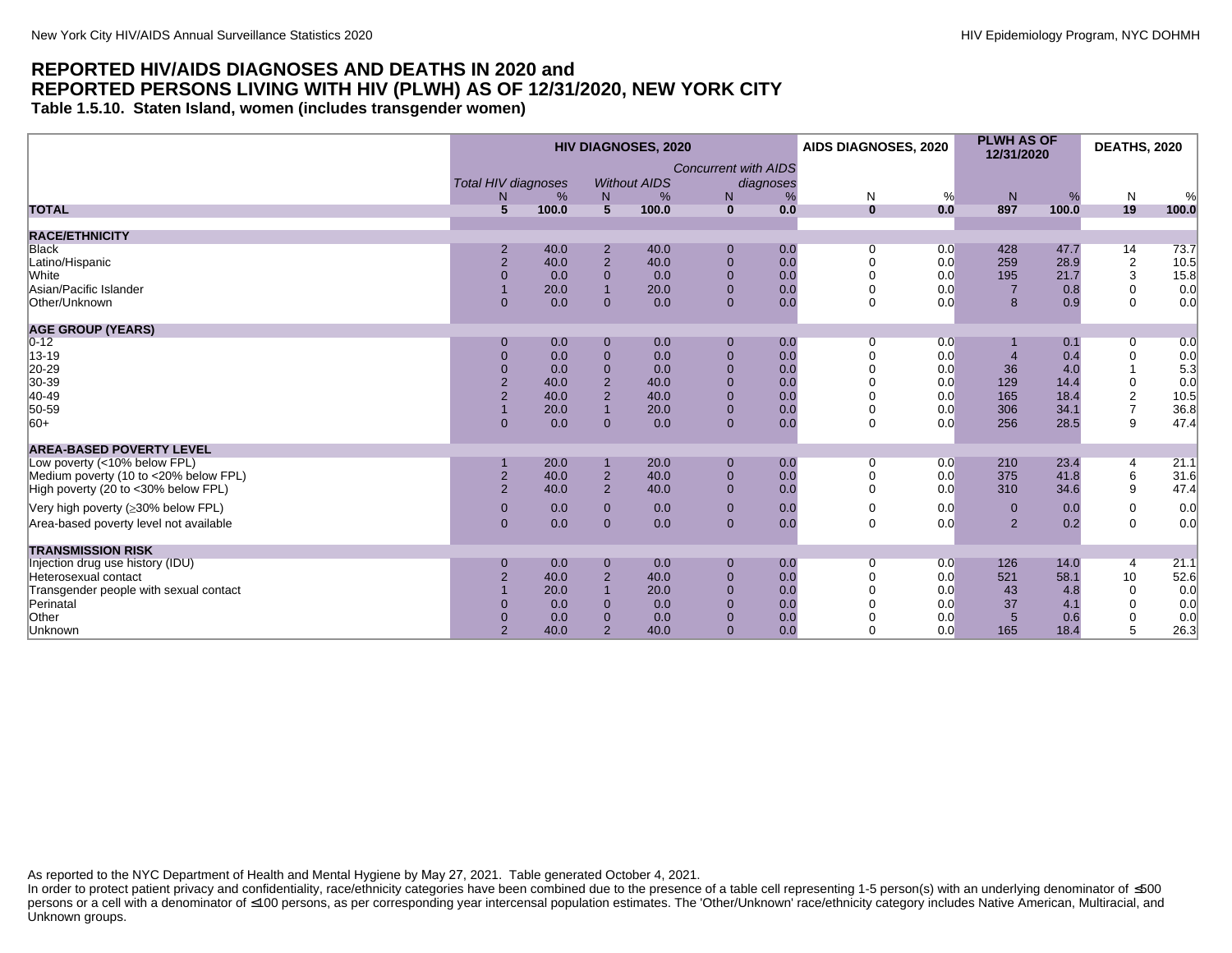# REPORTED HIV/AIDS DIAGNOSES AND DEATHS IN 2020 and REPORTED PERSONS LIVING WITH HIV (PLWH) AS OF 12/31/2020, NEW YORK CITY

### Table 1.5.10. Staten Island, women (includes transgender women)

| | HIV DIAGNOSES, 2020 | | | | | | AIDS DIAGNOSES, 2020 | | PLWH AS OF 12/31/2020 | | DEATHS, 2020 | |
|---|---|---|---|---|---|---|---|---|---|---|---|---|
| | *Total HIV diagnoses* | | *Without AIDS* | | *Concurrent with AIDS diagnoses* | | | | | | | |
| | N | % | N | % | N | % | N | % | N | % | N | % |
| **TOTAL** | **5** | **100.0** | **5** | **100.0** | **0** | **0.0** | **0** | **0.0** | **897** | **100.0** | **19** | **100.0** |
| **RACE/ETHNICITY** | | | | | | | | | | | | |
| Black | 2 | 40.0 | 2 | 40.0 | 0 | 0.0 | 0 | 0.0 | 428 | 47.7 | 14 | 73.7 |
| Latino/Hispanic | 2 | 40.0 | 2 | 40.0 | 0 | 0.0 | 0 | 0.0 | 259 | 28.9 | 2 | 10.5 |
| White | 0 | 0.0 | 0 | 0.0 | 0 | 0.0 | 0 | 0.0 | 195 | 21.7 | 3 | 15.8 |
| Asian/Pacific Islander | 1 | 20.0 | 1 | 20.0 | 0 | 0.0 | 0 | 0.0 | 7 | 0.8 | 0 | 0.0 |
| Other/Unknown | 0 | 0.0 | 0 | 0.0 | 0 | 0.0 | 0 | 0.0 | 8 | 0.9 | 0 | 0.0 |
| **AGE GROUP (YEARS)** | | | | | | | | | | | | |
| 0-12 | 0 | 0.0 | 0 | 0.0 | 0 | 0.0 | 0 | 0.0 | 1 | 0.1 | 0 | 0.0 |
| 13-19 | 0 | 0.0 | 0 | 0.0 | 0 | 0.0 | 0 | 0.0 | 4 | 0.4 | 0 | 0.0 |
| 20-29 | 0 | 0.0 | 0 | 0.0 | 0 | 0.0 | 0 | 0.0 | 36 | 4.0 | 1 | 5.3 |
| 30-39 | 2 | 40.0 | 2 | 40.0 | 0 | 0.0 | 0 | 0.0 | 129 | 14.4 | 0 | 0.0 |
| 40-49 | 2 | 40.0 | 2 | 40.0 | 0 | 0.0 | 0 | 0.0 | 165 | 18.4 | 2 | 10.5 |
| 50-59 | 1 | 20.0 | 1 | 20.0 | 0 | 0.0 | 0 | 0.0 | 306 | 34.1 | 7 | 36.8 |
| 60+ | 0 | 0.0 | 0 | 0.0 | 0 | 0.0 | 0 | 0.0 | 256 | 28.5 | 9 | 47.4 |
| **AREA-BASED POVERTY LEVEL** | | | | | | | | | | | | |
| Low poverty (<10% below FPL) | 1 | 20.0 | 1 | 20.0 | 0 | 0.0 | 0 | 0.0 | 210 | 23.4 | 4 | 21.1 |
| Medium poverty (10 to <20% below FPL) | 2 | 40.0 | 2 | 40.0 | 0 | 0.0 | 0 | 0.0 | 375 | 41.8 | 6 | 31.6 |
| High poverty (20 to <30% below FPL) | 2 | 40.0 | 2 | 40.0 | 0 | 0.0 | 0 | 0.0 | 310 | 34.6 | 9 | 47.4 |
| Very high poverty (≥30% below FPL) | 0 | 0.0 | 0 | 0.0 | 0 | 0.0 | 0 | 0.0 | 0 | 0.0 | 0 | 0.0 |
| Area-based poverty level not available | 0 | 0.0 | 0 | 0.0 | 0 | 0.0 | 0 | 0.0 | 2 | 0.2 | 0 | 0.0 |
| **TRANSMISSION RISK** | | | | | | | | | | | | |
| Injection drug use history (IDU) | 0 | 0.0 | 0 | 0.0 | 0 | 0.0 | 0 | 0.0 | 126 | 14.0 | 4 | 21.1 |
| Heterosexual contact | 2 | 40.0 | 2 | 40.0 | 0 | 0.0 | 0 | 0.0 | 521 | 58.1 | 10 | 52.6 |
| Transgender people with sexual contact | 1 | 20.0 | 1 | 20.0 | 0 | 0.0 | 0 | 0.0 | 43 | 4.8 | 0 | 0.0 |
| Perinatal | 0 | 0.0 | 0 | 0.0 | 0 | 0.0 | 0 | 0.0 | 37 | 4.1 | 0 | 0.0 |
| Other | 0 | 0.0 | 0 | 0.0 | 0 | 0.0 | 0 | 0.0 | 5 | 0.6 | 0 | 0.0 |
| Unknown | 2 | 40.0 | 2 | 40.0 | 0 | 0.0 | 0 | 0.0 | 165 | 18.4 | 5 | 26.3 |

As reported to the NYC Department of Health and Mental Hygiene by May 27, 2021. Table generated October 4, 2021.

In order to protect patient privacy and confidentiality, race/ethnicity categories have been combined due to the presence of a table cell representing 1-5 person(s) with an underlying denominator of ≤500 persons or a cell with a denominator of ≤100 persons, as per corresponding year intercensal population estimates. The 'Other/Unknown' race/ethnicity category includes Native American, Multiracial, and Unknown groups.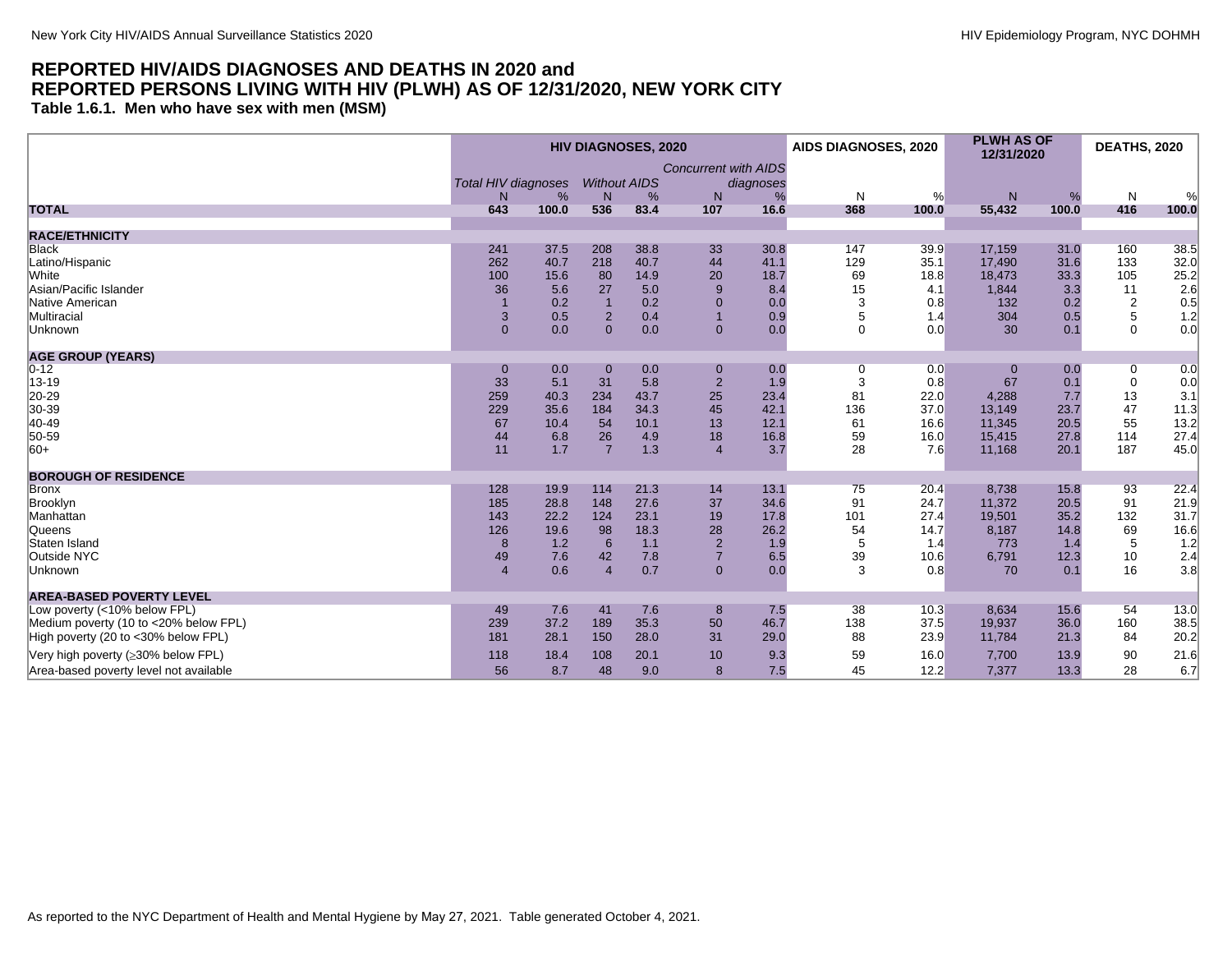## REPORTED HIV/AIDS DIAGNOSES AND DEATHS IN 2020 and REPORTED PERSONS LIVING WITH HIV (PLWH) AS OF 12/31/2020, NEW YORK CITY

### Table 1.6.1. Men who have sex with men (MSM)

| | HIV DIAGNOSES, 2020 | | | | | | AIDS DIAGNOSES, 2020 | | PLWH AS OF 12/31/2020 | | DEATHS, 2020 | |
|---|---|---|---|---|---|---|---|---|---|---|---|---|
| | *Total HIV diagnoses* | | *Without AIDS* | | *Concurrent with AIDS diagnoses* | | | | | | | |
| | N | % | N | % | N | % | N | % | N | % | N | % |
| **TOTAL** | **643** | **100.0** | **536** | **83.4** | **107** | **16.6** | **368** | **100.0** | **55,432** | **100.0** | **416** | **100.0** |
| **RACE/ETHNICITY** | | | | | | | | | | | | |
| Black | 241 | 37.5 | 208 | 38.8 | 33 | 30.8 | 147 | 39.9 | 17,159 | 31.0 | 160 | 38.5 |
| Latino/Hispanic | 262 | 40.7 | 218 | 40.7 | 44 | 41.1 | 129 | 35.1 | 17,490 | 31.6 | 133 | 32.0 |
| White | 100 | 15.6 | 80 | 14.9 | 20 | 18.7 | 69 | 18.8 | 18,473 | 33.3 | 105 | 25.2 |
| Asian/Pacific Islander | 36 | 5.6 | 27 | 5.0 | 9 | 8.4 | 15 | 4.1 | 1,844 | 3.3 | 11 | 2.6 |
| Native American | 1 | 0.2 | 1 | 0.2 | 0 | 0.0 | 3 | 0.8 | 132 | 0.2 | 2 | 0.5 |
| Multiracial | 3 | 0.5 | 2 | 0.4 | 1 | 0.9 | 5 | 1.4 | 304 | 0.5 | 5 | 1.2 |
| Unknown | 0 | 0.0 | 0 | 0.0 | 0 | 0.0 | 0 | 0.0 | 30 | 0.1 | 0 | 0.0 |
| **AGE GROUP (YEARS)** | | | | | | | | | | | | |
| 0-12 | 0 | 0.0 | 0 | 0.0 | 0 | 0.0 | 0 | 0.0 | 0 | 0.0 | 0 | 0.0 |
| 13-19 | 33 | 5.1 | 31 | 5.8 | 2 | 1.9 | 3 | 0.8 | 67 | 0.1 | 0 | 0.0 |
| 20-29 | 259 | 40.3 | 234 | 43.7 | 25 | 23.4 | 81 | 22.0 | 4,288 | 7.7 | 13 | 3.1 |
| 30-39 | 229 | 35.6 | 184 | 34.3 | 45 | 42.1 | 136 | 37.0 | 13,149 | 23.7 | 47 | 11.3 |
| 40-49 | 67 | 10.4 | 54 | 10.1 | 13 | 12.1 | 61 | 16.6 | 11,345 | 20.5 | 55 | 13.2 |
| 50-59 | 44 | 6.8 | 26 | 4.9 | 18 | 16.8 | 59 | 16.0 | 15,415 | 27.8 | 114 | 27.4 |
| 60+ | 11 | 1.7 | 7 | 1.3 | 4 | 3.7 | 28 | 7.6 | 11,168 | 20.1 | 187 | 45.0 |
| **BOROUGH OF RESIDENCE** | | | | | | | | | | | | |
| Bronx | 128 | 19.9 | 114 | 21.3 | 14 | 13.1 | 75 | 20.4 | 8,738 | 15.8 | 93 | 22.4 |
| Brooklyn | 185 | 28.8 | 148 | 27.6 | 37 | 34.6 | 91 | 24.7 | 11,372 | 20.5 | 91 | 21.9 |
| Manhattan | 143 | 22.2 | 124 | 23.1 | 19 | 17.8 | 101 | 27.4 | 19,501 | 35.2 | 132 | 31.7 |
| Queens | 126 | 19.6 | 98 | 18.3 | 28 | 26.2 | 54 | 14.7 | 8,187 | 14.8 | 69 | 16.6 |
| Staten Island | 8 | 1.2 | 6 | 1.1 | 2 | 1.9 | 5 | 1.4 | 773 | 1.4 | 5 | 1.2 |
| Outside NYC | 49 | 7.6 | 42 | 7.8 | 7 | 6.5 | 39 | 10.6 | 6,791 | 12.3 | 10 | 2.4 |
| Unknown | 4 | 0.6 | 4 | 0.7 | 0 | 0.0 | 3 | 0.8 | 70 | 0.1 | 16 | 3.8 |
| **AREA-BASED POVERTY LEVEL** | | | | | | | | | | | | |
| Low poverty (<10% below FPL) | 49 | 7.6 | 41 | 7.6 | 8 | 7.5 | 38 | 10.3 | 8,634 | 15.6 | 54 | 13.0 |
| Medium poverty (10 to <20% below FPL) | 239 | 37.2 | 189 | 35.3 | 50 | 46.7 | 138 | 37.5 | 19,937 | 36.0 | 160 | 38.5 |
| High poverty (20 to <30% below FPL) | 181 | 28.1 | 150 | 28.0 | 31 | 29.0 | 88 | 23.9 | 11,784 | 21.3 | 84 | 20.2 |
| Very high poverty (≥30% below FPL) | 118 | 18.4 | 108 | 20.1 | 10 | 9.3 | 59 | 16.0 | 7,700 | 13.9 | 90 | 21.6 |
| Area-based poverty level not available | 56 | 8.7 | 48 | 9.0 | 8 | 7.5 | 45 | 12.2 | 7,377 | 13.3 | 28 | 6.7 |

As reported to the NYC Department of Health and Mental Hygiene by May 27, 2021. Table generated October 4, 2021.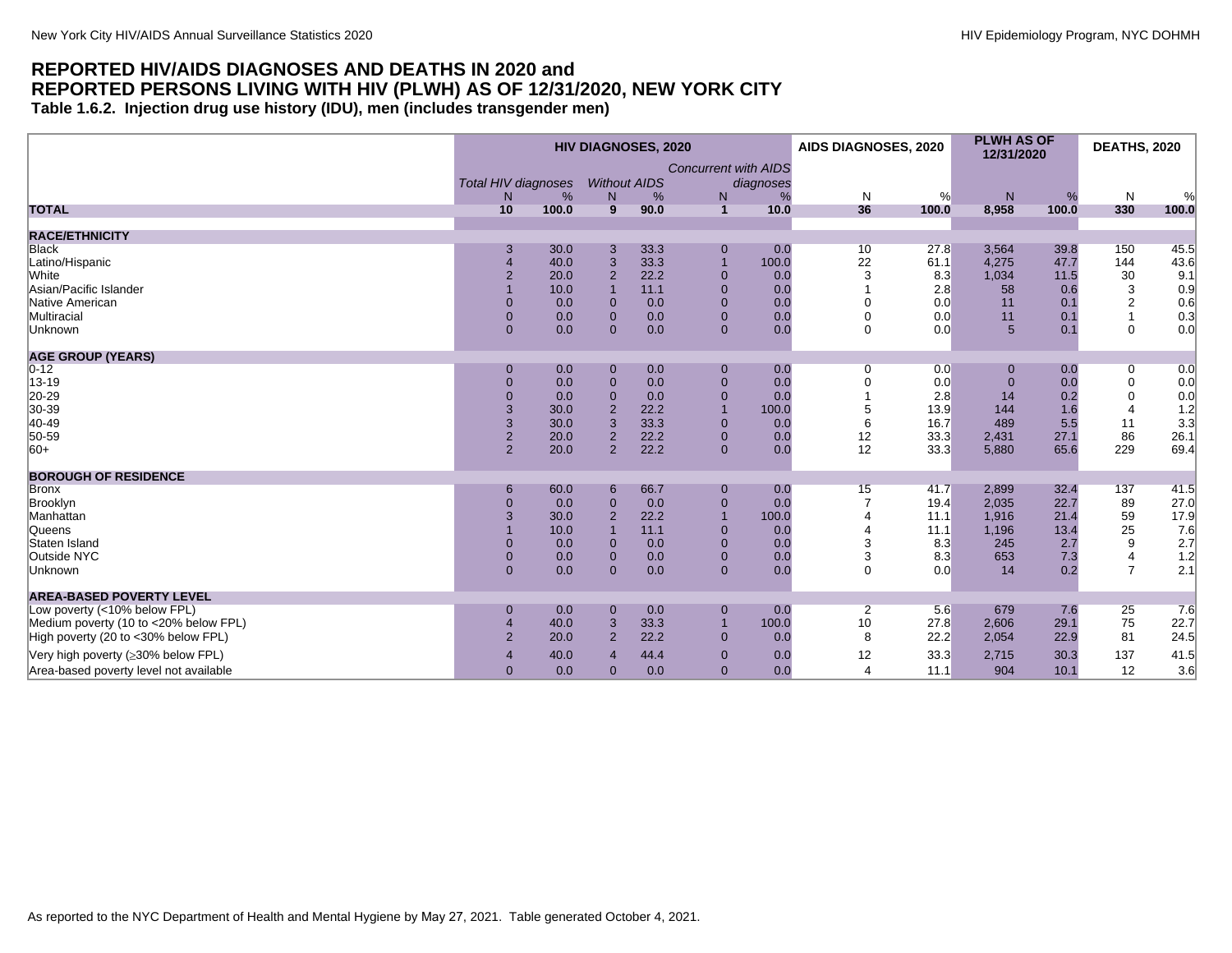# REPORTED HIV/AIDS DIAGNOSES AND DEATHS IN 2020 and REPORTED PERSONS LIVING WITH HIV (PLWH) AS OF 12/31/2020, NEW YORK CITY

### Table 1.6.2. Injection drug use history (IDU), men (includes transgender men)

| | HIV DIAGNOSES, 2020 | | | | | | AIDS DIAGNOSES, 2020 | | PLWH AS OF 12/31/2020 | | DEATHS, 2020 | |
|---|---|---|---|---|---|---|---|---|---|---|---|---|
| | *Total HIV diagnoses* | | *Without AIDS* | | *Concurrent with AIDS diagnoses* | | | | | | | |
| | N | % | N | % | N | % | N | % | N | % | N | % |
| **TOTAL** | **10** | **100.0** | **9** | **90.0** | **1** | **10.0** | **36** | **100.0** | **8,958** | **100.0** | **330** | **100.0** |
| **RACE/ETHNICITY** | | | | | | | | | | | | |
| Black | 3 | 30.0 | 3 | 33.3 | 0 | 0.0 | 10 | 27.8 | 3,564 | 39.8 | 150 | 45.5 |
| Latino/Hispanic | 4 | 40.0 | 3 | 33.3 | 1 | 100.0 | 22 | 61.1 | 4,275 | 47.7 | 144 | 43.6 |
| White | 2 | 20.0 | 2 | 22.2 | 0 | 0.0 | 3 | 8.3 | 1,034 | 11.5 | 30 | 9.1 |
| Asian/Pacific Islander | 1 | 10.0 | 1 | 11.1 | 0 | 0.0 | 1 | 2.8 | 58 | 0.6 | 3 | 0.9 |
| Native American | 0 | 0.0 | 0 | 0.0 | 0 | 0.0 | 0 | 0.0 | 11 | 0.1 | 2 | 0.6 |
| Multiracial | 0 | 0.0 | 0 | 0.0 | 0 | 0.0 | 0 | 0.0 | 11 | 0.1 | 1 | 0.3 |
| Unknown | 0 | 0.0 | 0 | 0.0 | 0 | 0.0 | 0 | 0.0 | 5 | 0.1 | 0 | 0.0 |
| **AGE GROUP (YEARS)** | | | | | | | | | | | | |
| 0-12 | 0 | 0.0 | 0 | 0.0 | 0 | 0.0 | 0 | 0.0 | 0 | 0.0 | 0 | 0.0 |
| 13-19 | 0 | 0.0 | 0 | 0.0 | 0 | 0.0 | 0 | 0.0 | 0 | 0.0 | 0 | 0.0 |
| 20-29 | 0 | 0.0 | 0 | 0.0 | 0 | 0.0 | 1 | 2.8 | 14 | 0.2 | 0 | 0.0 |
| 30-39 | 3 | 30.0 | 2 | 22.2 | 1 | 100.0 | 5 | 13.9 | 144 | 1.6 | 4 | 1.2 |
| 40-49 | 3 | 30.0 | 3 | 33.3 | 0 | 0.0 | 6 | 16.7 | 489 | 5.5 | 11 | 3.3 |
| 50-59 | 2 | 20.0 | 2 | 22.2 | 0 | 0.0 | 12 | 33.3 | 2,431 | 27.1 | 86 | 26.1 |
| 60+ | 2 | 20.0 | 2 | 22.2 | 0 | 0.0 | 12 | 33.3 | 5,880 | 65.6 | 229 | 69.4 |
| **BOROUGH OF RESIDENCE** | | | | | | | | | | | | |
| Bronx | 6 | 60.0 | 6 | 66.7 | 0 | 0.0 | 15 | 41.7 | 2,899 | 32.4 | 137 | 41.5 |
| Brooklyn | 0 | 0.0 | 0 | 0.0 | 0 | 0.0 | 7 | 19.4 | 2,035 | 22.7 | 89 | 27.0 |
| Manhattan | 3 | 30.0 | 2 | 22.2 | 1 | 100.0 | 4 | 11.1 | 1,916 | 21.4 | 59 | 17.9 |
| Queens | 1 | 10.0 | 1 | 11.1 | 0 | 0.0 | 4 | 11.1 | 1,196 | 13.4 | 25 | 7.6 |
| Staten Island | 0 | 0.0 | 0 | 0.0 | 0 | 0.0 | 3 | 8.3 | 245 | 2.7 | 9 | 2.7 |
| Outside NYC | 0 | 0.0 | 0 | 0.0 | 0 | 0.0 | 3 | 8.3 | 653 | 7.3 | 4 | 1.2 |
| Unknown | 0 | 0.0 | 0 | 0.0 | 0 | 0.0 | 0 | 0.0 | 14 | 0.2 | 7 | 2.1 |
| **AREA-BASED POVERTY LEVEL** | | | | | | | | | | | | |
| Low poverty (<10% below FPL) | 0 | 0.0 | 0 | 0.0 | 0 | 0.0 | 2 | 5.6 | 679 | 7.6 | 25 | 7.6 |
| Medium poverty (10 to <20% below FPL) | 4 | 40.0 | 3 | 33.3 | 1 | 100.0 | 10 | 27.8 | 2,606 | 29.1 | 75 | 22.7 |
| High poverty (20 to <30% below FPL) | 2 | 20.0 | 2 | 22.2 | 0 | 0.0 | 8 | 22.2 | 2,054 | 22.9 | 81 | 24.5 |
| Very high poverty (≥30% below FPL) | 4 | 40.0 | 4 | 44.4 | 0 | 0.0 | 12 | 33.3 | 2,715 | 30.3 | 137 | 41.5 |
| Area-based poverty level not available | 0 | 0.0 | 0 | 0.0 | 0 | 0.0 | 4 | 11.1 | 904 | 10.1 | 12 | 3.6 |

As reported to the NYC Department of Health and Mental Hygiene by May 27, 2021. Table generated October 4, 2021.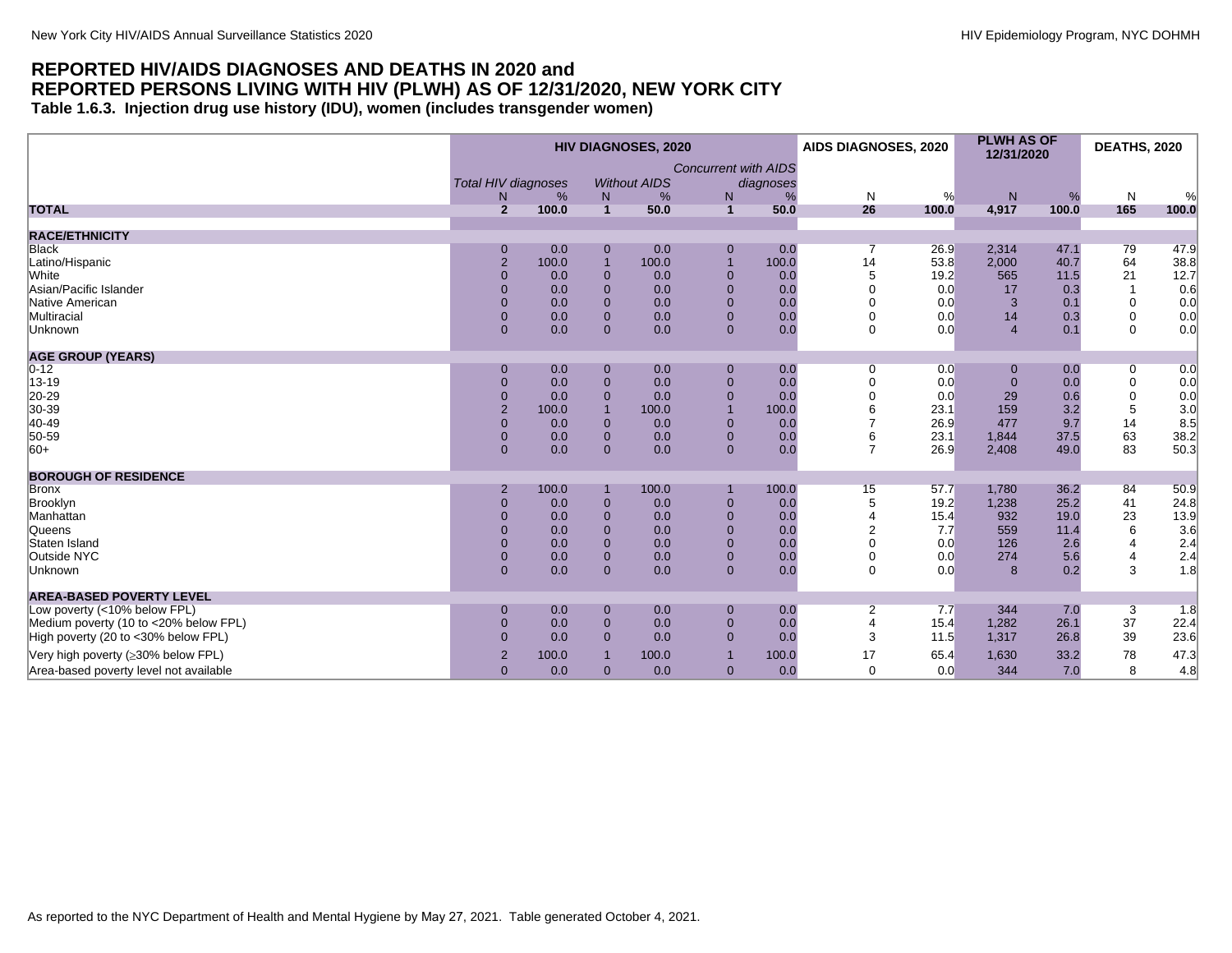# REPORTED HIV/AIDS DIAGNOSES AND DEATHS IN 2020 and REPORTED PERSONS LIVING WITH HIV (PLWH) AS OF 12/31/2020, NEW YORK CITY

## Table 1.6.3. Injection drug use history (IDU), women (includes transgender women)

| | HIV DIAGNOSES, 2020 | | | | | | AIDS DIAGNOSES, 2020 | | PLWH AS OF 12/31/2020 | | DEATHS, 2020 | |
|---|---|---|---|---|---|---|---|---|---|---|---|---|
| | *Total HIV diagnoses* | | *Without AIDS* | | *Concurrent with AIDS diagnoses* | | | | | | | |
| | N | % | N | % | N | % | N | % | N | % | N | % |
| **TOTAL** | **2** | **100.0** | **1** | **50.0** | **1** | **50.0** | **26** | **100.0** | **4,917** | **100.0** | **165** | **100.0** |
| **RACE/ETHNICITY** | | | | | | | | | | | | |
| Black | 0 | 0.0 | 0 | 0.0 | 0 | 0.0 | 7 | 26.9 | 2,314 | 47.1 | 79 | 47.9 |
| Latino/Hispanic | 2 | 100.0 | 1 | 100.0 | 1 | 100.0 | 14 | 53.8 | 2,000 | 40.7 | 64 | 38.8 |
| White | 0 | 0.0 | 0 | 0.0 | 0 | 0.0 | 5 | 19.2 | 565 | 11.5 | 21 | 12.7 |
| Asian/Pacific Islander | 0 | 0.0 | 0 | 0.0 | 0 | 0.0 | 0 | 0.0 | 17 | 0.3 | 1 | 0.6 |
| Native American | 0 | 0.0 | 0 | 0.0 | 0 | 0.0 | 0 | 0.0 | 3 | 0.1 | 0 | 0.0 |
| Multiracial | 0 | 0.0 | 0 | 0.0 | 0 | 0.0 | 0 | 0.0 | 14 | 0.3 | 0 | 0.0 |
| Unknown | 0 | 0.0 | 0 | 0.0 | 0 | 0.0 | 0 | 0.0 | 4 | 0.1 | 0 | 0.0 |
| **AGE GROUP (YEARS)** | | | | | | | | | | | | |
| 0-12 | 0 | 0.0 | 0 | 0.0 | 0 | 0.0 | 0 | 0.0 | 0 | 0.0 | 0 | 0.0 |
| 13-19 | 0 | 0.0 | 0 | 0.0 | 0 | 0.0 | 0 | 0.0 | 0 | 0.0 | 0 | 0.0 |
| 20-29 | 0 | 0.0 | 0 | 0.0 | 0 | 0.0 | 0 | 0.0 | 29 | 0.6 | 0 | 0.0 |
| 30-39 | 2 | 100.0 | 1 | 100.0 | 1 | 100.0 | 6 | 23.1 | 159 | 3.2 | 5 | 3.0 |
| 40-49 | 0 | 0.0 | 0 | 0.0 | 0 | 0.0 | 7 | 26.9 | 477 | 9.7 | 14 | 8.5 |
| 50-59 | 0 | 0.0 | 0 | 0.0 | 0 | 0.0 | 6 | 23.1 | 1,844 | 37.5 | 63 | 38.2 |
| 60+ | 0 | 0.0 | 0 | 0.0 | 0 | 0.0 | 7 | 26.9 | 2,408 | 49.0 | 83 | 50.3 |
| **BOROUGH OF RESIDENCE** | | | | | | | | | | | | |
| Bronx | 2 | 100.0 | 1 | 100.0 | 1 | 100.0 | 15 | 57.7 | 1,780 | 36.2 | 84 | 50.9 |
| Brooklyn | 0 | 0.0 | 0 | 0.0 | 0 | 0.0 | 5 | 19.2 | 1,238 | 25.2 | 41 | 24.8 |
| Manhattan | 0 | 0.0 | 0 | 0.0 | 0 | 0.0 | 4 | 15.4 | 932 | 19.0 | 23 | 13.9 |
| Queens | 0 | 0.0 | 0 | 0.0 | 0 | 0.0 | 2 | 7.7 | 559 | 11.4 | 6 | 3.6 |
| Staten Island | 0 | 0.0 | 0 | 0.0 | 0 | 0.0 | 0 | 0.0 | 126 | 2.6 | 4 | 2.4 |
| Outside NYC | 0 | 0.0 | 0 | 0.0 | 0 | 0.0 | 0 | 0.0 | 274 | 5.6 | 4 | 2.4 |
| Unknown | 0 | 0.0 | 0 | 0.0 | 0 | 0.0 | 0 | 0.0 | 8 | 0.2 | 3 | 1.8 |
| **AREA-BASED POVERTY LEVEL** | | | | | | | | | | | | |
| Low poverty (<10% below FPL) | 0 | 0.0 | 0 | 0.0 | 0 | 0.0 | 2 | 7.7 | 344 | 7.0 | 3 | 1.8 |
| Medium poverty (10 to <20% below FPL) | 0 | 0.0 | 0 | 0.0 | 0 | 0.0 | 4 | 15.4 | 1,282 | 26.1 | 37 | 22.4 |
| High poverty (20 to <30% below FPL) | 0 | 0.0 | 0 | 0.0 | 0 | 0.0 | 3 | 11.5 | 1,317 | 26.8 | 39 | 23.6 |
| Very high poverty (≥30% below FPL) | 2 | 100.0 | 1 | 100.0 | 1 | 100.0 | 17 | 65.4 | 1,630 | 33.2 | 78 | 47.3 |
| Area-based poverty level not available | 0 | 0.0 | 0 | 0.0 | 0 | 0.0 | 0 | 0.0 | 344 | 7.0 | 8 | 4.8 |

As reported to the NYC Department of Health and Mental Hygiene by May 27, 2021. Table generated October 4, 2021.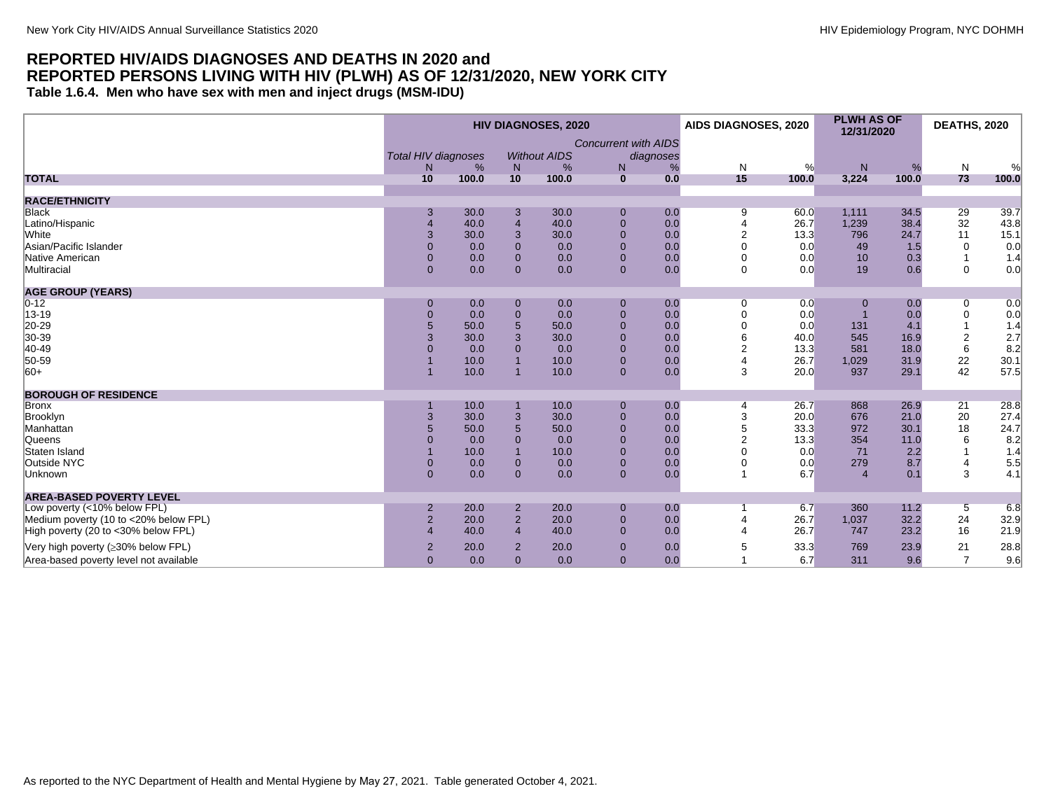## REPORTED HIV/AIDS DIAGNOSES AND DEATHS IN 2020 and REPORTED PERSONS LIVING WITH HIV (PLWH) AS OF 12/31/2020, NEW YORK CITY

### Table 1.6.4. Men who have sex with men and inject drugs (MSM-IDU)

| | HIV DIAGNOSES, 2020 | | | | | | AIDS DIAGNOSES, 2020 | | PLWH AS OF 12/31/2020 | | DEATHS, 2020 | |
|---|---|---|---|---|---|---|---|---|---|---|---|---|
| | *Total HIV diagnoses* | | *Without AIDS* | | *Concurrent with AIDS diagnoses* | | | | | | | |
| | N | % | N | % | N | % | N | % | N | % | N | % |
| **TOTAL** | **10** | **100.0** | **10** | **100.0** | **0** | **0.0** | **15** | **100.0** | **3,224** | **100.0** | **73** | **100.0** |
| **RACE/ETHNICITY** | | | | | | | | | | | | |
| Black | 3 | 30.0 | 3 | 30.0 | 0 | 0.0 | 9 | 60.0 | 1,111 | 34.5 | 29 | 39.7 |
| Latino/Hispanic | 4 | 40.0 | 4 | 40.0 | 0 | 0.0 | 4 | 26.7 | 1,239 | 38.4 | 32 | 43.8 |
| White | 3 | 30.0 | 3 | 30.0 | 0 | 0.0 | 2 | 13.3 | 796 | 24.7 | 11 | 15.1 |
| Asian/Pacific Islander | 0 | 0.0 | 0 | 0.0 | 0 | 0.0 | 0 | 0.0 | 49 | 1.5 | 0 | 0.0 |
| Native American | 0 | 0.0 | 0 | 0.0 | 0 | 0.0 | 0 | 0.0 | 10 | 0.3 | 1 | 1.4 |
| Multiracial | 0 | 0.0 | 0 | 0.0 | 0 | 0.0 | 0 | 0.0 | 19 | 0.6 | 0 | 0.0 |
| **AGE GROUP (YEARS)** | | | | | | | | | | | | |
| 0-12 | 0 | 0.0 | 0 | 0.0 | 0 | 0.0 | 0 | 0.0 | 0 | 0.0 | 0 | 0.0 |
| 13-19 | 0 | 0.0 | 0 | 0.0 | 0 | 0.0 | 0 | 0.0 | 1 | 0.0 | 0 | 0.0 |
| 20-29 | 5 | 50.0 | 5 | 50.0 | 0 | 0.0 | 0 | 0.0 | 131 | 4.1 | 1 | 1.4 |
| 30-39 | 3 | 30.0 | 3 | 30.0 | 0 | 0.0 | 6 | 40.0 | 545 | 16.9 | 2 | 2.7 |
| 40-49 | 0 | 0.0 | 0 | 0.0 | 0 | 0.0 | 2 | 13.3 | 581 | 18.0 | 6 | 8.2 |
| 50-59 | 1 | 10.0 | 1 | 10.0 | 0 | 0.0 | 4 | 26.7 | 1,029 | 31.9 | 22 | 30.1 |
| 60+ | 1 | 10.0 | 1 | 10.0 | 0 | 0.0 | 3 | 20.0 | 937 | 29.1 | 42 | 57.5 |
| **BOROUGH OF RESIDENCE** | | | | | | | | | | | | |
| Bronx | 1 | 10.0 | 1 | 10.0 | 0 | 0.0 | 4 | 26.7 | 868 | 26.9 | 21 | 28.8 |
| Brooklyn | 3 | 30.0 | 3 | 30.0 | 0 | 0.0 | 3 | 20.0 | 676 | 21.0 | 20 | 27.4 |
| Manhattan | 5 | 50.0 | 5 | 50.0 | 0 | 0.0 | 5 | 33.3 | 972 | 30.1 | 18 | 24.7 |
| Queens | 0 | 0.0 | 0 | 0.0 | 0 | 0.0 | 2 | 13.3 | 354 | 11.0 | 6 | 8.2 |
| Staten Island | 1 | 10.0 | 1 | 10.0 | 0 | 0.0 | 0 | 0.0 | 71 | 2.2 | 1 | 1.4 |
| Outside NYC | 0 | 0.0 | 0 | 0.0 | 0 | 0.0 | 0 | 0.0 | 279 | 8.7 | 4 | 5.5 |
| Unknown | 0 | 0.0 | 0 | 0.0 | 0 | 0.0 | 1 | 6.7 | 4 | 0.1 | 3 | 4.1 |
| **AREA-BASED POVERTY LEVEL** | | | | | | | | | | | | |
| Low poverty (<10% below FPL) | 2 | 20.0 | 2 | 20.0 | 0 | 0.0 | 1 | 6.7 | 360 | 11.2 | 5 | 6.8 |
| Medium poverty (10 to <20% below FPL) | 2 | 20.0 | 2 | 20.0 | 0 | 0.0 | 4 | 26.7 | 1,037 | 32.2 | 24 | 32.9 |
| High poverty (20 to <30% below FPL) | 4 | 40.0 | 4 | 40.0 | 0 | 0.0 | 4 | 26.7 | 747 | 23.2 | 16 | 21.9 |
| Very high poverty (≥30% below FPL) | 2 | 20.0 | 2 | 20.0 | 0 | 0.0 | 5 | 33.3 | 769 | 23.9 | 21 | 28.8 |
| Area-based poverty level not available | 0 | 0.0 | 0 | 0.0 | 0 | 0.0 | 1 | 6.7 | 311 | 9.6 | 7 | 9.6 |

As reported to the NYC Department of Health and Mental Hygiene by May 27, 2021. Table generated October 4, 2021.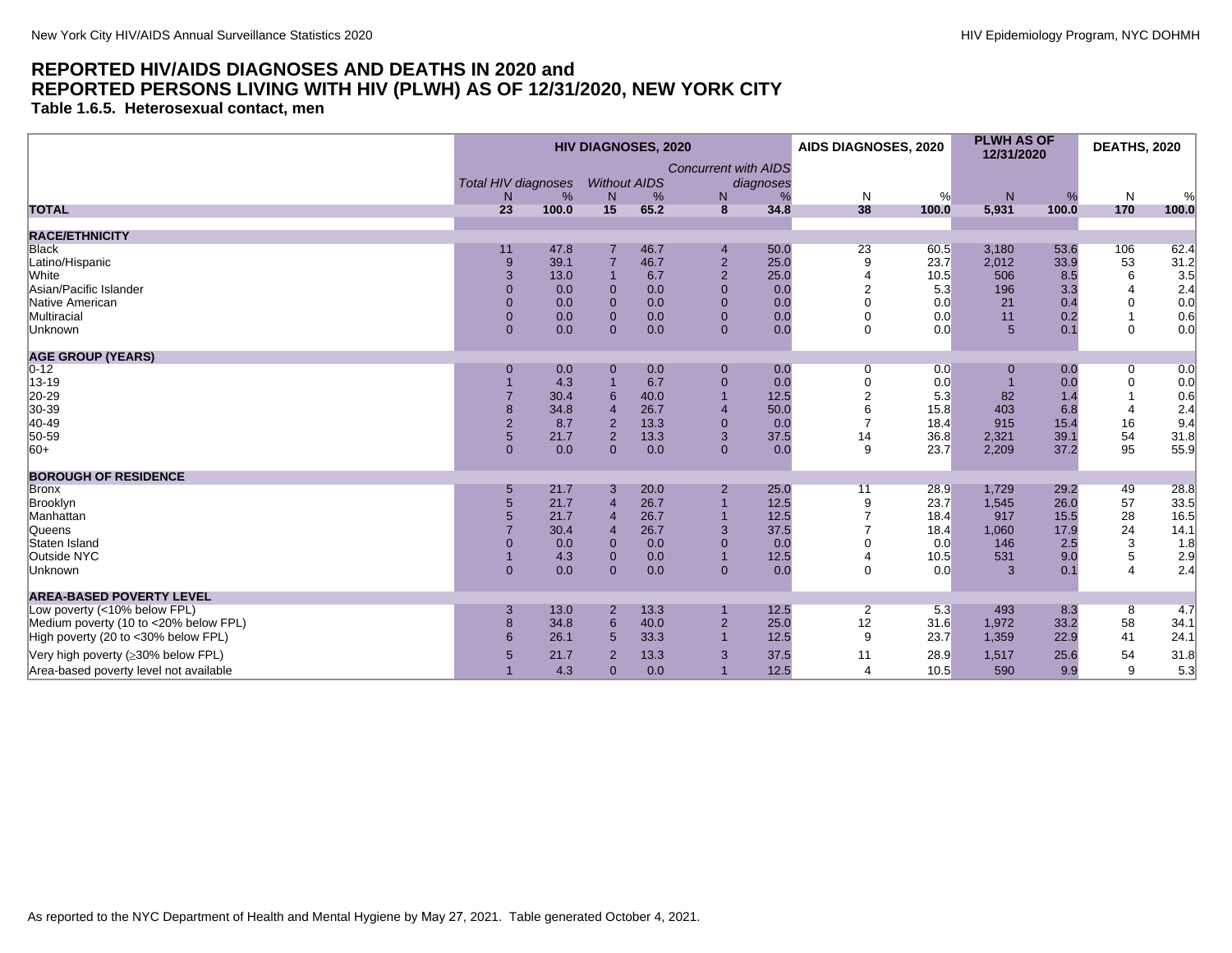## REPORTED HIV/AIDS DIAGNOSES AND DEATHS IN 2020 and REPORTED PERSONS LIVING WITH HIV (PLWH) AS OF 12/31/2020, NEW YORK CITY

### Table 1.6.5. Heterosexual contact, men

| | HIV DIAGNOSES, 2020 | | | | | | AIDS DIAGNOSES, 2020 | | PLWH AS OF 12/31/2020 | | DEATHS, 2020 | |
|---|---|---|---|---|---|---|---|---|---|---|---|---|
| | *Total HIV diagnoses* | | *Without AIDS* | | *Concurrent with AIDS diagnoses* | | | | | | | |
| | N | % | N | % | N | % | N | % | N | % | N | % |
| **TOTAL** | **23** | **100.0** | **15** | **65.2** | **8** | **34.8** | **38** | **100.0** | **5,931** | **100.0** | **170** | **100.0** |
| **RACE/ETHNICITY** | | | | | | | | | | | | |
| Black | 11 | 47.8 | 7 | 46.7 | 4 | 50.0 | 23 | 60.5 | 3,180 | 53.6 | 106 | 62.4 |
| Latino/Hispanic | 9 | 39.1 | 7 | 46.7 | 2 | 25.0 | 9 | 23.7 | 2,012 | 33.9 | 53 | 31.2 |
| White | 3 | 13.0 | 1 | 6.7 | 2 | 25.0 | 4 | 10.5 | 506 | 8.5 | 6 | 3.5 |
| Asian/Pacific Islander | 0 | 0.0 | 0 | 0.0 | 0 | 0.0 | 2 | 5.3 | 196 | 3.3 | 4 | 2.4 |
| Native American | 0 | 0.0 | 0 | 0.0 | 0 | 0.0 | 0 | 0.0 | 21 | 0.4 | 0 | 0.0 |
| Multiracial | 0 | 0.0 | 0 | 0.0 | 0 | 0.0 | 0 | 0.0 | 11 | 0.2 | 1 | 0.6 |
| Unknown | 0 | 0.0 | 0 | 0.0 | 0 | 0.0 | 0 | 0.0 | 5 | 0.1 | 0 | 0.0 |
| **AGE GROUP (YEARS)** | | | | | | | | | | | | |
| 0-12 | 0 | 0.0 | 0 | 0.0 | 0 | 0.0 | 0 | 0.0 | 0 | 0.0 | 0 | 0.0 |
| 13-19 | 1 | 4.3 | 1 | 6.7 | 0 | 0.0 | 0 | 0.0 | 1 | 0.0 | 0 | 0.0 |
| 20-29 | 7 | 30.4 | 6 | 40.0 | 1 | 12.5 | 2 | 5.3 | 82 | 1.4 | 1 | 0.6 |
| 30-39 | 8 | 34.8 | 4 | 26.7 | 4 | 50.0 | 6 | 15.8 | 403 | 6.8 | 4 | 2.4 |
| 40-49 | 2 | 8.7 | 2 | 13.3 | 0 | 0.0 | 7 | 18.4 | 915 | 15.4 | 16 | 9.4 |
| 50-59 | 5 | 21.7 | 2 | 13.3 | 3 | 37.5 | 14 | 36.8 | 2,321 | 39.1 | 54 | 31.8 |
| 60+ | 0 | 0.0 | 0 | 0.0 | 0 | 0.0 | 9 | 23.7 | 2,209 | 37.2 | 95 | 55.9 |
| **BOROUGH OF RESIDENCE** | | | | | | | | | | | | |
| Bronx | 5 | 21.7 | 3 | 20.0 | 2 | 25.0 | 11 | 28.9 | 1,729 | 29.2 | 49 | 28.8 |
| Brooklyn | 5 | 21.7 | 4 | 26.7 | 1 | 12.5 | 9 | 23.7 | 1,545 | 26.0 | 57 | 33.5 |
| Manhattan | 5 | 21.7 | 4 | 26.7 | 1 | 12.5 | 7 | 18.4 | 917 | 15.5 | 28 | 16.5 |
| Queens | 7 | 30.4 | 4 | 26.7 | 3 | 37.5 | 7 | 18.4 | 1,060 | 17.9 | 24 | 14.1 |
| Staten Island | 0 | 0.0 | 0 | 0.0 | 0 | 0.0 | 0 | 0.0 | 146 | 2.5 | 3 | 1.8 |
| Outside NYC | 1 | 4.3 | 0 | 0.0 | 1 | 12.5 | 4 | 10.5 | 531 | 9.0 | 5 | 2.9 |
| Unknown | 0 | 0.0 | 0 | 0.0 | 0 | 0.0 | 0 | 0.0 | 3 | 0.1 | 4 | 2.4 |
| **AREA-BASED POVERTY LEVEL** | | | | | | | | | | | | |
| Low poverty (<10% below FPL) | 3 | 13.0 | 2 | 13.3 | 1 | 12.5 | 2 | 5.3 | 493 | 8.3 | 8 | 4.7 |
| Medium poverty (10 to <20% below FPL) | 8 | 34.8 | 6 | 40.0 | 2 | 25.0 | 12 | 31.6 | 1,972 | 33.2 | 58 | 34.1 |
| High poverty (20 to <30% below FPL) | 6 | 26.1 | 5 | 33.3 | 1 | 12.5 | 9 | 23.7 | 1,359 | 22.9 | 41 | 24.1 |
| Very high poverty (≥30% below FPL) | 5 | 21.7 | 2 | 13.3 | 3 | 37.5 | 11 | 28.9 | 1,517 | 25.6 | 54 | 31.8 |
| Area-based poverty level not available | 1 | 4.3 | 0 | 0.0 | 1 | 12.5 | 4 | 10.5 | 590 | 9.9 | 9 | 5.3 |

As reported to the NYC Department of Health and Mental Hygiene by May 27, 2021. Table generated October 4, 2021.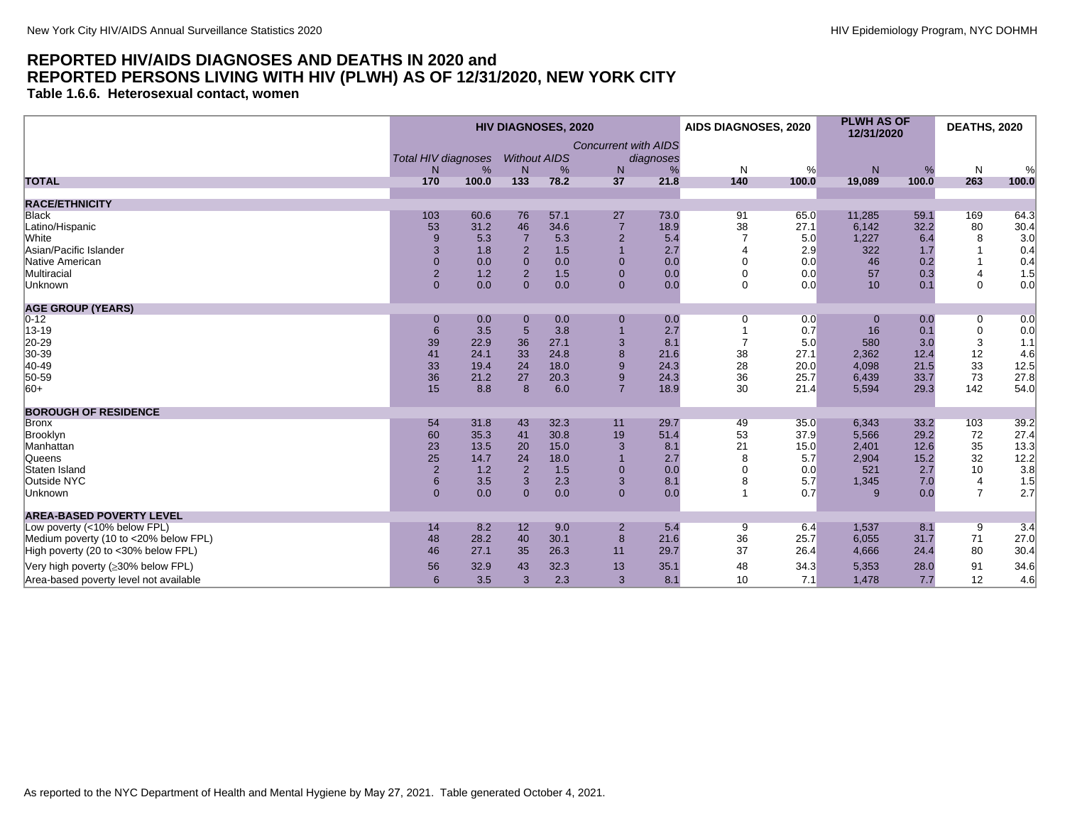## REPORTED HIV/AIDS DIAGNOSES AND DEATHS IN 2020 and REPORTED PERSONS LIVING WITH HIV (PLWH) AS OF 12/31/2020, NEW YORK CITY

### Table 1.6.6. Heterosexual contact, women

| | HIV DIAGNOSES, 2020 | | | | | | AIDS DIAGNOSES, 2020 | | PLWH AS OF 12/31/2020 | | DEATHS, 2020 | |
|---|---|---|---|---|---|---|---|---|---|---|---|---|
| | *Total HIV diagnoses* | | *Without AIDS* | | *Concurrent with AIDS diagnoses* | | | | | | | |
| | N | % | N | % | N | % | N | % | N | % | N | % |
| **TOTAL** | **170** | **100.0** | **133** | **78.2** | **37** | **21.8** | **140** | **100.0** | **19,089** | **100.0** | **263** | **100.0** |
| **RACE/ETHNICITY** | | | | | | | | | | | | |
| Black | 103 | 60.6 | 76 | 57.1 | 27 | 73.0 | 91 | 65.0 | 11,285 | 59.1 | 169 | 64.3 |
| Latino/Hispanic | 53 | 31.2 | 46 | 34.6 | 7 | 18.9 | 38 | 27.1 | 6,142 | 32.2 | 80 | 30.4 |
| White | 9 | 5.3 | 7 | 5.3 | 2 | 5.4 | 7 | 5.0 | 1,227 | 6.4 | 8 | 3.0 |
| Asian/Pacific Islander | 3 | 1.8 | 2 | 1.5 | 1 | 2.7 | 4 | 2.9 | 322 | 1.7 | 1 | 0.4 |
| Native American | 0 | 0.0 | 0 | 0.0 | 0 | 0.0 | 0 | 0.0 | 46 | 0.2 | 1 | 0.4 |
| Multiracial | 2 | 1.2 | 2 | 1.5 | 0 | 0.0 | 0 | 0.0 | 57 | 0.3 | 4 | 1.5 |
| Unknown | 0 | 0.0 | 0 | 0.0 | 0 | 0.0 | 0 | 0.0 | 10 | 0.1 | 0 | 0.0 |
| **AGE GROUP (YEARS)** | | | | | | | | | | | | |
| 0-12 | 0 | 0.0 | 0 | 0.0 | 0 | 0.0 | 0 | 0.0 | 0 | 0.0 | 0 | 0.0 |
| 13-19 | 6 | 3.5 | 5 | 3.8 | 1 | 2.7 | 1 | 0.7 | 16 | 0.1 | 0 | 0.0 |
| 20-29 | 39 | 22.9 | 36 | 27.1 | 3 | 8.1 | 7 | 5.0 | 580 | 3.0 | 3 | 1.1 |
| 30-39 | 41 | 24.1 | 33 | 24.8 | 8 | 21.6 | 38 | 27.1 | 2,362 | 12.4 | 12 | 4.6 |
| 40-49 | 33 | 19.4 | 24 | 18.0 | 9 | 24.3 | 28 | 20.0 | 4,098 | 21.5 | 33 | 12.5 |
| 50-59 | 36 | 21.2 | 27 | 20.3 | 9 | 24.3 | 36 | 25.7 | 6,439 | 33.7 | 73 | 27.8 |
| 60+ | 15 | 8.8 | 8 | 6.0 | 7 | 18.9 | 30 | 21.4 | 5,594 | 29.3 | 142 | 54.0 |
| **BOROUGH OF RESIDENCE** | | | | | | | | | | | | |
| Bronx | 54 | 31.8 | 43 | 32.3 | 11 | 29.7 | 49 | 35.0 | 6,343 | 33.2 | 103 | 39.2 |
| Brooklyn | 60 | 35.3 | 41 | 30.8 | 19 | 51.4 | 53 | 37.9 | 5,566 | 29.2 | 72 | 27.4 |
| Manhattan | 23 | 13.5 | 20 | 15.0 | 3 | 8.1 | 21 | 15.0 | 2,401 | 12.6 | 35 | 13.3 |
| Queens | 25 | 14.7 | 24 | 18.0 | 1 | 2.7 | 8 | 5.7 | 2,904 | 15.2 | 32 | 12.2 |
| Staten Island | 2 | 1.2 | 2 | 1.5 | 0 | 0.0 | 0 | 0.0 | 521 | 2.7 | 10 | 3.8 |
| Outside NYC | 6 | 3.5 | 3 | 2.3 | 3 | 8.1 | 8 | 5.7 | 1,345 | 7.0 | 4 | 1.5 |
| Unknown | 0 | 0.0 | 0 | 0.0 | 0 | 0.0 | 1 | 0.7 | 9 | 0.0 | 7 | 2.7 |
| **AREA-BASED POVERTY LEVEL** | | | | | | | | | | | | |
| Low poverty (<10% below FPL) | 14 | 8.2 | 12 | 9.0 | 2 | 5.4 | 9 | 6.4 | 1,537 | 8.1 | 9 | 3.4 |
| Medium poverty (10 to <20% below FPL) | 48 | 28.2 | 40 | 30.1 | 8 | 21.6 | 36 | 25.7 | 6,055 | 31.7 | 71 | 27.0 |
| High poverty (20 to <30% below FPL) | 46 | 27.1 | 35 | 26.3 | 11 | 29.7 | 37 | 26.4 | 4,666 | 24.4 | 80 | 30.4 |
| Very high poverty (≥30% below FPL) | 56 | 32.9 | 43 | 32.3 | 13 | 35.1 | 48 | 34.3 | 5,353 | 28.0 | 91 | 34.6 |
| Area-based poverty level not available | 6 | 3.5 | 3 | 2.3 | 3 | 8.1 | 10 | 7.1 | 1,478 | 7.7 | 12 | 4.6 |

As reported to the NYC Department of Health and Mental Hygiene by May 27, 2021. Table generated October 4, 2021.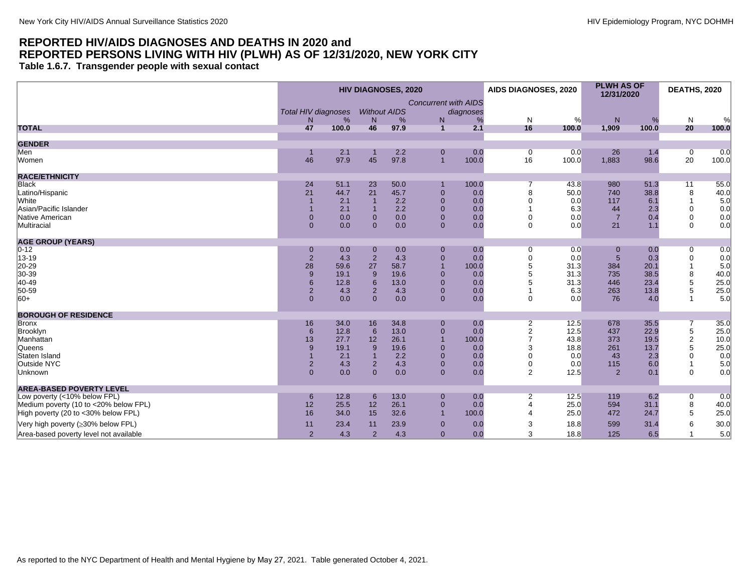## REPORTED HIV/AIDS DIAGNOSES AND DEATHS IN 2020 and REPORTED PERSONS LIVING WITH HIV (PLWH) AS OF 12/31/2020, NEW YORK CITY

### Table 1.6.7. Transgender people with sexual contact

| | HIV DIAGNOSES, 2020 | | | | | | AIDS DIAGNOSES, 2020 | | PLWH AS OF 12/31/2020 | | DEATHS, 2020 | |
|---|---|---|---|---|---|---|---|---|---|---|---|---|
| | *Total HIV diagnoses* | | *Without AIDS* | | *Concurrent with AIDS diagnoses* | | | | | | | |
| | N | % | N | % | N | % | N | % | N | % | N | % |
| **TOTAL** | **47** | **100.0** | **46** | **97.9** | **1** | **2.1** | **16** | **100.0** | **1,909** | **100.0** | **20** | **100.0** |
| **GENDER** | | | | | | | | | | | | |
| Men | 1 | 2.1 | 1 | 2.2 | 0 | 0.0 | 0 | 0.0 | 26 | 1.4 | 0 | 0.0 |
| Women | 46 | 97.9 | 45 | 97.8 | 1 | 100.0 | 16 | 100.0 | 1,883 | 98.6 | 20 | 100.0 |
| **RACE/ETHNICITY** | | | | | | | | | | | | |
| Black | 24 | 51.1 | 23 | 50.0 | 1 | 100.0 | 7 | 43.8 | 980 | 51.3 | 11 | 55.0 |
| Latino/Hispanic | 21 | 44.7 | 21 | 45.7 | 0 | 0.0 | 8 | 50.0 | 740 | 38.8 | 8 | 40.0 |
| White | 1 | 2.1 | 1 | 2.2 | 0 | 0.0 | 0 | 0.0 | 117 | 6.1 | 1 | 5.0 |
| Asian/Pacific Islander | 1 | 2.1 | 1 | 2.2 | 0 | 0.0 | 1 | 6.3 | 44 | 2.3 | 0 | 0.0 |
| Native American | 0 | 0.0 | 0 | 0.0 | 0 | 0.0 | 0 | 0.0 | 7 | 0.4 | 0 | 0.0 |
| Multiracial | 0 | 0.0 | 0 | 0.0 | 0 | 0.0 | 0 | 0.0 | 21 | 1.1 | 0 | 0.0 |
| **AGE GROUP (YEARS)** | | | | | | | | | | | | |
| 0-12 | 0 | 0.0 | 0 | 0.0 | 0 | 0.0 | 0 | 0.0 | 0 | 0.0 | 0 | 0.0 |
| 13-19 | 2 | 4.3 | 2 | 4.3 | 0 | 0.0 | 0 | 0.0 | 5 | 0.3 | 0 | 0.0 |
| 20-29 | 28 | 59.6 | 27 | 58.7 | 1 | 100.0 | 5 | 31.3 | 384 | 20.1 | 1 | 5.0 |
| 30-39 | 9 | 19.1 | 9 | 19.6 | 0 | 0.0 | 5 | 31.3 | 735 | 38.5 | 8 | 40.0 |
| 40-49 | 6 | 12.8 | 6 | 13.0 | 0 | 0.0 | 5 | 31.3 | 446 | 23.4 | 5 | 25.0 |
| 50-59 | 2 | 4.3 | 2 | 4.3 | 0 | 0.0 | 1 | 6.3 | 263 | 13.8 | 5 | 25.0 |
| 60+ | 0 | 0.0 | 0 | 0.0 | 0 | 0.0 | 0 | 0.0 | 76 | 4.0 | 1 | 5.0 |
| **BOROUGH OF RESIDENCE** | | | | | | | | | | | | |
| Bronx | 16 | 34.0 | 16 | 34.8 | 0 | 0.0 | 2 | 12.5 | 678 | 35.5 | 7 | 35.0 |
| Brooklyn | 6 | 12.8 | 6 | 13.0 | 0 | 0.0 | 2 | 12.5 | 437 | 22.9 | 5 | 25.0 |
| Manhattan | 13 | 27.7 | 12 | 26.1 | 1 | 100.0 | 7 | 43.8 | 373 | 19.5 | 2 | 10.0 |
| Queens | 9 | 19.1 | 9 | 19.6 | 0 | 0.0 | 3 | 18.8 | 261 | 13.7 | 5 | 25.0 |
| Staten Island | 1 | 2.1 | 1 | 2.2 | 0 | 0.0 | 0 | 0.0 | 43 | 2.3 | 0 | 0.0 |
| Outside NYC | 2 | 4.3 | 2 | 4.3 | 0 | 0.0 | 0 | 0.0 | 115 | 6.0 | 1 | 5.0 |
| Unknown | 0 | 0.0 | 0 | 0.0 | 0 | 0.0 | 2 | 12.5 | 2 | 0.1 | 0 | 0.0 |
| **AREA-BASED POVERTY LEVEL** | | | | | | | | | | | | |
| Low poverty (<10% below FPL) | 6 | 12.8 | 6 | 13.0 | 0 | 0.0 | 2 | 12.5 | 119 | 6.2 | 0 | 0.0 |
| Medium poverty (10 to <20% below FPL) | 12 | 25.5 | 12 | 26.1 | 0 | 0.0 | 4 | 25.0 | 594 | 31.1 | 8 | 40.0 |
| High poverty (20 to <30% below FPL) | 16 | 34.0 | 15 | 32.6 | 1 | 100.0 | 4 | 25.0 | 472 | 24.7 | 5 | 25.0 |
| Very high poverty (≥30% below FPL) | 11 | 23.4 | 11 | 23.9 | 0 | 0.0 | 3 | 18.8 | 599 | 31.4 | 6 | 30.0 |
| Area-based poverty level not available | 2 | 4.3 | 2 | 4.3 | 0 | 0.0 | 3 | 18.8 | 125 | 6.5 | 1 | 5.0 |

As reported to the NYC Department of Health and Mental Hygiene by May 27, 2021. Table generated October 4, 2021.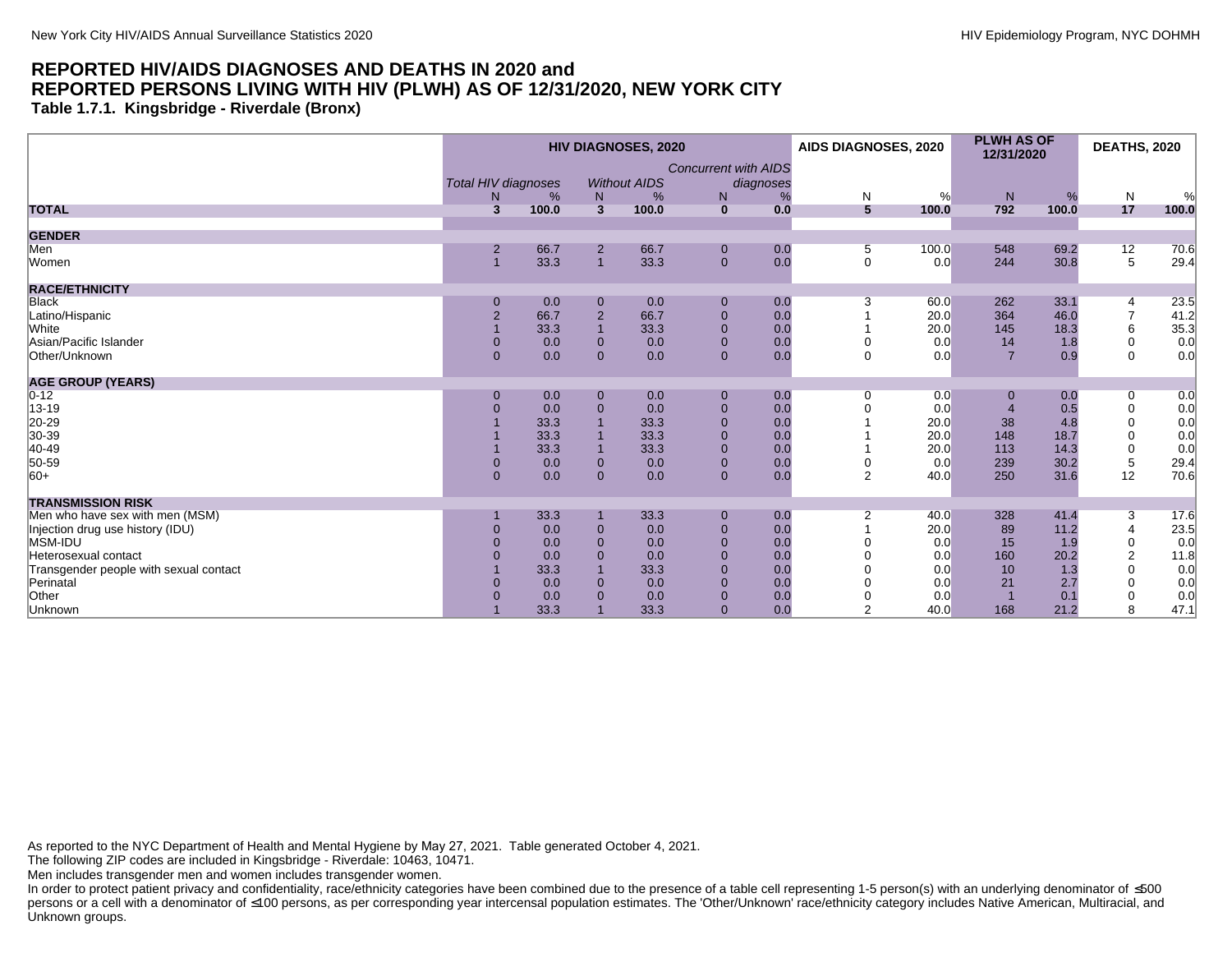## REPORTED HIV/AIDS DIAGNOSES AND DEATHS IN 2020 and REPORTED PERSONS LIVING WITH HIV (PLWH) AS OF 12/31/2020, NEW YORK CITY

### Table 1.7.1. Kingsbridge - Riverdale (Bronx)

| | HIV DIAGNOSES, 2020 | | | | | | AIDS DIAGNOSES, 2020 | | PLWH AS OF 12/31/2020 | | DEATHS, 2020 | |
|---|---|---|---|---|---|---|---|---|---|---|---|---|
| | *Total HIV diagnoses* | | *Without AIDS* | | *Concurrent with AIDS diagnoses* | | | | | | | |
| | N | % | N | % | N | % | N | % | N | % | N | % |
| **TOTAL** | **3** | **100.0** | **3** | **100.0** | **0** | **0.0** | **5** | **100.0** | **792** | **100.0** | **17** | **100.0** |
| **GENDER** | | | | | | | | | | | | |
| Men | 2 | 66.7 | 2 | 66.7 | 0 | 0.0 | 5 | 100.0 | 548 | 69.2 | 12 | 70.6 |
| Women | 1 | 33.3 | 1 | 33.3 | 0 | 0.0 | 0 | 0.0 | 244 | 30.8 | 5 | 29.4 |
| **RACE/ETHNICITY** | | | | | | | | | | | | |
| Black | 0 | 0.0 | 0 | 0.0 | 0 | 0.0 | 3 | 60.0 | 262 | 33.1 | 4 | 23.5 |
| Latino/Hispanic | 2 | 66.7 | 2 | 66.7 | 0 | 0.0 | 1 | 20.0 | 364 | 46.0 | 7 | 41.2 |
| White | 1 | 33.3 | 1 | 33.3 | 0 | 0.0 | 1 | 20.0 | 145 | 18.3 | 6 | 35.3 |
| Asian/Pacific Islander | 0 | 0.0 | 0 | 0.0 | 0 | 0.0 | 0 | 0.0 | 14 | 1.8 | 0 | 0.0 |
| Other/Unknown | 0 | 0.0 | 0 | 0.0 | 0 | 0.0 | 0 | 0.0 | 7 | 0.9 | 0 | 0.0 |
| **AGE GROUP (YEARS)** | | | | | | | | | | | | |
| 0-12 | 0 | 0.0 | 0 | 0.0 | 0 | 0.0 | 0 | 0.0 | 0 | 0.0 | 0 | 0.0 |
| 13-19 | 0 | 0.0 | 0 | 0.0 | 0 | 0.0 | 0 | 0.0 | 4 | 0.5 | 0 | 0.0 |
| 20-29 | 1 | 33.3 | 1 | 33.3 | 0 | 0.0 | 1 | 20.0 | 38 | 4.8 | 0 | 0.0 |
| 30-39 | 1 | 33.3 | 1 | 33.3 | 0 | 0.0 | 1 | 20.0 | 148 | 18.7 | 0 | 0.0 |
| 40-49 | 1 | 33.3 | 1 | 33.3 | 0 | 0.0 | 1 | 20.0 | 113 | 14.3 | 0 | 0.0 |
| 50-59 | 0 | 0.0 | 0 | 0.0 | 0 | 0.0 | 0 | 0.0 | 239 | 30.2 | 5 | 29.4 |
| 60+ | 0 | 0.0 | 0 | 0.0 | 0 | 0.0 | 2 | 40.0 | 250 | 31.6 | 12 | 70.6 |
| **TRANSMISSION RISK** | | | | | | | | | | | | |
| Men who have sex with men (MSM) | 1 | 33.3 | 1 | 33.3 | 0 | 0.0 | 2 | 40.0 | 328 | 41.4 | 3 | 17.6 |
| Injection drug use history (IDU) | 0 | 0.0 | 0 | 0.0 | 0 | 0.0 | 1 | 20.0 | 89 | 11.2 | 4 | 23.5 |
| MSM-IDU | 0 | 0.0 | 0 | 0.0 | 0 | 0.0 | 0 | 0.0 | 15 | 1.9 | 0 | 0.0 |
| Heterosexual contact | 0 | 0.0 | 0 | 0.0 | 0 | 0.0 | 0 | 0.0 | 160 | 20.2 | 2 | 11.8 |
| Transgender people with sexual contact | 1 | 33.3 | 1 | 33.3 | 0 | 0.0 | 0 | 0.0 | 10 | 1.3 | 0 | 0.0 |
| Perinatal | 0 | 0.0 | 0 | 0.0 | 0 | 0.0 | 0 | 0.0 | 21 | 2.7 | 0 | 0.0 |
| Other | 0 | 0.0 | 0 | 0.0 | 0 | 0.0 | 0 | 0.0 | 1 | 0.1 | 0 | 0.0 |
| Unknown | 1 | 33.3 | 1 | 33.3 | 0 | 0.0 | 2 | 40.0 | 168 | 21.2 | 8 | 47.1 |

As reported to the NYC Department of Health and Mental Hygiene by May 27, 2021. Table generated October 4, 2021.

The following ZIP codes are included in Kingsbridge - Riverdale: 10463, 10471.

Men includes transgender men and women includes transgender women.

In order to protect patient privacy and confidentiality, race/ethnicity categories have been combined due to the presence of a table cell representing 1-5 person(s) with an underlying denominator of ≤500 persons or a cell with a denominator of ≤100 persons, as per corresponding year intercensal population estimates. The 'Other/Unknown' race/ethnicity category includes Native American, Multiracial, and Unknown groups.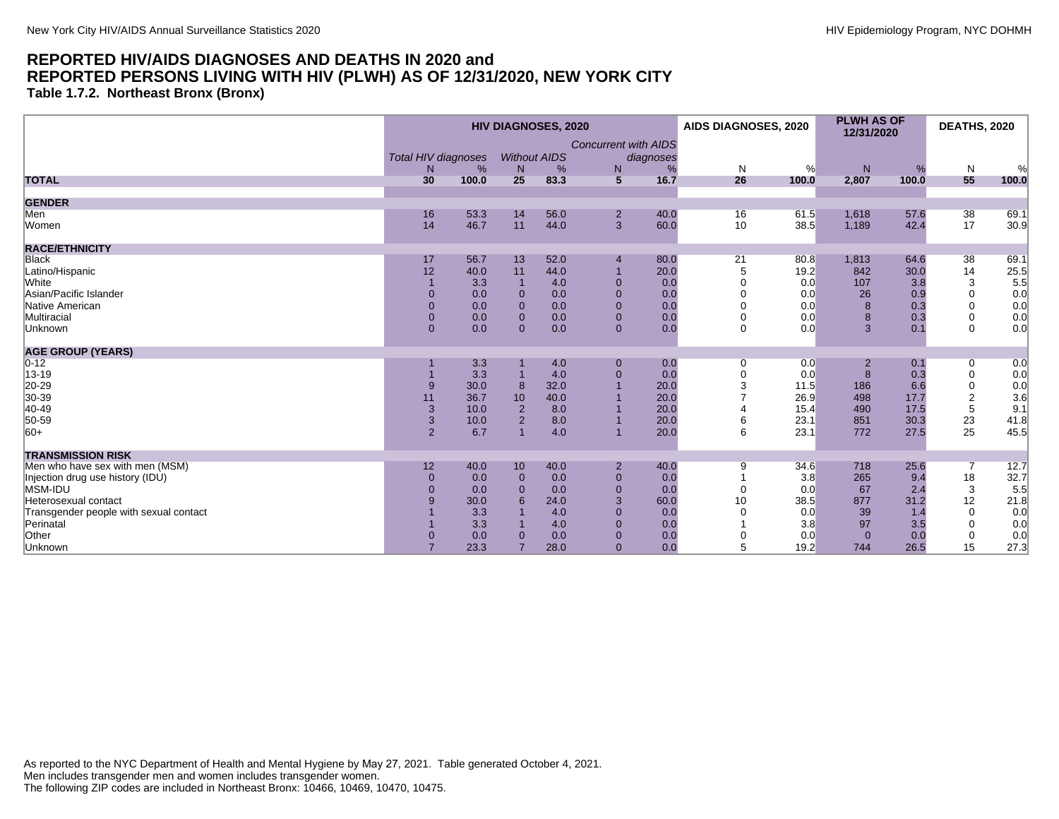## REPORTED HIV/AIDS DIAGNOSES AND DEATHS IN 2020 and REPORTED PERSONS LIVING WITH HIV (PLWH) AS OF 12/31/2020, NEW YORK CITY

### Table 1.7.2. Northeast Bronx (Bronx)

| | HIV DIAGNOSES, 2020 | | | | | | AIDS DIAGNOSES, 2020 | | PLWH AS OF 12/31/2020 | | DEATHS, 2020 | |
|---|---|---|---|---|---|---|---|---|---|---|---|---|
| | *Total HIV diagnoses* | | *Without AIDS* | | *Concurrent with AIDS diagnoses* | | | | | | | |
| | N | % | N | % | N | % | N | % | N | % | N | % |
| **TOTAL** | **30** | **100.0** | **25** | **83.3** | **5** | **16.7** | **26** | **100.0** | **2,807** | **100.0** | **55** | **100.0** |
| **GENDER** | | | | | | | | | | | | |
| Men | 16 | 53.3 | 14 | 56.0 | 2 | 40.0 | 16 | 61.5 | 1,618 | 57.6 | 38 | 69.1 |
| Women | 14 | 46.7 | 11 | 44.0 | 3 | 60.0 | 10 | 38.5 | 1,189 | 42.4 | 17 | 30.9 |
| **RACE/ETHNICITY** | | | | | | | | | | | | |
| Black | 17 | 56.7 | 13 | 52.0 | 4 | 80.0 | 21 | 80.8 | 1,813 | 64.6 | 38 | 69.1 |
| Latino/Hispanic | 12 | 40.0 | 11 | 44.0 | 1 | 20.0 | 5 | 19.2 | 842 | 30.0 | 14 | 25.5 |
| White | 1 | 3.3 | 1 | 4.0 | 0 | 0.0 | 0 | 0.0 | 107 | 3.8 | 3 | 5.5 |
| Asian/Pacific Islander | 0 | 0.0 | 0 | 0.0 | 0 | 0.0 | 0 | 0.0 | 26 | 0.9 | 0 | 0.0 |
| Native American | 0 | 0.0 | 0 | 0.0 | 0 | 0.0 | 0 | 0.0 | 8 | 0.3 | 0 | 0.0 |
| Multiracial | 0 | 0.0 | 0 | 0.0 | 0 | 0.0 | 0 | 0.0 | 8 | 0.3 | 0 | 0.0 |
| Unknown | 0 | 0.0 | 0 | 0.0 | 0 | 0.0 | 0 | 0.0 | 3 | 0.1 | 0 | 0.0 |
| **AGE GROUP (YEARS)** | | | | | | | | | | | | |
| 0-12 | 1 | 3.3 | 1 | 4.0 | 0 | 0.0 | 0 | 0.0 | 2 | 0.1 | 0 | 0.0 |
| 13-19 | 1 | 3.3 | 1 | 4.0 | 0 | 0.0 | 0 | 0.0 | 8 | 0.3 | 0 | 0.0 |
| 20-29 | 9 | 30.0 | 8 | 32.0 | 1 | 20.0 | 3 | 11.5 | 186 | 6.6 | 0 | 0.0 |
| 30-39 | 11 | 36.7 | 10 | 40.0 | 1 | 20.0 | 7 | 26.9 | 498 | 17.7 | 2 | 3.6 |
| 40-49 | 3 | 10.0 | 2 | 8.0 | 1 | 20.0 | 4 | 15.4 | 490 | 17.5 | 5 | 9.1 |
| 50-59 | 3 | 10.0 | 2 | 8.0 | 1 | 20.0 | 6 | 23.1 | 851 | 30.3 | 23 | 41.8 |
| 60+ | 2 | 6.7 | 1 | 4.0 | 1 | 20.0 | 6 | 23.1 | 772 | 27.5 | 25 | 45.5 |
| **TRANSMISSION RISK** | | | | | | | | | | | | |
| Men who have sex with men (MSM) | 12 | 40.0 | 10 | 40.0 | 2 | 40.0 | 9 | 34.6 | 718 | 25.6 | 7 | 12.7 |
| Injection drug use history (IDU) | 0 | 0.0 | 0 | 0.0 | 0 | 0.0 | 1 | 3.8 | 265 | 9.4 | 18 | 32.7 |
| MSM-IDU | 0 | 0.0 | 0 | 0.0 | 0 | 0.0 | 0 | 0.0 | 67 | 2.4 | 3 | 5.5 |
| Heterosexual contact | 9 | 30.0 | 6 | 24.0 | 3 | 60.0 | 10 | 38.5 | 877 | 31.2 | 12 | 21.8 |
| Transgender people with sexual contact | 1 | 3.3 | 1 | 4.0 | 0 | 0.0 | 0 | 0.0 | 39 | 1.4 | 0 | 0.0 |
| Perinatal | 1 | 3.3 | 1 | 4.0 | 0 | 0.0 | 1 | 3.8 | 97 | 3.5 | 0 | 0.0 |
| Other | 0 | 0.0 | 0 | 0.0 | 0 | 0.0 | 0 | 0.0 | 0 | 0.0 | 0 | 0.0 |
| Unknown | 7 | 23.3 | 7 | 28.0 | 0 | 0.0 | 5 | 19.2 | 744 | 26.5 | 15 | 27.3 |

As reported to the NYC Department of Health and Mental Hygiene by May 27, 2021. Table generated October 4, 2021.
Men includes transgender men and women includes transgender women.
The following ZIP codes are included in Northeast Bronx: 10466, 10469, 10470, 10475.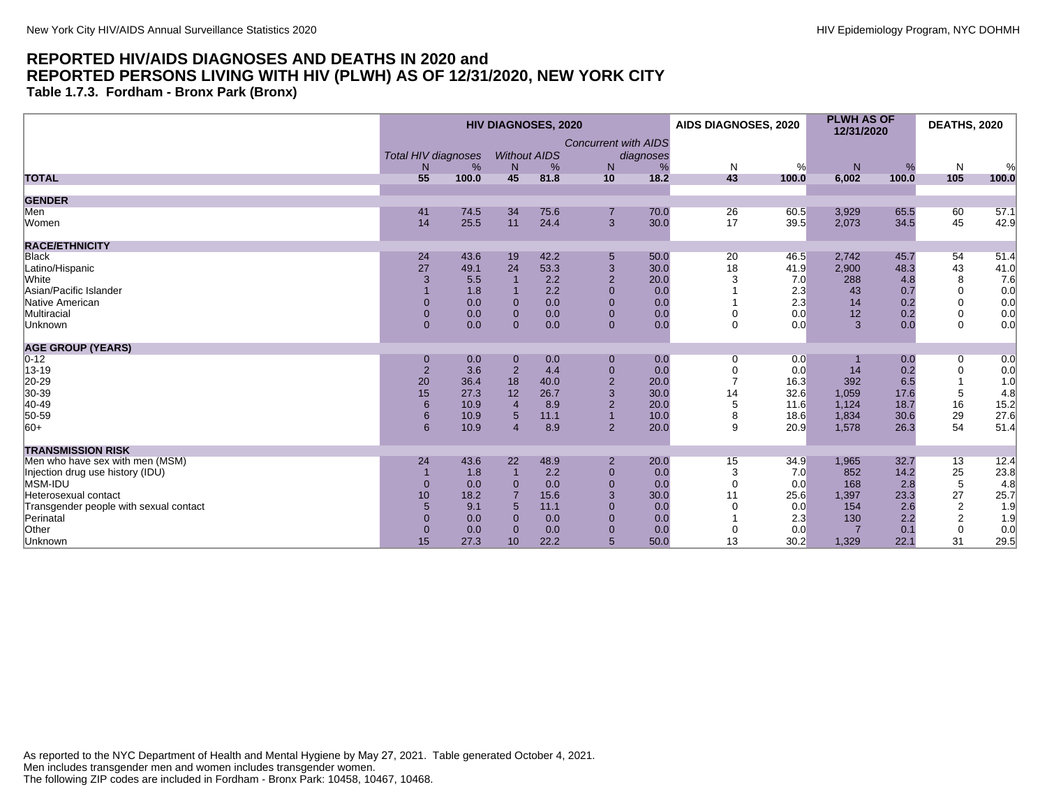## REPORTED HIV/AIDS DIAGNOSES AND DEATHS IN 2020 and REPORTED PERSONS LIVING WITH HIV (PLWH) AS OF 12/31/2020, NEW YORK CITY

### Table 1.7.3. Fordham - Bronx Park (Bronx)

| | HIV DIAGNOSES, 2020 | | | | | | AIDS DIAGNOSES, 2020 | | PLWH AS OF 12/31/2020 | | DEATHS, 2020 | |
|---|---|---|---|---|---|---|---|---|---|---|---|---|
| | *Total HIV diagnoses* | | *Without AIDS* | | *Concurrent with AIDS diagnoses* | | | | | | | |
| | N | % | N | % | N | % | N | % | N | % | N | % |
| **TOTAL** | **55** | **100.0** | **45** | **81.8** | **10** | **18.2** | **43** | **100.0** | **6,002** | **100.0** | **105** | **100.0** |
| **GENDER** | | | | | | | | | | | | |
| Men | 41 | 74.5 | 34 | 75.6 | 7 | 70.0 | 26 | 60.5 | 3,929 | 65.5 | 60 | 57.1 |
| Women | 14 | 25.5 | 11 | 24.4 | 3 | 30.0 | 17 | 39.5 | 2,073 | 34.5 | 45 | 42.9 |
| **RACE/ETHNICITY** | | | | | | | | | | | | |
| Black | 24 | 43.6 | 19 | 42.2 | 5 | 50.0 | 20 | 46.5 | 2,742 | 45.7 | 54 | 51.4 |
| Latino/Hispanic | 27 | 49.1 | 24 | 53.3 | 3 | 30.0 | 18 | 41.9 | 2,900 | 48.3 | 43 | 41.0 |
| White | 3 | 5.5 | 1 | 2.2 | 2 | 20.0 | 3 | 7.0 | 288 | 4.8 | 8 | 7.6 |
| Asian/Pacific Islander | 1 | 1.8 | 1 | 2.2 | 0 | 0.0 | 1 | 2.3 | 43 | 0.7 | 0 | 0.0 |
| Native American | 0 | 0.0 | 0 | 0.0 | 0 | 0.0 | 1 | 2.3 | 14 | 0.2 | 0 | 0.0 |
| Multiracial | 0 | 0.0 | 0 | 0.0 | 0 | 0.0 | 0 | 0.0 | 12 | 0.2 | 0 | 0.0 |
| Unknown | 0 | 0.0 | 0 | 0.0 | 0 | 0.0 | 0 | 0.0 | 3 | 0.0 | 0 | 0.0 |
| **AGE GROUP (YEARS)** | | | | | | | | | | | | |
| 0-12 | 0 | 0.0 | 0 | 0.0 | 0 | 0.0 | 0 | 0.0 | 1 | 0.0 | 0 | 0.0 |
| 13-19 | 2 | 3.6 | 2 | 4.4 | 0 | 0.0 | 0 | 0.0 | 14 | 0.2 | 0 | 0.0 |
| 20-29 | 20 | 36.4 | 18 | 40.0 | 2 | 20.0 | 7 | 16.3 | 392 | 6.5 | 1 | 1.0 |
| 30-39 | 15 | 27.3 | 12 | 26.7 | 3 | 30.0 | 14 | 32.6 | 1,059 | 17.6 | 5 | 4.8 |
| 40-49 | 6 | 10.9 | 4 | 8.9 | 2 | 20.0 | 5 | 11.6 | 1,124 | 18.7 | 16 | 15.2 |
| 50-59 | 6 | 10.9 | 5 | 11.1 | 1 | 10.0 | 8 | 18.6 | 1,834 | 30.6 | 29 | 27.6 |
| 60+ | 6 | 10.9 | 4 | 8.9 | 2 | 20.0 | 9 | 20.9 | 1,578 | 26.3 | 54 | 51.4 |
| **TRANSMISSION RISK** | | | | | | | | | | | | |
| Men who have sex with men (MSM) | 24 | 43.6 | 22 | 48.9 | 2 | 20.0 | 15 | 34.9 | 1,965 | 32.7 | 13 | 12.4 |
| Injection drug use history (IDU) | 1 | 1.8 | 1 | 2.2 | 0 | 0.0 | 3 | 7.0 | 852 | 14.2 | 25 | 23.8 |
| MSM-IDU | 0 | 0.0 | 0 | 0.0 | 0 | 0.0 | 0 | 0.0 | 168 | 2.8 | 5 | 4.8 |
| Heterosexual contact | 10 | 18.2 | 7 | 15.6 | 3 | 30.0 | 11 | 25.6 | 1,397 | 23.3 | 27 | 25.7 |
| Transgender people with sexual contact | 5 | 9.1 | 5 | 11.1 | 0 | 0.0 | 0 | 0.0 | 154 | 2.6 | 2 | 1.9 |
| Perinatal | 0 | 0.0 | 0 | 0.0 | 0 | 0.0 | 1 | 2.3 | 130 | 2.2 | 2 | 1.9 |
| Other | 0 | 0.0 | 0 | 0.0 | 0 | 0.0 | 0 | 0.0 | 7 | 0.1 | 0 | 0.0 |
| Unknown | 15 | 27.3 | 10 | 22.2 | 5 | 50.0 | 13 | 30.2 | 1,329 | 22.1 | 31 | 29.5 |

As reported to the NYC Department of Health and Mental Hygiene by May 27, 2021. Table generated October 4, 2021.
Men includes transgender men and women includes transgender women.
The following ZIP codes are included in Fordham - Bronx Park: 10458, 10467, 10468.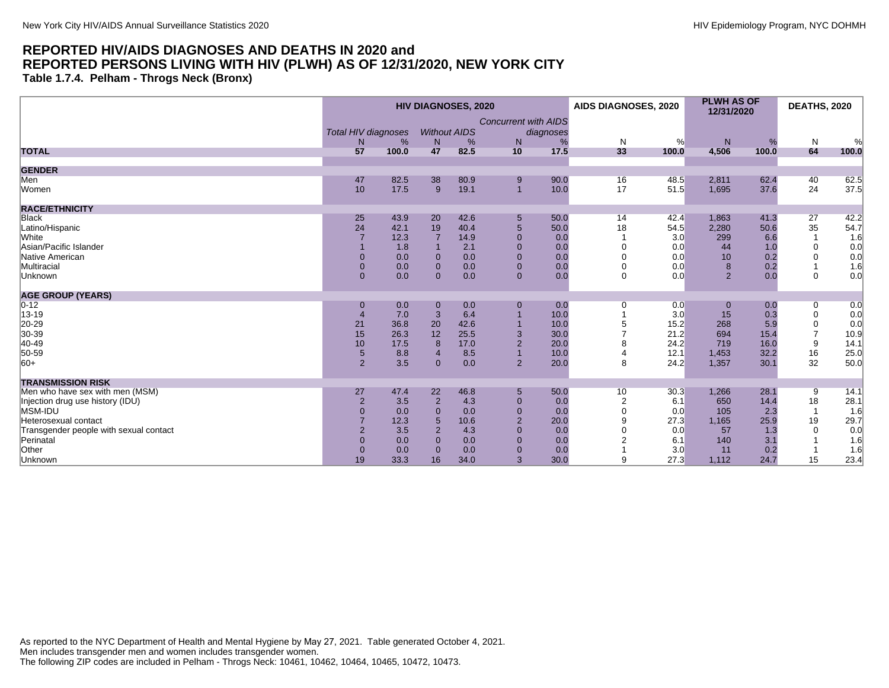# REPORTED HIV/AIDS DIAGNOSES AND DEATHS IN 2020 and REPORTED PERSONS LIVING WITH HIV (PLWH) AS OF 12/31/2020, NEW YORK CITY

**Table 1.7.4. Pelham - Throgs Neck (Bronx)**

| | HIV DIAGNOSES, 2020 | | | | | | AIDS DIAGNOSES, 2020 | | PLWH AS OF 12/31/2020 | | DEATHS, 2020 | |
|---|---|---|---|---|---|---|---|---|---|---|---|---|
| | *Total HIV diagnoses* | | *Without AIDS* | | *Concurrent with AIDS diagnoses* | | | | | | | |
| | N | % | N | % | N | % | N | % | N | % | N | % |
| **TOTAL** | **57** | **100.0** | **47** | **82.5** | **10** | **17.5** | **33** | **100.0** | **4,506** | **100.0** | **64** | **100.0** |
| **GENDER** | | | | | | | | | | | | |
| Men | 47 | 82.5 | 38 | 80.9 | 9 | 90.0 | 16 | 48.5 | 2,811 | 62.4 | 40 | 62.5 |
| Women | 10 | 17.5 | 9 | 19.1 | 1 | 10.0 | 17 | 51.5 | 1,695 | 37.6 | 24 | 37.5 |
| **RACE/ETHNICITY** | | | | | | | | | | | | |
| Black | 25 | 43.9 | 20 | 42.6 | 5 | 50.0 | 14 | 42.4 | 1,863 | 41.3 | 27 | 42.2 |
| Latino/Hispanic | 24 | 42.1 | 19 | 40.4 | 5 | 50.0 | 18 | 54.5 | 2,280 | 50.6 | 35 | 54.7 |
| White | 7 | 12.3 | 7 | 14.9 | 0 | 0.0 | 1 | 3.0 | 299 | 6.6 | 1 | 1.6 |
| Asian/Pacific Islander | 1 | 1.8 | 1 | 2.1 | 0 | 0.0 | 0 | 0.0 | 44 | 1.0 | 0 | 0.0 |
| Native American | 0 | 0.0 | 0 | 0.0 | 0 | 0.0 | 0 | 0.0 | 10 | 0.2 | 0 | 0.0 |
| Multiracial | 0 | 0.0 | 0 | 0.0 | 0 | 0.0 | 0 | 0.0 | 8 | 0.2 | 1 | 1.6 |
| Unknown | 0 | 0.0 | 0 | 0.0 | 0 | 0.0 | 0 | 0.0 | 2 | 0.0 | 0 | 0.0 |
| **AGE GROUP (YEARS)** | | | | | | | | | | | | |
| 0-12 | 0 | 0.0 | 0 | 0.0 | 0 | 0.0 | 0 | 0.0 | 0 | 0.0 | 0 | 0.0 |
| 13-19 | 4 | 7.0 | 3 | 6.4 | 1 | 10.0 | 1 | 3.0 | 15 | 0.3 | 0 | 0.0 |
| 20-29 | 21 | 36.8 | 20 | 42.6 | 1 | 10.0 | 5 | 15.2 | 268 | 5.9 | 0 | 0.0 |
| 30-39 | 15 | 26.3 | 12 | 25.5 | 3 | 30.0 | 7 | 21.2 | 694 | 15.4 | 7 | 10.9 |
| 40-49 | 10 | 17.5 | 8 | 17.0 | 2 | 20.0 | 8 | 24.2 | 719 | 16.0 | 9 | 14.1 |
| 50-59 | 5 | 8.8 | 4 | 8.5 | 1 | 10.0 | 4 | 12.1 | 1,453 | 32.2 | 16 | 25.0 |
| 60+ | 2 | 3.5 | 0 | 0.0 | 2 | 20.0 | 8 | 24.2 | 1,357 | 30.1 | 32 | 50.0 |
| **TRANSMISSION RISK** | | | | | | | | | | | | |
| Men who have sex with men (MSM) | 27 | 47.4 | 22 | 46.8 | 5 | 50.0 | 10 | 30.3 | 1,266 | 28.1 | 9 | 14.1 |
| Injection drug use history (IDU) | 2 | 3.5 | 2 | 4.3 | 0 | 0.0 | 2 | 6.1 | 650 | 14.4 | 18 | 28.1 |
| MSM-IDU | 0 | 0.0 | 0 | 0.0 | 0 | 0.0 | 0 | 0.0 | 105 | 2.3 | 1 | 1.6 |
| Heterosexual contact | 7 | 12.3 | 5 | 10.6 | 2 | 20.0 | 9 | 27.3 | 1,165 | 25.9 | 19 | 29.7 |
| Transgender people with sexual contact | 2 | 3.5 | 2 | 4.3 | 0 | 0.0 | 0 | 0.0 | 57 | 1.3 | 0 | 0.0 |
| Perinatal | 0 | 0.0 | 0 | 0.0 | 0 | 0.0 | 2 | 6.1 | 140 | 3.1 | 1 | 1.6 |
| Other | 0 | 0.0 | 0 | 0.0 | 0 | 0.0 | 1 | 3.0 | 11 | 0.2 | 1 | 1.6 |
| Unknown | 19 | 33.3 | 16 | 34.0 | 3 | 30.0 | 9 | 27.3 | 1,112 | 24.7 | 15 | 23.4 |

As reported to the NYC Department of Health and Mental Hygiene by May 27, 2021. Table generated October 4, 2021.
Men includes transgender men and women includes transgender women.
The following ZIP codes are included in Pelham - Throgs Neck: 10461, 10462, 10464, 10465, 10472, 10473.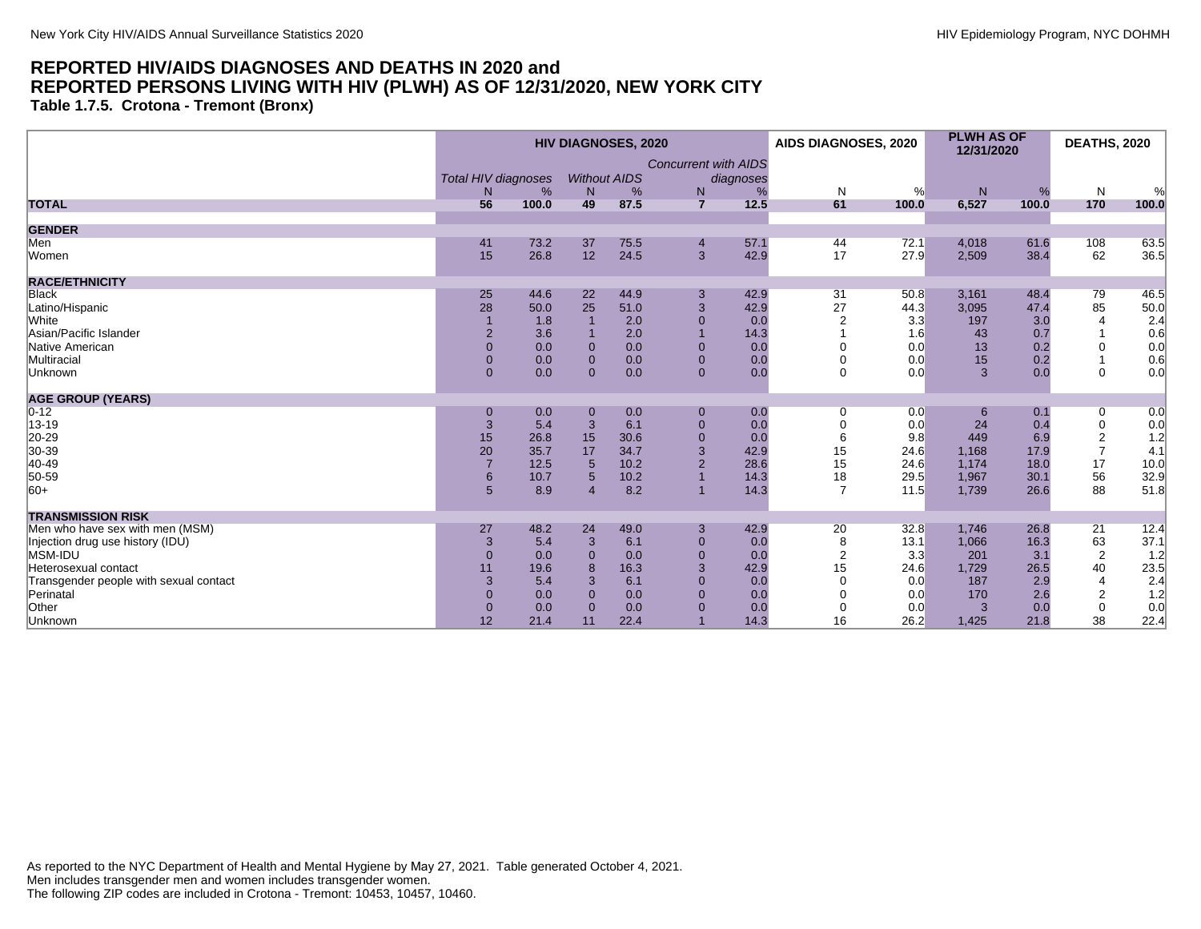## REPORTED HIV/AIDS DIAGNOSES AND DEATHS IN 2020 and REPORTED PERSONS LIVING WITH HIV (PLWH) AS OF 12/31/2020, NEW YORK CITY

### Table 1.7.5. Crotona - Tremont (Bronx)

| | HIV DIAGNOSES, 2020 | | | | | | AIDS DIAGNOSES, 2020 | | PLWH AS OF 12/31/2020 | | DEATHS, 2020 | |
|---|---|---|---|---|---|---|---|---|---|---|---|---|
| | *Total HIV diagnoses* | | *Without AIDS* | | *Concurrent with AIDS diagnoses* | | | | | | | |
| | N | % | N | % | N | % | N | % | N | % | N | % |
| **TOTAL** | **56** | **100.0** | **49** | **87.5** | **7** | **12.5** | **61** | **100.0** | **6,527** | **100.0** | **170** | **100.0** |
| **GENDER** | | | | | | | | | | | | |
| Men | 41 | 73.2 | 37 | 75.5 | 4 | 57.1 | 44 | 72.1 | 4,018 | 61.6 | 108 | 63.5 |
| Women | 15 | 26.8 | 12 | 24.5 | 3 | 42.9 | 17 | 27.9 | 2,509 | 38.4 | 62 | 36.5 |
| **RACE/ETHNICITY** | | | | | | | | | | | | |
| Black | 25 | 44.6 | 22 | 44.9 | 3 | 42.9 | 31 | 50.8 | 3,161 | 48.4 | 79 | 46.5 |
| Latino/Hispanic | 28 | 50.0 | 25 | 51.0 | 3 | 42.9 | 27 | 44.3 | 3,095 | 47.4 | 85 | 50.0 |
| White | 1 | 1.8 | 1 | 2.0 | 0 | 0.0 | 2 | 3.3 | 197 | 3.0 | 4 | 2.4 |
| Asian/Pacific Islander | 2 | 3.6 | 1 | 2.0 | 1 | 14.3 | 1 | 1.6 | 43 | 0.7 | 1 | 0.6 |
| Native American | 0 | 0.0 | 0 | 0.0 | 0 | 0.0 | 0 | 0.0 | 13 | 0.2 | 0 | 0.0 |
| Multiracial | 0 | 0.0 | 0 | 0.0 | 0 | 0.0 | 0 | 0.0 | 15 | 0.2 | 1 | 0.6 |
| Unknown | 0 | 0.0 | 0 | 0.0 | 0 | 0.0 | 0 | 0.0 | 3 | 0.0 | 0 | 0.0 |
| **AGE GROUP (YEARS)** | | | | | | | | | | | | |
| 0-12 | 0 | 0.0 | 0 | 0.0 | 0 | 0.0 | 0 | 0.0 | 6 | 0.1 | 0 | 0.0 |
| 13-19 | 3 | 5.4 | 3 | 6.1 | 0 | 0.0 | 0 | 0.0 | 24 | 0.4 | 0 | 0.0 |
| 20-29 | 15 | 26.8 | 15 | 30.6 | 0 | 0.0 | 6 | 9.8 | 449 | 6.9 | 2 | 1.2 |
| 30-39 | 20 | 35.7 | 17 | 34.7 | 3 | 42.9 | 15 | 24.6 | 1,168 | 17.9 | 7 | 4.1 |
| 40-49 | 7 | 12.5 | 5 | 10.2 | 2 | 28.6 | 15 | 24.6 | 1,174 | 18.0 | 17 | 10.0 |
| 50-59 | 6 | 10.7 | 5 | 10.2 | 1 | 14.3 | 18 | 29.5 | 1,967 | 30.1 | 56 | 32.9 |
| 60+ | 5 | 8.9 | 4 | 8.2 | 1 | 14.3 | 7 | 11.5 | 1,739 | 26.6 | 88 | 51.8 |
| **TRANSMISSION RISK** | | | | | | | | | | | | |
| Men who have sex with men (MSM) | 27 | 48.2 | 24 | 49.0 | 3 | 42.9 | 20 | 32.8 | 1,746 | 26.8 | 21 | 12.4 |
| Injection drug use history (IDU) | 3 | 5.4 | 3 | 6.1 | 0 | 0.0 | 8 | 13.1 | 1,066 | 16.3 | 63 | 37.1 |
| MSM-IDU | 0 | 0.0 | 0 | 0.0 | 0 | 0.0 | 2 | 3.3 | 201 | 3.1 | 2 | 1.2 |
| Heterosexual contact | 11 | 19.6 | 8 | 16.3 | 3 | 42.9 | 15 | 24.6 | 1,729 | 26.5 | 40 | 23.5 |
| Transgender people with sexual contact | 3 | 5.4 | 3 | 6.1 | 0 | 0.0 | 0 | 0.0 | 187 | 2.9 | 4 | 2.4 |
| Perinatal | 0 | 0.0 | 0 | 0.0 | 0 | 0.0 | 0 | 0.0 | 170 | 2.6 | 2 | 1.2 |
| Other | 0 | 0.0 | 0 | 0.0 | 0 | 0.0 | 0 | 0.0 | 3 | 0.0 | 0 | 0.0 |
| Unknown | 12 | 21.4 | 11 | 22.4 | 1 | 14.3 | 16 | 26.2 | 1,425 | 21.8 | 38 | 22.4 |

As reported to the NYC Department of Health and Mental Hygiene by May 27, 2021. Table generated October 4, 2021.
Men includes transgender men and women includes transgender women.
The following ZIP codes are included in Crotona - Tremont: 10453, 10457, 10460.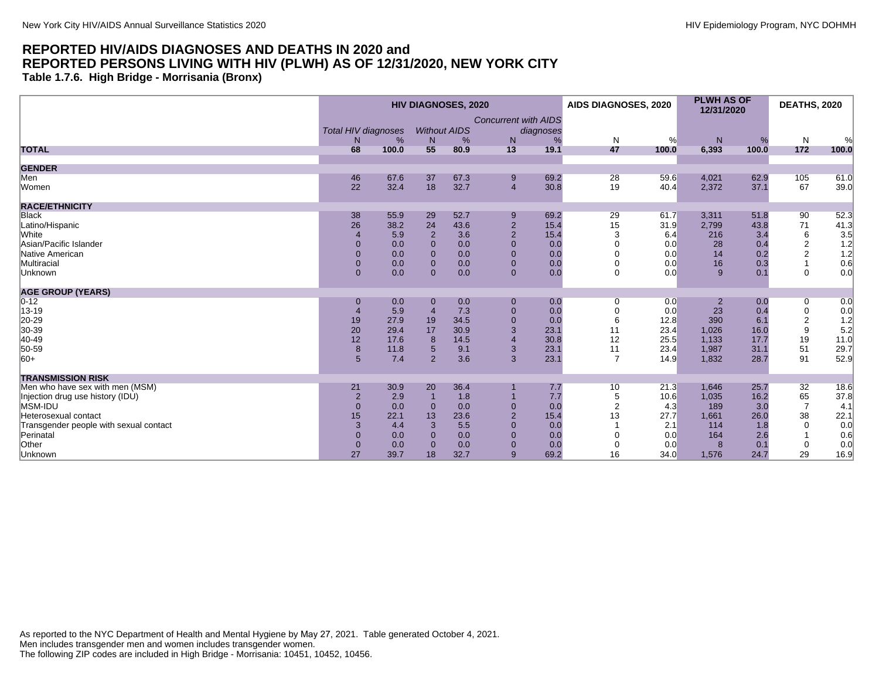## REPORTED HIV/AIDS DIAGNOSES AND DEATHS IN 2020 and REPORTED PERSONS LIVING WITH HIV (PLWH) AS OF 12/31/2020, NEW YORK CITY

### Table 1.7.6. High Bridge - Morrisania (Bronx)

| | HIV DIAGNOSES, 2020 | | | | | | AIDS DIAGNOSES, 2020 | | PLWH AS OF 12/31/2020 | | DEATHS, 2020 | |
|---|---|---|---|---|---|---|---|---|---|---|---|---|
| | *Total HIV diagnoses* | | *Without AIDS* | | *Concurrent with AIDS diagnoses* | | | | | | | |
| | N | % | N | % | N | % | N | % | N | % | N | % |
| **TOTAL** | **68** | **100.0** | **55** | **80.9** | **13** | **19.1** | **47** | **100.0** | **6,393** | **100.0** | **172** | **100.0** |
| **GENDER** | | | | | | | | | | | | |
| Men | 46 | 67.6 | 37 | 67.3 | 9 | 69.2 | 28 | 59.6 | 4,021 | 62.9 | 105 | 61.0 |
| Women | 22 | 32.4 | 18 | 32.7 | 4 | 30.8 | 19 | 40.4 | 2,372 | 37.1 | 67 | 39.0 |
| **RACE/ETHNICITY** | | | | | | | | | | | | |
| Black | 38 | 55.9 | 29 | 52.7 | 9 | 69.2 | 29 | 61.7 | 3,311 | 51.8 | 90 | 52.3 |
| Latino/Hispanic | 26 | 38.2 | 24 | 43.6 | 2 | 15.4 | 15 | 31.9 | 2,799 | 43.8 | 71 | 41.3 |
| White | 4 | 5.9 | 2 | 3.6 | 2 | 15.4 | 3 | 6.4 | 216 | 3.4 | 6 | 3.5 |
| Asian/Pacific Islander | 0 | 0.0 | 0 | 0.0 | 0 | 0.0 | 0 | 0.0 | 28 | 0.4 | 2 | 1.2 |
| Native American | 0 | 0.0 | 0 | 0.0 | 0 | 0.0 | 0 | 0.0 | 14 | 0.2 | 2 | 1.2 |
| Multiracial | 0 | 0.0 | 0 | 0.0 | 0 | 0.0 | 0 | 0.0 | 16 | 0.3 | 1 | 0.6 |
| Unknown | 0 | 0.0 | 0 | 0.0 | 0 | 0.0 | 0 | 0.0 | 9 | 0.1 | 0 | 0.0 |
| **AGE GROUP (YEARS)** | | | | | | | | | | | | |
| 0-12 | 0 | 0.0 | 0 | 0.0 | 0 | 0.0 | 0 | 0.0 | 2 | 0.0 | 0 | 0.0 |
| 13-19 | 4 | 5.9 | 4 | 7.3 | 0 | 0.0 | 0 | 0.0 | 23 | 0.4 | 0 | 0.0 |
| 20-29 | 19 | 27.9 | 19 | 34.5 | 0 | 0.0 | 6 | 12.8 | 390 | 6.1 | 2 | 1.2 |
| 30-39 | 20 | 29.4 | 17 | 30.9 | 3 | 23.1 | 11 | 23.4 | 1,026 | 16.0 | 9 | 5.2 |
| 40-49 | 12 | 17.6 | 8 | 14.5 | 4 | 30.8 | 12 | 25.5 | 1,133 | 17.7 | 19 | 11.0 |
| 50-59 | 8 | 11.8 | 5 | 9.1 | 3 | 23.1 | 11 | 23.4 | 1,987 | 31.1 | 51 | 29.7 |
| 60+ | 5 | 7.4 | 2 | 3.6 | 3 | 23.1 | 7 | 14.9 | 1,832 | 28.7 | 91 | 52.9 |
| **TRANSMISSION RISK** | | | | | | | | | | | | |
| Men who have sex with men (MSM) | 21 | 30.9 | 20 | 36.4 | 1 | 7.7 | 10 | 21.3 | 1,646 | 25.7 | 32 | 18.6 |
| Injection drug use history (IDU) | 2 | 2.9 | 1 | 1.8 | 1 | 7.7 | 5 | 10.6 | 1,035 | 16.2 | 65 | 37.8 |
| MSM-IDU | 0 | 0.0 | 0 | 0.0 | 0 | 0.0 | 2 | 4.3 | 189 | 3.0 | 7 | 4.1 |
| Heterosexual contact | 15 | 22.1 | 13 | 23.6 | 2 | 15.4 | 13 | 27.7 | 1,661 | 26.0 | 38 | 22.1 |
| Transgender people with sexual contact | 3 | 4.4 | 3 | 5.5 | 0 | 0.0 | 1 | 2.1 | 114 | 1.8 | 0 | 0.0 |
| Perinatal | 0 | 0.0 | 0 | 0.0 | 0 | 0.0 | 0 | 0.0 | 164 | 2.6 | 1 | 0.6 |
| Other | 0 | 0.0 | 0 | 0.0 | 0 | 0.0 | 0 | 0.0 | 8 | 0.1 | 0 | 0.0 |
| Unknown | 27 | 39.7 | 18 | 32.7 | 9 | 69.2 | 16 | 34.0 | 1,576 | 24.7 | 29 | 16.9 |

As reported to the NYC Department of Health and Mental Hygiene by May 27, 2021. Table generated October 4, 2021.
Men includes transgender men and women includes transgender women.
The following ZIP codes are included in High Bridge - Morrisania: 10451, 10452, 10456.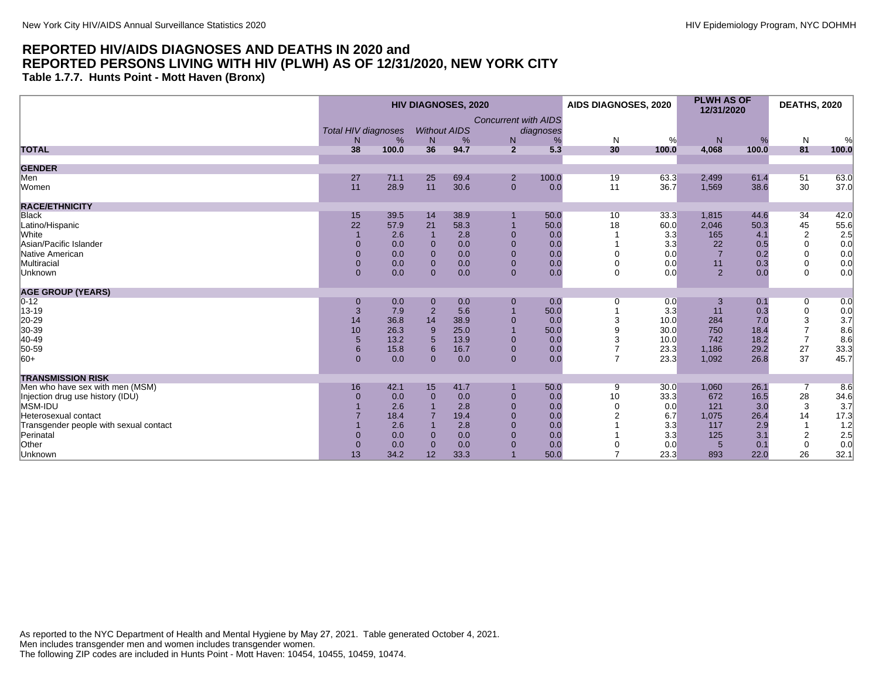## REPORTED HIV/AIDS DIAGNOSES AND DEATHS IN 2020 and REPORTED PERSONS LIVING WITH HIV (PLWH) AS OF 12/31/2020, NEW YORK CITY

### Table 1.7.7. Hunts Point - Mott Haven (Bronx)

| | HIV DIAGNOSES, 2020 | | | | | | AIDS DIAGNOSES, 2020 | | PLWH AS OF 12/31/2020 | | DEATHS, 2020 | |
|---|---|---|---|---|---|---|---|---|---|---|---|---|
| | *Total HIV diagnoses* | | *Without AIDS* | | *Concurrent with AIDS diagnoses* | | | | | | | |
| | N | % | N | % | N | % | N | % | N | % | N | % |
| **TOTAL** | **38** | **100.0** | **36** | **94.7** | **2** | **5.3** | **30** | **100.0** | **4,068** | **100.0** | **81** | **100.0** |
| **GENDER** | | | | | | | | | | | | |
| Men | 27 | 71.1 | 25 | 69.4 | 2 | 100.0 | 19 | 63.3 | 2,499 | 61.4 | 51 | 63.0 |
| Women | 11 | 28.9 | 11 | 30.6 | 0 | 0.0 | 11 | 36.7 | 1,569 | 38.6 | 30 | 37.0 |
| **RACE/ETHNICITY** | | | | | | | | | | | | |
| Black | 15 | 39.5 | 14 | 38.9 | 1 | 50.0 | 10 | 33.3 | 1,815 | 44.6 | 34 | 42.0 |
| Latino/Hispanic | 22 | 57.9 | 21 | 58.3 | 1 | 50.0 | 18 | 60.0 | 2,046 | 50.3 | 45 | 55.6 |
| White | 1 | 2.6 | 1 | 2.8 | 0 | 0.0 | 1 | 3.3 | 165 | 4.1 | 2 | 2.5 |
| Asian/Pacific Islander | 0 | 0.0 | 0 | 0.0 | 0 | 0.0 | 1 | 3.3 | 22 | 0.5 | 0 | 0.0 |
| Native American | 0 | 0.0 | 0 | 0.0 | 0 | 0.0 | 0 | 0.0 | 7 | 0.2 | 0 | 0.0 |
| Multiracial | 0 | 0.0 | 0 | 0.0 | 0 | 0.0 | 0 | 0.0 | 11 | 0.3 | 0 | 0.0 |
| Unknown | 0 | 0.0 | 0 | 0.0 | 0 | 0.0 | 0 | 0.0 | 2 | 0.0 | 0 | 0.0 |
| **AGE GROUP (YEARS)** | | | | | | | | | | | | |
| 0-12 | 0 | 0.0 | 0 | 0.0 | 0 | 0.0 | 0 | 0.0 | 3 | 0.1 | 0 | 0.0 |
| 13-19 | 3 | 7.9 | 2 | 5.6 | 1 | 50.0 | 1 | 3.3 | 11 | 0.3 | 0 | 0.0 |
| 20-29 | 14 | 36.8 | 14 | 38.9 | 0 | 0.0 | 3 | 10.0 | 284 | 7.0 | 3 | 3.7 |
| 30-39 | 10 | 26.3 | 9 | 25.0 | 1 | 50.0 | 9 | 30.0 | 750 | 18.4 | 7 | 8.6 |
| 40-49 | 5 | 13.2 | 5 | 13.9 | 0 | 0.0 | 3 | 10.0 | 742 | 18.2 | 7 | 8.6 |
| 50-59 | 6 | 15.8 | 6 | 16.7 | 0 | 0.0 | 7 | 23.3 | 1,186 | 29.2 | 27 | 33.3 |
| 60+ | 0 | 0.0 | 0 | 0.0 | 0 | 0.0 | 7 | 23.3 | 1,092 | 26.8 | 37 | 45.7 |
| **TRANSMISSION RISK** | | | | | | | | | | | | |
| Men who have sex with men (MSM) | 16 | 42.1 | 15 | 41.7 | 1 | 50.0 | 9 | 30.0 | 1,060 | 26.1 | 7 | 8.6 |
| Injection drug use history (IDU) | 0 | 0.0 | 0 | 0.0 | 0 | 0.0 | 10 | 33.3 | 672 | 16.5 | 28 | 34.6 |
| MSM-IDU | 1 | 2.6 | 1 | 2.8 | 0 | 0.0 | 0 | 0.0 | 121 | 3.0 | 3 | 3.7 |
| Heterosexual contact | 7 | 18.4 | 7 | 19.4 | 0 | 0.0 | 2 | 6.7 | 1,075 | 26.4 | 14 | 17.3 |
| Transgender people with sexual contact | 1 | 2.6 | 1 | 2.8 | 0 | 0.0 | 1 | 3.3 | 117 | 2.9 | 1 | 1.2 |
| Perinatal | 0 | 0.0 | 0 | 0.0 | 0 | 0.0 | 1 | 3.3 | 125 | 3.1 | 2 | 2.5 |
| Other | 0 | 0.0 | 0 | 0.0 | 0 | 0.0 | 0 | 0.0 | 5 | 0.1 | 0 | 0.0 |
| Unknown | 13 | 34.2 | 12 | 33.3 | 1 | 50.0 | 7 | 23.3 | 893 | 22.0 | 26 | 32.1 |

As reported to the NYC Department of Health and Mental Hygiene by May 27, 2021. Table generated October 4, 2021.
Men includes transgender men and women includes transgender women.
The following ZIP codes are included in Hunts Point - Mott Haven: 10454, 10455, 10459, 10474.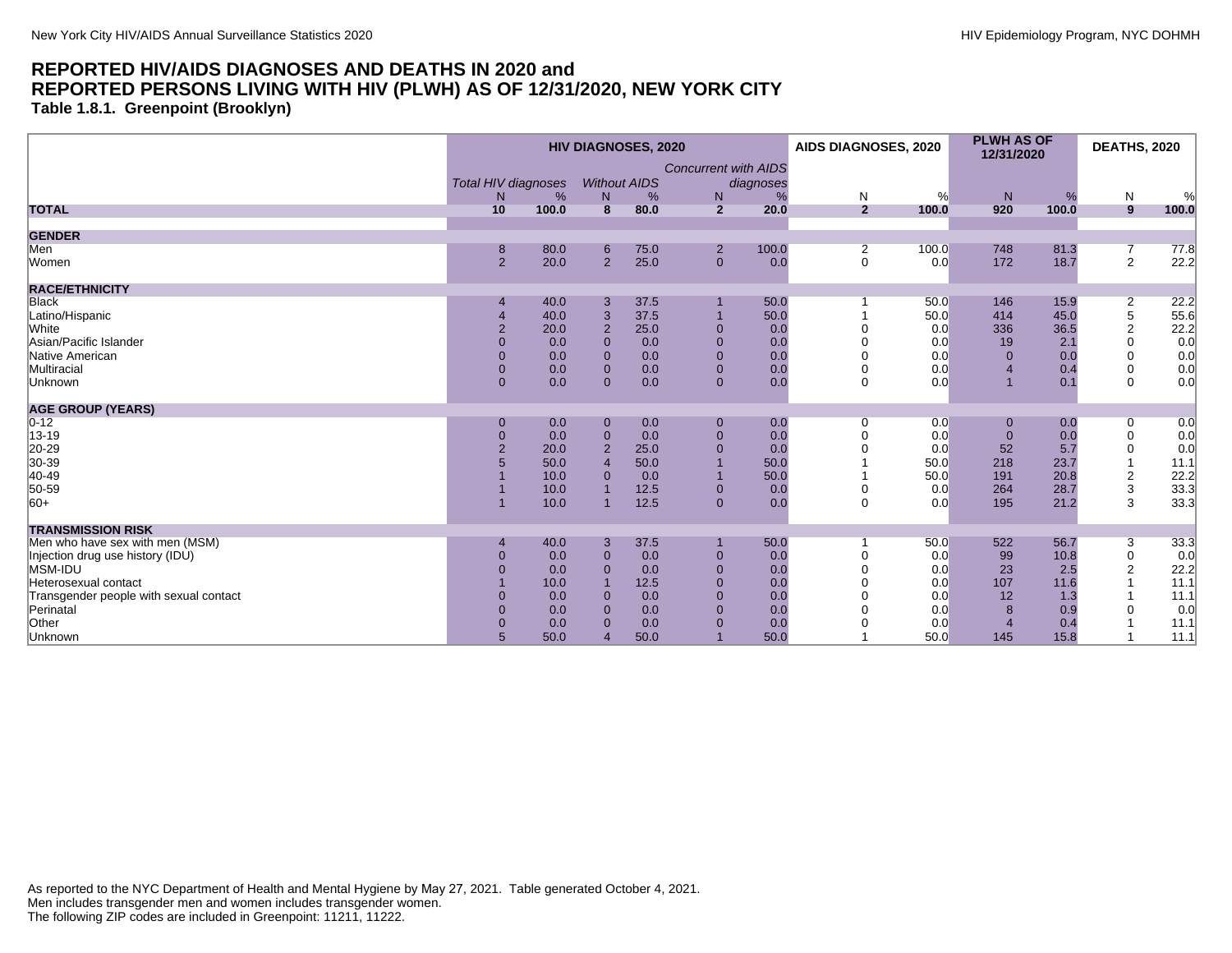## REPORTED HIV/AIDS DIAGNOSES AND DEATHS IN 2020 and REPORTED PERSONS LIVING WITH HIV (PLWH) AS OF 12/31/2020, NEW YORK CITY

### Table 1.8.1. Greenpoint (Brooklyn)

| | HIV DIAGNOSES, 2020 | | | | | | AIDS DIAGNOSES, 2020 | | PLWH AS OF 12/31/2020 | | DEATHS, 2020 | |
|---|---|---|---|---|---|---|---|---|---|---|---|---|
| | *Total HIV diagnoses* | | *Without AIDS* | | *Concurrent with AIDS diagnoses* | | | | | | | |
| | N | % | N | % | N | % | N | % | N | % | N | % |
| **TOTAL** | **10** | **100.0** | **8** | **80.0** | **2** | **20.0** | **2** | **100.0** | **920** | **100.0** | **9** | **100.0** |
| **GENDER** | | | | | | | | | | | | |
| Men | 8 | 80.0 | 6 | 75.0 | 2 | 100.0 | 2 | 100.0 | 748 | 81.3 | 7 | 77.8 |
| Women | 2 | 20.0 | 2 | 25.0 | 0 | 0.0 | 0 | 0.0 | 172 | 18.7 | 2 | 22.2 |
| **RACE/ETHNICITY** | | | | | | | | | | | | |
| Black | 4 | 40.0 | 3 | 37.5 | 1 | 50.0 | 1 | 50.0 | 146 | 15.9 | 2 | 22.2 |
| Latino/Hispanic | 4 | 40.0 | 3 | 37.5 | 1 | 50.0 | 1 | 50.0 | 414 | 45.0 | 5 | 55.6 |
| White | 2 | 20.0 | 2 | 25.0 | 0 | 0.0 | 0 | 0.0 | 336 | 36.5 | 2 | 22.2 |
| Asian/Pacific Islander | 0 | 0.0 | 0 | 0.0 | 0 | 0.0 | 0 | 0.0 | 19 | 2.1 | 0 | 0.0 |
| Native American | 0 | 0.0 | 0 | 0.0 | 0 | 0.0 | 0 | 0.0 | 0 | 0.0 | 0 | 0.0 |
| Multiracial | 0 | 0.0 | 0 | 0.0 | 0 | 0.0 | 0 | 0.0 | 4 | 0.4 | 0 | 0.0 |
| Unknown | 0 | 0.0 | 0 | 0.0 | 0 | 0.0 | 0 | 0.0 | 1 | 0.1 | 0 | 0.0 |
| **AGE GROUP (YEARS)** | | | | | | | | | | | | |
| 0-12 | 0 | 0.0 | 0 | 0.0 | 0 | 0.0 | 0 | 0.0 | 0 | 0.0 | 0 | 0.0 |
| 13-19 | 0 | 0.0 | 0 | 0.0 | 0 | 0.0 | 0 | 0.0 | 0 | 0.0 | 0 | 0.0 |
| 20-29 | 2 | 20.0 | 2 | 25.0 | 0 | 0.0 | 0 | 0.0 | 52 | 5.7 | 0 | 0.0 |
| 30-39 | 5 | 50.0 | 4 | 50.0 | 1 | 50.0 | 1 | 50.0 | 218 | 23.7 | 1 | 11.1 |
| 40-49 | 1 | 10.0 | 0 | 0.0 | 1 | 50.0 | 1 | 50.0 | 191 | 20.8 | 2 | 22.2 |
| 50-59 | 1 | 10.0 | 1 | 12.5 | 0 | 0.0 | 0 | 0.0 | 264 | 28.7 | 3 | 33.3 |
| 60+ | 1 | 10.0 | 1 | 12.5 | 0 | 0.0 | 0 | 0.0 | 195 | 21.2 | 3 | 33.3 |
| **TRANSMISSION RISK** | | | | | | | | | | | | |
| Men who have sex with men (MSM) | 4 | 40.0 | 3 | 37.5 | 1 | 50.0 | 1 | 50.0 | 522 | 56.7 | 3 | 33.3 |
| Injection drug use history (IDU) | 0 | 0.0 | 0 | 0.0 | 0 | 0.0 | 0 | 0.0 | 99 | 10.8 | 0 | 0.0 |
| MSM-IDU | 0 | 0.0 | 0 | 0.0 | 0 | 0.0 | 0 | 0.0 | 23 | 2.5 | 2 | 22.2 |
| Heterosexual contact | 1 | 10.0 | 1 | 12.5 | 0 | 0.0 | 0 | 0.0 | 107 | 11.6 | 1 | 11.1 |
| Transgender people with sexual contact | 0 | 0.0 | 0 | 0.0 | 0 | 0.0 | 0 | 0.0 | 12 | 1.3 | 1 | 11.1 |
| Perinatal | 0 | 0.0 | 0 | 0.0 | 0 | 0.0 | 0 | 0.0 | 8 | 0.9 | 0 | 0.0 |
| Other | 0 | 0.0 | 0 | 0.0 | 0 | 0.0 | 0 | 0.0 | 4 | 0.4 | 1 | 11.1 |
| Unknown | 5 | 50.0 | 4 | 50.0 | 1 | 50.0 | 1 | 50.0 | 145 | 15.8 | 1 | 11.1 |

As reported to the NYC Department of Health and Mental Hygiene by May 27, 2021. Table generated October 4, 2021.
Men includes transgender men and women includes transgender women.
The following ZIP codes are included in Greenpoint: 11211, 11222.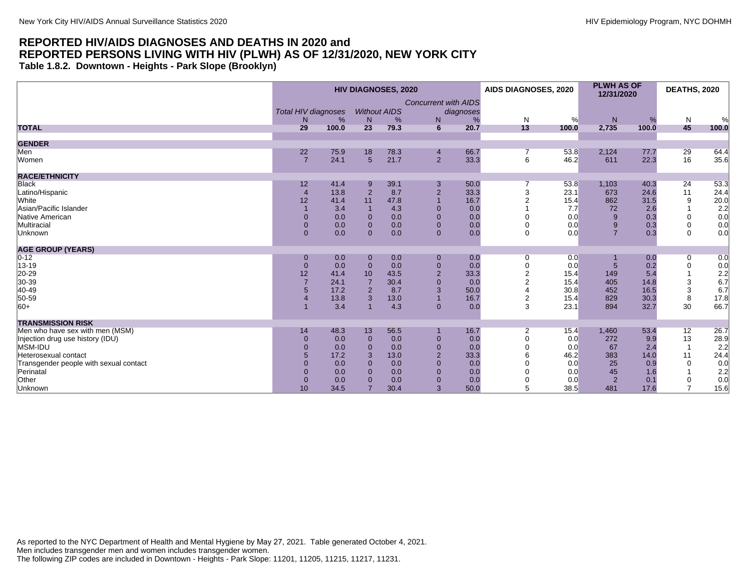## REPORTED HIV/AIDS DIAGNOSES AND DEATHS IN 2020 and REPORTED PERSONS LIVING WITH HIV (PLWH) AS OF 12/31/2020, NEW YORK CITY

### Table 1.8.2. Downtown - Heights - Park Slope (Brooklyn)

| | HIV DIAGNOSES, 2020 | | | | | | AIDS DIAGNOSES, 2020 | | PLWH AS OF 12/31/2020 | | DEATHS, 2020 | |
|---|---|---|---|---|---|---|---|---|---|---|---|---|
| | *Total HIV diagnoses* | | *Without AIDS* | | *Concurrent with AIDS diagnoses* | | | | | | | |
| | N | % | N | % | N | % | N | % | N | % | N | % |
| **TOTAL** | **29** | **100.0** | **23** | **79.3** | **6** | **20.7** | **13** | **100.0** | **2,735** | **100.0** | **45** | **100.0** |
| **GENDER** | | | | | | | | | | | | |
| Men | 22 | 75.9 | 18 | 78.3 | 4 | 66.7 | 7 | 53.8 | 2,124 | 77.7 | 29 | 64.4 |
| Women | 7 | 24.1 | 5 | 21.7 | 2 | 33.3 | 6 | 46.2 | 611 | 22.3 | 16 | 35.6 |
| **RACE/ETHNICITY** | | | | | | | | | | | | |
| Black | 12 | 41.4 | 9 | 39.1 | 3 | 50.0 | 7 | 53.8 | 1,103 | 40.3 | 24 | 53.3 |
| Latino/Hispanic | 4 | 13.8 | 2 | 8.7 | 2 | 33.3 | 3 | 23.1 | 673 | 24.6 | 11 | 24.4 |
| White | 12 | 41.4 | 11 | 47.8 | 1 | 16.7 | 2 | 15.4 | 862 | 31.5 | 9 | 20.0 |
| Asian/Pacific Islander | 1 | 3.4 | 1 | 4.3 | 0 | 0.0 | 1 | 7.7 | 72 | 2.6 | 1 | 2.2 |
| Native American | 0 | 0.0 | 0 | 0.0 | 0 | 0.0 | 0 | 0.0 | 9 | 0.3 | 0 | 0.0 |
| Multiracial | 0 | 0.0 | 0 | 0.0 | 0 | 0.0 | 0 | 0.0 | 9 | 0.3 | 0 | 0.0 |
| Unknown | 0 | 0.0 | 0 | 0.0 | 0 | 0.0 | 0 | 0.0 | 7 | 0.3 | 0 | 0.0 |
| **AGE GROUP (YEARS)** | | | | | | | | | | | | |
| 0-12 | 0 | 0.0 | 0 | 0.0 | 0 | 0.0 | 0 | 0.0 | 1 | 0.0 | 0 | 0.0 |
| 13-19 | 0 | 0.0 | 0 | 0.0 | 0 | 0.0 | 0 | 0.0 | 5 | 0.2 | 0 | 0.0 |
| 20-29 | 12 | 41.4 | 10 | 43.5 | 2 | 33.3 | 2 | 15.4 | 149 | 5.4 | 1 | 2.2 |
| 30-39 | 7 | 24.1 | 7 | 30.4 | 0 | 0.0 | 2 | 15.4 | 405 | 14.8 | 3 | 6.7 |
| 40-49 | 5 | 17.2 | 2 | 8.7 | 3 | 50.0 | 4 | 30.8 | 452 | 16.5 | 3 | 6.7 |
| 50-59 | 4 | 13.8 | 3 | 13.0 | 1 | 16.7 | 2 | 15.4 | 829 | 30.3 | 8 | 17.8 |
| 60+ | 1 | 3.4 | 1 | 4.3 | 0 | 0.0 | 3 | 23.1 | 894 | 32.7 | 30 | 66.7 |
| **TRANSMISSION RISK** | | | | | | | | | | | | |
| Men who have sex with men (MSM) | 14 | 48.3 | 13 | 56.5 | 1 | 16.7 | 2 | 15.4 | 1,460 | 53.4 | 12 | 26.7 |
| Injection drug use history (IDU) | 0 | 0.0 | 0 | 0.0 | 0 | 0.0 | 0 | 0.0 | 272 | 9.9 | 13 | 28.9 |
| MSM-IDU | 0 | 0.0 | 0 | 0.0 | 0 | 0.0 | 0 | 0.0 | 67 | 2.4 | 1 | 2.2 |
| Heterosexual contact | 5 | 17.2 | 3 | 13.0 | 2 | 33.3 | 6 | 46.2 | 383 | 14.0 | 11 | 24.4 |
| Transgender people with sexual contact | 0 | 0.0 | 0 | 0.0 | 0 | 0.0 | 0 | 0.0 | 25 | 0.9 | 0 | 0.0 |
| Perinatal | 0 | 0.0 | 0 | 0.0 | 0 | 0.0 | 0 | 0.0 | 45 | 1.6 | 1 | 2.2 |
| Other | 0 | 0.0 | 0 | 0.0 | 0 | 0.0 | 0 | 0.0 | 2 | 0.1 | 0 | 0.0 |
| Unknown | 10 | 34.5 | 7 | 30.4 | 3 | 50.0 | 5 | 38.5 | 481 | 17.6 | 7 | 15.6 |

As reported to the NYC Department of Health and Mental Hygiene by May 27, 2021. Table generated October 4, 2021.
Men includes transgender men and women includes transgender women.
The following ZIP codes are included in Downtown - Heights - Park Slope: 11201, 11205, 11215, 11217, 11231.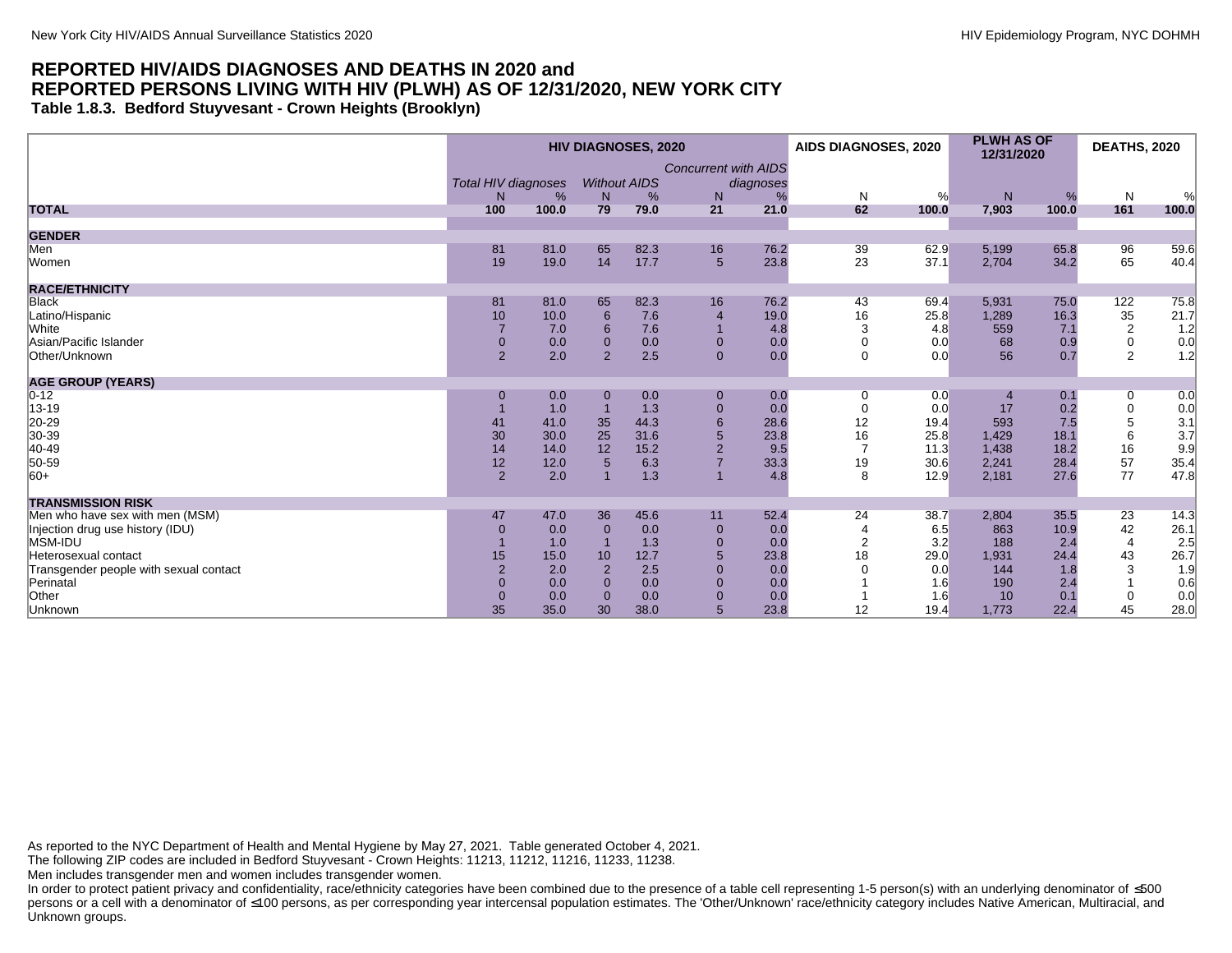## REPORTED HIV/AIDS DIAGNOSES AND DEATHS IN 2020 and REPORTED PERSONS LIVING WITH HIV (PLWH) AS OF 12/31/2020, NEW YORK CITY

### Table 1.8.3. Bedford Stuyvesant - Crown Heights (Brooklyn)

| | HIV DIAGNOSES, 2020 | | | | | | AIDS DIAGNOSES, 2020 | | PLWH AS OF 12/31/2020 | | DEATHS, 2020 | |
|---|---|---|---|---|---|---|---|---|---|---|---|---|
| | *Total HIV diagnoses* | | *Without AIDS* | | *Concurrent with AIDS diagnoses* | | | | | | | |
| | N | % | N | % | N | % | N | % | N | % | N | % |
| **TOTAL** | **100** | **100.0** | **79** | **79.0** | **21** | **21.0** | **62** | **100.0** | **7,903** | **100.0** | **161** | **100.0** |
| **GENDER** | | | | | | | | | | | | |
| Men | 81 | 81.0 | 65 | 82.3 | 16 | 76.2 | 39 | 62.9 | 5,199 | 65.8 | 96 | 59.6 |
| Women | 19 | 19.0 | 14 | 17.7 | 5 | 23.8 | 23 | 37.1 | 2,704 | 34.2 | 65 | 40.4 |
| **RACE/ETHNICITY** | | | | | | | | | | | | |
| Black | 81 | 81.0 | 65 | 82.3 | 16 | 76.2 | 43 | 69.4 | 5,931 | 75.0 | 122 | 75.8 |
| Latino/Hispanic | 10 | 10.0 | 6 | 7.6 | 4 | 19.0 | 16 | 25.8 | 1,289 | 16.3 | 35 | 21.7 |
| White | 7 | 7.0 | 6 | 7.6 | 1 | 4.8 | 3 | 4.8 | 559 | 7.1 | 2 | 1.2 |
| Asian/Pacific Islander | 0 | 0.0 | 0 | 0.0 | 0 | 0.0 | 0 | 0.0 | 68 | 0.9 | 0 | 0.0 |
| Other/Unknown | 2 | 2.0 | 2 | 2.5 | 0 | 0.0 | 0 | 0.0 | 56 | 0.7 | 2 | 1.2 |
| **AGE GROUP (YEARS)** | | | | | | | | | | | | |
| 0-12 | 0 | 0.0 | 0 | 0.0 | 0 | 0.0 | 0 | 0.0 | 4 | 0.1 | 0 | 0.0 |
| 13-19 | 1 | 1.0 | 1 | 1.3 | 0 | 0.0 | 0 | 0.0 | 17 | 0.2 | 0 | 0.0 |
| 20-29 | 41 | 41.0 | 35 | 44.3 | 6 | 28.6 | 12 | 19.4 | 593 | 7.5 | 5 | 3.1 |
| 30-39 | 30 | 30.0 | 25 | 31.6 | 5 | 23.8 | 16 | 25.8 | 1,429 | 18.1 | 6 | 3.7 |
| 40-49 | 14 | 14.0 | 12 | 15.2 | 2 | 9.5 | 7 | 11.3 | 1,438 | 18.2 | 16 | 9.9 |
| 50-59 | 12 | 12.0 | 5 | 6.3 | 7 | 33.3 | 19 | 30.6 | 2,241 | 28.4 | 57 | 35.4 |
| 60+ | 2 | 2.0 | 1 | 1.3 | 1 | 4.8 | 8 | 12.9 | 2,181 | 27.6 | 77 | 47.8 |
| **TRANSMISSION RISK** | | | | | | | | | | | | |
| Men who have sex with men (MSM) | 47 | 47.0 | 36 | 45.6 | 11 | 52.4 | 24 | 38.7 | 2,804 | 35.5 | 23 | 14.3 |
| Injection drug use history (IDU) | 0 | 0.0 | 0 | 0.0 | 0 | 0.0 | 4 | 6.5 | 863 | 10.9 | 42 | 26.1 |
| MSM-IDU | 1 | 1.0 | 1 | 1.3 | 0 | 0.0 | 2 | 3.2 | 188 | 2.4 | 4 | 2.5 |
| Heterosexual contact | 15 | 15.0 | 10 | 12.7 | 5 | 23.8 | 18 | 29.0 | 1,931 | 24.4 | 43 | 26.7 |
| Transgender people with sexual contact | 2 | 2.0 | 2 | 2.5 | 0 | 0.0 | 0 | 0.0 | 144 | 1.8 | 3 | 1.9 |
| Perinatal | 0 | 0.0 | 0 | 0.0 | 0 | 0.0 | 1 | 1.6 | 190 | 2.4 | 1 | 0.6 |
| Other | 0 | 0.0 | 0 | 0.0 | 0 | 0.0 | 1 | 1.6 | 10 | 0.1 | 0 | 0.0 |
| Unknown | 35 | 35.0 | 30 | 38.0 | 5 | 23.8 | 12 | 19.4 | 1,773 | 22.4 | 45 | 28.0 |

As reported to the NYC Department of Health and Mental Hygiene by May 27, 2021. Table generated October 4, 2021.
The following ZIP codes are included in Bedford Stuyvesant - Crown Heights: 11213, 11212, 11216, 11233, 11238.
Men includes transgender men and women includes transgender women.
In order to protect patient privacy and confidentiality, race/ethnicity categories have been combined due to the presence of a table cell representing 1-5 person(s) with an underlying denominator of ≤500 persons or a cell with a denominator of ≤100 persons, as per corresponding year intercensal population estimates. The 'Other/Unknown' race/ethnicity category includes Native American, Multiracial, and Unknown groups.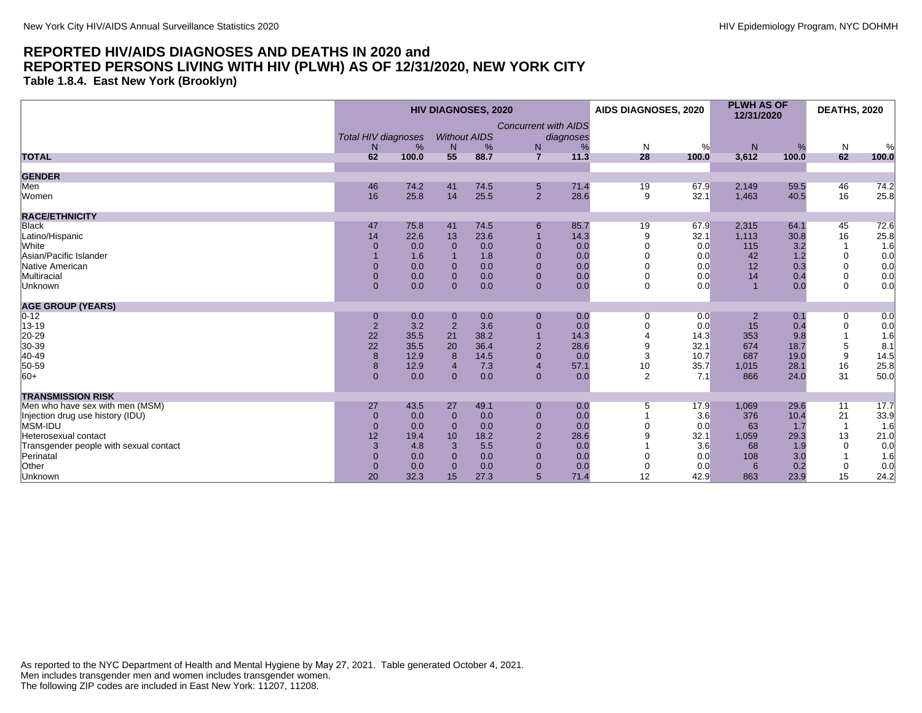## REPORTED HIV/AIDS DIAGNOSES AND DEATHS IN 2020 and REPORTED PERSONS LIVING WITH HIV (PLWH) AS OF 12/31/2020, NEW YORK CITY

### Table 1.8.4. East New York (Brooklyn)

| | HIV DIAGNOSES, 2020 | | | | | | AIDS DIAGNOSES, 2020 | | PLWH AS OF 12/31/2020 | | DEATHS, 2020 | |
|---|---|---|---|---|---|---|---|---|---|---|---|---|
| | *Total HIV diagnoses* | | *Without AIDS* | | *Concurrent with AIDS diagnoses* | | | | | | | |
| | N | % | N | % | N | % | N | % | N | % | N | % |
| **TOTAL** | **62** | **100.0** | **55** | **88.7** | **7** | **11.3** | **28** | **100.0** | **3,612** | **100.0** | **62** | **100.0** |
| **GENDER** | | | | | | | | | | | | |
| Men | 46 | 74.2 | 41 | 74.5 | 5 | 71.4 | 19 | 67.9 | 2,149 | 59.5 | 46 | 74.2 |
| Women | 16 | 25.8 | 14 | 25.5 | 2 | 28.6 | 9 | 32.1 | 1,463 | 40.5 | 16 | 25.8 |
| **RACE/ETHNICITY** | | | | | | | | | | | | |
| Black | 47 | 75.8 | 41 | 74.5 | 6 | 85.7 | 19 | 67.9 | 2,315 | 64.1 | 45 | 72.6 |
| Latino/Hispanic | 14 | 22.6 | 13 | 23.6 | 1 | 14.3 | 9 | 32.1 | 1,113 | 30.8 | 16 | 25.8 |
| White | 0 | 0.0 | 0 | 0.0 | 0 | 0.0 | 0 | 0.0 | 115 | 3.2 | 1 | 1.6 |
| Asian/Pacific Islander | 1 | 1.6 | 1 | 1.8 | 0 | 0.0 | 0 | 0.0 | 42 | 1.2 | 0 | 0.0 |
| Native American | 0 | 0.0 | 0 | 0.0 | 0 | 0.0 | 0 | 0.0 | 12 | 0.3 | 0 | 0.0 |
| Multiracial | 0 | 0.0 | 0 | 0.0 | 0 | 0.0 | 0 | 0.0 | 14 | 0.4 | 0 | 0.0 |
| Unknown | 0 | 0.0 | 0 | 0.0 | 0 | 0.0 | 0 | 0.0 | 1 | 0.0 | 0 | 0.0 |
| **AGE GROUP (YEARS)** | | | | | | | | | | | | |
| 0-12 | 0 | 0.0 | 0 | 0.0 | 0 | 0.0 | 0 | 0.0 | 2 | 0.1 | 0 | 0.0 |
| 13-19 | 2 | 3.2 | 2 | 3.6 | 0 | 0.0 | 0 | 0.0 | 15 | 0.4 | 0 | 0.0 |
| 20-29 | 22 | 35.5 | 21 | 38.2 | 1 | 14.3 | 4 | 14.3 | 353 | 9.8 | 1 | 1.6 |
| 30-39 | 22 | 35.5 | 20 | 36.4 | 2 | 28.6 | 9 | 32.1 | 674 | 18.7 | 5 | 8.1 |
| 40-49 | 8 | 12.9 | 8 | 14.5 | 0 | 0.0 | 3 | 10.7 | 687 | 19.0 | 9 | 14.5 |
| 50-59 | 8 | 12.9 | 4 | 7.3 | 4 | 57.1 | 10 | 35.7 | 1,015 | 28.1 | 16 | 25.8 |
| 60+ | 0 | 0.0 | 0 | 0.0 | 0 | 0.0 | 2 | 7.1 | 866 | 24.0 | 31 | 50.0 |
| **TRANSMISSION RISK** | | | | | | | | | | | | |
| Men who have sex with men (MSM) | 27 | 43.5 | 27 | 49.1 | 0 | 0.0 | 5 | 17.9 | 1,069 | 29.6 | 11 | 17.7 |
| Injection drug use history (IDU) | 0 | 0.0 | 0 | 0.0 | 0 | 0.0 | 1 | 3.6 | 376 | 10.4 | 21 | 33.9 |
| MSM-IDU | 0 | 0.0 | 0 | 0.0 | 0 | 0.0 | 0 | 0.0 | 63 | 1.7 | 1 | 1.6 |
| Heterosexual contact | 12 | 19.4 | 10 | 18.2 | 2 | 28.6 | 9 | 32.1 | 1,059 | 29.3 | 13 | 21.0 |
| Transgender people with sexual contact | 3 | 4.8 | 3 | 5.5 | 0 | 0.0 | 1 | 3.6 | 68 | 1.9 | 0 | 0.0 |
| Perinatal | 0 | 0.0 | 0 | 0.0 | 0 | 0.0 | 0 | 0.0 | 108 | 3.0 | 1 | 1.6 |
| Other | 0 | 0.0 | 0 | 0.0 | 0 | 0.0 | 0 | 0.0 | 6 | 0.2 | 0 | 0.0 |
| Unknown | 20 | 32.3 | 15 | 27.3 | 5 | 71.4 | 12 | 42.9 | 863 | 23.9 | 15 | 24.2 |

As reported to the NYC Department of Health and Mental Hygiene by May 27, 2021. Table generated October 4, 2021.
Men includes transgender men and women includes transgender women.
The following ZIP codes are included in East New York: 11207, 11208.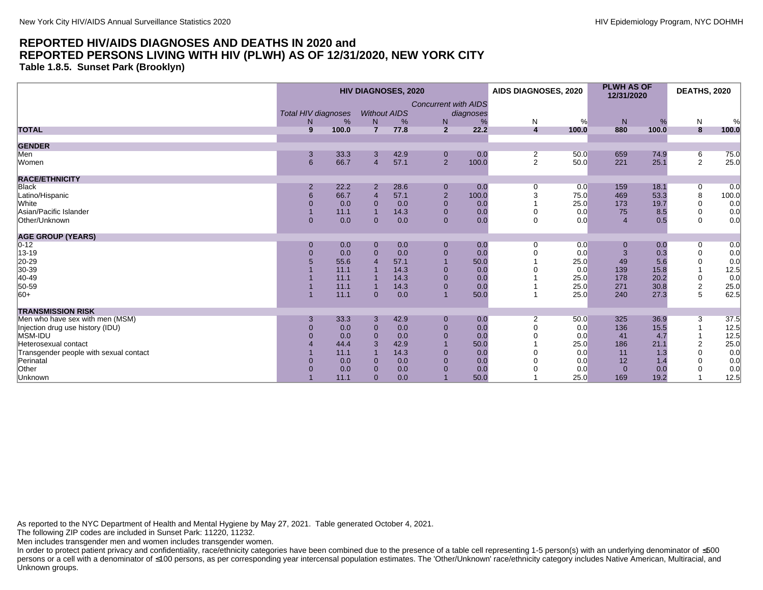## REPORTED HIV/AIDS DIAGNOSES AND DEATHS IN 2020 and REPORTED PERSONS LIVING WITH HIV (PLWH) AS OF 12/31/2020, NEW YORK CITY

### Table 1.8.5. Sunset Park (Brooklyn)

| | HIV DIAGNOSES, 2020 | | | | | | AIDS DIAGNOSES, 2020 | | PLWH AS OF 12/31/2020 | | DEATHS, 2020 | |
|---|---|---|---|---|---|---|---|---|---|---|---|---|
| | *Total HIV diagnoses* | | *Without AIDS* | | *Concurrent with AIDS diagnoses* | | | | | | | |
| | N | % | N | % | N | % | N | % | N | % | N | % |
| **TOTAL** | **9** | **100.0** | **7** | **77.8** | **2** | **22.2** | **4** | **100.0** | **880** | **100.0** | **8** | **100.0** |
| **GENDER** | | | | | | | | | | | | |
| Men | 3 | 33.3 | 3 | 42.9 | 0 | 0.0 | 2 | 50.0 | 659 | 74.9 | 6 | 75.0 |
| Women | 6 | 66.7 | 4 | 57.1 | 2 | 100.0 | 2 | 50.0 | 221 | 25.1 | 2 | 25.0 |
| **RACE/ETHNICITY** | | | | | | | | | | | | |
| Black | 2 | 22.2 | 2 | 28.6 | 0 | 0.0 | 0 | 0.0 | 159 | 18.1 | 0 | 0.0 |
| Latino/Hispanic | 6 | 66.7 | 4 | 57.1 | 2 | 100.0 | 3 | 75.0 | 469 | 53.3 | 8 | 100.0 |
| White | 0 | 0.0 | 0 | 0.0 | 0 | 0.0 | 1 | 25.0 | 173 | 19.7 | 0 | 0.0 |
| Asian/Pacific Islander | 1 | 11.1 | 1 | 14.3 | 0 | 0.0 | 0 | 0.0 | 75 | 8.5 | 0 | 0.0 |
| Other/Unknown | 0 | 0.0 | 0 | 0.0 | 0 | 0.0 | 0 | 0.0 | 4 | 0.5 | 0 | 0.0 |
| **AGE GROUP (YEARS)** | | | | | | | | | | | | |
| 0-12 | 0 | 0.0 | 0 | 0.0 | 0 | 0.0 | 0 | 0.0 | 0 | 0.0 | 0 | 0.0 |
| 13-19 | 0 | 0.0 | 0 | 0.0 | 0 | 0.0 | 0 | 0.0 | 3 | 0.3 | 0 | 0.0 |
| 20-29 | 5 | 55.6 | 4 | 57.1 | 1 | 50.0 | 1 | 25.0 | 49 | 5.6 | 0 | 0.0 |
| 30-39 | 1 | 11.1 | 1 | 14.3 | 0 | 0.0 | 0 | 0.0 | 139 | 15.8 | 1 | 12.5 |
| 40-49 | 1 | 11.1 | 1 | 14.3 | 0 | 0.0 | 1 | 25.0 | 178 | 20.2 | 0 | 0.0 |
| 50-59 | 1 | 11.1 | 1 | 14.3 | 0 | 0.0 | 1 | 25.0 | 271 | 30.8 | 2 | 25.0 |
| 60+ | 1 | 11.1 | 0 | 0.0 | 1 | 50.0 | 1 | 25.0 | 240 | 27.3 | 5 | 62.5 |
| **TRANSMISSION RISK** | | | | | | | | | | | | |
| Men who have sex with men (MSM) | 3 | 33.3 | 3 | 42.9 | 0 | 0.0 | 2 | 50.0 | 325 | 36.9 | 3 | 37.5 |
| Injection drug use history (IDU) | 0 | 0.0 | 0 | 0.0 | 0 | 0.0 | 0 | 0.0 | 136 | 15.5 | 1 | 12.5 |
| MSM-IDU | 0 | 0.0 | 0 | 0.0 | 0 | 0.0 | 0 | 0.0 | 41 | 4.7 | 1 | 12.5 |
| Heterosexual contact | 4 | 44.4 | 3 | 42.9 | 1 | 50.0 | 1 | 25.0 | 186 | 21.1 | 2 | 25.0 |
| Transgender people with sexual contact | 1 | 11.1 | 1 | 14.3 | 0 | 0.0 | 0 | 0.0 | 11 | 1.3 | 0 | 0.0 |
| Perinatal | 0 | 0.0 | 0 | 0.0 | 0 | 0.0 | 0 | 0.0 | 12 | 1.4 | 0 | 0.0 |
| Other | 0 | 0.0 | 0 | 0.0 | 0 | 0.0 | 0 | 0.0 | 0 | 0.0 | 0 | 0.0 |
| Unknown | 1 | 11.1 | 0 | 0.0 | 1 | 50.0 | 1 | 25.0 | 169 | 19.2 | 1 | 12.5 |

As reported to the NYC Department of Health and Mental Hygiene by May 27, 2021. Table generated October 4, 2021.
The following ZIP codes are included in Sunset Park: 11220, 11232.
Men includes transgender men and women includes transgender women.
In order to protect patient privacy and confidentiality, race/ethnicity categories have been combined due to the presence of a table cell representing 1-5 person(s) with an underlying denominator of ≤500 persons or a cell with a denominator of ≤100 persons, as per corresponding year intercensal population estimates. The 'Other/Unknown' race/ethnicity category includes Native American, Multiracial, and Unknown groups.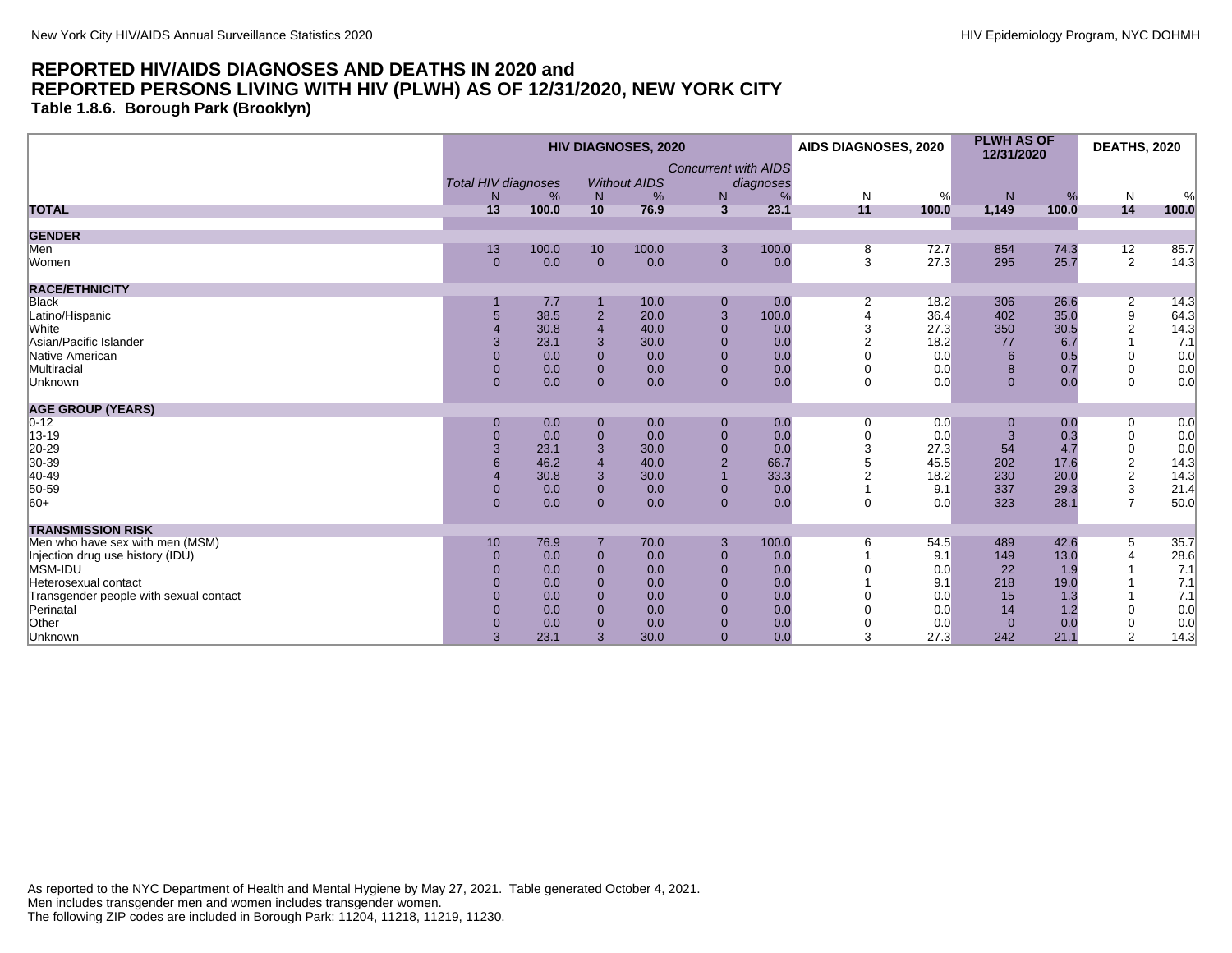# REPORTED HIV/AIDS DIAGNOSES AND DEATHS IN 2020 and REPORTED PERSONS LIVING WITH HIV (PLWH) AS OF 12/31/2020, NEW YORK CITY

### Table 1.8.6. Borough Park (Brooklyn)

| | HIV DIAGNOSES, 2020 | | | | | | AIDS DIAGNOSES, 2020 | | PLWH AS OF 12/31/2020 | | DEATHS, 2020 | |
|---|---|---|---|---|---|---|---|---|---|---|---|---|
| | *Total HIV diagnoses* | | *Without AIDS* | | *Concurrent with AIDS diagnoses* | | | | | | | |
| | N | % | N | % | N | % | N | % | N | % | N | % |
| **TOTAL** | **13** | **100.0** | **10** | **76.9** | **3** | **23.1** | **11** | **100.0** | **1,149** | **100.0** | **14** | **100.0** |
| **GENDER** | | | | | | | | | | | | |
| Men | 13 | 100.0 | 10 | 100.0 | 3 | 100.0 | 8 | 72.7 | 854 | 74.3 | 12 | 85.7 |
| Women | 0 | 0.0 | 0 | 0.0 | 0 | 0.0 | 3 | 27.3 | 295 | 25.7 | 2 | 14.3 |
| **RACE/ETHNICITY** | | | | | | | | | | | | |
| Black | 1 | 7.7 | 1 | 10.0 | 0 | 0.0 | 2 | 18.2 | 306 | 26.6 | 2 | 14.3 |
| Latino/Hispanic | 5 | 38.5 | 2 | 20.0 | 3 | 100.0 | 4 | 36.4 | 402 | 35.0 | 9 | 64.3 |
| White | 4 | 30.8 | 4 | 40.0 | 0 | 0.0 | 3 | 27.3 | 350 | 30.5 | 2 | 14.3 |
| Asian/Pacific Islander | 3 | 23.1 | 3 | 30.0 | 0 | 0.0 | 2 | 18.2 | 77 | 6.7 | 1 | 7.1 |
| Native American | 0 | 0.0 | 0 | 0.0 | 0 | 0.0 | 0 | 0.0 | 6 | 0.5 | 0 | 0.0 |
| Multiracial | 0 | 0.0 | 0 | 0.0 | 0 | 0.0 | 0 | 0.0 | 8 | 0.7 | 0 | 0.0 |
| Unknown | 0 | 0.0 | 0 | 0.0 | 0 | 0.0 | 0 | 0.0 | 0 | 0.0 | 0 | 0.0 |
| **AGE GROUP (YEARS)** | | | | | | | | | | | | |
| 0-12 | 0 | 0.0 | 0 | 0.0 | 0 | 0.0 | 0 | 0.0 | 0 | 0.0 | 0 | 0.0 |
| 13-19 | 0 | 0.0 | 0 | 0.0 | 0 | 0.0 | 0 | 0.0 | 3 | 0.3 | 0 | 0.0 |
| 20-29 | 3 | 23.1 | 3 | 30.0 | 0 | 0.0 | 3 | 27.3 | 54 | 4.7 | 0 | 0.0 |
| 30-39 | 6 | 46.2 | 4 | 40.0 | 2 | 66.7 | 5 | 45.5 | 202 | 17.6 | 2 | 14.3 |
| 40-49 | 4 | 30.8 | 3 | 30.0 | 1 | 33.3 | 2 | 18.2 | 230 | 20.0 | 2 | 14.3 |
| 50-59 | 0 | 0.0 | 0 | 0.0 | 0 | 0.0 | 1 | 9.1 | 337 | 29.3 | 3 | 21.4 |
| 60+ | 0 | 0.0 | 0 | 0.0 | 0 | 0.0 | 0 | 0.0 | 323 | 28.1 | 7 | 50.0 |
| **TRANSMISSION RISK** | | | | | | | | | | | | |
| Men who have sex with men (MSM) | 10 | 76.9 | 7 | 70.0 | 3 | 100.0 | 6 | 54.5 | 489 | 42.6 | 5 | 35.7 |
| Injection drug use history (IDU) | 0 | 0.0 | 0 | 0.0 | 0 | 0.0 | 1 | 9.1 | 149 | 13.0 | 4 | 28.6 |
| MSM-IDU | 0 | 0.0 | 0 | 0.0 | 0 | 0.0 | 0 | 0.0 | 22 | 1.9 | 1 | 7.1 |
| Heterosexual contact | 0 | 0.0 | 0 | 0.0 | 0 | 0.0 | 1 | 9.1 | 218 | 19.0 | 1 | 7.1 |
| Transgender people with sexual contact | 0 | 0.0 | 0 | 0.0 | 0 | 0.0 | 0 | 0.0 | 15 | 1.3 | 1 | 7.1 |
| Perinatal | 0 | 0.0 | 0 | 0.0 | 0 | 0.0 | 0 | 0.0 | 14 | 1.2 | 0 | 0.0 |
| Other | 0 | 0.0 | 0 | 0.0 | 0 | 0.0 | 0 | 0.0 | 0 | 0.0 | 0 | 0.0 |
| Unknown | 3 | 23.1 | 3 | 30.0 | 0 | 0.0 | 3 | 27.3 | 242 | 21.1 | 2 | 14.3 |

As reported to the NYC Department of Health and Mental Hygiene by May 27, 2021. Table generated October 4, 2021.
Men includes transgender men and women includes transgender women.
The following ZIP codes are included in Borough Park: 11204, 11218, 11219, 11230.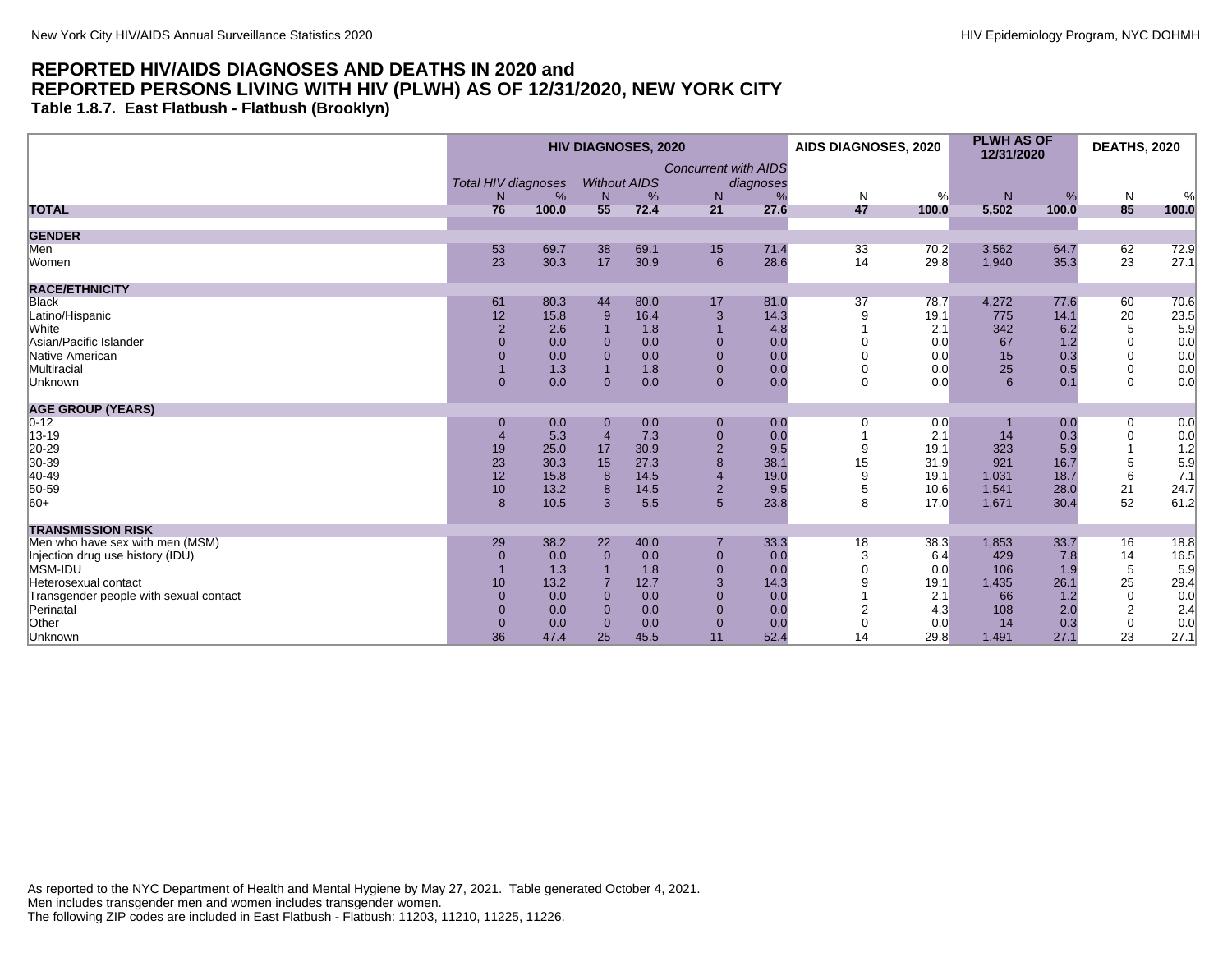## REPORTED HIV/AIDS DIAGNOSES AND DEATHS IN 2020 and REPORTED PERSONS LIVING WITH HIV (PLWH) AS OF 12/31/2020, NEW YORK CITY

### Table 1.8.7. East Flatbush - Flatbush (Brooklyn)

| | HIV DIAGNOSES, 2020 | | | | | | AIDS DIAGNOSES, 2020 | | PLWH AS OF 12/31/2020 | | DEATHS, 2020 | |
|---|---|---|---|---|---|---|---|---|---|---|---|---|
| | *Total HIV diagnoses* | | *Without AIDS* | | *Concurrent with AIDS diagnoses* | | | | | | | |
| | N | % | N | % | N | % | N | % | N | % | N | % |
| **TOTAL** | **76** | **100.0** | **55** | **72.4** | **21** | **27.6** | **47** | **100.0** | **5,502** | **100.0** | **85** | **100.0** |
| **GENDER** | | | | | | | | | | | | |
| Men | 53 | 69.7 | 38 | 69.1 | 15 | 71.4 | 33 | 70.2 | 3,562 | 64.7 | 62 | 72.9 |
| Women | 23 | 30.3 | 17 | 30.9 | 6 | 28.6 | 14 | 29.8 | 1,940 | 35.3 | 23 | 27.1 |
| **RACE/ETHNICITY** | | | | | | | | | | | | |
| Black | 61 | 80.3 | 44 | 80.0 | 17 | 81.0 | 37 | 78.7 | 4,272 | 77.6 | 60 | 70.6 |
| Latino/Hispanic | 12 | 15.8 | 9 | 16.4 | 3 | 14.3 | 9 | 19.1 | 775 | 14.1 | 20 | 23.5 |
| White | 2 | 2.6 | 1 | 1.8 | 1 | 4.8 | 1 | 2.1 | 342 | 6.2 | 5 | 5.9 |
| Asian/Pacific Islander | 0 | 0.0 | 0 | 0.0 | 0 | 0.0 | 0 | 0.0 | 67 | 1.2 | 0 | 0.0 |
| Native American | 0 | 0.0 | 0 | 0.0 | 0 | 0.0 | 0 | 0.0 | 15 | 0.3 | 0 | 0.0 |
| Multiracial | 1 | 1.3 | 1 | 1.8 | 0 | 0.0 | 0 | 0.0 | 25 | 0.5 | 0 | 0.0 |
| Unknown | 0 | 0.0 | 0 | 0.0 | 0 | 0.0 | 0 | 0.0 | 6 | 0.1 | 0 | 0.0 |
| **AGE GROUP (YEARS)** | | | | | | | | | | | | |
| 0-12 | 0 | 0.0 | 0 | 0.0 | 0 | 0.0 | 0 | 0.0 | 1 | 0.0 | 0 | 0.0 |
| 13-19 | 4 | 5.3 | 4 | 7.3 | 0 | 0.0 | 1 | 2.1 | 14 | 0.3 | 0 | 0.0 |
| 20-29 | 19 | 25.0 | 17 | 30.9 | 2 | 9.5 | 9 | 19.1 | 323 | 5.9 | 1 | 1.2 |
| 30-39 | 23 | 30.3 | 15 | 27.3 | 8 | 38.1 | 15 | 31.9 | 921 | 16.7 | 5 | 5.9 |
| 40-49 | 12 | 15.8 | 8 | 14.5 | 4 | 19.0 | 9 | 19.1 | 1,031 | 18.7 | 6 | 7.1 |
| 50-59 | 10 | 13.2 | 8 | 14.5 | 2 | 9.5 | 5 | 10.6 | 1,541 | 28.0 | 21 | 24.7 |
| 60+ | 8 | 10.5 | 3 | 5.5 | 5 | 23.8 | 8 | 17.0 | 1,671 | 30.4 | 52 | 61.2 |
| **TRANSMISSION RISK** | | | | | | | | | | | | |
| Men who have sex with men (MSM) | 29 | 38.2 | 22 | 40.0 | 7 | 33.3 | 18 | 38.3 | 1,853 | 33.7 | 16 | 18.8 |
| Injection drug use history (IDU) | 0 | 0.0 | 0 | 0.0 | 0 | 0.0 | 3 | 6.4 | 429 | 7.8 | 14 | 16.5 |
| MSM-IDU | 1 | 1.3 | 1 | 1.8 | 0 | 0.0 | 0 | 0.0 | 106 | 1.9 | 5 | 5.9 |
| Heterosexual contact | 10 | 13.2 | 7 | 12.7 | 3 | 14.3 | 9 | 19.1 | 1,435 | 26.1 | 25 | 29.4 |
| Transgender people with sexual contact | 0 | 0.0 | 0 | 0.0 | 0 | 0.0 | 1 | 2.1 | 66 | 1.2 | 0 | 0.0 |
| Perinatal | 0 | 0.0 | 0 | 0.0 | 0 | 0.0 | 2 | 4.3 | 108 | 2.0 | 2 | 2.4 |
| Other | 0 | 0.0 | 0 | 0.0 | 0 | 0.0 | 0 | 0.0 | 14 | 0.3 | 0 | 0.0 |
| Unknown | 36 | 47.4 | 25 | 45.5 | 11 | 52.4 | 14 | 29.8 | 1,491 | 27.1 | 23 | 27.1 |

As reported to the NYC Department of Health and Mental Hygiene by May 27, 2021. Table generated October 4, 2021.
Men includes transgender men and women includes transgender women.
The following ZIP codes are included in East Flatbush - Flatbush: 11203, 11210, 11225, 11226.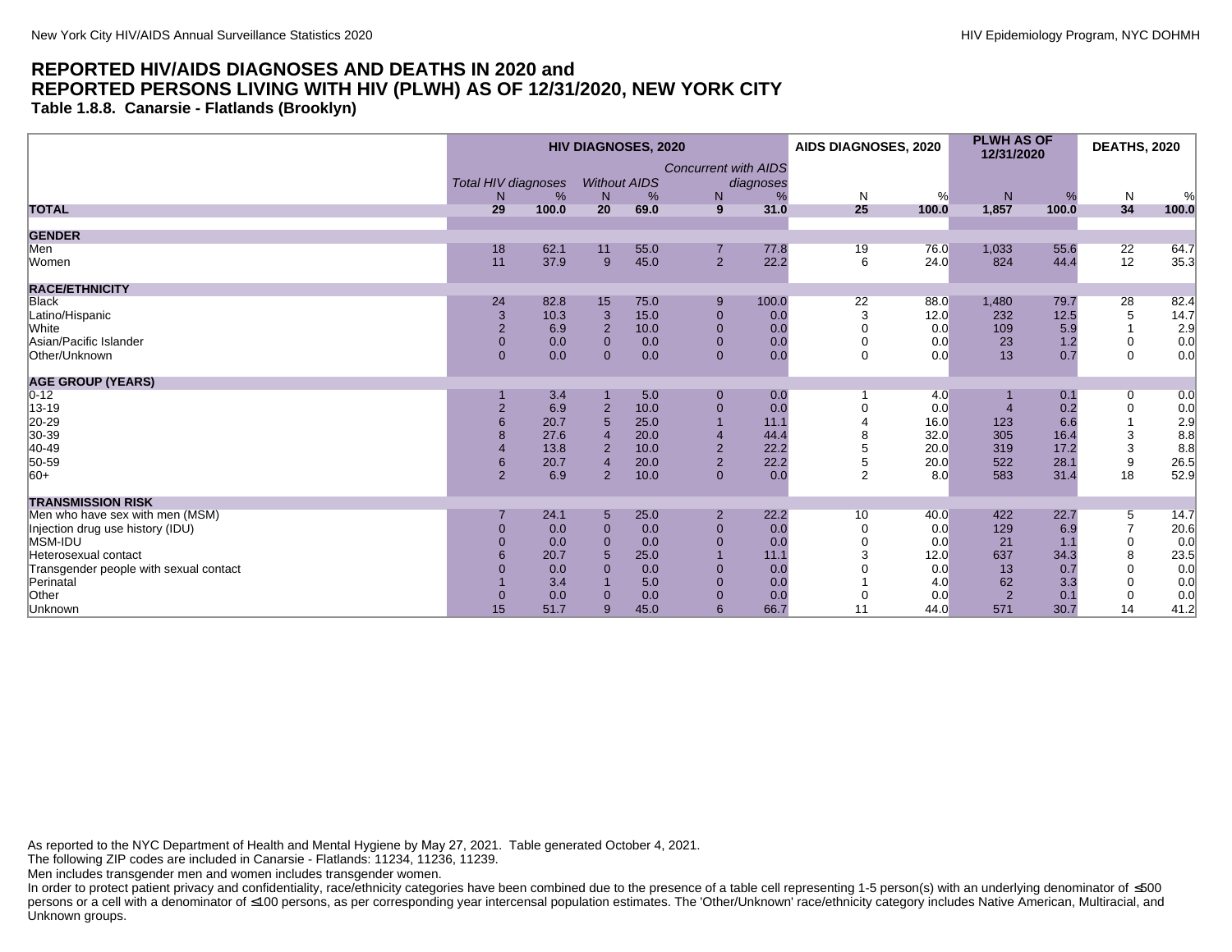## REPORTED HIV/AIDS DIAGNOSES AND DEATHS IN 2020 and
## REPORTED PERSONS LIVING WITH HIV (PLWH) AS OF 12/31/2020, NEW YORK CITY

### Table 1.8.8. Canarsie - Flatlands (Brooklyn)

| | HIV DIAGNOSES, 2020 | | | | | | AIDS DIAGNOSES, 2020 | | PLWH AS OF 12/31/2020 | | DEATHS, 2020 | |
|---|---|---|---|---|---|---|---|---|---|---|---|---|
| | *Total HIV diagnoses* | | *Without AIDS* | | *Concurrent with AIDS diagnoses* | | | | | | | |
| | N | % | N | % | N | % | N | % | N | % | N | % |
| **TOTAL** | **29** | **100.0** | **20** | **69.0** | **9** | **31.0** | **25** | **100.0** | **1,857** | **100.0** | **34** | **100.0** |
| **GENDER** | | | | | | | | | | | | |
| Men | 18 | 62.1 | 11 | 55.0 | 7 | 77.8 | 19 | 76.0 | 1,033 | 55.6 | 22 | 64.7 |
| Women | 11 | 37.9 | 9 | 45.0 | 2 | 22.2 | 6 | 24.0 | 824 | 44.4 | 12 | 35.3 |
| **RACE/ETHNICITY** | | | | | | | | | | | | |
| Black | 24 | 82.8 | 15 | 75.0 | 9 | 100.0 | 22 | 88.0 | 1,480 | 79.7 | 28 | 82.4 |
| Latino/Hispanic | 3 | 10.3 | 3 | 15.0 | 0 | 0.0 | 3 | 12.0 | 232 | 12.5 | 5 | 14.7 |
| White | 2 | 6.9 | 2 | 10.0 | 0 | 0.0 | 0 | 0.0 | 109 | 5.9 | 1 | 2.9 |
| Asian/Pacific Islander | 0 | 0.0 | 0 | 0.0 | 0 | 0.0 | 0 | 0.0 | 23 | 1.2 | 0 | 0.0 |
| Other/Unknown | 0 | 0.0 | 0 | 0.0 | 0 | 0.0 | 0 | 0.0 | 13 | 0.7 | 0 | 0.0 |
| **AGE GROUP (YEARS)** | | | | | | | | | | | | |
| 0-12 | 1 | 3.4 | 1 | 5.0 | 0 | 0.0 | 1 | 4.0 | 1 | 0.1 | 0 | 0.0 |
| 13-19 | 2 | 6.9 | 2 | 10.0 | 0 | 0.0 | 0 | 0.0 | 4 | 0.2 | 0 | 0.0 |
| 20-29 | 6 | 20.7 | 5 | 25.0 | 1 | 11.1 | 4 | 16.0 | 123 | 6.6 | 1 | 2.9 |
| 30-39 | 8 | 27.6 | 4 | 20.0 | 4 | 44.4 | 8 | 32.0 | 305 | 16.4 | 3 | 8.8 |
| 40-49 | 4 | 13.8 | 2 | 10.0 | 2 | 22.2 | 5 | 20.0 | 319 | 17.2 | 3 | 8.8 |
| 50-59 | 6 | 20.7 | 4 | 20.0 | 2 | 22.2 | 5 | 20.0 | 522 | 28.1 | 9 | 26.5 |
| 60+ | 2 | 6.9 | 2 | 10.0 | 0 | 0.0 | 2 | 8.0 | 583 | 31.4 | 18 | 52.9 |
| **TRANSMISSION RISK** | | | | | | | | | | | | |
| Men who have sex with men (MSM) | 7 | 24.1 | 5 | 25.0 | 2 | 22.2 | 10 | 40.0 | 422 | 22.7 | 5 | 14.7 |
| Injection drug use history (IDU) | 0 | 0.0 | 0 | 0.0 | 0 | 0.0 | 0 | 0.0 | 129 | 6.9 | 7 | 20.6 |
| MSM-IDU | 0 | 0.0 | 0 | 0.0 | 0 | 0.0 | 0 | 0.0 | 21 | 1.1 | 0 | 0.0 |
| Heterosexual contact | 6 | 20.7 | 5 | 25.0 | 1 | 11.1 | 3 | 12.0 | 637 | 34.3 | 8 | 23.5 |
| Transgender people with sexual contact | 0 | 0.0 | 0 | 0.0 | 0 | 0.0 | 0 | 0.0 | 13 | 0.7 | 0 | 0.0 |
| Perinatal | 1 | 3.4 | 1 | 5.0 | 0 | 0.0 | 1 | 4.0 | 62 | 3.3 | 0 | 0.0 |
| Other | 0 | 0.0 | 0 | 0.0 | 0 | 0.0 | 0 | 0.0 | 2 | 0.1 | 0 | 0.0 |
| Unknown | 15 | 51.7 | 9 | 45.0 | 6 | 66.7 | 11 | 44.0 | 571 | 30.7 | 14 | 41.2 |

As reported to the NYC Department of Health and Mental Hygiene by May 27, 2021. Table generated October 4, 2021.
The following ZIP codes are included in Canarsie - Flatlands: 11234, 11236, 11239.
Men includes transgender men and women includes transgender women.
In order to protect patient privacy and confidentiality, race/ethnicity categories have been combined due to the presence of a table cell representing 1-5 person(s) with an underlying denominator of ≤500 persons or a cell with a denominator of ≤100 persons, as per corresponding year intercensal population estimates. The 'Other/Unknown' race/ethnicity category includes Native American, Multiracial, and Unknown groups.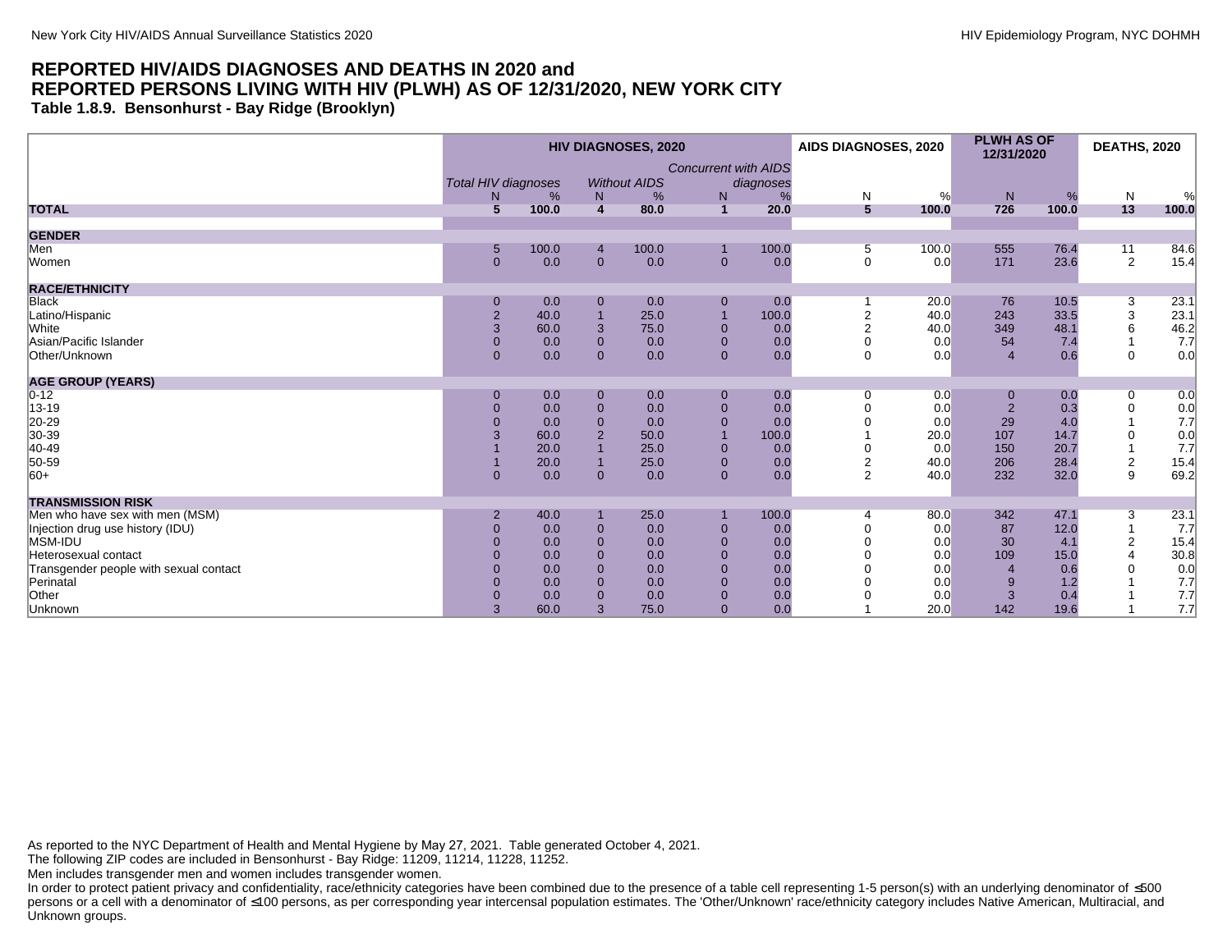## REPORTED HIV/AIDS DIAGNOSES AND DEATHS IN 2020 and REPORTED PERSONS LIVING WITH HIV (PLWH) AS OF 12/31/2020, NEW YORK CITY

### Table 1.8.9. Bensonhurst - Bay Ridge (Brooklyn)

| | HIV DIAGNOSES, 2020 | | | | | | AIDS DIAGNOSES, 2020 | | PLWH AS OF 12/31/2020 | | DEATHS, 2020 | |
|---|---|---|---|---|---|---|---|---|---|---|---|---|
| | *Total HIV diagnoses* | | *Without AIDS* | | *Concurrent with AIDS diagnoses* | | | | | | | |
| | N | % | N | % | N | % | N | % | N | % | N | % |
| **TOTAL** | **5** | **100.0** | **4** | **80.0** | **1** | **20.0** | **5** | **100.0** | **726** | **100.0** | **13** | **100.0** |
| **GENDER** | | | | | | | | | | | | |
| Men | 5 | 100.0 | 4 | 100.0 | 1 | 100.0 | 5 | 100.0 | 555 | 76.4 | 11 | 84.6 |
| Women | 0 | 0.0 | 0 | 0.0 | 0 | 0.0 | 0 | 0.0 | 171 | 23.6 | 2 | 15.4 |
| **RACE/ETHNICITY** | | | | | | | | | | | | |
| Black | 0 | 0.0 | 0 | 0.0 | 0 | 0.0 | 1 | 20.0 | 76 | 10.5 | 3 | 23.1 |
| Latino/Hispanic | 2 | 40.0 | 1 | 25.0 | 1 | 100.0 | 2 | 40.0 | 243 | 33.5 | 3 | 23.1 |
| White | 3 | 60.0 | 3 | 75.0 | 0 | 0.0 | 2 | 40.0 | 349 | 48.1 | 6 | 46.2 |
| Asian/Pacific Islander | 0 | 0.0 | 0 | 0.0 | 0 | 0.0 | 0 | 0.0 | 54 | 7.4 | 1 | 7.7 |
| Other/Unknown | 0 | 0.0 | 0 | 0.0 | 0 | 0.0 | 0 | 0.0 | 4 | 0.6 | 0 | 0.0 |
| **AGE GROUP (YEARS)** | | | | | | | | | | | | |
| 0-12 | 0 | 0.0 | 0 | 0.0 | 0 | 0.0 | 0 | 0.0 | 0 | 0.0 | 0 | 0.0 |
| 13-19 | 0 | 0.0 | 0 | 0.0 | 0 | 0.0 | 0 | 0.0 | 2 | 0.3 | 0 | 0.0 |
| 20-29 | 0 | 0.0 | 0 | 0.0 | 0 | 0.0 | 0 | 0.0 | 29 | 4.0 | 1 | 7.7 |
| 30-39 | 3 | 60.0 | 2 | 50.0 | 1 | 100.0 | 1 | 20.0 | 107 | 14.7 | 0 | 0.0 |
| 40-49 | 1 | 20.0 | 1 | 25.0 | 0 | 0.0 | 0 | 0.0 | 150 | 20.7 | 1 | 7.7 |
| 50-59 | 1 | 20.0 | 1 | 25.0 | 0 | 0.0 | 2 | 40.0 | 206 | 28.4 | 2 | 15.4 |
| 60+ | 0 | 0.0 | 0 | 0.0 | 0 | 0.0 | 2 | 40.0 | 232 | 32.0 | 9 | 69.2 |
| **TRANSMISSION RISK** | | | | | | | | | | | | |
| Men who have sex with men (MSM) | 2 | 40.0 | 1 | 25.0 | 1 | 100.0 | 4 | 80.0 | 342 | 47.1 | 3 | 23.1 |
| Injection drug use history (IDU) | 0 | 0.0 | 0 | 0.0 | 0 | 0.0 | 0 | 0.0 | 87 | 12.0 | 1 | 7.7 |
| MSM-IDU | 0 | 0.0 | 0 | 0.0 | 0 | 0.0 | 0 | 0.0 | 30 | 4.1 | 2 | 15.4 |
| Heterosexual contact | 0 | 0.0 | 0 | 0.0 | 0 | 0.0 | 0 | 0.0 | 109 | 15.0 | 4 | 30.8 |
| Transgender people with sexual contact | 0 | 0.0 | 0 | 0.0 | 0 | 0.0 | 0 | 0.0 | 4 | 0.6 | 0 | 0.0 |
| Perinatal | 0 | 0.0 | 0 | 0.0 | 0 | 0.0 | 0 | 0.0 | 9 | 1.2 | 1 | 7.7 |
| Other | 0 | 0.0 | 0 | 0.0 | 0 | 0.0 | 0 | 0.0 | 3 | 0.4 | 1 | 7.7 |
| Unknown | 3 | 60.0 | 3 | 75.0 | 0 | 0.0 | 1 | 20.0 | 142 | 19.6 | 1 | 7.7 |

As reported to the NYC Department of Health and Mental Hygiene by May 27, 2021. Table generated October 4, 2021.
The following ZIP codes are included in Bensonhurst - Bay Ridge: 11209, 11214, 11228, 11252.
Men includes transgender men and women includes transgender women.
In order to protect patient privacy and confidentiality, race/ethnicity categories have been combined due to the presence of a table cell representing 1-5 person(s) with an underlying denominator of ≤500 persons or a cell with a denominator of ≤100 persons, as per corresponding year intercensal population estimates. The 'Other/Unknown' race/ethnicity category includes Native American, Multiracial, and Unknown groups.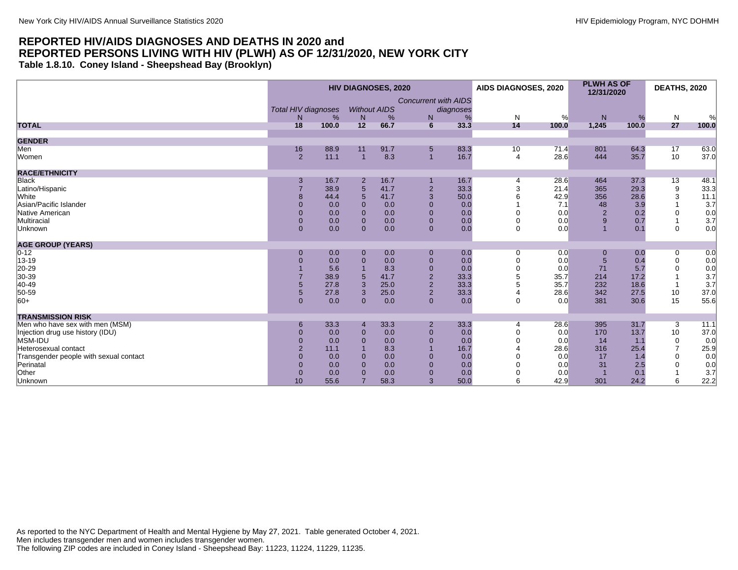## REPORTED HIV/AIDS DIAGNOSES AND DEATHS IN 2020 and REPORTED PERSONS LIVING WITH HIV (PLWH) AS OF 12/31/2020, NEW YORK CITY

### Table 1.8.10. Coney Island - Sheepshead Bay (Brooklyn)

| | HIV DIAGNOSES, 2020 | | | | | | AIDS DIAGNOSES, 2020 | | PLWH AS OF 12/31/2020 | | DEATHS, 2020 | |
|---|---|---|---|---|---|---|---|---|---|---|---|---|
| | *Total HIV diagnoses* | | *Without AIDS* | | *Concurrent with AIDS diagnoses* | | | | | | | |
| | N | % | N | % | N | % | N | % | N | % | N | % |
| **TOTAL** | **18** | **100.0** | **12** | **66.7** | **6** | **33.3** | **14** | **100.0** | **1,245** | **100.0** | **27** | **100.0** |
| **GENDER** | | | | | | | | | | | | |
| Men | 16 | 88.9 | 11 | 91.7 | 5 | 83.3 | 10 | 71.4 | 801 | 64.3 | 17 | 63.0 |
| Women | 2 | 11.1 | 1 | 8.3 | 1 | 16.7 | 4 | 28.6 | 444 | 35.7 | 10 | 37.0 |
| **RACE/ETHNICITY** | | | | | | | | | | | | |
| Black | 3 | 16.7 | 2 | 16.7 | 1 | 16.7 | 4 | 28.6 | 464 | 37.3 | 13 | 48.1 |
| Latino/Hispanic | 7 | 38.9 | 5 | 41.7 | 2 | 33.3 | 3 | 21.4 | 365 | 29.3 | 9 | 33.3 |
| White | 8 | 44.4 | 5 | 41.7 | 3 | 50.0 | 6 | 42.9 | 356 | 28.6 | 3 | 11.1 |
| Asian/Pacific Islander | 0 | 0.0 | 0 | 0.0 | 0 | 0.0 | 1 | 7.1 | 48 | 3.9 | 1 | 3.7 |
| Native American | 0 | 0.0 | 0 | 0.0 | 0 | 0.0 | 0 | 0.0 | 2 | 0.2 | 0 | 0.0 |
| Multiracial | 0 | 0.0 | 0 | 0.0 | 0 | 0.0 | 0 | 0.0 | 9 | 0.7 | 1 | 3.7 |
| Unknown | 0 | 0.0 | 0 | 0.0 | 0 | 0.0 | 0 | 0.0 | 1 | 0.1 | 0 | 0.0 |
| **AGE GROUP (YEARS)** | | | | | | | | | | | | |
| 0-12 | 0 | 0.0 | 0 | 0.0 | 0 | 0.0 | 0 | 0.0 | 0 | 0.0 | 0 | 0.0 |
| 13-19 | 0 | 0.0 | 0 | 0.0 | 0 | 0.0 | 0 | 0.0 | 5 | 0.4 | 0 | 0.0 |
| 20-29 | 1 | 5.6 | 1 | 8.3 | 0 | 0.0 | 0 | 0.0 | 71 | 5.7 | 0 | 0.0 |
| 30-39 | 7 | 38.9 | 5 | 41.7 | 2 | 33.3 | 5 | 35.7 | 214 | 17.2 | 1 | 3.7 |
| 40-49 | 5 | 27.8 | 3 | 25.0 | 2 | 33.3 | 5 | 35.7 | 232 | 18.6 | 1 | 3.7 |
| 50-59 | 5 | 27.8 | 3 | 25.0 | 2 | 33.3 | 4 | 28.6 | 342 | 27.5 | 10 | 37.0 |
| 60+ | 0 | 0.0 | 0 | 0.0 | 0 | 0.0 | 0 | 0.0 | 381 | 30.6 | 15 | 55.6 |
| **TRANSMISSION RISK** | | | | | | | | | | | | |
| Men who have sex with men (MSM) | 6 | 33.3 | 4 | 33.3 | 2 | 33.3 | 4 | 28.6 | 395 | 31.7 | 3 | 11.1 |
| Injection drug use history (IDU) | 0 | 0.0 | 0 | 0.0 | 0 | 0.0 | 0 | 0.0 | 170 | 13.7 | 10 | 37.0 |
| MSM-IDU | 0 | 0.0 | 0 | 0.0 | 0 | 0.0 | 0 | 0.0 | 14 | 1.1 | 0 | 0.0 |
| Heterosexual contact | 2 | 11.1 | 1 | 8.3 | 1 | 16.7 | 4 | 28.6 | 316 | 25.4 | 7 | 25.9 |
| Transgender people with sexual contact | 0 | 0.0 | 0 | 0.0 | 0 | 0.0 | 0 | 0.0 | 17 | 1.4 | 0 | 0.0 |
| Perinatal | 0 | 0.0 | 0 | 0.0 | 0 | 0.0 | 0 | 0.0 | 31 | 2.5 | 0 | 0.0 |
| Other | 0 | 0.0 | 0 | 0.0 | 0 | 0.0 | 0 | 0.0 | 1 | 0.1 | 1 | 3.7 |
| Unknown | 10 | 55.6 | 7 | 58.3 | 3 | 50.0 | 6 | 42.9 | 301 | 24.2 | 6 | 22.2 |

As reported to the NYC Department of Health and Mental Hygiene by May 27, 2021. Table generated October 4, 2021.
Men includes transgender men and women includes transgender women.
The following ZIP codes are included in Coney Island - Sheepshead Bay: 11223, 11224, 11229, 11235.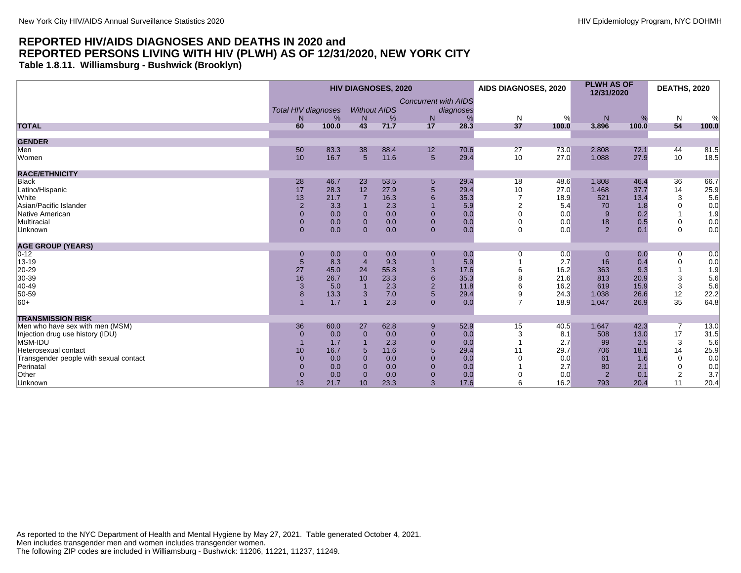# REPORTED HIV/AIDS DIAGNOSES AND DEATHS IN 2020 and REPORTED PERSONS LIVING WITH HIV (PLWH) AS OF 12/31/2020, NEW YORK CITY

### Table 1.8.11. Williamsburg - Bushwick (Brooklyn)

| | HIV DIAGNOSES, 2020 | | | | | | AIDS DIAGNOSES, 2020 | | PLWH AS OF 12/31/2020 | | DEATHS, 2020 | |
|---|---|---|---|---|---|---|---|---|---|---|---|---|
| | *Total HIV diagnoses* | | *Without AIDS* | | *Concurrent with AIDS diagnoses* | | | | | | | |
| | N | % | N | % | N | % | N | % | N | % | N | % |
| **TOTAL** | **60** | **100.0** | **43** | **71.7** | **17** | **28.3** | **37** | **100.0** | **3,896** | **100.0** | **54** | **100.0** |
| **GENDER** | | | | | | | | | | | | |
| Men | 50 | 83.3 | 38 | 88.4 | 12 | 70.6 | 27 | 73.0 | 2,808 | 72.1 | 44 | 81.5 |
| Women | 10 | 16.7 | 5 | 11.6 | 5 | 29.4 | 10 | 27.0 | 1,088 | 27.9 | 10 | 18.5 |
| **RACE/ETHNICITY** | | | | | | | | | | | | |
| Black | 28 | 46.7 | 23 | 53.5 | 5 | 29.4 | 18 | 48.6 | 1,808 | 46.4 | 36 | 66.7 |
| Latino/Hispanic | 17 | 28.3 | 12 | 27.9 | 5 | 29.4 | 10 | 27.0 | 1,468 | 37.7 | 14 | 25.9 |
| White | 13 | 21.7 | 7 | 16.3 | 6 | 35.3 | 7 | 18.9 | 521 | 13.4 | 3 | 5.6 |
| Asian/Pacific Islander | 2 | 3.3 | 1 | 2.3 | 1 | 5.9 | 2 | 5.4 | 70 | 1.8 | 0 | 0.0 |
| Native American | 0 | 0.0 | 0 | 0.0 | 0 | 0.0 | 0 | 0.0 | 9 | 0.2 | 1 | 1.9 |
| Multiracial | 0 | 0.0 | 0 | 0.0 | 0 | 0.0 | 0 | 0.0 | 18 | 0.5 | 0 | 0.0 |
| Unknown | 0 | 0.0 | 0 | 0.0 | 0 | 0.0 | 0 | 0.0 | 2 | 0.1 | 0 | 0.0 |
| **AGE GROUP (YEARS)** | | | | | | | | | | | | |
| 0-12 | 0 | 0.0 | 0 | 0.0 | 0 | 0.0 | 0 | 0.0 | 0 | 0.0 | 0 | 0.0 |
| 13-19 | 5 | 8.3 | 4 | 9.3 | 1 | 5.9 | 1 | 2.7 | 16 | 0.4 | 0 | 0.0 |
| 20-29 | 27 | 45.0 | 24 | 55.8 | 3 | 17.6 | 6 | 16.2 | 363 | 9.3 | 1 | 1.9 |
| 30-39 | 16 | 26.7 | 10 | 23.3 | 6 | 35.3 | 8 | 21.6 | 813 | 20.9 | 3 | 5.6 |
| 40-49 | 3 | 5.0 | 1 | 2.3 | 2 | 11.8 | 6 | 16.2 | 619 | 15.9 | 3 | 5.6 |
| 50-59 | 8 | 13.3 | 3 | 7.0 | 5 | 29.4 | 9 | 24.3 | 1,038 | 26.6 | 12 | 22.2 |
| 60+ | 1 | 1.7 | 1 | 2.3 | 0 | 0.0 | 7 | 18.9 | 1,047 | 26.9 | 35 | 64.8 |
| **TRANSMISSION RISK** | | | | | | | | | | | | |
| Men who have sex with men (MSM) | 36 | 60.0 | 27 | 62.8 | 9 | 52.9 | 15 | 40.5 | 1,647 | 42.3 | 7 | 13.0 |
| Injection drug use history (IDU) | 0 | 0.0 | 0 | 0.0 | 0 | 0.0 | 3 | 8.1 | 508 | 13.0 | 17 | 31.5 |
| MSM-IDU | 1 | 1.7 | 1 | 2.3 | 0 | 0.0 | 1 | 2.7 | 99 | 2.5 | 3 | 5.6 |
| Heterosexual contact | 10 | 16.7 | 5 | 11.6 | 5 | 29.4 | 11 | 29.7 | 706 | 18.1 | 14 | 25.9 |
| Transgender people with sexual contact | 0 | 0.0 | 0 | 0.0 | 0 | 0.0 | 0 | 0.0 | 61 | 1.6 | 0 | 0.0 |
| Perinatal | 0 | 0.0 | 0 | 0.0 | 0 | 0.0 | 1 | 2.7 | 80 | 2.1 | 0 | 0.0 |
| Other | 0 | 0.0 | 0 | 0.0 | 0 | 0.0 | 0 | 0.0 | 2 | 0.1 | 2 | 3.7 |
| Unknown | 13 | 21.7 | 10 | 23.3 | 3 | 17.6 | 6 | 16.2 | 793 | 20.4 | 11 | 20.4 |

As reported to the NYC Department of Health and Mental Hygiene by May 27, 2021. Table generated October 4, 2021.
Men includes transgender men and women includes transgender women.
The following ZIP codes are included in Williamsburg - Bushwick: 11206, 11221, 11237, 11249.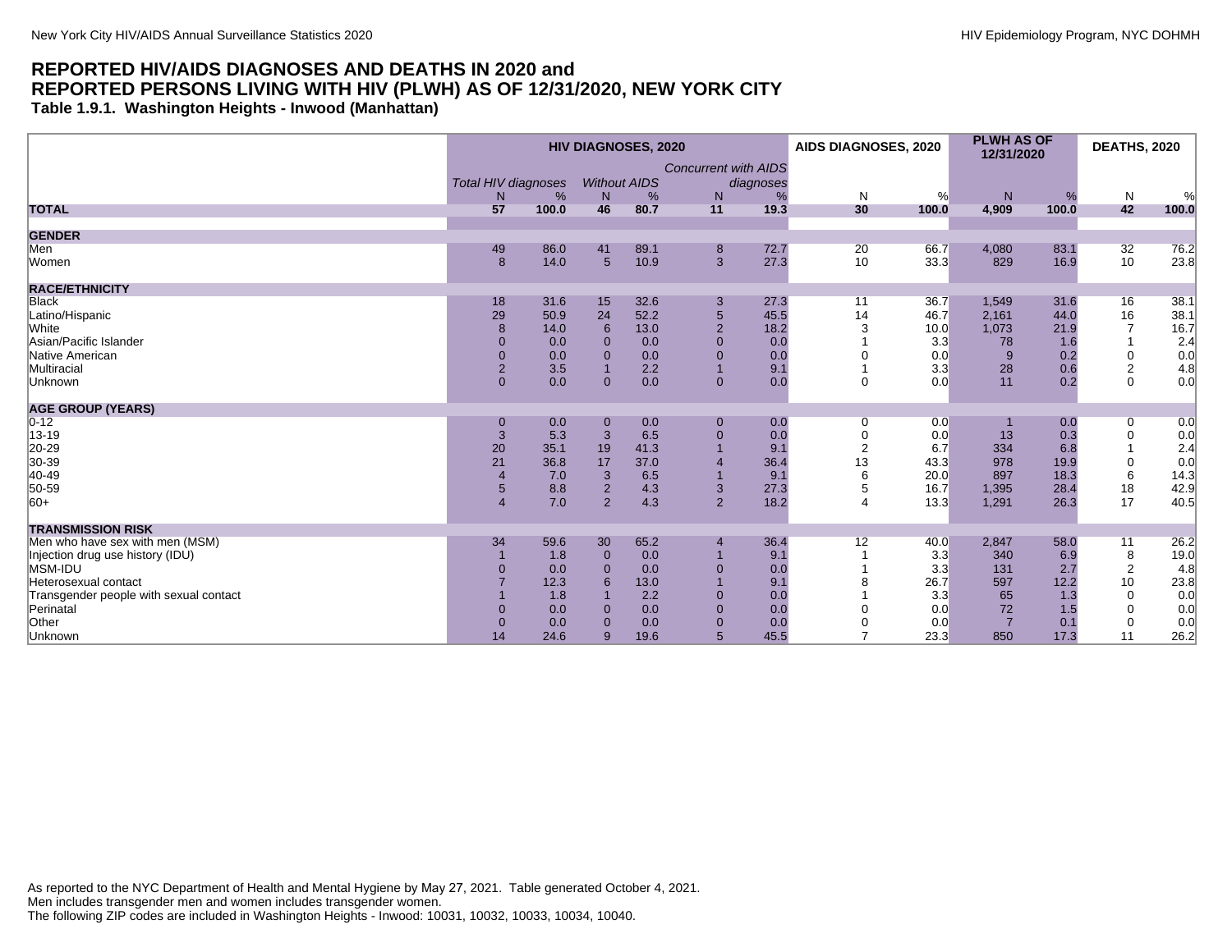## REPORTED HIV/AIDS DIAGNOSES AND DEATHS IN 2020 and REPORTED PERSONS LIVING WITH HIV (PLWH) AS OF 12/31/2020, NEW YORK CITY

### Table 1.9.1. Washington Heights - Inwood (Manhattan)

| | HIV DIAGNOSES, 2020 | | | | | | AIDS DIAGNOSES, 2020 | | PLWH AS OF 12/31/2020 | | DEATHS, 2020 | |
|---|---|---|---|---|---|---|---|---|---|---|---|---|
| | *Total HIV diagnoses* | | *Without AIDS* | | *Concurrent with AIDS diagnoses* | | | | | | | |
| | N | % | N | % | N | % | N | % | N | % | N | % |
| **TOTAL** | **57** | **100.0** | **46** | **80.7** | **11** | **19.3** | **30** | **100.0** | **4,909** | **100.0** | **42** | **100.0** |
| **GENDER** | | | | | | | | | | | | |
| Men | 49 | 86.0 | 41 | 89.1 | 8 | 72.7 | 20 | 66.7 | 4,080 | 83.1 | 32 | 76.2 |
| Women | 8 | 14.0 | 5 | 10.9 | 3 | 27.3 | 10 | 33.3 | 829 | 16.9 | 10 | 23.8 |
| **RACE/ETHNICITY** | | | | | | | | | | | | |
| Black | 18 | 31.6 | 15 | 32.6 | 3 | 27.3 | 11 | 36.7 | 1,549 | 31.6 | 16 | 38.1 |
| Latino/Hispanic | 29 | 50.9 | 24 | 52.2 | 5 | 45.5 | 14 | 46.7 | 2,161 | 44.0 | 16 | 38.1 |
| White | 8 | 14.0 | 6 | 13.0 | 2 | 18.2 | 3 | 10.0 | 1,073 | 21.9 | 7 | 16.7 |
| Asian/Pacific Islander | 0 | 0.0 | 0 | 0.0 | 0 | 0.0 | 1 | 3.3 | 78 | 1.6 | 1 | 2.4 |
| Native American | 0 | 0.0 | 0 | 0.0 | 0 | 0.0 | 0 | 0.0 | 9 | 0.2 | 0 | 0.0 |
| Multiracial | 2 | 3.5 | 1 | 2.2 | 1 | 9.1 | 1 | 3.3 | 28 | 0.6 | 2 | 4.8 |
| Unknown | 0 | 0.0 | 0 | 0.0 | 0 | 0.0 | 0 | 0.0 | 11 | 0.2 | 0 | 0.0 |
| **AGE GROUP (YEARS)** | | | | | | | | | | | | |
| 0-12 | 0 | 0.0 | 0 | 0.0 | 0 | 0.0 | 0 | 0.0 | 1 | 0.0 | 0 | 0.0 |
| 13-19 | 3 | 5.3 | 3 | 6.5 | 0 | 0.0 | 0 | 0.0 | 13 | 0.3 | 0 | 0.0 |
| 20-29 | 20 | 35.1 | 19 | 41.3 | 1 | 9.1 | 2 | 6.7 | 334 | 6.8 | 1 | 2.4 |
| 30-39 | 21 | 36.8 | 17 | 37.0 | 4 | 36.4 | 13 | 43.3 | 978 | 19.9 | 0 | 0.0 |
| 40-49 | 4 | 7.0 | 3 | 6.5 | 1 | 9.1 | 6 | 20.0 | 897 | 18.3 | 6 | 14.3 |
| 50-59 | 5 | 8.8 | 2 | 4.3 | 3 | 27.3 | 5 | 16.7 | 1,395 | 28.4 | 18 | 42.9 |
| 60+ | 4 | 7.0 | 2 | 4.3 | 2 | 18.2 | 4 | 13.3 | 1,291 | 26.3 | 17 | 40.5 |
| **TRANSMISSION RISK** | | | | | | | | | | | | |
| Men who have sex with men (MSM) | 34 | 59.6 | 30 | 65.2 | 4 | 36.4 | 12 | 40.0 | 2,847 | 58.0 | 11 | 26.2 |
| Injection drug use history (IDU) | 1 | 1.8 | 0 | 0.0 | 1 | 9.1 | 1 | 3.3 | 340 | 6.9 | 8 | 19.0 |
| MSM-IDU | 0 | 0.0 | 0 | 0.0 | 0 | 0.0 | 1 | 3.3 | 131 | 2.7 | 2 | 4.8 |
| Heterosexual contact | 7 | 12.3 | 6 | 13.0 | 1 | 9.1 | 8 | 26.7 | 597 | 12.2 | 10 | 23.8 |
| Transgender people with sexual contact | 1 | 1.8 | 1 | 2.2 | 0 | 0.0 | 1 | 3.3 | 65 | 1.3 | 0 | 0.0 |
| Perinatal | 0 | 0.0 | 0 | 0.0 | 0 | 0.0 | 0 | 0.0 | 72 | 1.5 | 0 | 0.0 |
| Other | 0 | 0.0 | 0 | 0.0 | 0 | 0.0 | 0 | 0.0 | 7 | 0.1 | 0 | 0.0 |
| Unknown | 14 | 24.6 | 9 | 19.6 | 5 | 45.5 | 7 | 23.3 | 850 | 17.3 | 11 | 26.2 |

As reported to the NYC Department of Health and Mental Hygiene by May 27, 2021. Table generated October 4, 2021.
Men includes transgender men and women includes transgender women.
The following ZIP codes are included in Washington Heights - Inwood: 10031, 10032, 10033, 10034, 10040.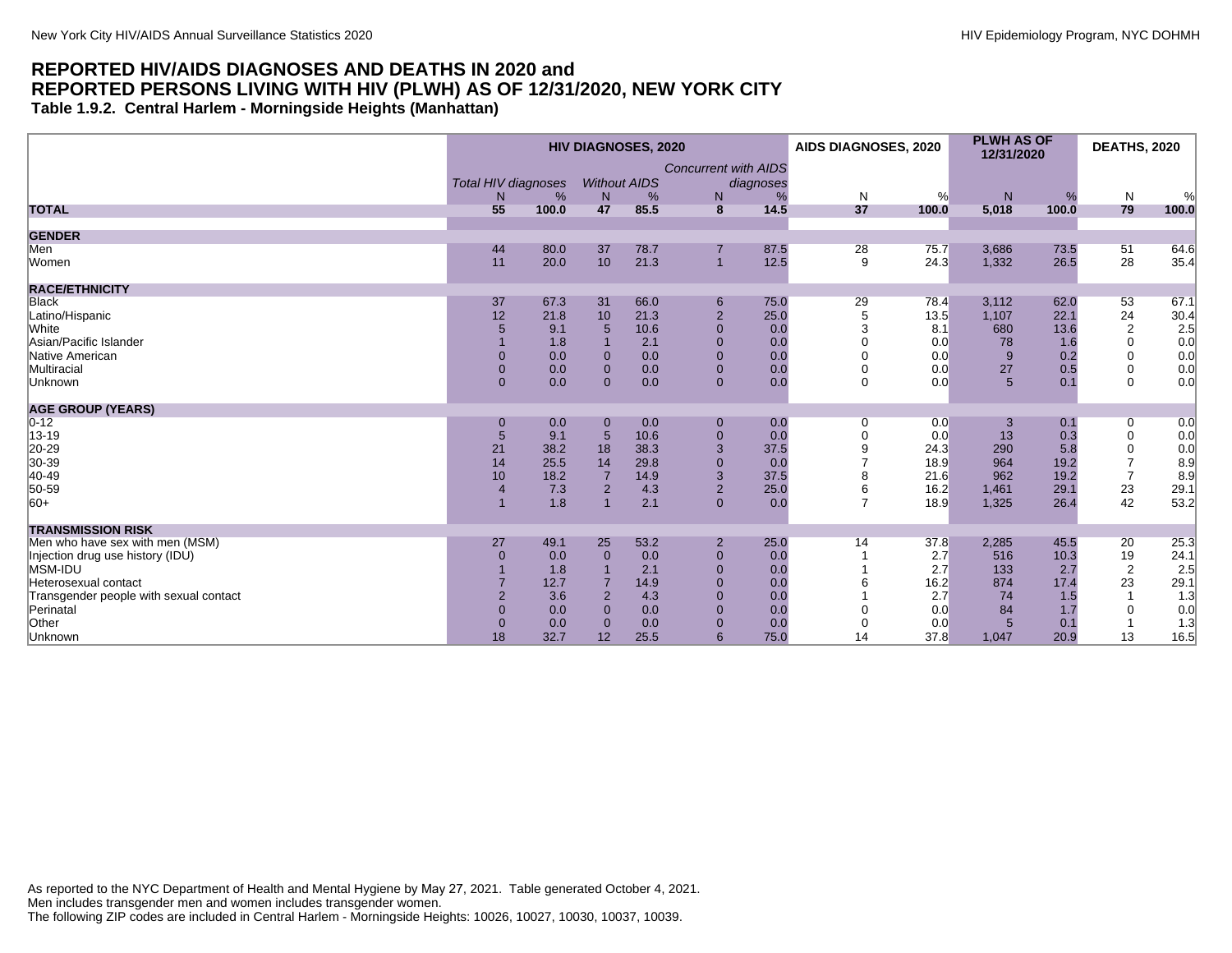## REPORTED HIV/AIDS DIAGNOSES AND DEATHS IN 2020 and REPORTED PERSONS LIVING WITH HIV (PLWH) AS OF 12/31/2020, NEW YORK CITY

### Table 1.9.2. Central Harlem - Morningside Heights (Manhattan)

| | HIV DIAGNOSES, 2020 | | | | | | AIDS DIAGNOSES, 2020 | | PLWH AS OF 12/31/2020 | | DEATHS, 2020 | |
|---|---|---|---|---|---|---|---|---|---|---|---|---|
| | *Total HIV diagnoses* | | *Without AIDS* | | *Concurrent with AIDS diagnoses* | | | | | | | |
| | N | % | N | % | N | % | N | % | N | % | N | % |
| **TOTAL** | **55** | **100.0** | **47** | **85.5** | **8** | **14.5** | **37** | **100.0** | **5,018** | **100.0** | **79** | **100.0** |
| **GENDER** | | | | | | | | | | | | |
| Men | 44 | 80.0 | 37 | 78.7 | 7 | 87.5 | 28 | 75.7 | 3,686 | 73.5 | 51 | 64.6 |
| Women | 11 | 20.0 | 10 | 21.3 | 1 | 12.5 | 9 | 24.3 | 1,332 | 26.5 | 28 | 35.4 |
| **RACE/ETHNICITY** | | | | | | | | | | | | |
| Black | 37 | 67.3 | 31 | 66.0 | 6 | 75.0 | 29 | 78.4 | 3,112 | 62.0 | 53 | 67.1 |
| Latino/Hispanic | 12 | 21.8 | 10 | 21.3 | 2 | 25.0 | 5 | 13.5 | 1,107 | 22.1 | 24 | 30.4 |
| White | 5 | 9.1 | 5 | 10.6 | 0 | 0.0 | 3 | 8.1 | 680 | 13.6 | 2 | 2.5 |
| Asian/Pacific Islander | 1 | 1.8 | 1 | 2.1 | 0 | 0.0 | 0 | 0.0 | 78 | 1.6 | 0 | 0.0 |
| Native American | 0 | 0.0 | 0 | 0.0 | 0 | 0.0 | 0 | 0.0 | 9 | 0.2 | 0 | 0.0 |
| Multiracial | 0 | 0.0 | 0 | 0.0 | 0 | 0.0 | 0 | 0.0 | 27 | 0.5 | 0 | 0.0 |
| Unknown | 0 | 0.0 | 0 | 0.0 | 0 | 0.0 | 0 | 0.0 | 5 | 0.1 | 0 | 0.0 |
| **AGE GROUP (YEARS)** | | | | | | | | | | | | |
| 0-12 | 0 | 0.0 | 0 | 0.0 | 0 | 0.0 | 0 | 0.0 | 3 | 0.1 | 0 | 0.0 |
| 13-19 | 5 | 9.1 | 5 | 10.6 | 0 | 0.0 | 0 | 0.0 | 13 | 0.3 | 0 | 0.0 |
| 20-29 | 21 | 38.2 | 18 | 38.3 | 3 | 37.5 | 9 | 24.3 | 290 | 5.8 | 0 | 0.0 |
| 30-39 | 14 | 25.5 | 14 | 29.8 | 0 | 0.0 | 7 | 18.9 | 964 | 19.2 | 7 | 8.9 |
| 40-49 | 10 | 18.2 | 7 | 14.9 | 3 | 37.5 | 8 | 21.6 | 962 | 19.2 | 7 | 8.9 |
| 50-59 | 4 | 7.3 | 2 | 4.3 | 2 | 25.0 | 6 | 16.2 | 1,461 | 29.1 | 23 | 29.1 |
| 60+ | 1 | 1.8 | 1 | 2.1 | 0 | 0.0 | 7 | 18.9 | 1,325 | 26.4 | 42 | 53.2 |
| **TRANSMISSION RISK** | | | | | | | | | | | | |
| Men who have sex with men (MSM) | 27 | 49.1 | 25 | 53.2 | 2 | 25.0 | 14 | 37.8 | 2,285 | 45.5 | 20 | 25.3 |
| Injection drug use history (IDU) | 0 | 0.0 | 0 | 0.0 | 0 | 0.0 | 1 | 2.7 | 516 | 10.3 | 19 | 24.1 |
| MSM-IDU | 1 | 1.8 | 1 | 2.1 | 0 | 0.0 | 1 | 2.7 | 133 | 2.7 | 2 | 2.5 |
| Heterosexual contact | 7 | 12.7 | 7 | 14.9 | 0 | 0.0 | 6 | 16.2 | 874 | 17.4 | 23 | 29.1 |
| Transgender people with sexual contact | 2 | 3.6 | 2 | 4.3 | 0 | 0.0 | 1 | 2.7 | 74 | 1.5 | 1 | 1.3 |
| Perinatal | 0 | 0.0 | 0 | 0.0 | 0 | 0.0 | 0 | 0.0 | 84 | 1.7 | 0 | 0.0 |
| Other | 0 | 0.0 | 0 | 0.0 | 0 | 0.0 | 0 | 0.0 | 5 | 0.1 | 1 | 1.3 |
| Unknown | 18 | 32.7 | 12 | 25.5 | 6 | 75.0 | 14 | 37.8 | 1,047 | 20.9 | 13 | 16.5 |

As reported to the NYC Department of Health and Mental Hygiene by May 27, 2021. Table generated October 4, 2021.
Men includes transgender men and women includes transgender women.
The following ZIP codes are included in Central Harlem - Morningside Heights: 10026, 10027, 10030, 10037, 10039.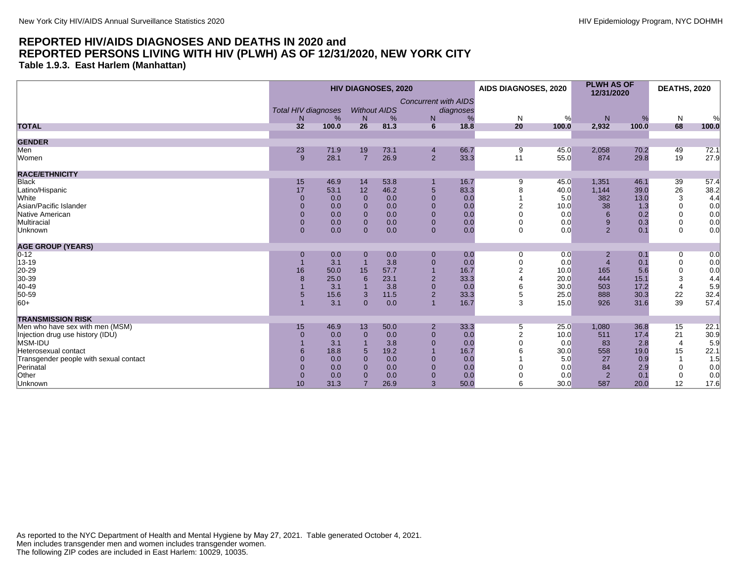# REPORTED HIV/AIDS DIAGNOSES AND DEATHS IN 2020 and REPORTED PERSONS LIVING WITH HIV (PLWH) AS OF 12/31/2020, NEW YORK CITY

**Table 1.9.3. East Harlem (Manhattan)**

| | HIV DIAGNOSES, 2020 | | | | | | AIDS DIAGNOSES, 2020 | | PLWH AS OF 12/31/2020 | | DEATHS, 2020 | |
|---|---|---|---|---|---|---|---|---|---|---|---|---|
| | *Total HIV diagnoses* | | *Without AIDS* | | *Concurrent with AIDS diagnoses* | | | | | | | |
| | N | % | N | % | N | % | N | % | N | % | N | % |
| **TOTAL** | **32** | **100.0** | **26** | **81.3** | **6** | **18.8** | **20** | **100.0** | **2,932** | **100.0** | **68** | **100.0** |
| **GENDER** | | | | | | | | | | | | |
| Men | 23 | 71.9 | 19 | 73.1 | 4 | 66.7 | 9 | 45.0 | 2,058 | 70.2 | 49 | 72.1 |
| Women | 9 | 28.1 | 7 | 26.9 | 2 | 33.3 | 11 | 55.0 | 874 | 29.8 | 19 | 27.9 |
| **RACE/ETHNICITY** | | | | | | | | | | | | |
| Black | 15 | 46.9 | 14 | 53.8 | 1 | 16.7 | 9 | 45.0 | 1,351 | 46.1 | 39 | 57.4 |
| Latino/Hispanic | 17 | 53.1 | 12 | 46.2 | 5 | 83.3 | 8 | 40.0 | 1,144 | 39.0 | 26 | 38.2 |
| White | 0 | 0.0 | 0 | 0.0 | 0 | 0.0 | 1 | 5.0 | 382 | 13.0 | 3 | 4.4 |
| Asian/Pacific Islander | 0 | 0.0 | 0 | 0.0 | 0 | 0.0 | 2 | 10.0 | 38 | 1.3 | 0 | 0.0 |
| Native American | 0 | 0.0 | 0 | 0.0 | 0 | 0.0 | 0 | 0.0 | 6 | 0.2 | 0 | 0.0 |
| Multiracial | 0 | 0.0 | 0 | 0.0 | 0 | 0.0 | 0 | 0.0 | 9 | 0.3 | 0 | 0.0 |
| Unknown | 0 | 0.0 | 0 | 0.0 | 0 | 0.0 | 0 | 0.0 | 2 | 0.1 | 0 | 0.0 |
| **AGE GROUP (YEARS)** | | | | | | | | | | | | |
| 0-12 | 0 | 0.0 | 0 | 0.0 | 0 | 0.0 | 0 | 0.0 | 2 | 0.1 | 0 | 0.0 |
| 13-19 | 1 | 3.1 | 1 | 3.8 | 0 | 0.0 | 0 | 0.0 | 4 | 0.1 | 0 | 0.0 |
| 20-29 | 16 | 50.0 | 15 | 57.7 | 1 | 16.7 | 2 | 10.0 | 165 | 5.6 | 0 | 0.0 |
| 30-39 | 8 | 25.0 | 6 | 23.1 | 2 | 33.3 | 4 | 20.0 | 444 | 15.1 | 3 | 4.4 |
| 40-49 | 1 | 3.1 | 1 | 3.8 | 0 | 0.0 | 6 | 30.0 | 503 | 17.2 | 4 | 5.9 |
| 50-59 | 5 | 15.6 | 3 | 11.5 | 2 | 33.3 | 5 | 25.0 | 888 | 30.3 | 22 | 32.4 |
| 60+ | 1 | 3.1 | 0 | 0.0 | 1 | 16.7 | 3 | 15.0 | 926 | 31.6 | 39 | 57.4 |
| **TRANSMISSION RISK** | | | | | | | | | | | | |
| Men who have sex with men (MSM) | 15 | 46.9 | 13 | 50.0 | 2 | 33.3 | 5 | 25.0 | 1,080 | 36.8 | 15 | 22.1 |
| Injection drug use history (IDU) | 0 | 0.0 | 0 | 0.0 | 0 | 0.0 | 2 | 10.0 | 511 | 17.4 | 21 | 30.9 |
| MSM-IDU | 1 | 3.1 | 1 | 3.8 | 0 | 0.0 | 0 | 0.0 | 83 | 2.8 | 4 | 5.9 |
| Heterosexual contact | 6 | 18.8 | 5 | 19.2 | 1 | 16.7 | 6 | 30.0 | 558 | 19.0 | 15 | 22.1 |
| Transgender people with sexual contact | 0 | 0.0 | 0 | 0.0 | 0 | 0.0 | 1 | 5.0 | 27 | 0.9 | 1 | 1.5 |
| Perinatal | 0 | 0.0 | 0 | 0.0 | 0 | 0.0 | 0 | 0.0 | 84 | 2.9 | 0 | 0.0 |
| Other | 0 | 0.0 | 0 | 0.0 | 0 | 0.0 | 0 | 0.0 | 2 | 0.1 | 0 | 0.0 |
| Unknown | 10 | 31.3 | 7 | 26.9 | 3 | 50.0 | 6 | 30.0 | 587 | 20.0 | 12 | 17.6 |

As reported to the NYC Department of Health and Mental Hygiene by May 27, 2021. Table generated October 4, 2021.
Men includes transgender men and women includes transgender women.
The following ZIP codes are included in East Harlem: 10029, 10035.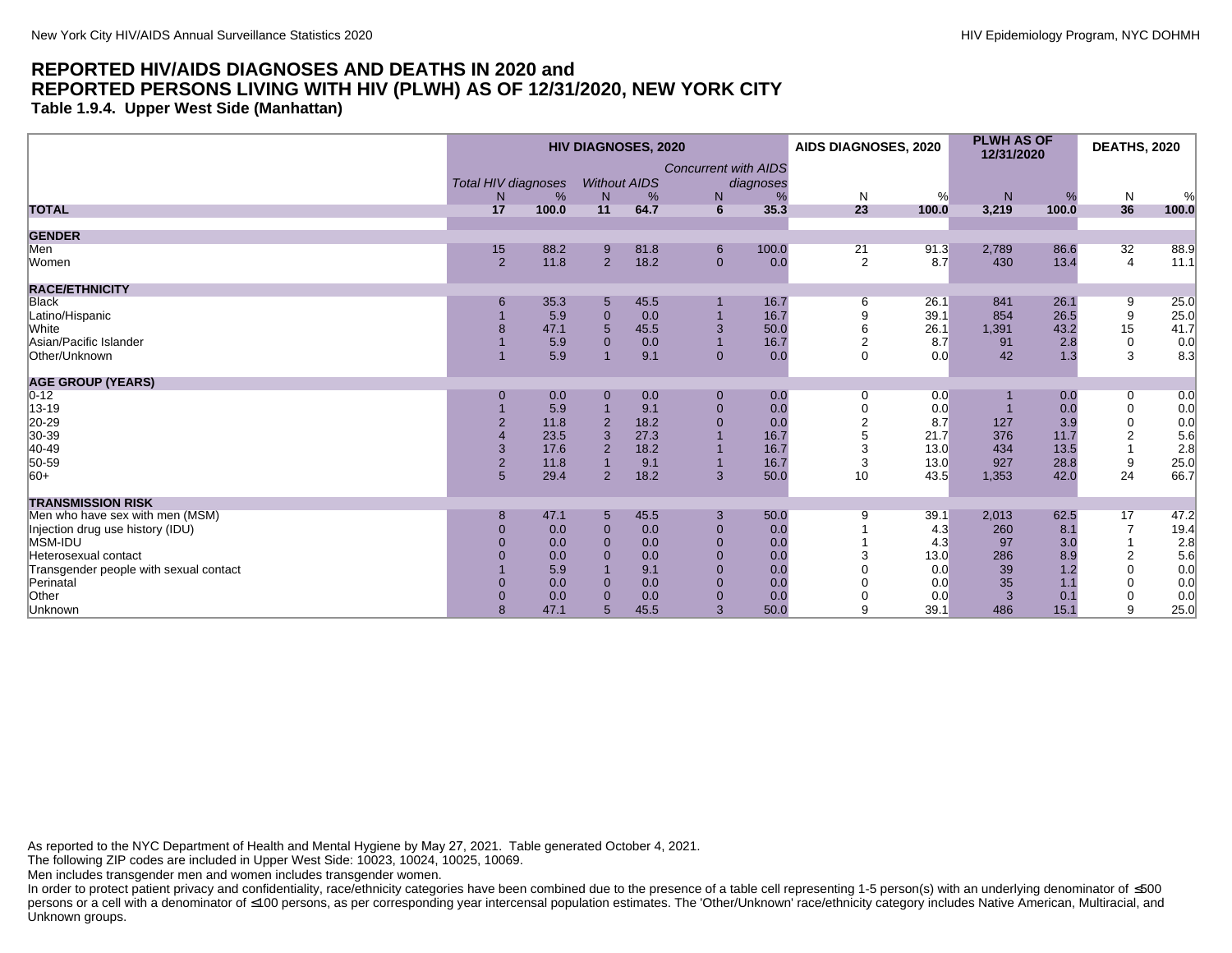## REPORTED HIV/AIDS DIAGNOSES AND DEATHS IN 2020 and REPORTED PERSONS LIVING WITH HIV (PLWH) AS OF 12/31/2020, NEW YORK CITY

### Table 1.9.4. Upper West Side (Manhattan)

| | HIV DIAGNOSES, 2020 | | | | | | AIDS DIAGNOSES, 2020 | | PLWH AS OF 12/31/2020 | | DEATHS, 2020 | |
|---|---|---|---|---|---|---|---|---|---|---|---|---|
| | *Total HIV diagnoses* | | *Without AIDS* | | *Concurrent with AIDS diagnoses* | | | | | | | |
| | N | % | N | % | N | % | N | % | N | % | N | % |
| **TOTAL** | **17** | **100.0** | **11** | **64.7** | **6** | **35.3** | **23** | **100.0** | **3,219** | **100.0** | **36** | **100.0** |
| **GENDER** | | | | | | | | | | | | |
| Men | 15 | 88.2 | 9 | 81.8 | 6 | 100.0 | 21 | 91.3 | 2,789 | 86.6 | 32 | 88.9 |
| Women | 2 | 11.8 | 2 | 18.2 | 0 | 0.0 | 2 | 8.7 | 430 | 13.4 | 4 | 11.1 |
| **RACE/ETHNICITY** | | | | | | | | | | | | |
| Black | 6 | 35.3 | 5 | 45.5 | 1 | 16.7 | 6 | 26.1 | 841 | 26.1 | 9 | 25.0 |
| Latino/Hispanic | 1 | 5.9 | 0 | 0.0 | 1 | 16.7 | 9 | 39.1 | 854 | 26.5 | 9 | 25.0 |
| White | 8 | 47.1 | 5 | 45.5 | 3 | 50.0 | 6 | 26.1 | 1,391 | 43.2 | 15 | 41.7 |
| Asian/Pacific Islander | 1 | 5.9 | 0 | 0.0 | 1 | 16.7 | 2 | 8.7 | 91 | 2.8 | 0 | 0.0 |
| Other/Unknown | 1 | 5.9 | 1 | 9.1 | 0 | 0.0 | 0 | 0.0 | 42 | 1.3 | 3 | 8.3 |
| **AGE GROUP (YEARS)** | | | | | | | | | | | | |
| 0-12 | 0 | 0.0 | 0 | 0.0 | 0 | 0.0 | 0 | 0.0 | 1 | 0.0 | 0 | 0.0 |
| 13-19 | 1 | 5.9 | 1 | 9.1 | 0 | 0.0 | 0 | 0.0 | 1 | 0.0 | 0 | 0.0 |
| 20-29 | 2 | 11.8 | 2 | 18.2 | 0 | 0.0 | 2 | 8.7 | 127 | 3.9 | 0 | 0.0 |
| 30-39 | 4 | 23.5 | 3 | 27.3 | 1 | 16.7 | 5 | 21.7 | 376 | 11.7 | 2 | 5.6 |
| 40-49 | 3 | 17.6 | 2 | 18.2 | 1 | 16.7 | 3 | 13.0 | 434 | 13.5 | 1 | 2.8 |
| 50-59 | 2 | 11.8 | 1 | 9.1 | 1 | 16.7 | 3 | 13.0 | 927 | 28.8 | 9 | 25.0 |
| 60+ | 5 | 29.4 | 2 | 18.2 | 3 | 50.0 | 10 | 43.5 | 1,353 | 42.0 | 24 | 66.7 |
| **TRANSMISSION RISK** | | | | | | | | | | | | |
| Men who have sex with men (MSM) | 8 | 47.1 | 5 | 45.5 | 3 | 50.0 | 9 | 39.1 | 2,013 | 62.5 | 17 | 47.2 |
| Injection drug use history (IDU) | 0 | 0.0 | 0 | 0.0 | 0 | 0.0 | 1 | 4.3 | 260 | 8.1 | 7 | 19.4 |
| MSM-IDU | 0 | 0.0 | 0 | 0.0 | 0 | 0.0 | 1 | 4.3 | 97 | 3.0 | 1 | 2.8 |
| Heterosexual contact | 0 | 0.0 | 0 | 0.0 | 0 | 0.0 | 3 | 13.0 | 286 | 8.9 | 2 | 5.6 |
| Transgender people with sexual contact | 1 | 5.9 | 1 | 9.1 | 0 | 0.0 | 0 | 0.0 | 39 | 1.2 | 0 | 0.0 |
| Perinatal | 0 | 0.0 | 0 | 0.0 | 0 | 0.0 | 0 | 0.0 | 35 | 1.1 | 0 | 0.0 |
| Other | 0 | 0.0 | 0 | 0.0 | 0 | 0.0 | 0 | 0.0 | 3 | 0.1 | 0 | 0.0 |
| Unknown | 8 | 47.1 | 5 | 45.5 | 3 | 50.0 | 9 | 39.1 | 486 | 15.1 | 9 | 25.0 |

As reported to the NYC Department of Health and Mental Hygiene by May 27, 2021. Table generated October 4, 2021.
The following ZIP codes are included in Upper West Side: 10023, 10024, 10025, 10069.
Men includes transgender men and women includes transgender women.
In order to protect patient privacy and confidentiality, race/ethnicity categories have been combined due to the presence of a table cell representing 1-5 person(s) with an underlying denominator of ≤500 persons or a cell with a denominator of ≤100 persons, as per corresponding year intercensal population estimates. The 'Other/Unknown' race/ethnicity category includes Native American, Multiracial, and Unknown groups.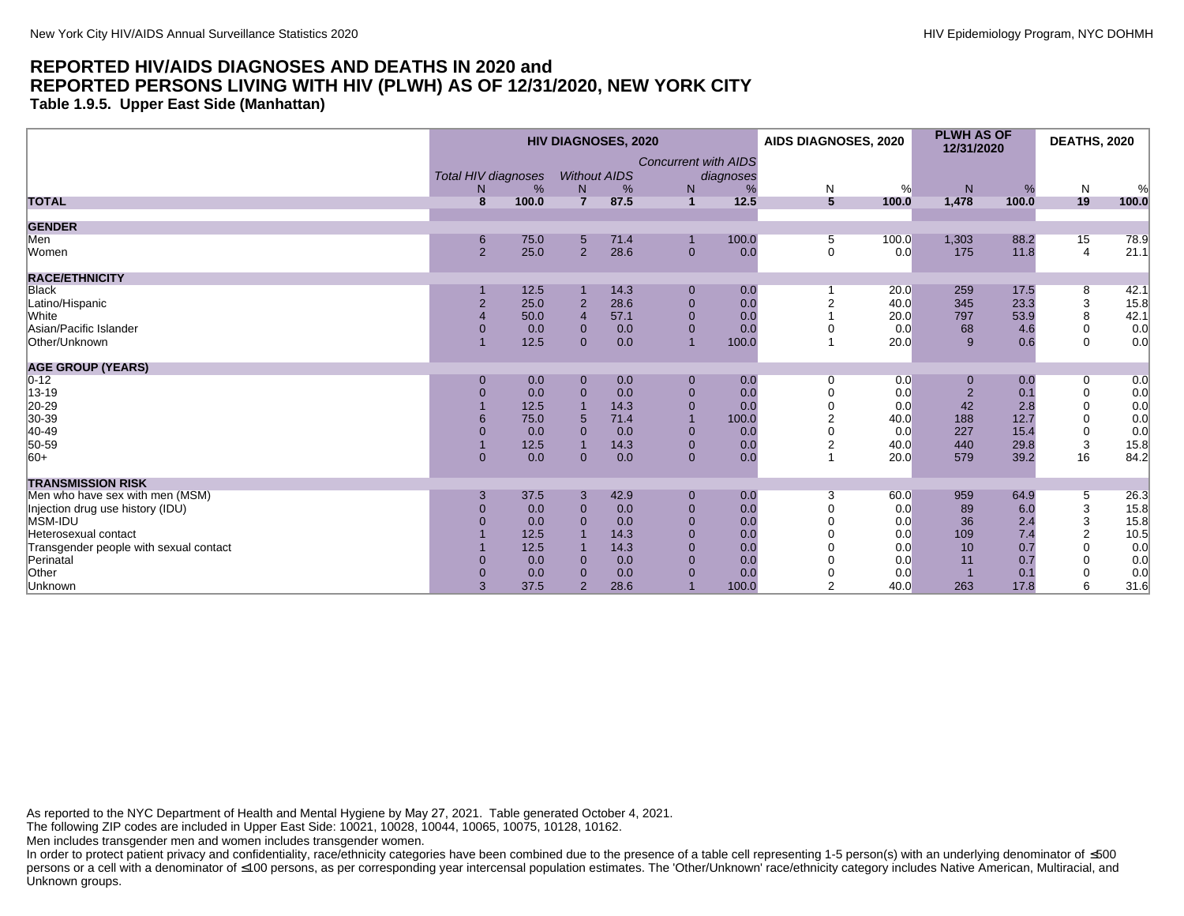# REPORTED HIV/AIDS DIAGNOSES AND DEATHS IN 2020 and REPORTED PERSONS LIVING WITH HIV (PLWH) AS OF 12/31/2020, NEW YORK CITY

### Table 1.9.5. Upper East Side (Manhattan)

| | HIV DIAGNOSES, 2020 | | | | | | AIDS DIAGNOSES, 2020 | | PLWH AS OF 12/31/2020 | | DEATHS, 2020 | |
|---|---|---|---|---|---|---|---|---|---|---|---|---|
| | *Total HIV diagnoses* | | *Without AIDS* | | *Concurrent with AIDS diagnoses* | | | | | | | |
| | N | % | N | % | N | % | N | % | N | % | N | % |
| **TOTAL** | **8** | **100.0** | **7** | **87.5** | **1** | **12.5** | **5** | **100.0** | **1,478** | **100.0** | **19** | **100.0** |
| **GENDER** | | | | | | | | | | | | |
| Men | 6 | 75.0 | 5 | 71.4 | 1 | 100.0 | 5 | 100.0 | 1,303 | 88.2 | 15 | 78.9 |
| Women | 2 | 25.0 | 2 | 28.6 | 0 | 0.0 | 0 | 0.0 | 175 | 11.8 | 4 | 21.1 |
| **RACE/ETHNICITY** | | | | | | | | | | | | |
| Black | 1 | 12.5 | 1 | 14.3 | 0 | 0.0 | 1 | 20.0 | 259 | 17.5 | 8 | 42.1 |
| Latino/Hispanic | 2 | 25.0 | 2 | 28.6 | 0 | 0.0 | 2 | 40.0 | 345 | 23.3 | 3 | 15.8 |
| White | 4 | 50.0 | 4 | 57.1 | 0 | 0.0 | 1 | 20.0 | 797 | 53.9 | 8 | 42.1 |
| Asian/Pacific Islander | 0 | 0.0 | 0 | 0.0 | 0 | 0.0 | 0 | 0.0 | 68 | 4.6 | 0 | 0.0 |
| Other/Unknown | 1 | 12.5 | 0 | 0.0 | 1 | 100.0 | 1 | 20.0 | 9 | 0.6 | 0 | 0.0 |
| **AGE GROUP (YEARS)** | | | | | | | | | | | | |
| 0-12 | 0 | 0.0 | 0 | 0.0 | 0 | 0.0 | 0 | 0.0 | 0 | 0.0 | 0 | 0.0 |
| 13-19 | 0 | 0.0 | 0 | 0.0 | 0 | 0.0 | 0 | 0.0 | 2 | 0.1 | 0 | 0.0 |
| 20-29 | 1 | 12.5 | 1 | 14.3 | 0 | 0.0 | 0 | 0.0 | 42 | 2.8 | 0 | 0.0 |
| 30-39 | 6 | 75.0 | 5 | 71.4 | 1 | 100.0 | 2 | 40.0 | 188 | 12.7 | 0 | 0.0 |
| 40-49 | 0 | 0.0 | 0 | 0.0 | 0 | 0.0 | 0 | 0.0 | 227 | 15.4 | 0 | 0.0 |
| 50-59 | 1 | 12.5 | 1 | 14.3 | 0 | 0.0 | 2 | 40.0 | 440 | 29.8 | 3 | 15.8 |
| 60+ | 0 | 0.0 | 0 | 0.0 | 0 | 0.0 | 1 | 20.0 | 579 | 39.2 | 16 | 84.2 |
| **TRANSMISSION RISK** | | | | | | | | | | | | |
| Men who have sex with men (MSM) | 3 | 37.5 | 3 | 42.9 | 0 | 0.0 | 3 | 60.0 | 959 | 64.9 | 5 | 26.3 |
| Injection drug use history (IDU) | 0 | 0.0 | 0 | 0.0 | 0 | 0.0 | 0 | 0.0 | 89 | 6.0 | 3 | 15.8 |
| MSM-IDU | 0 | 0.0 | 0 | 0.0 | 0 | 0.0 | 0 | 0.0 | 36 | 2.4 | 3 | 15.8 |
| Heterosexual contact | 1 | 12.5 | 1 | 14.3 | 0 | 0.0 | 0 | 0.0 | 109 | 7.4 | 2 | 10.5 |
| Transgender people with sexual contact | 1 | 12.5 | 1 | 14.3 | 0 | 0.0 | 0 | 0.0 | 10 | 0.7 | 0 | 0.0 |
| Perinatal | 0 | 0.0 | 0 | 0.0 | 0 | 0.0 | 0 | 0.0 | 11 | 0.7 | 0 | 0.0 |
| Other | 0 | 0.0 | 0 | 0.0 | 0 | 0.0 | 0 | 0.0 | 1 | 0.1 | 0 | 0.0 |
| Unknown | 3 | 37.5 | 2 | 28.6 | 1 | 100.0 | 2 | 40.0 | 263 | 17.8 | 6 | 31.6 |

As reported to the NYC Department of Health and Mental Hygiene by May 27, 2021. Table generated October 4, 2021.
The following ZIP codes are included in Upper East Side: 10021, 10028, 10044, 10065, 10075, 10128, 10162.
Men includes transgender men and women includes transgender women.
In order to protect patient privacy and confidentiality, race/ethnicity categories have been combined due to the presence of a table cell representing 1-5 person(s) with an underlying denominator of ≤500 persons or a cell with a denominator of ≤100 persons, as per corresponding year intercensal population estimates. The 'Other/Unknown' race/ethnicity category includes Native American, Multiracial, and Unknown groups.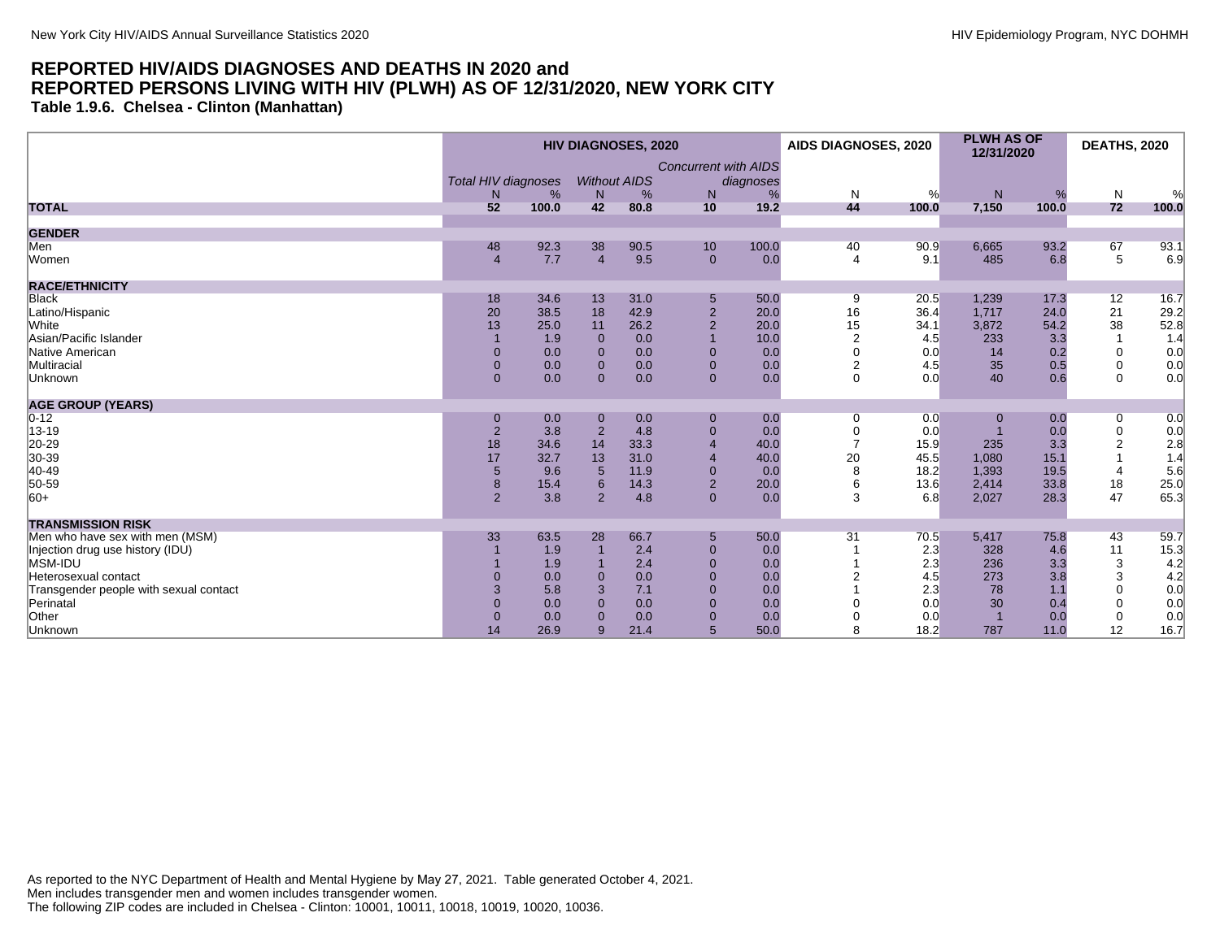# REPORTED HIV/AIDS DIAGNOSES AND DEATHS IN 2020 and
# REPORTED PERSONS LIVING WITH HIV (PLWH) AS OF 12/31/2020, NEW YORK CITY

### Table 1.9.6. Chelsea - Clinton (Manhattan)

| | HIV DIAGNOSES, 2020 | | | | | | AIDS DIAGNOSES, 2020 | | PLWH AS OF 12/31/2020 | | DEATHS, 2020 | |
|---|---|---|---|---|---|---|---|---|---|---|---|---|
| | *Total HIV diagnoses* | | *Without AIDS* | | *Concurrent with AIDS diagnoses* | | | | | | | |
| | N | % | N | % | N | % | N | % | N | % | N | % |
| **TOTAL** | **52** | **100.0** | **42** | **80.8** | **10** | **19.2** | **44** | **100.0** | **7,150** | **100.0** | **72** | **100.0** |
| **GENDER** | | | | | | | | | | | | |
| Men | 48 | 92.3 | 38 | 90.5 | 10 | 100.0 | 40 | 90.9 | 6,665 | 93.2 | 67 | 93.1 |
| Women | 4 | 7.7 | 4 | 9.5 | 0 | 0.0 | 4 | 9.1 | 485 | 6.8 | 5 | 6.9 |
| **RACE/ETHNICITY** | | | | | | | | | | | | |
| Black | 18 | 34.6 | 13 | 31.0 | 5 | 50.0 | 9 | 20.5 | 1,239 | 17.3 | 12 | 16.7 |
| Latino/Hispanic | 20 | 38.5 | 18 | 42.9 | 2 | 20.0 | 16 | 36.4 | 1,717 | 24.0 | 21 | 29.2 |
| White | 13 | 25.0 | 11 | 26.2 | 2 | 20.0 | 15 | 34.1 | 3,872 | 54.2 | 38 | 52.8 |
| Asian/Pacific Islander | 1 | 1.9 | 0 | 0.0 | 1 | 10.0 | 2 | 4.5 | 233 | 3.3 | 1 | 1.4 |
| Native American | 0 | 0.0 | 0 | 0.0 | 0 | 0.0 | 0 | 0.0 | 14 | 0.2 | 0 | 0.0 |
| Multiracial | 0 | 0.0 | 0 | 0.0 | 0 | 0.0 | 2 | 4.5 | 35 | 0.5 | 0 | 0.0 |
| Unknown | 0 | 0.0 | 0 | 0.0 | 0 | 0.0 | 0 | 0.0 | 40 | 0.6 | 0 | 0.0 |
| **AGE GROUP (YEARS)** | | | | | | | | | | | | |
| 0-12 | 0 | 0.0 | 0 | 0.0 | 0 | 0.0 | 0 | 0.0 | 0 | 0.0 | 0 | 0.0 |
| 13-19 | 2 | 3.8 | 2 | 4.8 | 0 | 0.0 | 0 | 0.0 | 1 | 0.0 | 0 | 0.0 |
| 20-29 | 18 | 34.6 | 14 | 33.3 | 4 | 40.0 | 7 | 15.9 | 235 | 3.3 | 2 | 2.8 |
| 30-39 | 17 | 32.7 | 13 | 31.0 | 4 | 40.0 | 20 | 45.5 | 1,080 | 15.1 | 1 | 1.4 |
| 40-49 | 5 | 9.6 | 5 | 11.9 | 0 | 0.0 | 8 | 18.2 | 1,393 | 19.5 | 4 | 5.6 |
| 50-59 | 8 | 15.4 | 6 | 14.3 | 2 | 20.0 | 6 | 13.6 | 2,414 | 33.8 | 18 | 25.0 |
| 60+ | 2 | 3.8 | 2 | 4.8 | 0 | 0.0 | 3 | 6.8 | 2,027 | 28.3 | 47 | 65.3 |
| **TRANSMISSION RISK** | | | | | | | | | | | | |
| Men who have sex with men (MSM) | 33 | 63.5 | 28 | 66.7 | 5 | 50.0 | 31 | 70.5 | 5,417 | 75.8 | 43 | 59.7 |
| Injection drug use history (IDU) | 1 | 1.9 | 1 | 2.4 | 0 | 0.0 | 1 | 2.3 | 328 | 4.6 | 11 | 15.3 |
| MSM-IDU | 1 | 1.9 | 1 | 2.4 | 0 | 0.0 | 1 | 2.3 | 236 | 3.3 | 3 | 4.2 |
| Heterosexual contact | 0 | 0.0 | 0 | 0.0 | 0 | 0.0 | 2 | 4.5 | 273 | 3.8 | 3 | 4.2 |
| Transgender people with sexual contact | 3 | 5.8 | 3 | 7.1 | 0 | 0.0 | 1 | 2.3 | 78 | 1.1 | 0 | 0.0 |
| Perinatal | 0 | 0.0 | 0 | 0.0 | 0 | 0.0 | 0 | 0.0 | 30 | 0.4 | 0 | 0.0 |
| Other | 0 | 0.0 | 0 | 0.0 | 0 | 0.0 | 0 | 0.0 | 1 | 0.0 | 0 | 0.0 |
| Unknown | 14 | 26.9 | 9 | 21.4 | 5 | 50.0 | 8 | 18.2 | 787 | 11.0 | 12 | 16.7 |

As reported to the NYC Department of Health and Mental Hygiene by May 27, 2021. Table generated October 4, 2021.
Men includes transgender men and women includes transgender women.
The following ZIP codes are included in Chelsea - Clinton: 10001, 10011, 10018, 10019, 10020, 10036.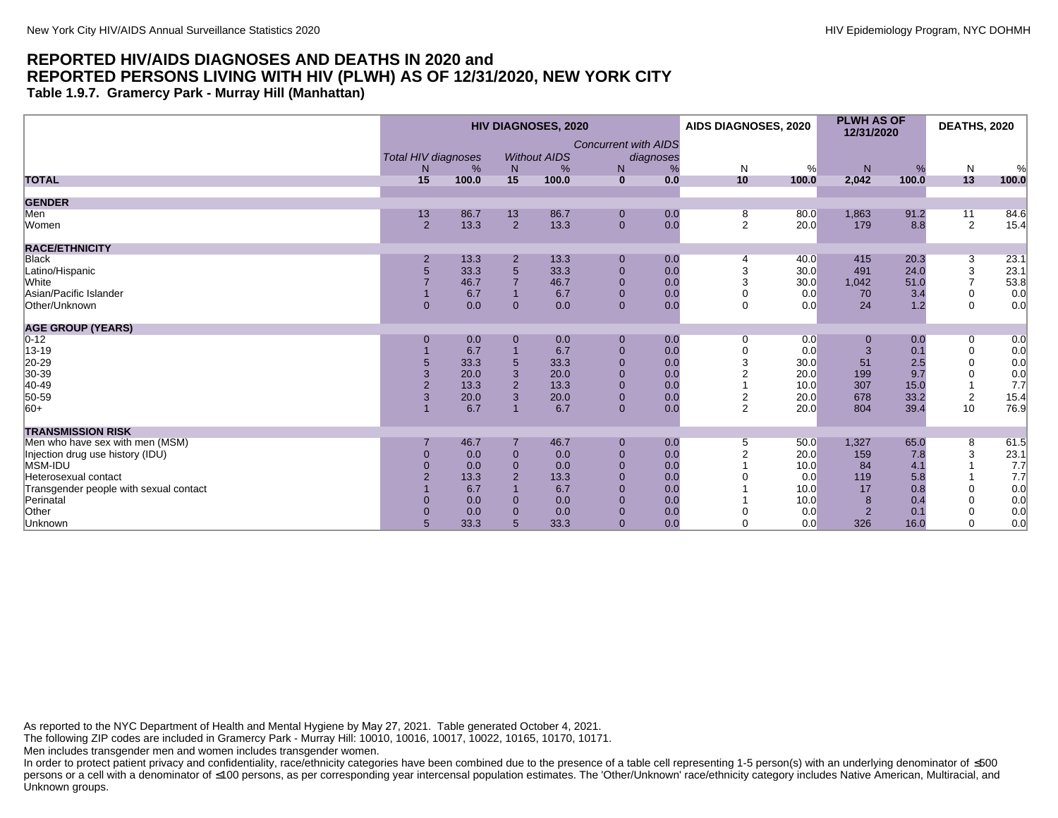# REPORTED HIV/AIDS DIAGNOSES AND DEATHS IN 2020 and REPORTED PERSONS LIVING WITH HIV (PLWH) AS OF 12/31/2020, NEW YORK CITY

### Table 1.9.7. Gramercy Park - Murray Hill (Manhattan)

| | HIV DIAGNOSES, 2020 | | | | | | AIDS DIAGNOSES, 2020 | | PLWH AS OF 12/31/2020 | | DEATHS, 2020 | |
|---|---|---|---|---|---|---|---|---|---|---|---|---|
| | *Total HIV diagnoses* | | *Without AIDS* | | *Concurrent with AIDS diagnoses* | | | | | | | |
| | N | % | N | % | N | % | N | % | N | % | N | % |
| **TOTAL** | **15** | **100.0** | **15** | **100.0** | **0** | **0.0** | **10** | **100.0** | **2,042** | **100.0** | **13** | **100.0** |
| **GENDER** | | | | | | | | | | | | |
| Men | 13 | 86.7 | 13 | 86.7 | 0 | 0.0 | 8 | 80.0 | 1,863 | 91.2 | 11 | 84.6 |
| Women | 2 | 13.3 | 2 | 13.3 | 0 | 0.0 | 2 | 20.0 | 179 | 8.8 | 2 | 15.4 |
| **RACE/ETHNICITY** | | | | | | | | | | | | |
| Black | 2 | 13.3 | 2 | 13.3 | 0 | 0.0 | 4 | 40.0 | 415 | 20.3 | 3 | 23.1 |
| Latino/Hispanic | 5 | 33.3 | 5 | 33.3 | 0 | 0.0 | 3 | 30.0 | 491 | 24.0 | 3 | 23.1 |
| White | 7 | 46.7 | 7 | 46.7 | 0 | 0.0 | 3 | 30.0 | 1,042 | 51.0 | 7 | 53.8 |
| Asian/Pacific Islander | 1 | 6.7 | 1 | 6.7 | 0 | 0.0 | 0 | 0.0 | 70 | 3.4 | 0 | 0.0 |
| Other/Unknown | 0 | 0.0 | 0 | 0.0 | 0 | 0.0 | 0 | 0.0 | 24 | 1.2 | 0 | 0.0 |
| **AGE GROUP (YEARS)** | | | | | | | | | | | | |
| 0-12 | 0 | 0.0 | 0 | 0.0 | 0 | 0.0 | 0 | 0.0 | 0 | 0.0 | 0 | 0.0 |
| 13-19 | 1 | 6.7 | 1 | 6.7 | 0 | 0.0 | 0 | 0.0 | 3 | 0.1 | 0 | 0.0 |
| 20-29 | 5 | 33.3 | 5 | 33.3 | 0 | 0.0 | 3 | 30.0 | 51 | 2.5 | 0 | 0.0 |
| 30-39 | 3 | 20.0 | 3 | 20.0 | 0 | 0.0 | 2 | 20.0 | 199 | 9.7 | 0 | 0.0 |
| 40-49 | 2 | 13.3 | 2 | 13.3 | 0 | 0.0 | 1 | 10.0 | 307 | 15.0 | 1 | 7.7 |
| 50-59 | 3 | 20.0 | 3 | 20.0 | 0 | 0.0 | 2 | 20.0 | 678 | 33.2 | 2 | 15.4 |
| 60+ | 1 | 6.7 | 1 | 6.7 | 0 | 0.0 | 2 | 20.0 | 804 | 39.4 | 10 | 76.9 |
| **TRANSMISSION RISK** | | | | | | | | | | | | |
| Men who have sex with men (MSM) | 7 | 46.7 | 7 | 46.7 | 0 | 0.0 | 5 | 50.0 | 1,327 | 65.0 | 8 | 61.5 |
| Injection drug use history (IDU) | 0 | 0.0 | 0 | 0.0 | 0 | 0.0 | 2 | 20.0 | 159 | 7.8 | 3 | 23.1 |
| MSM-IDU | 0 | 0.0 | 0 | 0.0 | 0 | 0.0 | 1 | 10.0 | 84 | 4.1 | 1 | 7.7 |
| Heterosexual contact | 2 | 13.3 | 2 | 13.3 | 0 | 0.0 | 0 | 0.0 | 119 | 5.8 | 1 | 7.7 |
| Transgender people with sexual contact | 1 | 6.7 | 1 | 6.7 | 0 | 0.0 | 1 | 10.0 | 17 | 0.8 | 0 | 0.0 |
| Perinatal | 0 | 0.0 | 0 | 0.0 | 0 | 0.0 | 1 | 10.0 | 8 | 0.4 | 0 | 0.0 |
| Other | 0 | 0.0 | 0 | 0.0 | 0 | 0.0 | 0 | 0.0 | 2 | 0.1 | 0 | 0.0 |
| Unknown | 5 | 33.3 | 5 | 33.3 | 0 | 0.0 | 0 | 0.0 | 326 | 16.0 | 0 | 0.0 |

As reported to the NYC Department of Health and Mental Hygiene by May 27, 2021. Table generated October 4, 2021.
The following ZIP codes are included in Gramercy Park - Murray Hill: 10010, 10016, 10017, 10022, 10165, 10170, 10171.
Men includes transgender men and women includes transgender women.
In order to protect patient privacy and confidentiality, race/ethnicity categories have been combined due to the presence of a table cell representing 1-5 person(s) with an underlying denominator of ≤500 persons or a cell with a denominator of ≤100 persons, as per corresponding year intercensal population estimates. The 'Other/Unknown' race/ethnicity category includes Native American, Multiracial, and Unknown groups.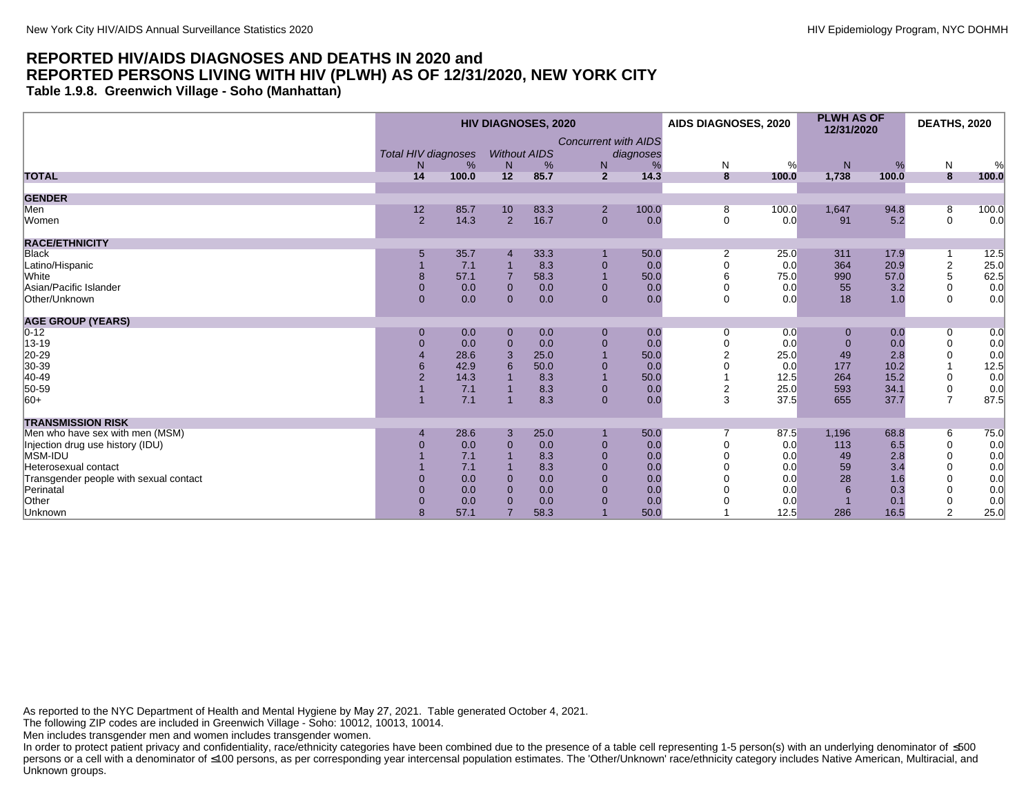# REPORTED HIV/AIDS DIAGNOSES AND DEATHS IN 2020 and REPORTED PERSONS LIVING WITH HIV (PLWH) AS OF 12/31/2020, NEW YORK CITY

**Table 1.9.8. Greenwich Village - Soho (Manhattan)**

| | HIV DIAGNOSES, 2020 | | | | | | AIDS DIAGNOSES, 2020 | | PLWH AS OF 12/31/2020 | | DEATHS, 2020 | |
|---|---|---|---|---|---|---|---|---|---|---|---|---|
| | *Total HIV diagnoses* | | *Without AIDS* | | *Concurrent with AIDS diagnoses* | | | | | | | |
| | N | % | N | % | N | % | N | % | N | % | N | % |
| **TOTAL** | **14** | **100.0** | **12** | **85.7** | **2** | **14.3** | **8** | **100.0** | **1,738** | **100.0** | **8** | **100.0** |
| **GENDER** | | | | | | | | | | | | |
| Men | 12 | 85.7 | 10 | 83.3 | 2 | 100.0 | 8 | 100.0 | 1,647 | 94.8 | 8 | 100.0 |
| Women | 2 | 14.3 | 2 | 16.7 | 0 | 0.0 | 0 | 0.0 | 91 | 5.2 | 0 | 0.0 |
| **RACE/ETHNICITY** | | | | | | | | | | | | |
| Black | 5 | 35.7 | 4 | 33.3 | 1 | 50.0 | 2 | 25.0 | 311 | 17.9 | 1 | 12.5 |
| Latino/Hispanic | 1 | 7.1 | 1 | 8.3 | 0 | 0.0 | 0 | 0.0 | 364 | 20.9 | 2 | 25.0 |
| White | 8 | 57.1 | 7 | 58.3 | 1 | 50.0 | 6 | 75.0 | 990 | 57.0 | 5 | 62.5 |
| Asian/Pacific Islander | 0 | 0.0 | 0 | 0.0 | 0 | 0.0 | 0 | 0.0 | 55 | 3.2 | 0 | 0.0 |
| Other/Unknown | 0 | 0.0 | 0 | 0.0 | 0 | 0.0 | 0 | 0.0 | 18 | 1.0 | 0 | 0.0 |
| **AGE GROUP (YEARS)** | | | | | | | | | | | | |
| 0-12 | 0 | 0.0 | 0 | 0.0 | 0 | 0.0 | 0 | 0.0 | 0 | 0.0 | 0 | 0.0 |
| 13-19 | 0 | 0.0 | 0 | 0.0 | 0 | 0.0 | 0 | 0.0 | 0 | 0.0 | 0 | 0.0 |
| 20-29 | 4 | 28.6 | 3 | 25.0 | 1 | 50.0 | 2 | 25.0 | 49 | 2.8 | 0 | 0.0 |
| 30-39 | 6 | 42.9 | 6 | 50.0 | 0 | 0.0 | 0 | 0.0 | 177 | 10.2 | 1 | 12.5 |
| 40-49 | 2 | 14.3 | 1 | 8.3 | 1 | 50.0 | 1 | 12.5 | 264 | 15.2 | 0 | 0.0 |
| 50-59 | 1 | 7.1 | 1 | 8.3 | 0 | 0.0 | 2 | 25.0 | 593 | 34.1 | 0 | 0.0 |
| 60+ | 1 | 7.1 | 1 | 8.3 | 0 | 0.0 | 3 | 37.5 | 655 | 37.7 | 7 | 87.5 |
| **TRANSMISSION RISK** | | | | | | | | | | | | |
| Men who have sex with men (MSM) | 4 | 28.6 | 3 | 25.0 | 1 | 50.0 | 7 | 87.5 | 1,196 | 68.8 | 6 | 75.0 |
| Injection drug use history (IDU) | 0 | 0.0 | 0 | 0.0 | 0 | 0.0 | 0 | 0.0 | 113 | 6.5 | 0 | 0.0 |
| MSM-IDU | 1 | 7.1 | 1 | 8.3 | 0 | 0.0 | 0 | 0.0 | 49 | 2.8 | 0 | 0.0 |
| Heterosexual contact | 1 | 7.1 | 1 | 8.3 | 0 | 0.0 | 0 | 0.0 | 59 | 3.4 | 0 | 0.0 |
| Transgender people with sexual contact | 0 | 0.0 | 0 | 0.0 | 0 | 0.0 | 0 | 0.0 | 28 | 1.6 | 0 | 0.0 |
| Perinatal | 0 | 0.0 | 0 | 0.0 | 0 | 0.0 | 0 | 0.0 | 6 | 0.3 | 0 | 0.0 |
| Other | 0 | 0.0 | 0 | 0.0 | 0 | 0.0 | 0 | 0.0 | 1 | 0.1 | 0 | 0.0 |
| Unknown | 8 | 57.1 | 7 | 58.3 | 1 | 50.0 | 1 | 12.5 | 286 | 16.5 | 2 | 25.0 |

As reported to the NYC Department of Health and Mental Hygiene by May 27, 2021. Table generated October 4, 2021.
The following ZIP codes are included in Greenwich Village - Soho: 10012, 10013, 10014.
Men includes transgender men and women includes transgender women.
In order to protect patient privacy and confidentiality, race/ethnicity categories have been combined due to the presence of a table cell representing 1-5 person(s) with an underlying denominator of ≤500 persons or a cell with a denominator of ≤100 persons, as per corresponding year intercensal population estimates. The 'Other/Unknown' race/ethnicity category includes Native American, Multiracial, and Unknown groups.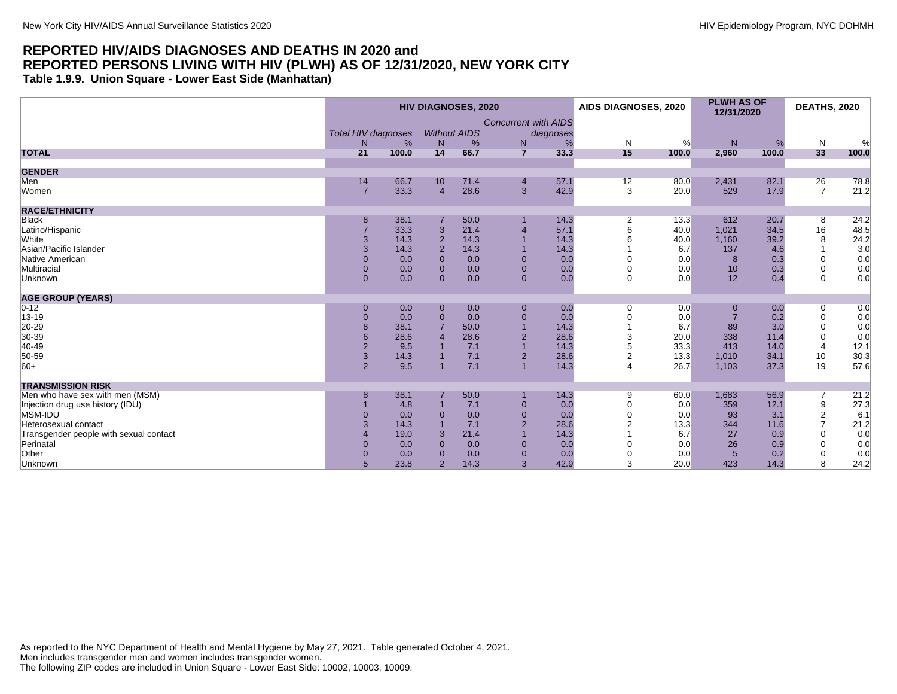## REPORTED HIV/AIDS DIAGNOSES AND DEATHS IN 2020 and REPORTED PERSONS LIVING WITH HIV (PLWH) AS OF 12/31/2020, NEW YORK CITY

### Table 1.9.9. Union Square - Lower East Side (Manhattan)

| | HIV DIAGNOSES, 2020 | | | | | | AIDS DIAGNOSES, 2020 | | PLWH AS OF 12/31/2020 | | DEATHS, 2020 | |
|---|---|---|---|---|---|---|---|---|---|---|---|---|
| | *Total HIV diagnoses* | | *Without AIDS* | | *Concurrent with AIDS diagnoses* | | | | | | | |
| | N | % | N | % | N | % | N | % | N | % | N | % |
| **TOTAL** | **21** | **100.0** | **14** | **66.7** | **7** | **33.3** | **15** | **100.0** | **2,960** | **100.0** | **33** | **100.0** |
| **GENDER** | | | | | | | | | | | | |
| Men | 14 | 66.7 | 10 | 71.4 | 4 | 57.1 | 12 | 80.0 | 2,431 | 82.1 | 26 | 78.8 |
| Women | 7 | 33.3 | 4 | 28.6 | 3 | 42.9 | 3 | 20.0 | 529 | 17.9 | 7 | 21.2 |
| **RACE/ETHNICITY** | | | | | | | | | | | | |
| Black | 8 | 38.1 | 7 | 50.0 | 1 | 14.3 | 2 | 13.3 | 612 | 20.7 | 8 | 24.2 |
| Latino/Hispanic | 7 | 33.3 | 3 | 21.4 | 4 | 57.1 | 6 | 40.0 | 1,021 | 34.5 | 16 | 48.5 |
| White | 3 | 14.3 | 2 | 14.3 | 1 | 14.3 | 6 | 40.0 | 1,160 | 39.2 | 8 | 24.2 |
| Asian/Pacific Islander | 3 | 14.3 | 2 | 14.3 | 1 | 14.3 | 1 | 6.7 | 137 | 4.6 | 1 | 3.0 |
| Native American | 0 | 0.0 | 0 | 0.0 | 0 | 0.0 | 0 | 0.0 | 8 | 0.3 | 0 | 0.0 |
| Multiracial | 0 | 0.0 | 0 | 0.0 | 0 | 0.0 | 0 | 0.0 | 10 | 0.3 | 0 | 0.0 |
| Unknown | 0 | 0.0 | 0 | 0.0 | 0 | 0.0 | 0 | 0.0 | 12 | 0.4 | 0 | 0.0 |
| **AGE GROUP (YEARS)** | | | | | | | | | | | | |
| 0-12 | 0 | 0.0 | 0 | 0.0 | 0 | 0.0 | 0 | 0.0 | 0 | 0.0 | 0 | 0.0 |
| 13-19 | 0 | 0.0 | 0 | 0.0 | 0 | 0.0 | 0 | 0.0 | 7 | 0.2 | 0 | 0.0 |
| 20-29 | 8 | 38.1 | 7 | 50.0 | 1 | 14.3 | 1 | 6.7 | 89 | 3.0 | 0 | 0.0 |
| 30-39 | 6 | 28.6 | 4 | 28.6 | 2 | 28.6 | 3 | 20.0 | 338 | 11.4 | 0 | 0.0 |
| 40-49 | 2 | 9.5 | 1 | 7.1 | 1 | 14.3 | 5 | 33.3 | 413 | 14.0 | 4 | 12.1 |
| 50-59 | 3 | 14.3 | 1 | 7.1 | 2 | 28.6 | 2 | 13.3 | 1,010 | 34.1 | 10 | 30.3 |
| 60+ | 2 | 9.5 | 1 | 7.1 | 1 | 14.3 | 4 | 26.7 | 1,103 | 37.3 | 19 | 57.6 |
| **TRANSMISSION RISK** | | | | | | | | | | | | |
| Men who have sex with men (MSM) | 8 | 38.1 | 7 | 50.0 | 1 | 14.3 | 9 | 60.0 | 1,683 | 56.9 | 7 | 21.2 |
| Injection drug use history (IDU) | 1 | 4.8 | 1 | 7.1 | 0 | 0.0 | 0 | 0.0 | 359 | 12.1 | 9 | 27.3 |
| MSM-IDU | 0 | 0.0 | 0 | 0.0 | 0 | 0.0 | 0 | 0.0 | 93 | 3.1 | 2 | 6.1 |
| Heterosexual contact | 3 | 14.3 | 1 | 7.1 | 2 | 28.6 | 2 | 13.3 | 344 | 11.6 | 7 | 21.2 |
| Transgender people with sexual contact | 4 | 19.0 | 3 | 21.4 | 1 | 14.3 | 1 | 6.7 | 27 | 0.9 | 0 | 0.0 |
| Perinatal | 0 | 0.0 | 0 | 0.0 | 0 | 0.0 | 0 | 0.0 | 26 | 0.9 | 0 | 0.0 |
| Other | 0 | 0.0 | 0 | 0.0 | 0 | 0.0 | 0 | 0.0 | 5 | 0.2 | 0 | 0.0 |
| Unknown | 5 | 23.8 | 2 | 14.3 | 3 | 42.9 | 3 | 20.0 | 423 | 14.3 | 8 | 24.2 |

As reported to the NYC Department of Health and Mental Hygiene by May 27, 2021. Table generated October 4, 2021.
Men includes transgender men and women includes transgender women.
The following ZIP codes are included in Union Square - Lower East Side: 10002, 10003, 10009.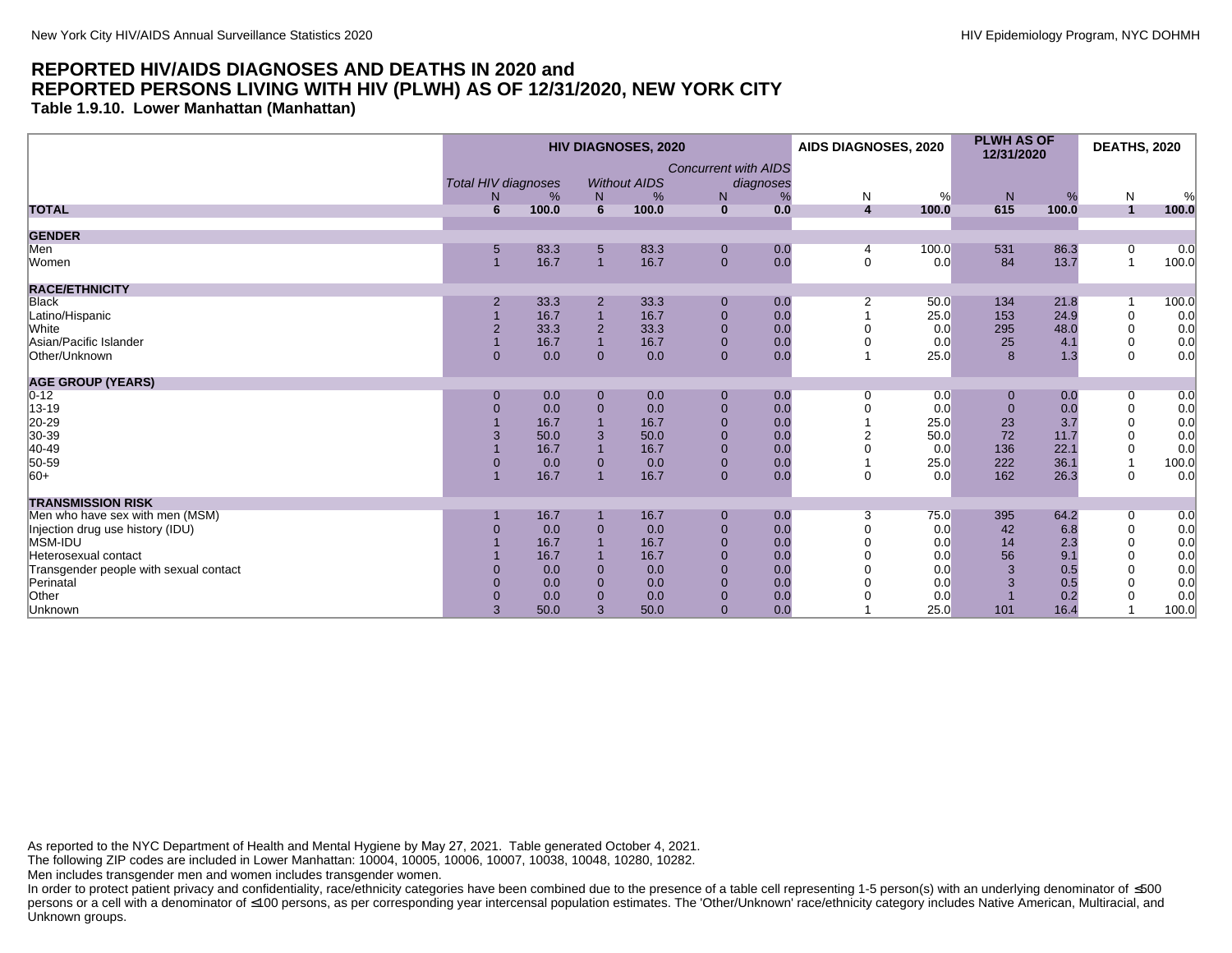# REPORTED HIV/AIDS DIAGNOSES AND DEATHS IN 2020 and REPORTED PERSONS LIVING WITH HIV (PLWH) AS OF 12/31/2020, NEW YORK CITY

**Table 1.9.10. Lower Manhattan (Manhattan)**

| | HIV DIAGNOSES, 2020 | | | | | | AIDS DIAGNOSES, 2020 | | PLWH AS OF 12/31/2020 | | DEATHS, 2020 | |
|---|---|---|---|---|---|---|---|---|---|---|---|---|
| | *Total HIV diagnoses* | | *Without AIDS* | | *Concurrent with AIDS diagnoses* | | | | | | | |
| | N | % | N | % | N | % | N | % | N | % | N | % |
| **TOTAL** | **6** | **100.0** | **6** | **100.0** | **0** | **0.0** | **4** | **100.0** | **615** | **100.0** | **1** | **100.0** |
| **GENDER** | | | | | | | | | | | | |
| Men | 5 | 83.3 | 5 | 83.3 | 0 | 0.0 | 4 | 100.0 | 531 | 86.3 | 0 | 0.0 |
| Women | 1 | 16.7 | 1 | 16.7 | 0 | 0.0 | 0 | 0.0 | 84 | 13.7 | 1 | 100.0 |
| **RACE/ETHNICITY** | | | | | | | | | | | | |
| Black | 2 | 33.3 | 2 | 33.3 | 0 | 0.0 | 2 | 50.0 | 134 | 21.8 | 1 | 100.0 |
| Latino/Hispanic | 1 | 16.7 | 1 | 16.7 | 0 | 0.0 | 1 | 25.0 | 153 | 24.9 | 0 | 0.0 |
| White | 2 | 33.3 | 2 | 33.3 | 0 | 0.0 | 0 | 0.0 | 295 | 48.0 | 0 | 0.0 |
| Asian/Pacific Islander | 1 | 16.7 | 1 | 16.7 | 0 | 0.0 | 0 | 0.0 | 25 | 4.1 | 0 | 0.0 |
| Other/Unknown | 0 | 0.0 | 0 | 0.0 | 0 | 0.0 | 1 | 25.0 | 8 | 1.3 | 0 | 0.0 |
| **AGE GROUP (YEARS)** | | | | | | | | | | | | |
| 0-12 | 0 | 0.0 | 0 | 0.0 | 0 | 0.0 | 0 | 0.0 | 0 | 0.0 | 0 | 0.0 |
| 13-19 | 0 | 0.0 | 0 | 0.0 | 0 | 0.0 | 0 | 0.0 | 0 | 0.0 | 0 | 0.0 |
| 20-29 | 1 | 16.7 | 1 | 16.7 | 0 | 0.0 | 1 | 25.0 | 23 | 3.7 | 0 | 0.0 |
| 30-39 | 3 | 50.0 | 3 | 50.0 | 0 | 0.0 | 2 | 50.0 | 72 | 11.7 | 0 | 0.0 |
| 40-49 | 1 | 16.7 | 1 | 16.7 | 0 | 0.0 | 0 | 0.0 | 136 | 22.1 | 0 | 0.0 |
| 50-59 | 0 | 0.0 | 0 | 0.0 | 0 | 0.0 | 1 | 25.0 | 222 | 36.1 | 1 | 100.0 |
| 60+ | 1 | 16.7 | 1 | 16.7 | 0 | 0.0 | 0 | 0.0 | 162 | 26.3 | 0 | 0.0 |
| **TRANSMISSION RISK** | | | | | | | | | | | | |
| Men who have sex with men (MSM) | 1 | 16.7 | 1 | 16.7 | 0 | 0.0 | 3 | 75.0 | 395 | 64.2 | 0 | 0.0 |
| Injection drug use history (IDU) | 0 | 0.0 | 0 | 0.0 | 0 | 0.0 | 0 | 0.0 | 42 | 6.8 | 0 | 0.0 |
| MSM-IDU | 1 | 16.7 | 1 | 16.7 | 0 | 0.0 | 0 | 0.0 | 14 | 2.3 | 0 | 0.0 |
| Heterosexual contact | 1 | 16.7 | 1 | 16.7 | 0 | 0.0 | 0 | 0.0 | 56 | 9.1 | 0 | 0.0 |
| Transgender people with sexual contact | 0 | 0.0 | 0 | 0.0 | 0 | 0.0 | 0 | 0.0 | 3 | 0.5 | 0 | 0.0 |
| Perinatal | 0 | 0.0 | 0 | 0.0 | 0 | 0.0 | 0 | 0.0 | 3 | 0.5 | 0 | 0.0 |
| Other | 0 | 0.0 | 0 | 0.0 | 0 | 0.0 | 0 | 0.0 | 1 | 0.2 | 0 | 0.0 |
| Unknown | 3 | 50.0 | 3 | 50.0 | 0 | 0.0 | 1 | 25.0 | 101 | 16.4 | 1 | 100.0 |

As reported to the NYC Department of Health and Mental Hygiene by May 27, 2021. Table generated October 4, 2021.
The following ZIP codes are included in Lower Manhattan: 10004, 10005, 10006, 10007, 10038, 10048, 10280, 10282.
Men includes transgender men and women includes transgender women.
In order to protect patient privacy and confidentiality, race/ethnicity categories have been combined due to the presence of a table cell representing 1-5 person(s) with an underlying denominator of ≤500 persons or a cell with a denominator of ≤100 persons, as per corresponding year intercensal population estimates. The 'Other/Unknown' race/ethnicity category includes Native American, Multiracial, and Unknown groups.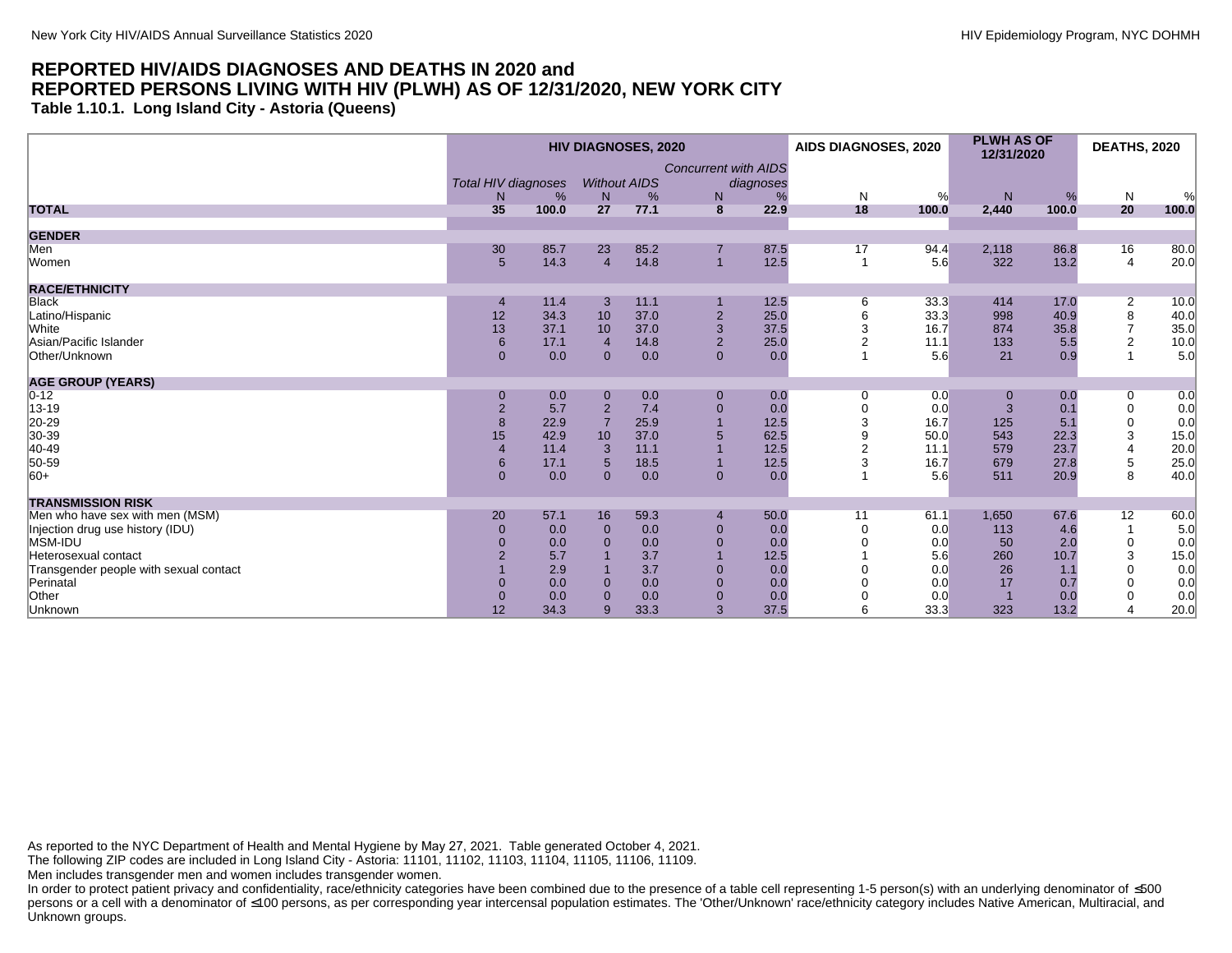## REPORTED HIV/AIDS DIAGNOSES AND DEATHS IN 2020 and REPORTED PERSONS LIVING WITH HIV (PLWH) AS OF 12/31/2020, NEW YORK CITY

### Table 1.10.1. Long Island City - Astoria (Queens)

| | HIV DIAGNOSES, 2020 | | | | | | AIDS DIAGNOSES, 2020 | | PLWH AS OF 12/31/2020 | | DEATHS, 2020 | |
|---|---|---|---|---|---|---|---|---|---|---|---|---|
| | *Total HIV diagnoses* | | *Without AIDS* | | *Concurrent with AIDS diagnoses* | | | | | | | |
| | N | % | N | % | N | % | N | % | N | % | N | % |
| **TOTAL** | **35** | **100.0** | **27** | **77.1** | **8** | **22.9** | **18** | **100.0** | **2,440** | **100.0** | **20** | **100.0** |
| **GENDER** | | | | | | | | | | | | |
| Men | 30 | 85.7 | 23 | 85.2 | 7 | 87.5 | 17 | 94.4 | 2,118 | 86.8 | 16 | 80.0 |
| Women | 5 | 14.3 | 4 | 14.8 | 1 | 12.5 | 1 | 5.6 | 322 | 13.2 | 4 | 20.0 |
| **RACE/ETHNICITY** | | | | | | | | | | | | |
| Black | 4 | 11.4 | 3 | 11.1 | 1 | 12.5 | 6 | 33.3 | 414 | 17.0 | 2 | 10.0 |
| Latino/Hispanic | 12 | 34.3 | 10 | 37.0 | 2 | 25.0 | 6 | 33.3 | 998 | 40.9 | 8 | 40.0 |
| White | 13 | 37.1 | 10 | 37.0 | 3 | 37.5 | 3 | 16.7 | 874 | 35.8 | 7 | 35.0 |
| Asian/Pacific Islander | 6 | 17.1 | 4 | 14.8 | 2 | 25.0 | 2 | 11.1 | 133 | 5.5 | 2 | 10.0 |
| Other/Unknown | 0 | 0.0 | 0 | 0.0 | 0 | 0.0 | 1 | 5.6 | 21 | 0.9 | 1 | 5.0 |
| **AGE GROUP (YEARS)** | | | | | | | | | | | | |
| 0-12 | 0 | 0.0 | 0 | 0.0 | 0 | 0.0 | 0 | 0.0 | 0 | 0.0 | 0 | 0.0 |
| 13-19 | 2 | 5.7 | 2 | 7.4 | 0 | 0.0 | 0 | 0.0 | 3 | 0.1 | 0 | 0.0 |
| 20-29 | 8 | 22.9 | 7 | 25.9 | 1 | 12.5 | 3 | 16.7 | 125 | 5.1 | 0 | 0.0 |
| 30-39 | 15 | 42.9 | 10 | 37.0 | 5 | 62.5 | 9 | 50.0 | 543 | 22.3 | 3 | 15.0 |
| 40-49 | 4 | 11.4 | 3 | 11.1 | 1 | 12.5 | 2 | 11.1 | 579 | 23.7 | 4 | 20.0 |
| 50-59 | 6 | 17.1 | 5 | 18.5 | 1 | 12.5 | 3 | 16.7 | 679 | 27.8 | 5 | 25.0 |
| 60+ | 0 | 0.0 | 0 | 0.0 | 0 | 0.0 | 1 | 5.6 | 511 | 20.9 | 8 | 40.0 |
| **TRANSMISSION RISK** | | | | | | | | | | | | |
| Men who have sex with men (MSM) | 20 | 57.1 | 16 | 59.3 | 4 | 50.0 | 11 | 61.1 | 1,650 | 67.6 | 12 | 60.0 |
| Injection drug use history (IDU) | 0 | 0.0 | 0 | 0.0 | 0 | 0.0 | 0 | 0.0 | 113 | 4.6 | 1 | 5.0 |
| MSM-IDU | 0 | 0.0 | 0 | 0.0 | 0 | 0.0 | 0 | 0.0 | 50 | 2.0 | 0 | 0.0 |
| Heterosexual contact | 2 | 5.7 | 1 | 3.7 | 1 | 12.5 | 1 | 5.6 | 260 | 10.7 | 3 | 15.0 |
| Transgender people with sexual contact | 1 | 2.9 | 1 | 3.7 | 0 | 0.0 | 0 | 0.0 | 26 | 1.1 | 0 | 0.0 |
| Perinatal | 0 | 0.0 | 0 | 0.0 | 0 | 0.0 | 0 | 0.0 | 17 | 0.7 | 0 | 0.0 |
| Other | 0 | 0.0 | 0 | 0.0 | 0 | 0.0 | 0 | 0.0 | 1 | 0.0 | 0 | 0.0 |
| Unknown | 12 | 34.3 | 9 | 33.3 | 3 | 37.5 | 6 | 33.3 | 323 | 13.2 | 4 | 20.0 |

As reported to the NYC Department of Health and Mental Hygiene by May 27, 2021. Table generated October 4, 2021.
The following ZIP codes are included in Long Island City - Astoria: 11101, 11102, 11103, 11104, 11105, 11106, 11109.
Men includes transgender men and women includes transgender women.
In order to protect patient privacy and confidentiality, race/ethnicity categories have been combined due to the presence of a table cell representing 1-5 person(s) with an underlying denominator of ≤500 persons or a cell with a denominator of ≤100 persons, as per corresponding year intercensal population estimates. The 'Other/Unknown' race/ethnicity category includes Native American, Multiracial, and Unknown groups.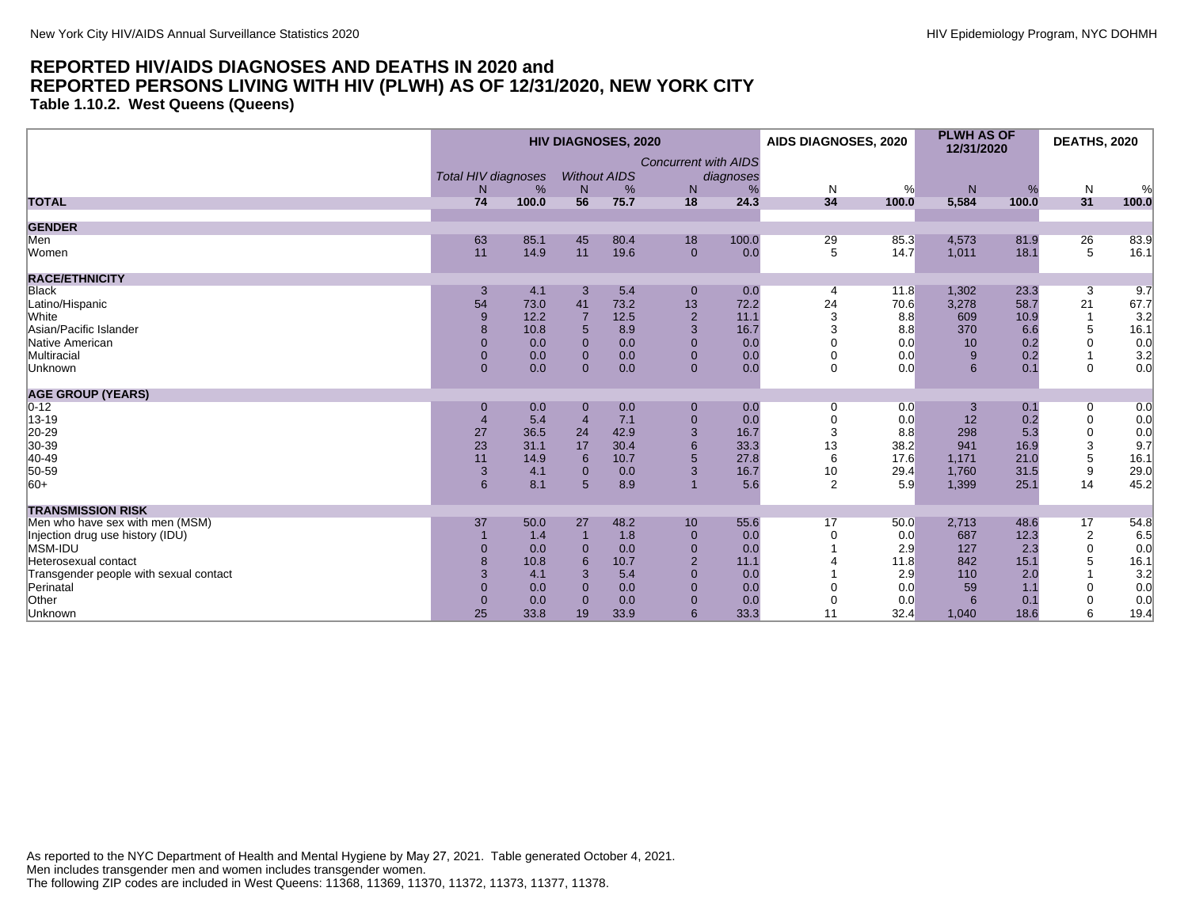## REPORTED HIV/AIDS DIAGNOSES AND DEATHS IN 2020 and REPORTED PERSONS LIVING WITH HIV (PLWH) AS OF 12/31/2020, NEW YORK CITY

### Table 1.10.2. West Queens (Queens)

| | HIV DIAGNOSES, 2020 | | | | | | AIDS DIAGNOSES, 2020 | | PLWH AS OF 12/31/2020 | | DEATHS, 2020 | |
|---|---|---|---|---|---|---|---|---|---|---|---|---|
| | *Total HIV diagnoses* | | *Without AIDS* | | *Concurrent with AIDS diagnoses* | | | | | | | |
| | N | % | N | % | N | % | N | % | N | % | N | % |
| **TOTAL** | **74** | **100.0** | **56** | **75.7** | **18** | **24.3** | **34** | **100.0** | **5,584** | **100.0** | **31** | **100.0** |
| **GENDER** | | | | | | | | | | | | |
| Men | 63 | 85.1 | 45 | 80.4 | 18 | 100.0 | 29 | 85.3 | 4,573 | 81.9 | 26 | 83.9 |
| Women | 11 | 14.9 | 11 | 19.6 | 0 | 0.0 | 5 | 14.7 | 1,011 | 18.1 | 5 | 16.1 |
| **RACE/ETHNICITY** | | | | | | | | | | | | |
| Black | 3 | 4.1 | 3 | 5.4 | 0 | 0.0 | 4 | 11.8 | 1,302 | 23.3 | 3 | 9.7 |
| Latino/Hispanic | 54 | 73.0 | 41 | 73.2 | 13 | 72.2 | 24 | 70.6 | 3,278 | 58.7 | 21 | 67.7 |
| White | 9 | 12.2 | 7 | 12.5 | 2 | 11.1 | 3 | 8.8 | 609 | 10.9 | 1 | 3.2 |
| Asian/Pacific Islander | 8 | 10.8 | 5 | 8.9 | 3 | 16.7 | 3 | 8.8 | 370 | 6.6 | 5 | 16.1 |
| Native American | 0 | 0.0 | 0 | 0.0 | 0 | 0.0 | 0 | 0.0 | 10 | 0.2 | 0 | 0.0 |
| Multiracial | 0 | 0.0 | 0 | 0.0 | 0 | 0.0 | 0 | 0.0 | 9 | 0.2 | 1 | 3.2 |
| Unknown | 0 | 0.0 | 0 | 0.0 | 0 | 0.0 | 0 | 0.0 | 6 | 0.1 | 0 | 0.0 |
| **AGE GROUP (YEARS)** | | | | | | | | | | | | |
| 0-12 | 0 | 0.0 | 0 | 0.0 | 0 | 0.0 | 0 | 0.0 | 3 | 0.1 | 0 | 0.0 |
| 13-19 | 4 | 5.4 | 4 | 7.1 | 0 | 0.0 | 0 | 0.0 | 12 | 0.2 | 0 | 0.0 |
| 20-29 | 27 | 36.5 | 24 | 42.9 | 3 | 16.7 | 3 | 8.8 | 298 | 5.3 | 0 | 0.0 |
| 30-39 | 23 | 31.1 | 17 | 30.4 | 6 | 33.3 | 13 | 38.2 | 941 | 16.9 | 3 | 9.7 |
| 40-49 | 11 | 14.9 | 6 | 10.7 | 5 | 27.8 | 6 | 17.6 | 1,171 | 21.0 | 5 | 16.1 |
| 50-59 | 3 | 4.1 | 0 | 0.0 | 3 | 16.7 | 10 | 29.4 | 1,760 | 31.5 | 9 | 29.0 |
| 60+ | 6 | 8.1 | 5 | 8.9 | 1 | 5.6 | 2 | 5.9 | 1,399 | 25.1 | 14 | 45.2 |
| **TRANSMISSION RISK** | | | | | | | | | | | | |
| Men who have sex with men (MSM) | 37 | 50.0 | 27 | 48.2 | 10 | 55.6 | 17 | 50.0 | 2,713 | 48.6 | 17 | 54.8 |
| Injection drug use history (IDU) | 1 | 1.4 | 1 | 1.8 | 0 | 0.0 | 0 | 0.0 | 687 | 12.3 | 2 | 6.5 |
| MSM-IDU | 0 | 0.0 | 0 | 0.0 | 0 | 0.0 | 1 | 2.9 | 127 | 2.3 | 0 | 0.0 |
| Heterosexual contact | 8 | 10.8 | 6 | 10.7 | 2 | 11.1 | 4 | 11.8 | 842 | 15.1 | 5 | 16.1 |
| Transgender people with sexual contact | 3 | 4.1 | 3 | 5.4 | 0 | 0.0 | 1 | 2.9 | 110 | 2.0 | 1 | 3.2 |
| Perinatal | 0 | 0.0 | 0 | 0.0 | 0 | 0.0 | 0 | 0.0 | 59 | 1.1 | 0 | 0.0 |
| Other | 0 | 0.0 | 0 | 0.0 | 0 | 0.0 | 0 | 0.0 | 6 | 0.1 | 0 | 0.0 |
| Unknown | 25 | 33.8 | 19 | 33.9 | 6 | 33.3 | 11 | 32.4 | 1,040 | 18.6 | 6 | 19.4 |

As reported to the NYC Department of Health and Mental Hygiene by May 27, 2021. Table generated October 4, 2021.
Men includes transgender men and women includes transgender women.
The following ZIP codes are included in West Queens: 11368, 11369, 11370, 11372, 11373, 11377, 11378.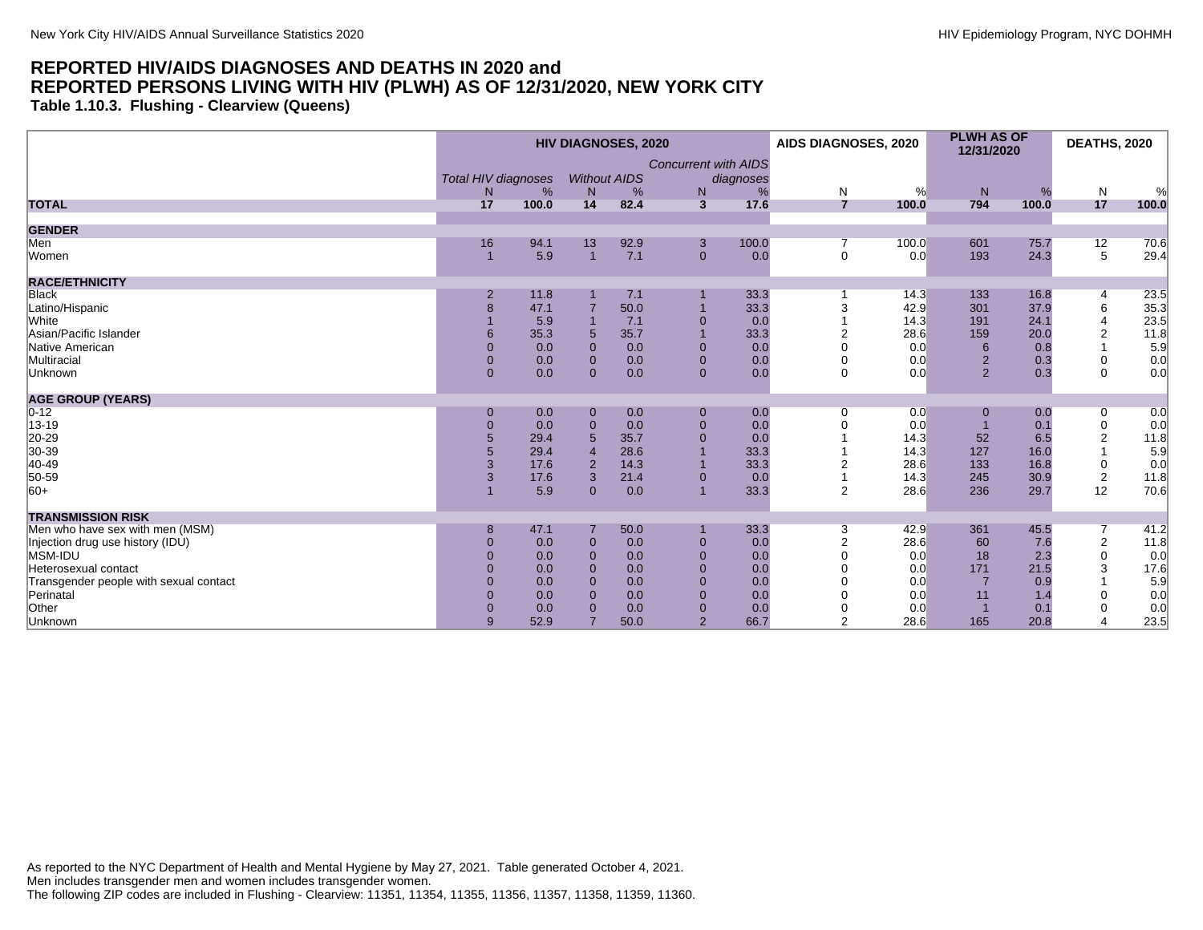## REPORTED HIV/AIDS DIAGNOSES AND DEATHS IN 2020 and REPORTED PERSONS LIVING WITH HIV (PLWH) AS OF 12/31/2020, NEW YORK CITY

### Table 1.10.3. Flushing - Clearview (Queens)

| | HIV DIAGNOSES, 2020 | | | | | | AIDS DIAGNOSES, 2020 | | PLWH AS OF 12/31/2020 | | DEATHS, 2020 | |
|---|---|---|---|---|---|---|---|---|---|---|---|---|
| | *Total HIV diagnoses* | | *Without AIDS* | | *Concurrent with AIDS diagnoses* | | | | | | | |
| | N | % | N | % | N | % | N | % | N | % | N | % |
| **TOTAL** | **17** | **100.0** | **14** | **82.4** | **3** | **17.6** | **7** | **100.0** | **794** | **100.0** | **17** | **100.0** |
| **GENDER** | | | | | | | | | | | | |
| Men | 16 | 94.1 | 13 | 92.9 | 3 | 100.0 | 7 | 100.0 | 601 | 75.7 | 12 | 70.6 |
| Women | 1 | 5.9 | 1 | 7.1 | 0 | 0.0 | 0 | 0.0 | 193 | 24.3 | 5 | 29.4 |
| **RACE/ETHNICITY** | | | | | | | | | | | | |
| Black | 2 | 11.8 | 1 | 7.1 | 1 | 33.3 | 1 | 14.3 | 133 | 16.8 | 4 | 23.5 |
| Latino/Hispanic | 8 | 47.1 | 7 | 50.0 | 1 | 33.3 | 3 | 42.9 | 301 | 37.9 | 6 | 35.3 |
| White | 1 | 5.9 | 1 | 7.1 | 0 | 0.0 | 1 | 14.3 | 191 | 24.1 | 4 | 23.5 |
| Asian/Pacific Islander | 6 | 35.3 | 5 | 35.7 | 1 | 33.3 | 2 | 28.6 | 159 | 20.0 | 2 | 11.8 |
| Native American | 0 | 0.0 | 0 | 0.0 | 0 | 0.0 | 0 | 0.0 | 6 | 0.8 | 1 | 5.9 |
| Multiracial | 0 | 0.0 | 0 | 0.0 | 0 | 0.0 | 0 | 0.0 | 2 | 0.3 | 0 | 0.0 |
| Unknown | 0 | 0.0 | 0 | 0.0 | 0 | 0.0 | 0 | 0.0 | 2 | 0.3 | 0 | 0.0 |
| **AGE GROUP (YEARS)** | | | | | | | | | | | | |
| 0-12 | 0 | 0.0 | 0 | 0.0 | 0 | 0.0 | 0 | 0.0 | 0 | 0.0 | 0 | 0.0 |
| 13-19 | 0 | 0.0 | 0 | 0.0 | 0 | 0.0 | 0 | 0.0 | 1 | 0.1 | 0 | 0.0 |
| 20-29 | 5 | 29.4 | 5 | 35.7 | 0 | 0.0 | 1 | 14.3 | 52 | 6.5 | 2 | 11.8 |
| 30-39 | 5 | 29.4 | 4 | 28.6 | 1 | 33.3 | 1 | 14.3 | 127 | 16.0 | 1 | 5.9 |
| 40-49 | 3 | 17.6 | 2 | 14.3 | 1 | 33.3 | 2 | 28.6 | 133 | 16.8 | 0 | 0.0 |
| 50-59 | 3 | 17.6 | 3 | 21.4 | 0 | 0.0 | 1 | 14.3 | 245 | 30.9 | 2 | 11.8 |
| 60+ | 1 | 5.9 | 0 | 0.0 | 1 | 33.3 | 2 | 28.6 | 236 | 29.7 | 12 | 70.6 |
| **TRANSMISSION RISK** | | | | | | | | | | | | |
| Men who have sex with men (MSM) | 8 | 47.1 | 7 | 50.0 | 1 | 33.3 | 3 | 42.9 | 361 | 45.5 | 7 | 41.2 |
| Injection drug use history (IDU) | 0 | 0.0 | 0 | 0.0 | 0 | 0.0 | 2 | 28.6 | 60 | 7.6 | 2 | 11.8 |
| MSM-IDU | 0 | 0.0 | 0 | 0.0 | 0 | 0.0 | 0 | 0.0 | 18 | 2.3 | 0 | 0.0 |
| Heterosexual contact | 0 | 0.0 | 0 | 0.0 | 0 | 0.0 | 0 | 0.0 | 171 | 21.5 | 3 | 17.6 |
| Transgender people with sexual contact | 0 | 0.0 | 0 | 0.0 | 0 | 0.0 | 0 | 0.0 | 7 | 0.9 | 1 | 5.9 |
| Perinatal | 0 | 0.0 | 0 | 0.0 | 0 | 0.0 | 0 | 0.0 | 11 | 1.4 | 0 | 0.0 |
| Other | 0 | 0.0 | 0 | 0.0 | 0 | 0.0 | 0 | 0.0 | 1 | 0.1 | 0 | 0.0 |
| Unknown | 9 | 52.9 | 7 | 50.0 | 2 | 66.7 | 2 | 28.6 | 165 | 20.8 | 4 | 23.5 |

As reported to the NYC Department of Health and Mental Hygiene by May 27, 2021. Table generated October 4, 2021.
Men includes transgender men and women includes transgender women.
The following ZIP codes are included in Flushing - Clearview: 11351, 11354, 11355, 11356, 11357, 11358, 11359, 11360.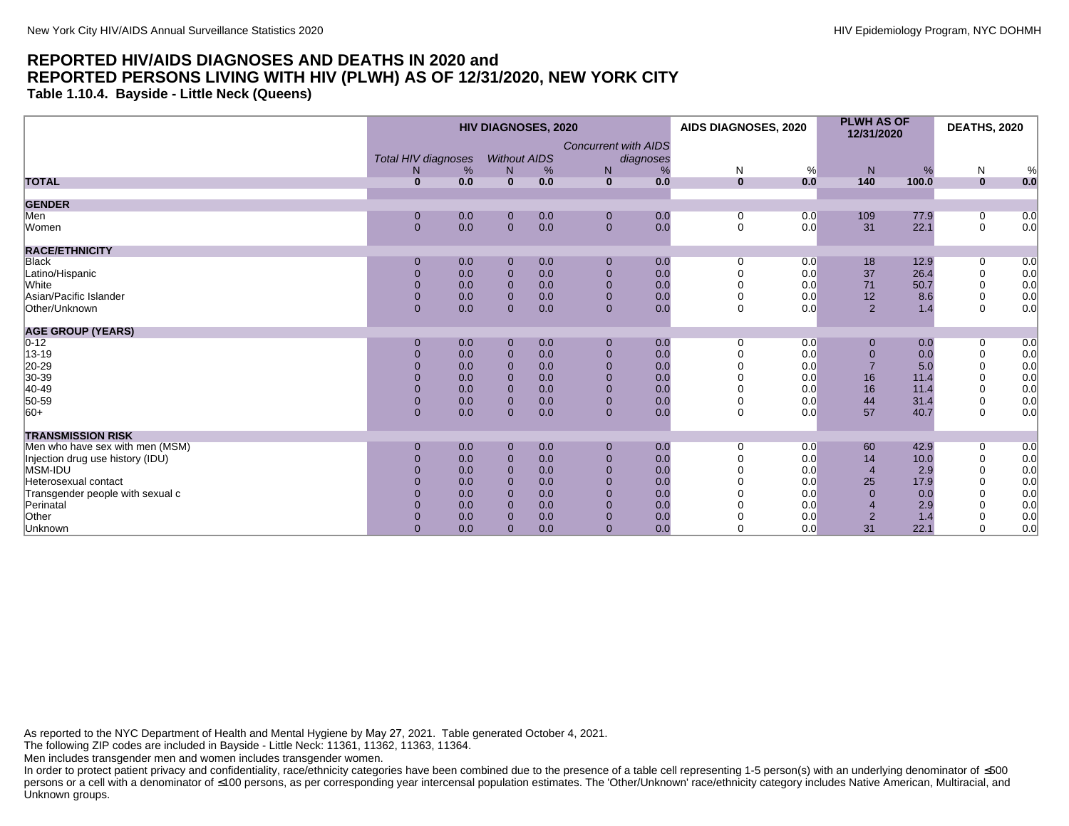## REPORTED HIV/AIDS DIAGNOSES AND DEATHS IN 2020 and REPORTED PERSONS LIVING WITH HIV (PLWH) AS OF 12/31/2020, NEW YORK CITY

### Table 1.10.4. Bayside - Little Neck (Queens)

| | HIV DIAGNOSES, 2020 | | | | | | AIDS DIAGNOSES, 2020 | | PLWH AS OF 12/31/2020 | | DEATHS, 2020 | |
|---|---|---|---|---|---|---|---|---|---|---|---|---|
| | *Total HIV diagnoses* | | *Without AIDS* | | *Concurrent with AIDS diagnoses* | | | | | | | |
| | N | % | N | % | N | % | N | % | N | % | N | % |
| **TOTAL** | **0** | **0.0** | **0** | **0.0** | **0** | **0.0** | **0** | **0.0** | **140** | **100.0** | **0** | **0.0** |
| **GENDER** | | | | | | | | | | | | |
| Men | 0 | 0.0 | 0 | 0.0 | 0 | 0.0 | 0 | 0.0 | 109 | 77.9 | 0 | 0.0 |
| Women | 0 | 0.0 | 0 | 0.0 | 0 | 0.0 | 0 | 0.0 | 31 | 22.1 | 0 | 0.0 |
| **RACE/ETHNICITY** | | | | | | | | | | | | |
| Black | 0 | 0.0 | 0 | 0.0 | 0 | 0.0 | 0 | 0.0 | 18 | 12.9 | 0 | 0.0 |
| Latino/Hispanic | 0 | 0.0 | 0 | 0.0 | 0 | 0.0 | 0 | 0.0 | 37 | 26.4 | 0 | 0.0 |
| White | 0 | 0.0 | 0 | 0.0 | 0 | 0.0 | 0 | 0.0 | 71 | 50.7 | 0 | 0.0 |
| Asian/Pacific Islander | 0 | 0.0 | 0 | 0.0 | 0 | 0.0 | 0 | 0.0 | 12 | 8.6 | 0 | 0.0 |
| Other/Unknown | 0 | 0.0 | 0 | 0.0 | 0 | 0.0 | 0 | 0.0 | 2 | 1.4 | 0 | 0.0 |
| **AGE GROUP (YEARS)** | | | | | | | | | | | | |
| 0-12 | 0 | 0.0 | 0 | 0.0 | 0 | 0.0 | 0 | 0.0 | 0 | 0.0 | 0 | 0.0 |
| 13-19 | 0 | 0.0 | 0 | 0.0 | 0 | 0.0 | 0 | 0.0 | 0 | 0.0 | 0 | 0.0 |
| 20-29 | 0 | 0.0 | 0 | 0.0 | 0 | 0.0 | 0 | 0.0 | 7 | 5.0 | 0 | 0.0 |
| 30-39 | 0 | 0.0 | 0 | 0.0 | 0 | 0.0 | 0 | 0.0 | 16 | 11.4 | 0 | 0.0 |
| 40-49 | 0 | 0.0 | 0 | 0.0 | 0 | 0.0 | 0 | 0.0 | 16 | 11.4 | 0 | 0.0 |
| 50-59 | 0 | 0.0 | 0 | 0.0 | 0 | 0.0 | 0 | 0.0 | 44 | 31.4 | 0 | 0.0 |
| 60+ | 0 | 0.0 | 0 | 0.0 | 0 | 0.0 | 0 | 0.0 | 57 | 40.7 | 0 | 0.0 |
| **TRANSMISSION RISK** | | | | | | | | | | | | |
| Men who have sex with men (MSM) | 0 | 0.0 | 0 | 0.0 | 0 | 0.0 | 0 | 0.0 | 60 | 42.9 | 0 | 0.0 |
| Injection drug use history (IDU) | 0 | 0.0 | 0 | 0.0 | 0 | 0.0 | 0 | 0.0 | 14 | 10.0 | 0 | 0.0 |
| MSM-IDU | 0 | 0.0 | 0 | 0.0 | 0 | 0.0 | 0 | 0.0 | 4 | 2.9 | 0 | 0.0 |
| Heterosexual contact | 0 | 0.0 | 0 | 0.0 | 0 | 0.0 | 0 | 0.0 | 25 | 17.9 | 0 | 0.0 |
| Transgender people with sexual c | 0 | 0.0 | 0 | 0.0 | 0 | 0.0 | 0 | 0.0 | 0 | 0.0 | 0 | 0.0 |
| Perinatal | 0 | 0.0 | 0 | 0.0 | 0 | 0.0 | 0 | 0.0 | 4 | 2.9 | 0 | 0.0 |
| Other | 0 | 0.0 | 0 | 0.0 | 0 | 0.0 | 0 | 0.0 | 2 | 1.4 | 0 | 0.0 |
| Unknown | 0 | 0.0 | 0 | 0.0 | 0 | 0.0 | 0 | 0.0 | 31 | 22.1 | 0 | 0.0 |

As reported to the NYC Department of Health and Mental Hygiene by May 27, 2021. Table generated October 4, 2021.
The following ZIP codes are included in Bayside - Little Neck: 11361, 11362, 11363, 11364.
Men includes transgender men and women includes transgender women.
In order to protect patient privacy and confidentiality, race/ethnicity categories have been combined due to the presence of a table cell representing 1-5 person(s) with an underlying denominator of ≤500 persons or a cell with a denominator of ≤100 persons, as per corresponding year intercensal population estimates. The 'Other/Unknown' race/ethnicity category includes Native American, Multiracial, and Unknown groups.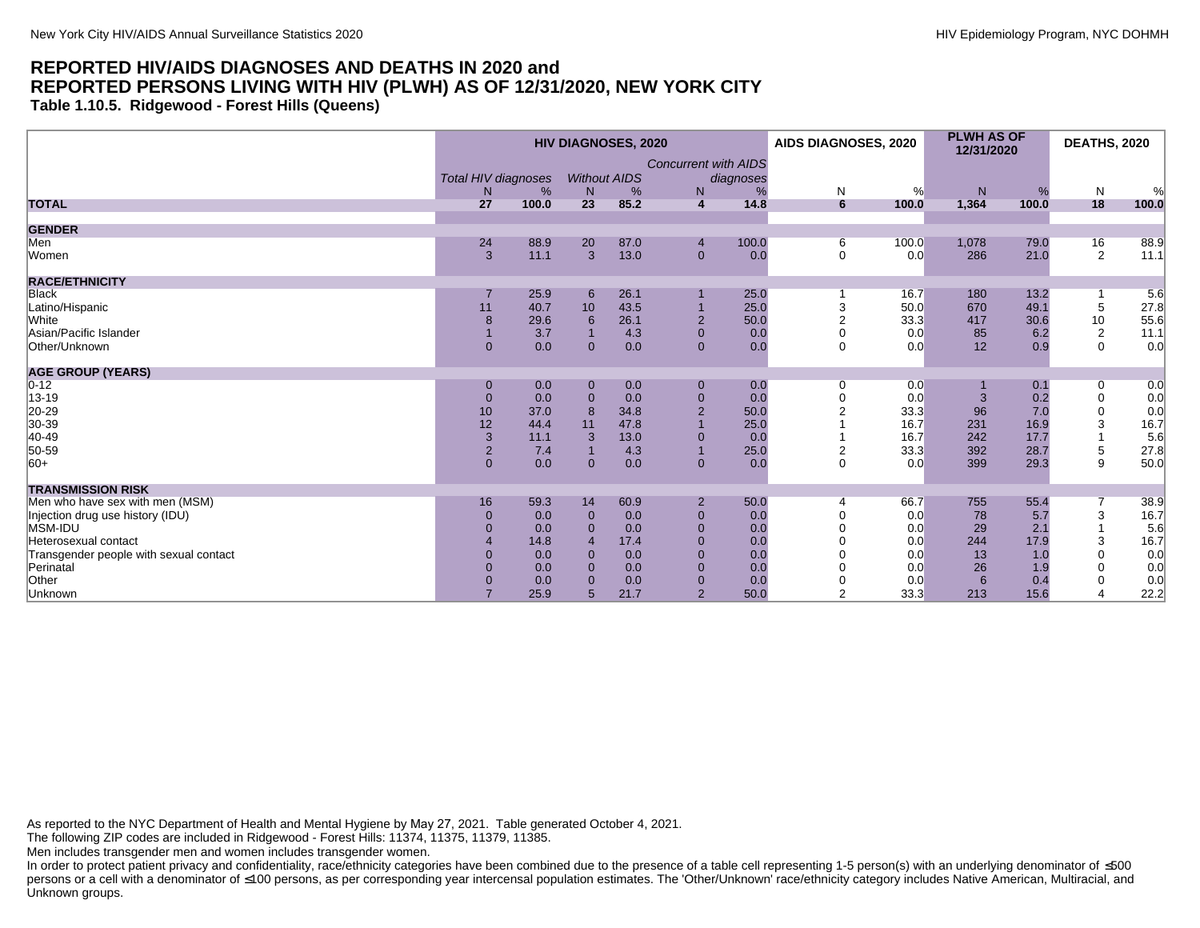## REPORTED HIV/AIDS DIAGNOSES AND DEATHS IN 2020 and REPORTED PERSONS LIVING WITH HIV (PLWH) AS OF 12/31/2020, NEW YORK CITY

### Table 1.10.5. Ridgewood - Forest Hills (Queens)

| | HIV DIAGNOSES, 2020 | | | | | | AIDS DIAGNOSES, 2020 | | PLWH AS OF 12/31/2020 | | DEATHS, 2020 | |
|---|---|---|---|---|---|---|---|---|---|---|---|---|
| | *Total HIV diagnoses* | | *Without AIDS* | | *Concurrent with AIDS diagnoses* | | | | | | | |
| | N | % | N | % | N | % | N | % | N | % | N | % |
| **TOTAL** | **27** | **100.0** | **23** | **85.2** | **4** | **14.8** | **6** | **100.0** | **1,364** | **100.0** | **18** | **100.0** |
| **GENDER** | | | | | | | | | | | | |
| Men | 24 | 88.9 | 20 | 87.0 | 4 | 100.0 | 6 | 100.0 | 1,078 | 79.0 | 16 | 88.9 |
| Women | 3 | 11.1 | 3 | 13.0 | 0 | 0.0 | 0 | 0.0 | 286 | 21.0 | 2 | 11.1 |
| **RACE/ETHNICITY** | | | | | | | | | | | | |
| Black | 7 | 25.9 | 6 | 26.1 | 1 | 25.0 | 1 | 16.7 | 180 | 13.2 | 1 | 5.6 |
| Latino/Hispanic | 11 | 40.7 | 10 | 43.5 | 1 | 25.0 | 3 | 50.0 | 670 | 49.1 | 5 | 27.8 |
| White | 8 | 29.6 | 6 | 26.1 | 2 | 50.0 | 2 | 33.3 | 417 | 30.6 | 10 | 55.6 |
| Asian/Pacific Islander | 1 | 3.7 | 1 | 4.3 | 0 | 0.0 | 0 | 0.0 | 85 | 6.2 | 2 | 11.1 |
| Other/Unknown | 0 | 0.0 | 0 | 0.0 | 0 | 0.0 | 0 | 0.0 | 12 | 0.9 | 0 | 0.0 |
| **AGE GROUP (YEARS)** | | | | | | | | | | | | |
| 0-12 | 0 | 0.0 | 0 | 0.0 | 0 | 0.0 | 0 | 0.0 | 1 | 0.1 | 0 | 0.0 |
| 13-19 | 0 | 0.0 | 0 | 0.0 | 0 | 0.0 | 0 | 0.0 | 3 | 0.2 | 0 | 0.0 |
| 20-29 | 10 | 37.0 | 8 | 34.8 | 2 | 50.0 | 2 | 33.3 | 96 | 7.0 | 0 | 0.0 |
| 30-39 | 12 | 44.4 | 11 | 47.8 | 1 | 25.0 | 1 | 16.7 | 231 | 16.9 | 3 | 16.7 |
| 40-49 | 3 | 11.1 | 3 | 13.0 | 0 | 0.0 | 1 | 16.7 | 242 | 17.7 | 1 | 5.6 |
| 50-59 | 2 | 7.4 | 1 | 4.3 | 1 | 25.0 | 2 | 33.3 | 392 | 28.7 | 5 | 27.8 |
| 60+ | 0 | 0.0 | 0 | 0.0 | 0 | 0.0 | 0 | 0.0 | 399 | 29.3 | 9 | 50.0 |
| **TRANSMISSION RISK** | | | | | | | | | | | | |
| Men who have sex with men (MSM) | 16 | 59.3 | 14 | 60.9 | 2 | 50.0 | 4 | 66.7 | 755 | 55.4 | 7 | 38.9 |
| Injection drug use history (IDU) | 0 | 0.0 | 0 | 0.0 | 0 | 0.0 | 0 | 0.0 | 78 | 5.7 | 3 | 16.7 |
| MSM-IDU | 0 | 0.0 | 0 | 0.0 | 0 | 0.0 | 0 | 0.0 | 29 | 2.1 | 1 | 5.6 |
| Heterosexual contact | 4 | 14.8 | 4 | 17.4 | 0 | 0.0 | 0 | 0.0 | 244 | 17.9 | 3 | 16.7 |
| Transgender people with sexual contact | 0 | 0.0 | 0 | 0.0 | 0 | 0.0 | 0 | 0.0 | 13 | 1.0 | 0 | 0.0 |
| Perinatal | 0 | 0.0 | 0 | 0.0 | 0 | 0.0 | 0 | 0.0 | 26 | 1.9 | 0 | 0.0 |
| Other | 0 | 0.0 | 0 | 0.0 | 0 | 0.0 | 0 | 0.0 | 6 | 0.4 | 0 | 0.0 |
| Unknown | 7 | 25.9 | 5 | 21.7 | 2 | 50.0 | 2 | 33.3 | 213 | 15.6 | 4 | 22.2 |

As reported to the NYC Department of Health and Mental Hygiene by May 27, 2021. Table generated October 4, 2021.
The following ZIP codes are included in Ridgewood - Forest Hills: 11374, 11375, 11379, 11385.
Men includes transgender men and women includes transgender women.
In order to protect patient privacy and confidentiality, race/ethnicity categories have been combined due to the presence of a table cell representing 1-5 person(s) with an underlying denominator of ≤500 persons or a cell with a denominator of ≤100 persons, as per corresponding year intercensal population estimates. The 'Other/Unknown' race/ethnicity category includes Native American, Multiracial, and Unknown groups.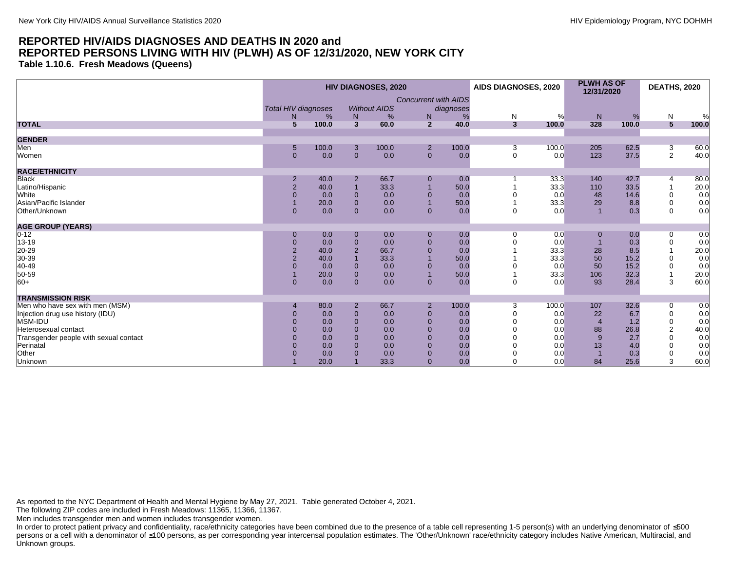## REPORTED HIV/AIDS DIAGNOSES AND DEATHS IN 2020 and REPORTED PERSONS LIVING WITH HIV (PLWH) AS OF 12/31/2020, NEW YORK CITY

### Table 1.10.6. Fresh Meadows (Queens)

| | HIV DIAGNOSES, 2020 | | | | | | AIDS DIAGNOSES, 2020 | | PLWH AS OF 12/31/2020 | | DEATHS, 2020 | |
|---|---|---|---|---|---|---|---|---|---|---|---|---|
| | *Total HIV diagnoses* | | *Without AIDS* | | *Concurrent with AIDS diagnoses* | | | | | | | |
| | N | % | N | % | N | % | N | % | N | % | N | % |
| **TOTAL** | **5** | **100.0** | **3** | **60.0** | **2** | **40.0** | **3** | **100.0** | **328** | **100.0** | **5** | **100.0** |
| **GENDER** | | | | | | | | | | | | |
| Men | 5 | 100.0 | 3 | 100.0 | 2 | 100.0 | 3 | 100.0 | 205 | 62.5 | 3 | 60.0 |
| Women | 0 | 0.0 | 0 | 0.0 | 0 | 0.0 | 0 | 0.0 | 123 | 37.5 | 2 | 40.0 |
| **RACE/ETHNICITY** | | | | | | | | | | | | |
| Black | 2 | 40.0 | 2 | 66.7 | 0 | 0.0 | 1 | 33.3 | 140 | 42.7 | 4 | 80.0 |
| Latino/Hispanic | 2 | 40.0 | 1 | 33.3 | 1 | 50.0 | 1 | 33.3 | 110 | 33.5 | 1 | 20.0 |
| White | 0 | 0.0 | 0 | 0.0 | 0 | 0.0 | 0 | 0.0 | 48 | 14.6 | 0 | 0.0 |
| Asian/Pacific Islander | 1 | 20.0 | 0 | 0.0 | 1 | 50.0 | 1 | 33.3 | 29 | 8.8 | 0 | 0.0 |
| Other/Unknown | 0 | 0.0 | 0 | 0.0 | 0 | 0.0 | 0 | 0.0 | 1 | 0.3 | 0 | 0.0 |
| **AGE GROUP (YEARS)** | | | | | | | | | | | | |
| 0-12 | 0 | 0.0 | 0 | 0.0 | 0 | 0.0 | 0 | 0.0 | 0 | 0.0 | 0 | 0.0 |
| 13-19 | 0 | 0.0 | 0 | 0.0 | 0 | 0.0 | 0 | 0.0 | 1 | 0.3 | 0 | 0.0 |
| 20-29 | 2 | 40.0 | 2 | 66.7 | 0 | 0.0 | 1 | 33.3 | 28 | 8.5 | 1 | 20.0 |
| 30-39 | 2 | 40.0 | 1 | 33.3 | 1 | 50.0 | 1 | 33.3 | 50 | 15.2 | 0 | 0.0 |
| 40-49 | 0 | 0.0 | 0 | 0.0 | 0 | 0.0 | 0 | 0.0 | 50 | 15.2 | 0 | 0.0 |
| 50-59 | 1 | 20.0 | 0 | 0.0 | 1 | 50.0 | 1 | 33.3 | 106 | 32.3 | 1 | 20.0 |
| 60+ | 0 | 0.0 | 0 | 0.0 | 0 | 0.0 | 0 | 0.0 | 93 | 28.4 | 3 | 60.0 |
| **TRANSMISSION RISK** | | | | | | | | | | | | |
| Men who have sex with men (MSM) | 4 | 80.0 | 2 | 66.7 | 2 | 100.0 | 3 | 100.0 | 107 | 32.6 | 0 | 0.0 |
| Injection drug use history (IDU) | 0 | 0.0 | 0 | 0.0 | 0 | 0.0 | 0 | 0.0 | 22 | 6.7 | 0 | 0.0 |
| MSM-IDU | 0 | 0.0 | 0 | 0.0 | 0 | 0.0 | 0 | 0.0 | 4 | 1.2 | 0 | 0.0 |
| Heterosexual contact | 0 | 0.0 | 0 | 0.0 | 0 | 0.0 | 0 | 0.0 | 88 | 26.8 | 2 | 40.0 |
| Transgender people with sexual contact | 0 | 0.0 | 0 | 0.0 | 0 | 0.0 | 0 | 0.0 | 9 | 2.7 | 0 | 0.0 |
| Perinatal | 0 | 0.0 | 0 | 0.0 | 0 | 0.0 | 0 | 0.0 | 13 | 4.0 | 0 | 0.0 |
| Other | 0 | 0.0 | 0 | 0.0 | 0 | 0.0 | 0 | 0.0 | 1 | 0.3 | 0 | 0.0 |
| Unknown | 1 | 20.0 | 1 | 33.3 | 0 | 0.0 | 0 | 0.0 | 84 | 25.6 | 3 | 60.0 |

As reported to the NYC Department of Health and Mental Hygiene by May 27, 2021. Table generated October 4, 2021.
The following ZIP codes are included in Fresh Meadows: 11365, 11366, 11367.
Men includes transgender men and women includes transgender women.
In order to protect patient privacy and confidentiality, race/ethnicity categories have been combined due to the presence of a table cell representing 1-5 person(s) with an underlying denominator of ≤500 persons or a cell with a denominator of ≤100 persons, as per corresponding year intercensal population estimates. The 'Other/Unknown' race/ethnicity category includes Native American, Multiracial, and Unknown groups.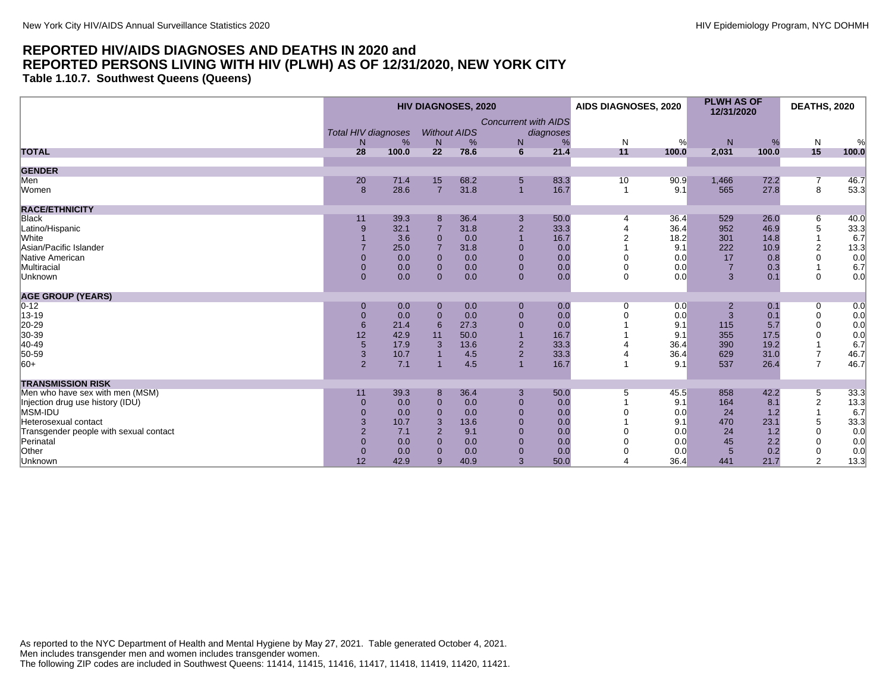## REPORTED HIV/AIDS DIAGNOSES AND DEATHS IN 2020 and REPORTED PERSONS LIVING WITH HIV (PLWH) AS OF 12/31/2020, NEW YORK CITY

### Table 1.10.7. Southwest Queens (Queens)

| | HIV DIAGNOSES, 2020 | | | | | | AIDS DIAGNOSES, 2020 | | PLWH AS OF 12/31/2020 | | DEATHS, 2020 | |
|---|---|---|---|---|---|---|---|---|---|---|---|---|
| | *Total HIV diagnoses* | | *Without AIDS* | | *Concurrent with AIDS diagnoses* | | | | | | | |
| | N | % | N | % | N | % | N | % | N | % | N | % |
| **TOTAL** | **28** | **100.0** | **22** | **78.6** | **6** | **21.4** | **11** | **100.0** | **2,031** | **100.0** | **15** | **100.0** |
| **GENDER** | | | | | | | | | | | | |
| Men | 20 | 71.4 | 15 | 68.2 | 5 | 83.3 | 10 | 90.9 | 1,466 | 72.2 | 7 | 46.7 |
| Women | 8 | 28.6 | 7 | 31.8 | 1 | 16.7 | 1 | 9.1 | 565 | 27.8 | 8 | 53.3 |
| **RACE/ETHNICITY** | | | | | | | | | | | | |
| Black | 11 | 39.3 | 8 | 36.4 | 3 | 50.0 | 4 | 36.4 | 529 | 26.0 | 6 | 40.0 |
| Latino/Hispanic | 9 | 32.1 | 7 | 31.8 | 2 | 33.3 | 4 | 36.4 | 952 | 46.9 | 5 | 33.3 |
| White | 1 | 3.6 | 0 | 0.0 | 1 | 16.7 | 2 | 18.2 | 301 | 14.8 | 1 | 6.7 |
| Asian/Pacific Islander | 7 | 25.0 | 7 | 31.8 | 0 | 0.0 | 1 | 9.1 | 222 | 10.9 | 2 | 13.3 |
| Native American | 0 | 0.0 | 0 | 0.0 | 0 | 0.0 | 0 | 0.0 | 17 | 0.8 | 0 | 0.0 |
| Multiracial | 0 | 0.0 | 0 | 0.0 | 0 | 0.0 | 0 | 0.0 | 7 | 0.3 | 1 | 6.7 |
| Unknown | 0 | 0.0 | 0 | 0.0 | 0 | 0.0 | 0 | 0.0 | 3 | 0.1 | 0 | 0.0 |
| **AGE GROUP (YEARS)** | | | | | | | | | | | | |
| 0-12 | 0 | 0.0 | 0 | 0.0 | 0 | 0.0 | 0 | 0.0 | 2 | 0.1 | 0 | 0.0 |
| 13-19 | 0 | 0.0 | 0 | 0.0 | 0 | 0.0 | 0 | 0.0 | 3 | 0.1 | 0 | 0.0 |
| 20-29 | 6 | 21.4 | 6 | 27.3 | 0 | 0.0 | 1 | 9.1 | 115 | 5.7 | 0 | 0.0 |
| 30-39 | 12 | 42.9 | 11 | 50.0 | 1 | 16.7 | 1 | 9.1 | 355 | 17.5 | 0 | 0.0 |
| 40-49 | 5 | 17.9 | 3 | 13.6 | 2 | 33.3 | 4 | 36.4 | 390 | 19.2 | 1 | 6.7 |
| 50-59 | 3 | 10.7 | 1 | 4.5 | 2 | 33.3 | 4 | 36.4 | 629 | 31.0 | 7 | 46.7 |
| 60+ | 2 | 7.1 | 1 | 4.5 | 1 | 16.7 | 1 | 9.1 | 537 | 26.4 | 7 | 46.7 |
| **TRANSMISSION RISK** | | | | | | | | | | | | |
| Men who have sex with men (MSM) | 11 | 39.3 | 8 | 36.4 | 3 | 50.0 | 5 | 45.5 | 858 | 42.2 | 5 | 33.3 |
| Injection drug use history (IDU) | 0 | 0.0 | 0 | 0.0 | 0 | 0.0 | 1 | 9.1 | 164 | 8.1 | 2 | 13.3 |
| MSM-IDU | 0 | 0.0 | 0 | 0.0 | 0 | 0.0 | 0 | 0.0 | 24 | 1.2 | 1 | 6.7 |
| Heterosexual contact | 3 | 10.7 | 3 | 13.6 | 0 | 0.0 | 1 | 9.1 | 470 | 23.1 | 5 | 33.3 |
| Transgender people with sexual contact | 2 | 7.1 | 2 | 9.1 | 0 | 0.0 | 0 | 0.0 | 24 | 1.2 | 0 | 0.0 |
| Perinatal | 0 | 0.0 | 0 | 0.0 | 0 | 0.0 | 0 | 0.0 | 45 | 2.2 | 0 | 0.0 |
| Other | 0 | 0.0 | 0 | 0.0 | 0 | 0.0 | 0 | 0.0 | 5 | 0.2 | 0 | 0.0 |
| Unknown | 12 | 42.9 | 9 | 40.9 | 3 | 50.0 | 4 | 36.4 | 441 | 21.7 | 2 | 13.3 |

As reported to the NYC Department of Health and Mental Hygiene by May 27, 2021. Table generated October 4, 2021.
Men includes transgender men and women includes transgender women.
The following ZIP codes are included in Southwest Queens: 11414, 11415, 11416, 11417, 11418, 11419, 11420, 11421.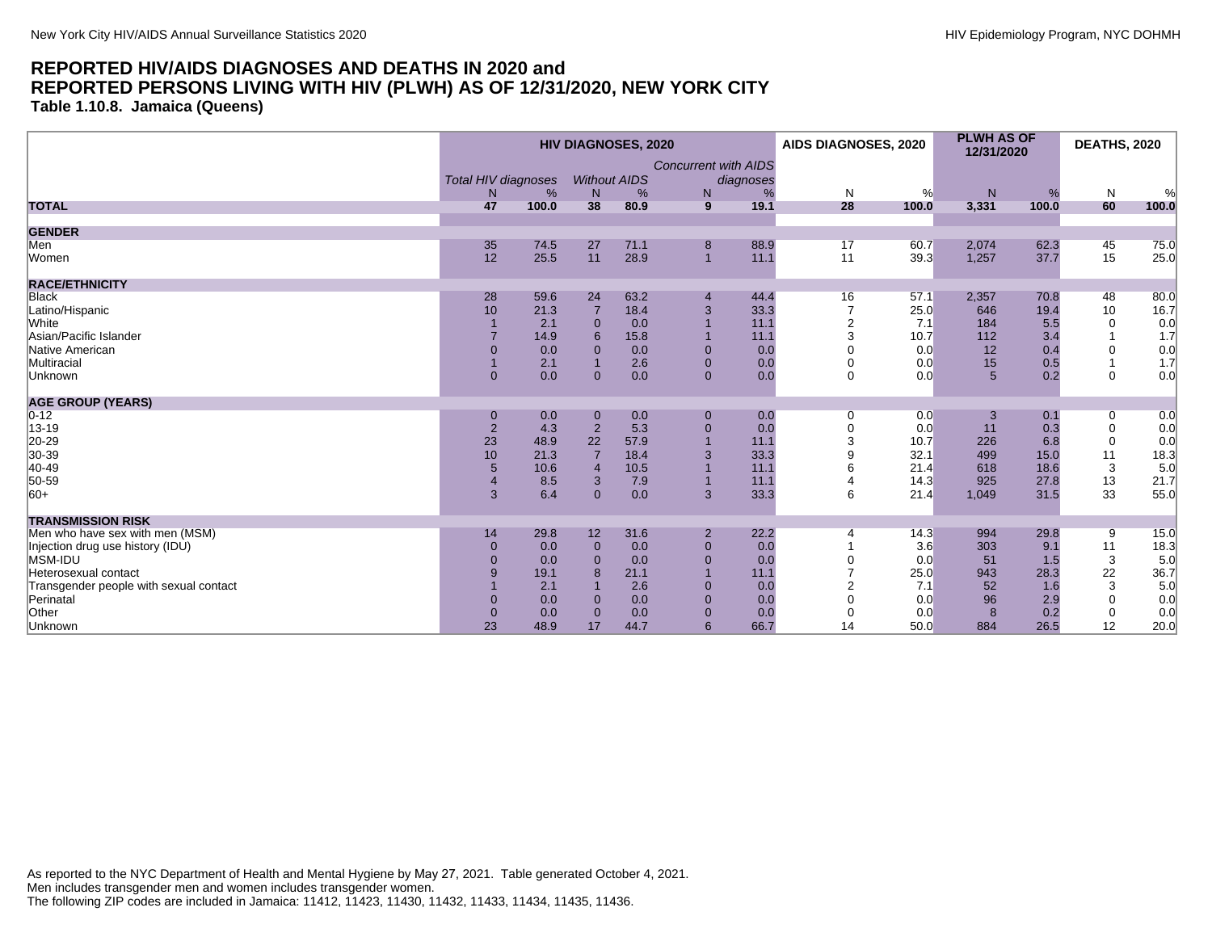## REPORTED HIV/AIDS DIAGNOSES AND DEATHS IN 2020 and REPORTED PERSONS LIVING WITH HIV (PLWH) AS OF 12/31/2020, NEW YORK CITY

### Table 1.10.8. Jamaica (Queens)

| | HIV DIAGNOSES, 2020 | | | | | | AIDS DIAGNOSES, 2020 | | PLWH AS OF 12/31/2020 | | DEATHS, 2020 | |
|---|---|---|---|---|---|---|---|---|---|---|---|---|
| | *Total HIV diagnoses* | | *Without AIDS* | | *Concurrent with AIDS diagnoses* | | | | | | | |
| | N | % | N | % | N | % | N | % | N | % | N | % |
| **TOTAL** | **47** | **100.0** | **38** | **80.9** | **9** | **19.1** | **28** | **100.0** | **3,331** | **100.0** | **60** | **100.0** |
| **GENDER** | | | | | | | | | | | | |
| Men | 35 | 74.5 | 27 | 71.1 | 8 | 88.9 | 17 | 60.7 | 2,074 | 62.3 | 45 | 75.0 |
| Women | 12 | 25.5 | 11 | 28.9 | 1 | 11.1 | 11 | 39.3 | 1,257 | 37.7 | 15 | 25.0 |
| **RACE/ETHNICITY** | | | | | | | | | | | | |
| Black | 28 | 59.6 | 24 | 63.2 | 4 | 44.4 | 16 | 57.1 | 2,357 | 70.8 | 48 | 80.0 |
| Latino/Hispanic | 10 | 21.3 | 7 | 18.4 | 3 | 33.3 | 7 | 25.0 | 646 | 19.4 | 10 | 16.7 |
| White | 1 | 2.1 | 0 | 0.0 | 1 | 11.1 | 2 | 7.1 | 184 | 5.5 | 0 | 0.0 |
| Asian/Pacific Islander | 7 | 14.9 | 6 | 15.8 | 1 | 11.1 | 3 | 10.7 | 112 | 3.4 | 1 | 1.7 |
| Native American | 0 | 0.0 | 0 | 0.0 | 0 | 0.0 | 0 | 0.0 | 12 | 0.4 | 0 | 0.0 |
| Multiracial | 1 | 2.1 | 1 | 2.6 | 0 | 0.0 | 0 | 0.0 | 15 | 0.5 | 1 | 1.7 |
| Unknown | 0 | 0.0 | 0 | 0.0 | 0 | 0.0 | 0 | 0.0 | 5 | 0.2 | 0 | 0.0 |
| **AGE GROUP (YEARS)** | | | | | | | | | | | | |
| 0-12 | 0 | 0.0 | 0 | 0.0 | 0 | 0.0 | 0 | 0.0 | 3 | 0.1 | 0 | 0.0 |
| 13-19 | 2 | 4.3 | 2 | 5.3 | 0 | 0.0 | 0 | 0.0 | 11 | 0.3 | 0 | 0.0 |
| 20-29 | 23 | 48.9 | 22 | 57.9 | 1 | 11.1 | 3 | 10.7 | 226 | 6.8 | 0 | 0.0 |
| 30-39 | 10 | 21.3 | 7 | 18.4 | 3 | 33.3 | 9 | 32.1 | 499 | 15.0 | 11 | 18.3 |
| 40-49 | 5 | 10.6 | 4 | 10.5 | 1 | 11.1 | 6 | 21.4 | 618 | 18.6 | 3 | 5.0 |
| 50-59 | 4 | 8.5 | 3 | 7.9 | 1 | 11.1 | 4 | 14.3 | 925 | 27.8 | 13 | 21.7 |
| 60+ | 3 | 6.4 | 0 | 0.0 | 3 | 33.3 | 6 | 21.4 | 1,049 | 31.5 | 33 | 55.0 |
| **TRANSMISSION RISK** | | | | | | | | | | | | |
| Men who have sex with men (MSM) | 14 | 29.8 | 12 | 31.6 | 2 | 22.2 | 4 | 14.3 | 994 | 29.8 | 9 | 15.0 |
| Injection drug use history (IDU) | 0 | 0.0 | 0 | 0.0 | 0 | 0.0 | 1 | 3.6 | 303 | 9.1 | 11 | 18.3 |
| MSM-IDU | 0 | 0.0 | 0 | 0.0 | 0 | 0.0 | 0 | 0.0 | 51 | 1.5 | 3 | 5.0 |
| Heterosexual contact | 9 | 19.1 | 8 | 21.1 | 1 | 11.1 | 7 | 25.0 | 943 | 28.3 | 22 | 36.7 |
| Transgender people with sexual contact | 1 | 2.1 | 1 | 2.6 | 0 | 0.0 | 2 | 7.1 | 52 | 1.6 | 3 | 5.0 |
| Perinatal | 0 | 0.0 | 0 | 0.0 | 0 | 0.0 | 0 | 0.0 | 96 | 2.9 | 0 | 0.0 |
| Other | 0 | 0.0 | 0 | 0.0 | 0 | 0.0 | 0 | 0.0 | 8 | 0.2 | 0 | 0.0 |
| Unknown | 23 | 48.9 | 17 | 44.7 | 6 | 66.7 | 14 | 50.0 | 884 | 26.5 | 12 | 20.0 |

As reported to the NYC Department of Health and Mental Hygiene by May 27, 2021. Table generated October 4, 2021.
Men includes transgender men and women includes transgender women.
The following ZIP codes are included in Jamaica: 11412, 11423, 11430, 11432, 11433, 11434, 11435, 11436.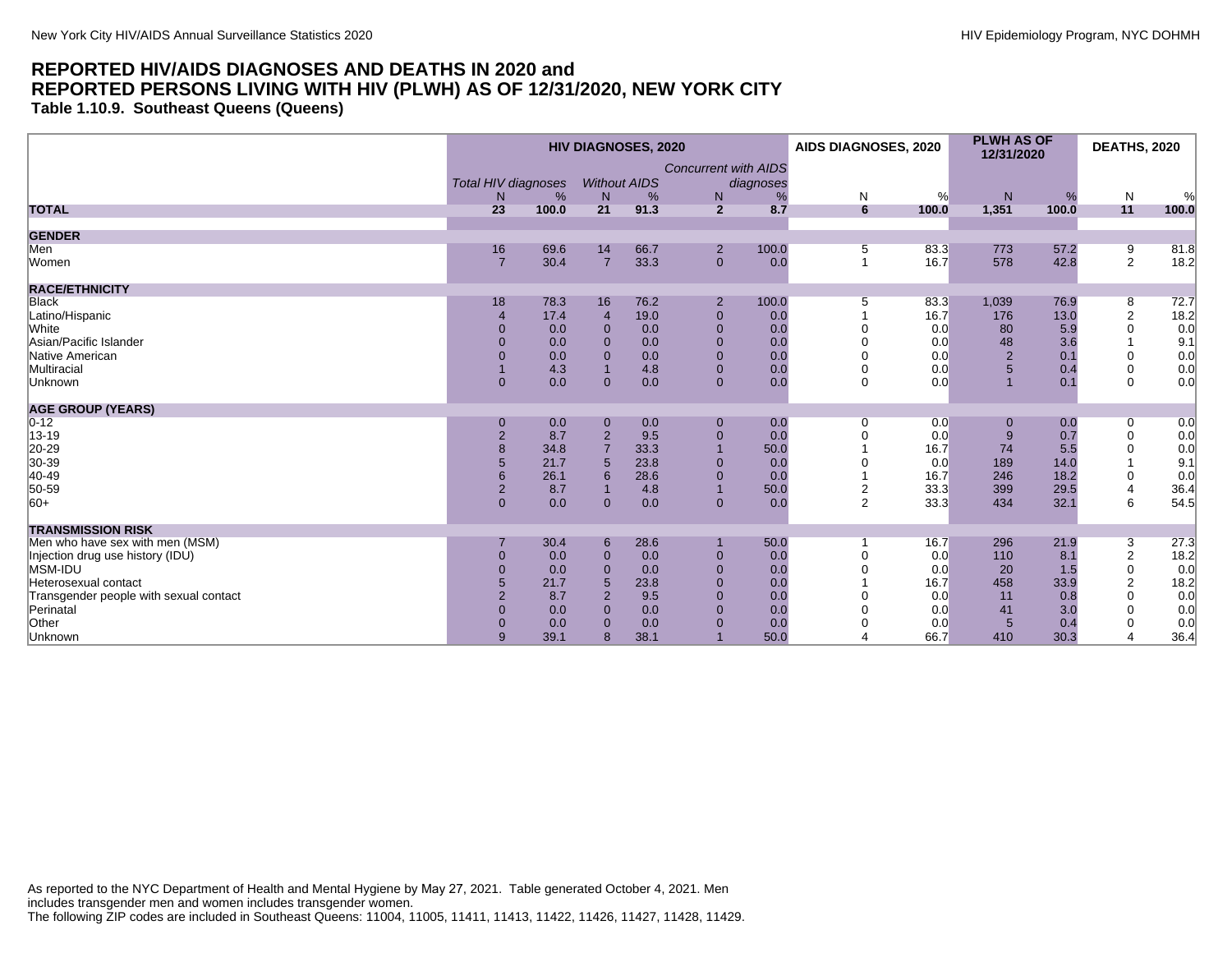## REPORTED HIV/AIDS DIAGNOSES AND DEATHS IN 2020 and REPORTED PERSONS LIVING WITH HIV (PLWH) AS OF 12/31/2020, NEW YORK CITY

### Table 1.10.9. Southeast Queens (Queens)

| | HIV DIAGNOSES, 2020 | | | | | | AIDS DIAGNOSES, 2020 | | PLWH AS OF 12/31/2020 | | DEATHS, 2020 | |
|---|---|---|---|---|---|---|---|---|---|---|---|---|
| | *Total HIV diagnoses* | | *Without AIDS* | | *Concurrent with AIDS diagnoses* | | | | | | | |
| | N | % | N | % | N | % | N | % | N | % | N | % |
| **TOTAL** | **23** | **100.0** | **21** | **91.3** | **2** | **8.7** | **6** | **100.0** | **1,351** | **100.0** | **11** | **100.0** |
| **GENDER** | | | | | | | | | | | | |
| Men | 16 | 69.6 | 14 | 66.7 | 2 | 100.0 | 5 | 83.3 | 773 | 57.2 | 9 | 81.8 |
| Women | 7 | 30.4 | 7 | 33.3 | 0 | 0.0 | 1 | 16.7 | 578 | 42.8 | 2 | 18.2 |
| **RACE/ETHNICITY** | | | | | | | | | | | | |
| Black | 18 | 78.3 | 16 | 76.2 | 2 | 100.0 | 5 | 83.3 | 1,039 | 76.9 | 8 | 72.7 |
| Latino/Hispanic | 4 | 17.4 | 4 | 19.0 | 0 | 0.0 | 1 | 16.7 | 176 | 13.0 | 2 | 18.2 |
| White | 0 | 0.0 | 0 | 0.0 | 0 | 0.0 | 0 | 0.0 | 80 | 5.9 | 0 | 0.0 |
| Asian/Pacific Islander | 0 | 0.0 | 0 | 0.0 | 0 | 0.0 | 0 | 0.0 | 48 | 3.6 | 1 | 9.1 |
| Native American | 0 | 0.0 | 0 | 0.0 | 0 | 0.0 | 0 | 0.0 | 2 | 0.1 | 0 | 0.0 |
| Multiracial | 1 | 4.3 | 1 | 4.8 | 0 | 0.0 | 0 | 0.0 | 5 | 0.4 | 0 | 0.0 |
| Unknown | 0 | 0.0 | 0 | 0.0 | 0 | 0.0 | 0 | 0.0 | 1 | 0.1 | 0 | 0.0 |
| **AGE GROUP (YEARS)** | | | | | | | | | | | | |
| 0-12 | 0 | 0.0 | 0 | 0.0 | 0 | 0.0 | 0 | 0.0 | 0 | 0.0 | 0 | 0.0 |
| 13-19 | 2 | 8.7 | 2 | 9.5 | 0 | 0.0 | 0 | 0.0 | 9 | 0.7 | 0 | 0.0 |
| 20-29 | 8 | 34.8 | 7 | 33.3 | 1 | 50.0 | 1 | 16.7 | 74 | 5.5 | 0 | 0.0 |
| 30-39 | 5 | 21.7 | 5 | 23.8 | 0 | 0.0 | 0 | 0.0 | 189 | 14.0 | 1 | 9.1 |
| 40-49 | 6 | 26.1 | 6 | 28.6 | 0 | 0.0 | 1 | 16.7 | 246 | 18.2 | 0 | 0.0 |
| 50-59 | 2 | 8.7 | 1 | 4.8 | 1 | 50.0 | 2 | 33.3 | 399 | 29.5 | 4 | 36.4 |
| 60+ | 0 | 0.0 | 0 | 0.0 | 0 | 0.0 | 2 | 33.3 | 434 | 32.1 | 6 | 54.5 |
| **TRANSMISSION RISK** | | | | | | | | | | | | |
| Men who have sex with men (MSM) | 7 | 30.4 | 6 | 28.6 | 1 | 50.0 | 1 | 16.7 | 296 | 21.9 | 3 | 27.3 |
| Injection drug use history (IDU) | 0 | 0.0 | 0 | 0.0 | 0 | 0.0 | 0 | 0.0 | 110 | 8.1 | 2 | 18.2 |
| MSM-IDU | 0 | 0.0 | 0 | 0.0 | 0 | 0.0 | 0 | 0.0 | 20 | 1.5 | 0 | 0.0 |
| Heterosexual contact | 5 | 21.7 | 5 | 23.8 | 0 | 0.0 | 1 | 16.7 | 458 | 33.9 | 2 | 18.2 |
| Transgender people with sexual contact | 2 | 8.7 | 2 | 9.5 | 0 | 0.0 | 0 | 0.0 | 11 | 0.8 | 0 | 0.0 |
| Perinatal | 0 | 0.0 | 0 | 0.0 | 0 | 0.0 | 0 | 0.0 | 41 | 3.0 | 0 | 0.0 |
| Other | 0 | 0.0 | 0 | 0.0 | 0 | 0.0 | 0 | 0.0 | 5 | 0.4 | 0 | 0.0 |
| Unknown | 9 | 39.1 | 8 | 38.1 | 1 | 50.0 | 4 | 66.7 | 410 | 30.3 | 4 | 36.4 |

As reported to the NYC Department of Health and Mental Hygiene by May 27, 2021. Table generated October 4, 2021. Men includes transgender men and women includes transgender women.
The following ZIP codes are included in Southeast Queens: 11004, 11005, 11411, 11413, 11422, 11426, 11427, 11428, 11429.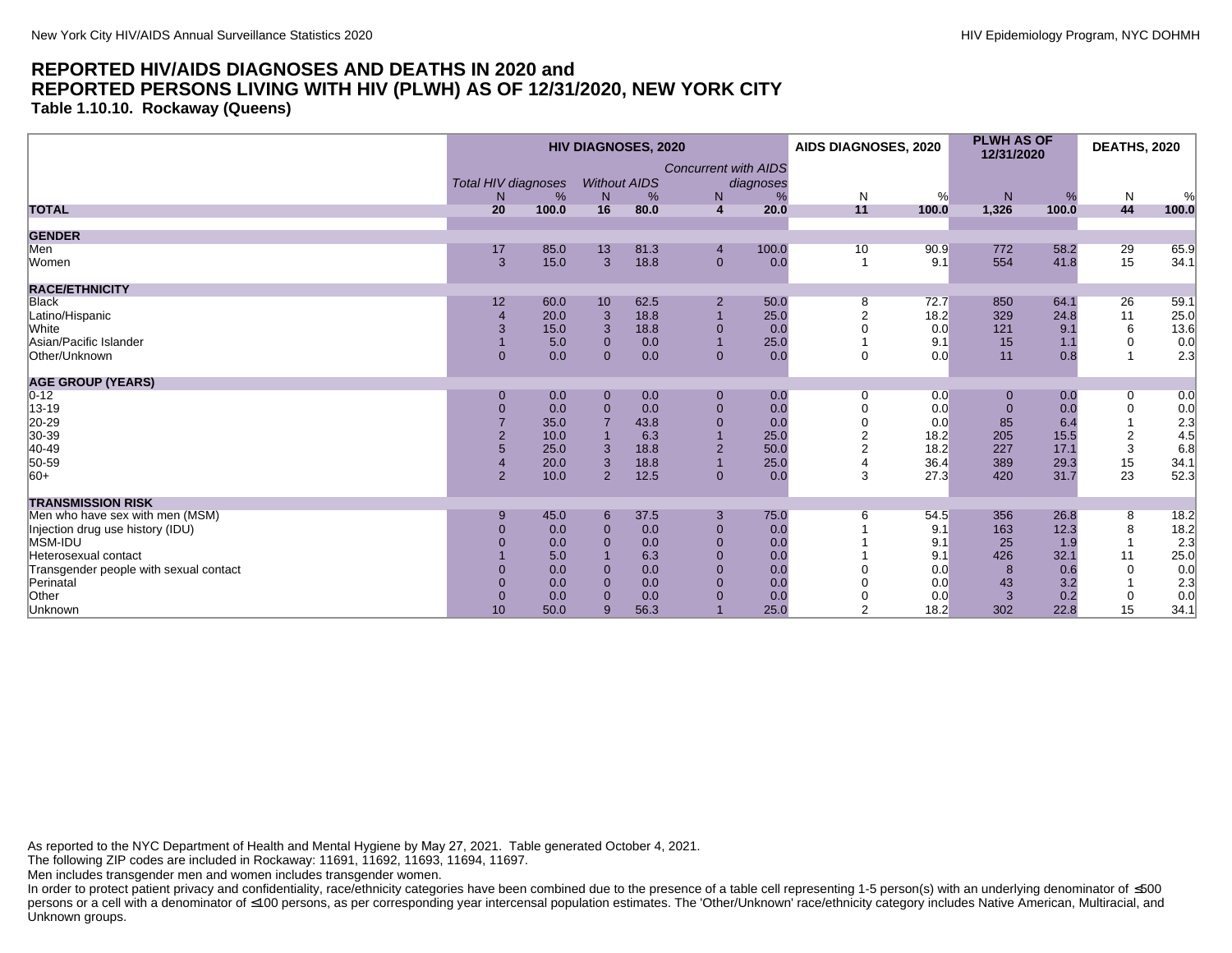## REPORTED HIV/AIDS DIAGNOSES AND DEATHS IN 2020 and REPORTED PERSONS LIVING WITH HIV (PLWH) AS OF 12/31/2020, NEW YORK CITY

### Table 1.10.10. Rockaway (Queens)

| | HIV DIAGNOSES, 2020 | | | | | | AIDS DIAGNOSES, 2020 | | PLWH AS OF 12/31/2020 | | DEATHS, 2020 | |
|---|---|---|---|---|---|---|---|---|---|---|---|---|
| | *Total HIV diagnoses* | | *Without AIDS* | | *Concurrent with AIDS diagnoses* | | | | | | | |
| | N | % | N | % | N | % | N | % | N | % | N | % |
| **TOTAL** | **20** | **100.0** | **16** | **80.0** | **4** | **20.0** | **11** | **100.0** | **1,326** | **100.0** | **44** | **100.0** |
| **GENDER** | | | | | | | | | | | | |
| Men | 17 | 85.0 | 13 | 81.3 | 4 | 100.0 | 10 | 90.9 | 772 | 58.2 | 29 | 65.9 |
| Women | 3 | 15.0 | 3 | 18.8 | 0 | 0.0 | 1 | 9.1 | 554 | 41.8 | 15 | 34.1 |
| **RACE/ETHNICITY** | | | | | | | | | | | | |
| Black | 12 | 60.0 | 10 | 62.5 | 2 | 50.0 | 8 | 72.7 | 850 | 64.1 | 26 | 59.1 |
| Latino/Hispanic | 4 | 20.0 | 3 | 18.8 | 1 | 25.0 | 2 | 18.2 | 329 | 24.8 | 11 | 25.0 |
| White | 3 | 15.0 | 3 | 18.8 | 0 | 0.0 | 0 | 0.0 | 121 | 9.1 | 6 | 13.6 |
| Asian/Pacific Islander | 1 | 5.0 | 0 | 0.0 | 1 | 25.0 | 1 | 9.1 | 15 | 1.1 | 0 | 0.0 |
| Other/Unknown | 0 | 0.0 | 0 | 0.0 | 0 | 0.0 | 0 | 0.0 | 11 | 0.8 | 1 | 2.3 |
| **AGE GROUP (YEARS)** | | | | | | | | | | | | |
| 0-12 | 0 | 0.0 | 0 | 0.0 | 0 | 0.0 | 0 | 0.0 | 0 | 0.0 | 0 | 0.0 |
| 13-19 | 0 | 0.0 | 0 | 0.0 | 0 | 0.0 | 0 | 0.0 | 0 | 0.0 | 0 | 0.0 |
| 20-29 | 7 | 35.0 | 7 | 43.8 | 0 | 0.0 | 0 | 0.0 | 85 | 6.4 | 1 | 2.3 |
| 30-39 | 2 | 10.0 | 1 | 6.3 | 1 | 25.0 | 2 | 18.2 | 205 | 15.5 | 2 | 4.5 |
| 40-49 | 5 | 25.0 | 3 | 18.8 | 2 | 50.0 | 2 | 18.2 | 227 | 17.1 | 3 | 6.8 |
| 50-59 | 4 | 20.0 | 3 | 18.8 | 1 | 25.0 | 4 | 36.4 | 389 | 29.3 | 15 | 34.1 |
| 60+ | 2 | 10.0 | 2 | 12.5 | 0 | 0.0 | 3 | 27.3 | 420 | 31.7 | 23 | 52.3 |
| **TRANSMISSION RISK** | | | | | | | | | | | | |
| Men who have sex with men (MSM) | 9 | 45.0 | 6 | 37.5 | 3 | 75.0 | 6 | 54.5 | 356 | 26.8 | 8 | 18.2 |
| Injection drug use history (IDU) | 0 | 0.0 | 0 | 0.0 | 0 | 0.0 | 1 | 9.1 | 163 | 12.3 | 8 | 18.2 |
| MSM-IDU | 0 | 0.0 | 0 | 0.0 | 0 | 0.0 | 1 | 9.1 | 25 | 1.9 | 1 | 2.3 |
| Heterosexual contact | 1 | 5.0 | 1 | 6.3 | 0 | 0.0 | 1 | 9.1 | 426 | 32.1 | 11 | 25.0 |
| Transgender people with sexual contact | 0 | 0.0 | 0 | 0.0 | 0 | 0.0 | 0 | 0.0 | 8 | 0.6 | 0 | 0.0 |
| Perinatal | 0 | 0.0 | 0 | 0.0 | 0 | 0.0 | 0 | 0.0 | 43 | 3.2 | 1 | 2.3 |
| Other | 0 | 0.0 | 0 | 0.0 | 0 | 0.0 | 0 | 0.0 | 3 | 0.2 | 0 | 0.0 |
| Unknown | 10 | 50.0 | 9 | 56.3 | 1 | 25.0 | 2 | 18.2 | 302 | 22.8 | 15 | 34.1 |

As reported to the NYC Department of Health and Mental Hygiene by May 27, 2021. Table generated October 4, 2021.
The following ZIP codes are included in Rockaway: 11691, 11692, 11693, 11694, 11697.
Men includes transgender men and women includes transgender women.
In order to protect patient privacy and confidentiality, race/ethnicity categories have been combined due to the presence of a table cell representing 1-5 person(s) with an underlying denominator of ≤500 persons or a cell with a denominator of ≤100 persons, as per corresponding year intercensal population estimates. The 'Other/Unknown' race/ethnicity category includes Native American, Multiracial, and Unknown groups.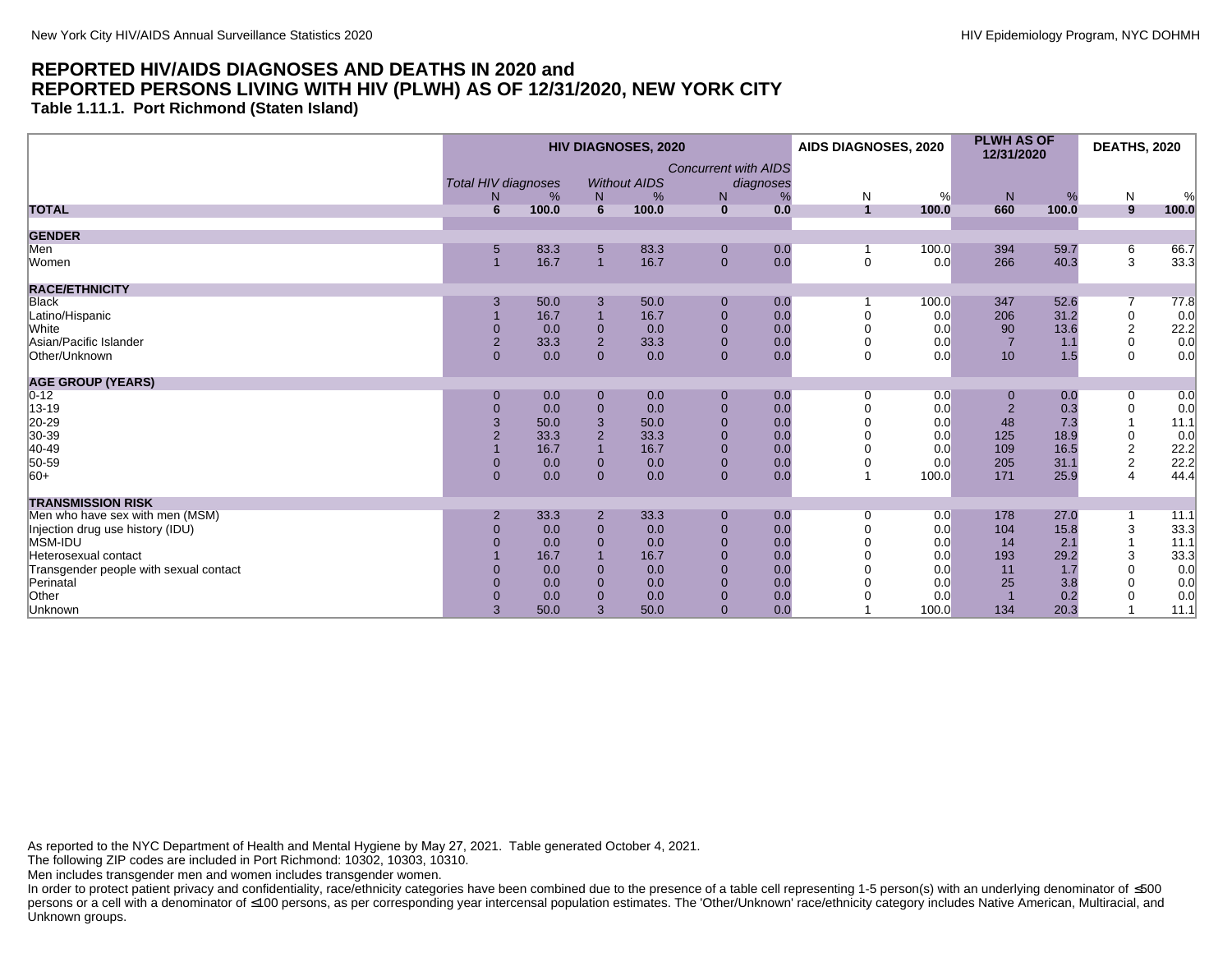# REPORTED HIV/AIDS DIAGNOSES AND DEATHS IN 2020 and REPORTED PERSONS LIVING WITH HIV (PLWH) AS OF 12/31/2020, NEW YORK CITY

### Table 1.11.1. Port Richmond (Staten Island)

| | HIV DIAGNOSES, 2020 | | | | | | AIDS DIAGNOSES, 2020 | | PLWH AS OF 12/31/2020 | | DEATHS, 2020 | |
|---|---|---|---|---|---|---|---|---|---|---|---|---|
| | *Total HIV diagnoses* | | *Without AIDS* | | *Concurrent with AIDS diagnoses* | | | | | | | |
| | N | % | N | % | N | % | N | % | N | % | N | % |
| **TOTAL** | **6** | **100.0** | **6** | **100.0** | **0** | **0.0** | **1** | **100.0** | **660** | **100.0** | **9** | **100.0** |
| **GENDER** | | | | | | | | | | | | |
| Men | 5 | 83.3 | 5 | 83.3 | 0 | 0.0 | 1 | 100.0 | 394 | 59.7 | 6 | 66.7 |
| Women | 1 | 16.7 | 1 | 16.7 | 0 | 0.0 | 0 | 0.0 | 266 | 40.3 | 3 | 33.3 |
| **RACE/ETHNICITY** | | | | | | | | | | | | |
| Black | 3 | 50.0 | 3 | 50.0 | 0 | 0.0 | 1 | 100.0 | 347 | 52.6 | 7 | 77.8 |
| Latino/Hispanic | 1 | 16.7 | 1 | 16.7 | 0 | 0.0 | 0 | 0.0 | 206 | 31.2 | 0 | 0.0 |
| White | 0 | 0.0 | 0 | 0.0 | 0 | 0.0 | 0 | 0.0 | 90 | 13.6 | 2 | 22.2 |
| Asian/Pacific Islander | 2 | 33.3 | 2 | 33.3 | 0 | 0.0 | 0 | 0.0 | 7 | 1.1 | 0 | 0.0 |
| Other/Unknown | 0 | 0.0 | 0 | 0.0 | 0 | 0.0 | 0 | 0.0 | 10 | 1.5 | 0 | 0.0 |
| **AGE GROUP (YEARS)** | | | | | | | | | | | | |
| 0-12 | 0 | 0.0 | 0 | 0.0 | 0 | 0.0 | 0 | 0.0 | 0 | 0.0 | 0 | 0.0 |
| 13-19 | 0 | 0.0 | 0 | 0.0 | 0 | 0.0 | 0 | 0.0 | 2 | 0.3 | 0 | 0.0 |
| 20-29 | 3 | 50.0 | 3 | 50.0 | 0 | 0.0 | 0 | 0.0 | 48 | 7.3 | 1 | 11.1 |
| 30-39 | 2 | 33.3 | 2 | 33.3 | 0 | 0.0 | 0 | 0.0 | 125 | 18.9 | 0 | 0.0 |
| 40-49 | 1 | 16.7 | 1 | 16.7 | 0 | 0.0 | 0 | 0.0 | 109 | 16.5 | 2 | 22.2 |
| 50-59 | 0 | 0.0 | 0 | 0.0 | 0 | 0.0 | 0 | 0.0 | 205 | 31.1 | 2 | 22.2 |
| 60+ | 0 | 0.0 | 0 | 0.0 | 0 | 0.0 | 1 | 100.0 | 171 | 25.9 | 4 | 44.4 |
| **TRANSMISSION RISK** | | | | | | | | | | | | |
| Men who have sex with men (MSM) | 2 | 33.3 | 2 | 33.3 | 0 | 0.0 | 0 | 0.0 | 178 | 27.0 | 1 | 11.1 |
| Injection drug use history (IDU) | 0 | 0.0 | 0 | 0.0 | 0 | 0.0 | 0 | 0.0 | 104 | 15.8 | 3 | 33.3 |
| MSM-IDU | 0 | 0.0 | 0 | 0.0 | 0 | 0.0 | 0 | 0.0 | 14 | 2.1 | 1 | 11.1 |
| Heterosexual contact | 1 | 16.7 | 1 | 16.7 | 0 | 0.0 | 0 | 0.0 | 193 | 29.2 | 3 | 33.3 |
| Transgender people with sexual contact | 0 | 0.0 | 0 | 0.0 | 0 | 0.0 | 0 | 0.0 | 11 | 1.7 | 0 | 0.0 |
| Perinatal | 0 | 0.0 | 0 | 0.0 | 0 | 0.0 | 0 | 0.0 | 25 | 3.8 | 0 | 0.0 |
| Other | 0 | 0.0 | 0 | 0.0 | 0 | 0.0 | 0 | 0.0 | 1 | 0.2 | 0 | 0.0 |
| Unknown | 3 | 50.0 | 3 | 50.0 | 0 | 0.0 | 1 | 100.0 | 134 | 20.3 | 1 | 11.1 |

As reported to the NYC Department of Health and Mental Hygiene by May 27, 2021. Table generated October 4, 2021.
The following ZIP codes are included in Port Richmond: 10302, 10303, 10310.
Men includes transgender men and women includes transgender women.
In order to protect patient privacy and confidentiality, race/ethnicity categories have been combined due to the presence of a table cell representing 1-5 person(s) with an underlying denominator of ≤500 persons or a cell with a denominator of ≤100 persons, as per corresponding year intercensal population estimates. The 'Other/Unknown' race/ethnicity category includes Native American, Multiracial, and Unknown groups.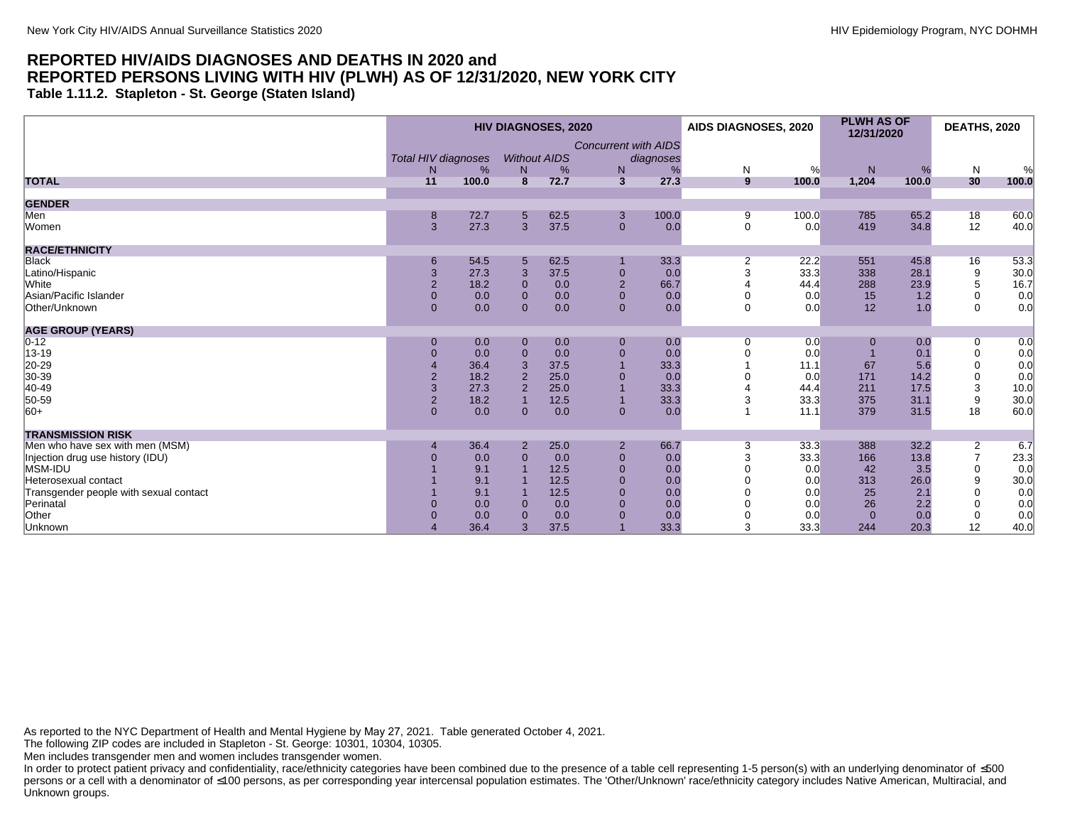# REPORTED HIV/AIDS DIAGNOSES AND DEATHS IN 2020 and REPORTED PERSONS LIVING WITH HIV (PLWH) AS OF 12/31/2020, NEW YORK CITY

### Table 1.11.2. Stapleton - St. George (Staten Island)

| | HIV DIAGNOSES, 2020 | | | | | | AIDS DIAGNOSES, 2020 | | PLWH AS OF 12/31/2020 | | DEATHS, 2020 | |
|---|---|---|---|---|---|---|---|---|---|---|---|---|
| | *Total HIV diagnoses* | | *Without AIDS* | | *Concurrent with AIDS diagnoses* | | | | | | | |
| | N | % | N | % | N | % | N | % | N | % | N | % |
| **TOTAL** | **11** | **100.0** | **8** | **72.7** | **3** | **27.3** | **9** | **100.0** | **1,204** | **100.0** | **30** | **100.0** |
| **GENDER** | | | | | | | | | | | | |
| Men | 8 | 72.7 | 5 | 62.5 | 3 | 100.0 | 9 | 100.0 | 785 | 65.2 | 18 | 60.0 |
| Women | 3 | 27.3 | 3 | 37.5 | 0 | 0.0 | 0 | 0.0 | 419 | 34.8 | 12 | 40.0 |
| **RACE/ETHNICITY** | | | | | | | | | | | | |
| Black | 6 | 54.5 | 5 | 62.5 | 1 | 33.3 | 2 | 22.2 | 551 | 45.8 | 16 | 53.3 |
| Latino/Hispanic | 3 | 27.3 | 3 | 37.5 | 0 | 0.0 | 3 | 33.3 | 338 | 28.1 | 9 | 30.0 |
| White | 2 | 18.2 | 0 | 0.0 | 2 | 66.7 | 4 | 44.4 | 288 | 23.9 | 5 | 16.7 |
| Asian/Pacific Islander | 0 | 0.0 | 0 | 0.0 | 0 | 0.0 | 0 | 0.0 | 15 | 1.2 | 0 | 0.0 |
| Other/Unknown | 0 | 0.0 | 0 | 0.0 | 0 | 0.0 | 0 | 0.0 | 12 | 1.0 | 0 | 0.0 |
| **AGE GROUP (YEARS)** | | | | | | | | | | | | |
| 0-12 | 0 | 0.0 | 0 | 0.0 | 0 | 0.0 | 0 | 0.0 | 0 | 0.0 | 0 | 0.0 |
| 13-19 | 0 | 0.0 | 0 | 0.0 | 0 | 0.0 | 0 | 0.0 | 1 | 0.1 | 0 | 0.0 |
| 20-29 | 4 | 36.4 | 3 | 37.5 | 1 | 33.3 | 1 | 11.1 | 67 | 5.6 | 0 | 0.0 |
| 30-39 | 2 | 18.2 | 2 | 25.0 | 0 | 0.0 | 0 | 0.0 | 171 | 14.2 | 0 | 0.0 |
| 40-49 | 3 | 27.3 | 2 | 25.0 | 1 | 33.3 | 4 | 44.4 | 211 | 17.5 | 3 | 10.0 |
| 50-59 | 2 | 18.2 | 1 | 12.5 | 1 | 33.3 | 3 | 33.3 | 375 | 31.1 | 9 | 30.0 |
| 60+ | 0 | 0.0 | 0 | 0.0 | 0 | 0.0 | 1 | 11.1 | 379 | 31.5 | 18 | 60.0 |
| **TRANSMISSION RISK** | | | | | | | | | | | | |
| Men who have sex with men (MSM) | 4 | 36.4 | 2 | 25.0 | 2 | 66.7 | 3 | 33.3 | 388 | 32.2 | 2 | 6.7 |
| Injection drug use history (IDU) | 0 | 0.0 | 0 | 0.0 | 0 | 0.0 | 3 | 33.3 | 166 | 13.8 | 7 | 23.3 |
| MSM-IDU | 1 | 9.1 | 1 | 12.5 | 0 | 0.0 | 0 | 0.0 | 42 | 3.5 | 0 | 0.0 |
| Heterosexual contact | 1 | 9.1 | 1 | 12.5 | 0 | 0.0 | 0 | 0.0 | 313 | 26.0 | 9 | 30.0 |
| Transgender people with sexual contact | 1 | 9.1 | 1 | 12.5 | 0 | 0.0 | 0 | 0.0 | 25 | 2.1 | 0 | 0.0 |
| Perinatal | 0 | 0.0 | 0 | 0.0 | 0 | 0.0 | 0 | 0.0 | 26 | 2.2 | 0 | 0.0 |
| Other | 0 | 0.0 | 0 | 0.0 | 0 | 0.0 | 0 | 0.0 | 0 | 0.0 | 0 | 0.0 |
| Unknown | 4 | 36.4 | 3 | 37.5 | 1 | 33.3 | 3 | 33.3 | 244 | 20.3 | 12 | 40.0 |

As reported to the NYC Department of Health and Mental Hygiene by May 27, 2021. Table generated October 4, 2021.

The following ZIP codes are included in Stapleton - St. George: 10301, 10304, 10305.

Men includes transgender men and women includes transgender women.

In order to protect patient privacy and confidentiality, race/ethnicity categories have been combined due to the presence of a table cell representing 1-5 person(s) with an underlying denominator of ≤500 persons or a cell with a denominator of ≤100 persons, as per corresponding year intercensal population estimates. The 'Other/Unknown' race/ethnicity category includes Native American, Multiracial, and Unknown groups.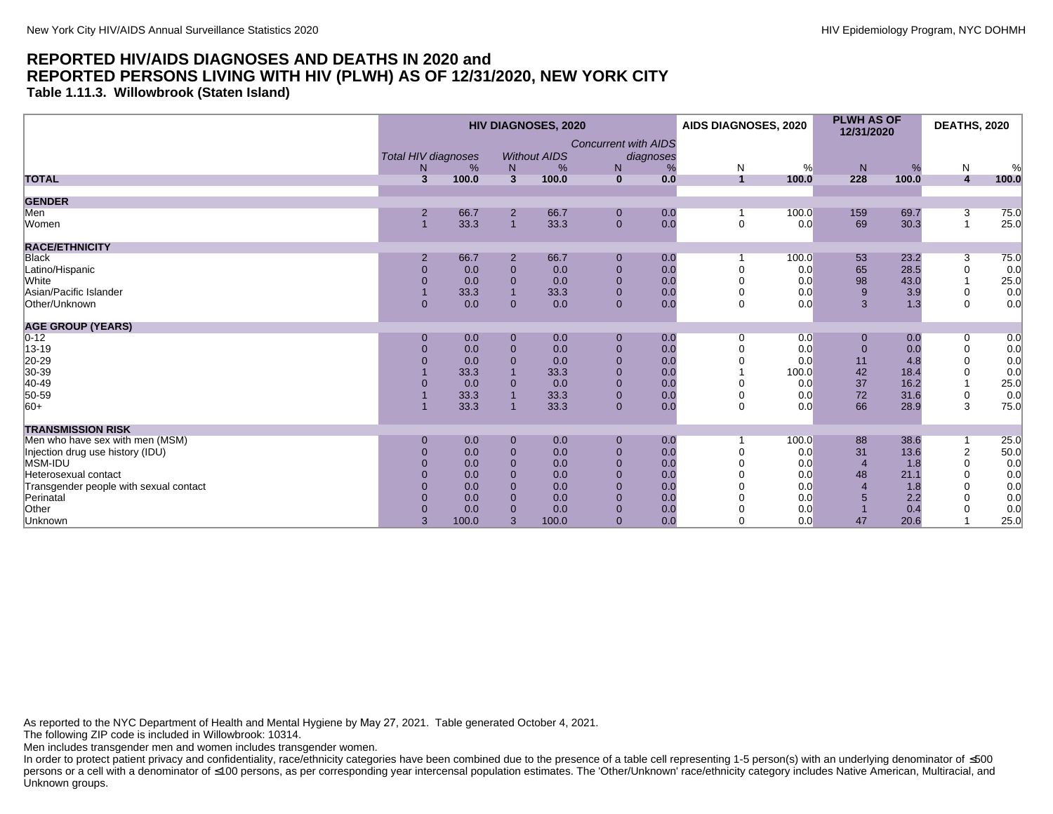# REPORTED HIV/AIDS DIAGNOSES AND DEATHS IN 2020 and REPORTED PERSONS LIVING WITH HIV (PLWH) AS OF 12/31/2020, NEW YORK CITY

### Table 1.11.3. Willowbrook (Staten Island)

| | HIV DIAGNOSES, 2020 | | | | | | AIDS DIAGNOSES, 2020 | | PLWH AS OF 12/31/2020 | | DEATHS, 2020 | |
|---|---|---|---|---|---|---|---|---|---|---|---|---|
| | *Total HIV diagnoses* | | *Without AIDS* | | *Concurrent with AIDS diagnoses* | | | | | | | |
| | N | % | N | % | N | % | N | % | N | % | N | % |
| **TOTAL** | **3** | **100.0** | **3** | **100.0** | **0** | **0.0** | **1** | **100.0** | **228** | **100.0** | **4** | **100.0** |
| **GENDER** | | | | | | | | | | | | |
| Men | 2 | 66.7 | 2 | 66.7 | 0 | 0.0 | 1 | 100.0 | 159 | 69.7 | 3 | 75.0 |
| Women | 1 | 33.3 | 1 | 33.3 | 0 | 0.0 | 0 | 0.0 | 69 | 30.3 | 1 | 25.0 |
| **RACE/ETHNICITY** | | | | | | | | | | | | |
| Black | 2 | 66.7 | 2 | 66.7 | 0 | 0.0 | 1 | 100.0 | 53 | 23.2 | 3 | 75.0 |
| Latino/Hispanic | 0 | 0.0 | 0 | 0.0 | 0 | 0.0 | 0 | 0.0 | 65 | 28.5 | 0 | 0.0 |
| White | 0 | 0.0 | 0 | 0.0 | 0 | 0.0 | 0 | 0.0 | 98 | 43.0 | 1 | 25.0 |
| Asian/Pacific Islander | 1 | 33.3 | 1 | 33.3 | 0 | 0.0 | 0 | 0.0 | 9 | 3.9 | 0 | 0.0 |
| Other/Unknown | 0 | 0.0 | 0 | 0.0 | 0 | 0.0 | 0 | 0.0 | 3 | 1.3 | 0 | 0.0 |
| **AGE GROUP (YEARS)** | | | | | | | | | | | | |
| 0-12 | 0 | 0.0 | 0 | 0.0 | 0 | 0.0 | 0 | 0.0 | 0 | 0.0 | 0 | 0.0 |
| 13-19 | 0 | 0.0 | 0 | 0.0 | 0 | 0.0 | 0 | 0.0 | 0 | 0.0 | 0 | 0.0 |
| 20-29 | 0 | 0.0 | 0 | 0.0 | 0 | 0.0 | 0 | 0.0 | 11 | 4.8 | 0 | 0.0 |
| 30-39 | 1 | 33.3 | 1 | 33.3 | 0 | 0.0 | 1 | 100.0 | 42 | 18.4 | 0 | 0.0 |
| 40-49 | 0 | 0.0 | 0 | 0.0 | 0 | 0.0 | 0 | 0.0 | 37 | 16.2 | 1 | 25.0 |
| 50-59 | 1 | 33.3 | 1 | 33.3 | 0 | 0.0 | 0 | 0.0 | 72 | 31.6 | 0 | 0.0 |
| 60+ | 1 | 33.3 | 1 | 33.3 | 0 | 0.0 | 0 | 0.0 | 66 | 28.9 | 3 | 75.0 |
| **TRANSMISSION RISK** | | | | | | | | | | | | |
| Men who have sex with men (MSM) | 0 | 0.0 | 0 | 0.0 | 0 | 0.0 | 1 | 100.0 | 88 | 38.6 | 1 | 25.0 |
| Injection drug use history (IDU) | 0 | 0.0 | 0 | 0.0 | 0 | 0.0 | 0 | 0.0 | 31 | 13.6 | 2 | 50.0 |
| MSM-IDU | 0 | 0.0 | 0 | 0.0 | 0 | 0.0 | 0 | 0.0 | 4 | 1.8 | 0 | 0.0 |
| Heterosexual contact | 0 | 0.0 | 0 | 0.0 | 0 | 0.0 | 0 | 0.0 | 48 | 21.1 | 0 | 0.0 |
| Transgender people with sexual contact | 0 | 0.0 | 0 | 0.0 | 0 | 0.0 | 0 | 0.0 | 4 | 1.8 | 0 | 0.0 |
| Perinatal | 0 | 0.0 | 0 | 0.0 | 0 | 0.0 | 0 | 0.0 | 5 | 2.2 | 0 | 0.0 |
| Other | 0 | 0.0 | 0 | 0.0 | 0 | 0.0 | 0 | 0.0 | 1 | 0.4 | 0 | 0.0 |
| Unknown | 3 | 100.0 | 3 | 100.0 | 0 | 0.0 | 0 | 0.0 | 47 | 20.6 | 1 | 25.0 |

As reported to the NYC Department of Health and Mental Hygiene by May 27, 2021. Table generated October 4, 2021.

The following ZIP code is included in Willowbrook: 10314.

Men includes transgender men and women includes transgender women.

In order to protect patient privacy and confidentiality, race/ethnicity categories have been combined due to the presence of a table cell representing 1-5 person(s) with an underlying denominator of ≤500 persons or a cell with a denominator of ≤100 persons, as per corresponding year intercensal population estimates. The 'Other/Unknown' race/ethnicity category includes Native American, Multiracial, and Unknown groups.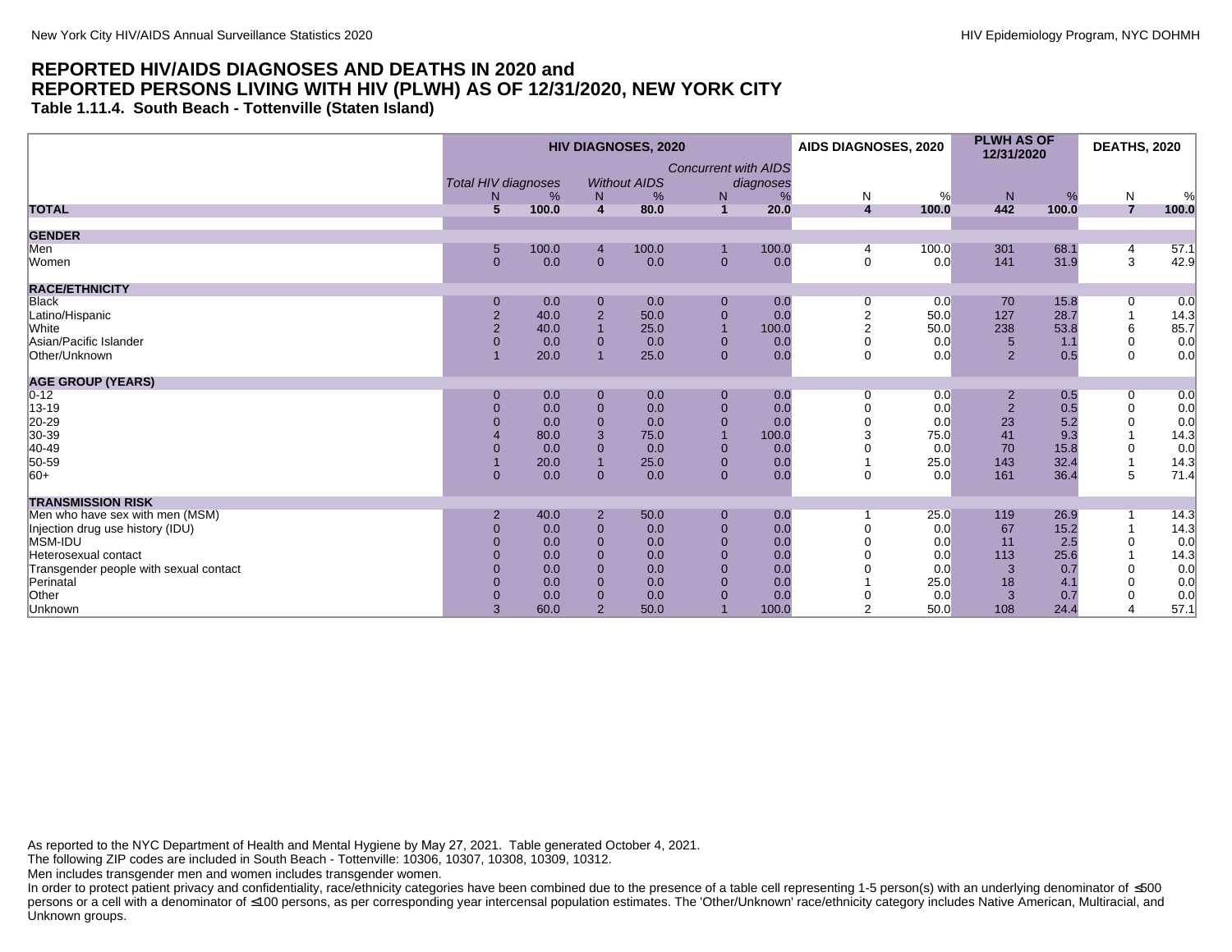## REPORTED HIV/AIDS DIAGNOSES AND DEATHS IN 2020 and REPORTED PERSONS LIVING WITH HIV (PLWH) AS OF 12/31/2020, NEW YORK CITY

### Table 1.11.4. South Beach - Tottenville (Staten Island)

| | HIV DIAGNOSES, 2020 | | | | | | AIDS DIAGNOSES, 2020 | | PLWH AS OF 12/31/2020 | | DEATHS, 2020 | |
|---|---|---|---|---|---|---|---|---|---|---|---|---|
| | *Total HIV diagnoses* | | *Without AIDS* | | *Concurrent with AIDS diagnoses* | | | | | | | |
| | N | % | N | % | N | % | N | % | N | % | N | % |
| **TOTAL** | **5** | **100.0** | **4** | **80.0** | **1** | **20.0** | **4** | **100.0** | **442** | **100.0** | **7** | **100.0** |
| **GENDER** | | | | | | | | | | | | |
| Men | 5 | 100.0 | 4 | 100.0 | 1 | 100.0 | 4 | 100.0 | 301 | 68.1 | 4 | 57.1 |
| Women | 0 | 0.0 | 0 | 0.0 | 0 | 0.0 | 0 | 0.0 | 141 | 31.9 | 3 | 42.9 |
| **RACE/ETHNICITY** | | | | | | | | | | | | |
| Black | 0 | 0.0 | 0 | 0.0 | 0 | 0.0 | 0 | 0.0 | 70 | 15.8 | 0 | 0.0 |
| Latino/Hispanic | 2 | 40.0 | 2 | 50.0 | 0 | 0.0 | 2 | 50.0 | 127 | 28.7 | 1 | 14.3 |
| White | 2 | 40.0 | 1 | 25.0 | 1 | 100.0 | 2 | 50.0 | 238 | 53.8 | 6 | 85.7 |
| Asian/Pacific Islander | 0 | 0.0 | 0 | 0.0 | 0 | 0.0 | 0 | 0.0 | 5 | 1.1 | 0 | 0.0 |
| Other/Unknown | 1 | 20.0 | 1 | 25.0 | 0 | 0.0 | 0 | 0.0 | 2 | 0.5 | 0 | 0.0 |
| **AGE GROUP (YEARS)** | | | | | | | | | | | | |
| 0-12 | 0 | 0.0 | 0 | 0.0 | 0 | 0.0 | 0 | 0.0 | 2 | 0.5 | 0 | 0.0 |
| 13-19 | 0 | 0.0 | 0 | 0.0 | 0 | 0.0 | 0 | 0.0 | 2 | 0.5 | 0 | 0.0 |
| 20-29 | 0 | 0.0 | 0 | 0.0 | 0 | 0.0 | 0 | 0.0 | 23 | 5.2 | 0 | 0.0 |
| 30-39 | 4 | 80.0 | 3 | 75.0 | 1 | 100.0 | 3 | 75.0 | 41 | 9.3 | 1 | 14.3 |
| 40-49 | 0 | 0.0 | 0 | 0.0 | 0 | 0.0 | 0 | 0.0 | 70 | 15.8 | 0 | 0.0 |
| 50-59 | 1 | 20.0 | 1 | 25.0 | 0 | 0.0 | 1 | 25.0 | 143 | 32.4 | 1 | 14.3 |
| 60+ | 0 | 0.0 | 0 | 0.0 | 0 | 0.0 | 0 | 0.0 | 161 | 36.4 | 5 | 71.4 |
| **TRANSMISSION RISK** | | | | | | | | | | | | |
| Men who have sex with men (MSM) | 2 | 40.0 | 2 | 50.0 | 0 | 0.0 | 1 | 25.0 | 119 | 26.9 | 1 | 14.3 |
| Injection drug use history (IDU) | 0 | 0.0 | 0 | 0.0 | 0 | 0.0 | 0 | 0.0 | 67 | 15.2 | 1 | 14.3 |
| MSM-IDU | 0 | 0.0 | 0 | 0.0 | 0 | 0.0 | 0 | 0.0 | 11 | 2.5 | 0 | 0.0 |
| Heterosexual contact | 0 | 0.0 | 0 | 0.0 | 0 | 0.0 | 0 | 0.0 | 113 | 25.6 | 1 | 14.3 |
| Transgender people with sexual contact | 0 | 0.0 | 0 | 0.0 | 0 | 0.0 | 0 | 0.0 | 3 | 0.7 | 0 | 0.0 |
| Perinatal | 0 | 0.0 | 0 | 0.0 | 0 | 0.0 | 1 | 25.0 | 18 | 4.1 | 0 | 0.0 |
| Other | 0 | 0.0 | 0 | 0.0 | 0 | 0.0 | 0 | 0.0 | 3 | 0.7 | 0 | 0.0 |
| Unknown | 3 | 60.0 | 2 | 50.0 | 1 | 100.0 | 2 | 50.0 | 108 | 24.4 | 4 | 57.1 |

As reported to the NYC Department of Health and Mental Hygiene by May 27, 2021. Table generated October 4, 2021.
The following ZIP codes are included in South Beach - Tottenville: 10306, 10307, 10308, 10309, 10312.
Men includes transgender men and women includes transgender women.
In order to protect patient privacy and confidentiality, race/ethnicity categories have been combined due to the presence of a table cell representing 1-5 person(s) with an underlying denominator of ≤500 persons or a cell with a denominator of ≤100 persons, as per corresponding year intercensal population estimates. The 'Other/Unknown' race/ethnicity category includes Native American, Multiracial, and Unknown groups.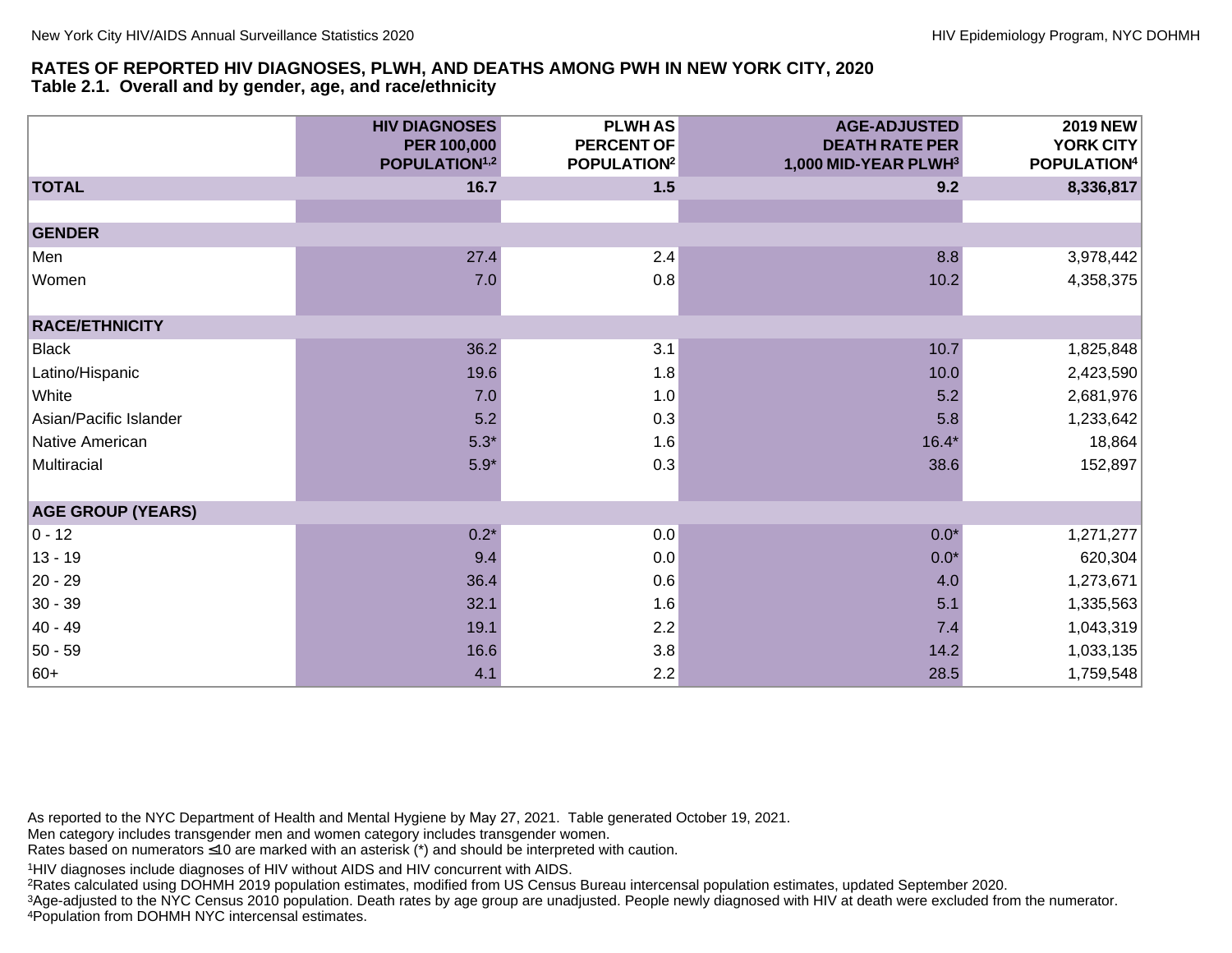## RATES OF REPORTED HIV DIAGNOSES, PLWH, AND DEATHS AMONG PWH IN NEW YORK CITY, 2020
### Table 2.1. Overall and by gender, age, and race/ethnicity

| | HIV DIAGNOSES PER 100,000 POPULATION[1,2] | PLWH AS PERCENT OF POPULATION[2] | AGE-ADJUSTED DEATH RATE PER 1,000 MID-YEAR PLWH[3] | 2019 NEW YORK CITY POPULATION[4] |
|---|---|---|---|---|
| **TOTAL** | **16.7** | **1.5** | **9.2** | **8,336,817** |
| | | | | |
| **GENDER** | | | | |
| Men | 27.4 | 2.4 | 8.8 | 3,978,442 |
| Women | 7.0 | 0.8 | 10.2 | 4,358,375 |
| | | | | |
| **RACE/ETHNICITY** | | | | |
| Black | 36.2 | 3.1 | 10.7 | 1,825,848 |
| Latino/Hispanic | 19.6 | 1.8 | 10.0 | 2,423,590 |
| White | 7.0 | 1.0 | 5.2 | 2,681,976 |
| Asian/Pacific Islander | 5.2 | 0.3 | 5.8 | 1,233,642 |
| Native American | 5.3* | 1.6 | 16.4* | 18,864 |
| Multiracial | 5.9* | 0.3 | 38.6 | 152,897 |
| | | | | |
| **AGE GROUP (YEARS)** | | | | |
| 0 - 12 | 0.2* | 0.0 | 0.0* | 1,271,277 |
| 13 - 19 | 9.4 | 0.0 | 0.0* | 620,304 |
| 20 - 29 | 36.4 | 0.6 | 4.0 | 1,273,671 |
| 30 - 39 | 32.1 | 1.6 | 5.1 | 1,335,563 |
| 40 - 49 | 19.1 | 2.2 | 7.4 | 1,043,319 |
| 50 - 59 | 16.6 | 3.8 | 14.2 | 1,033,135 |
| 60+ | 4.1 | 2.2 | 28.5 | 1,759,548 |

As reported to the NYC Department of Health and Mental Hygiene by May 27, 2021. Table generated October 19, 2021.
Men category includes transgender men and women category includes transgender women.
Rates based on numerators ≤10 are marked with an asterisk (*) and should be interpreted with caution.

[1]HIV diagnoses include diagnoses of HIV without AIDS and HIV concurrent with AIDS.
[2]Rates calculated using DOHMH 2019 population estimates, modified from US Census Bureau intercensal population estimates, updated September 2020.
[3]Age-adjusted to the NYC Census 2010 population. Death rates by age group are unadjusted. People newly diagnosed with HIV at death were excluded from the numerator.
[4]Population from DOHMH NYC intercensal estimates.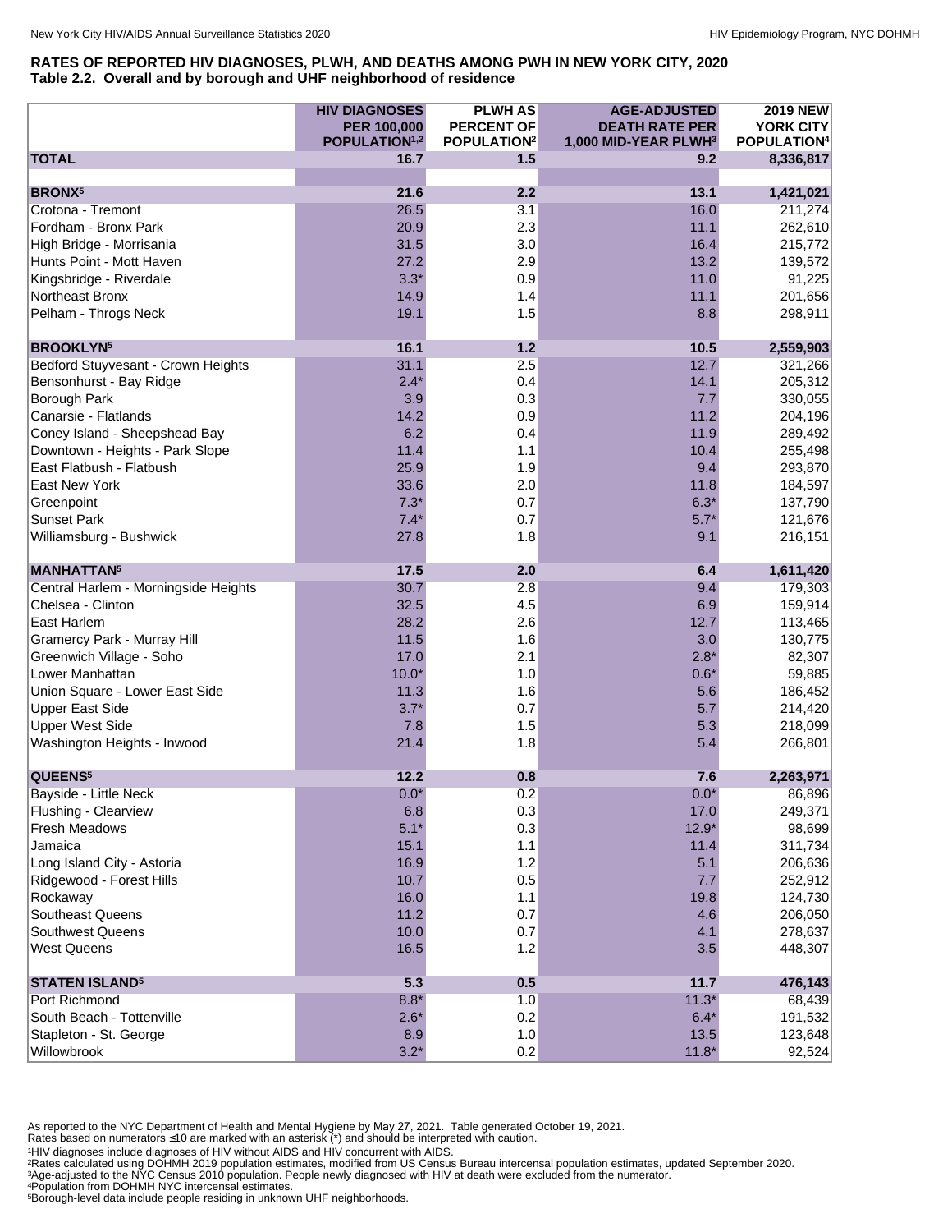**RATES OF REPORTED HIV DIAGNOSES, PLWH, AND DEATHS AMONG PWH IN NEW YORK CITY, 2020**
**Table 2.2. Overall and by borough and UHF neighborhood of residence**

| | HIV DIAGNOSES PER 100,000 POPULATION[1,2] | PLWH AS PERCENT OF POPULATION[2] | AGE-ADJUSTED DEATH RATE PER 1,000 MID-YEAR PLWH[3] | 2019 NEW YORK CITY POPULATION[4] |
|---|---|---|---|---|
| **TOTAL** | **16.7** | **1.5** | **9.2** | **8,336,817** |
| | | | | |
| **BRONX[5]** | **21.6** | **2.2** | **13.1** | **1,421,021** |
| Crotona - Tremont | 26.5 | 3.1 | 16.0 | 211,274 |
| Fordham - Bronx Park | 20.9 | 2.3 | 11.1 | 262,610 |
| High Bridge - Morrisania | 31.5 | 3.0 | 16.4 | 215,772 |
| Hunts Point - Mott Haven | 27.2 | 2.9 | 13.2 | 139,572 |
| Kingsbridge - Riverdale | 3.3* | 0.9 | 11.0 | 91,225 |
| Northeast Bronx | 14.9 | 1.4 | 11.1 | 201,656 |
| Pelham - Throgs Neck | 19.1 | 1.5 | 8.8 | 298,911 |
| | | | | |
| **BROOKLYN[5]** | **16.1** | **1.2** | **10.5** | **2,559,903** |
| Bedford Stuyvesant - Crown Heights | 31.1 | 2.5 | 12.7 | 321,266 |
| Bensonhurst - Bay Ridge | 2.4* | 0.4 | 14.1 | 205,312 |
| Borough Park | 3.9 | 0.3 | 7.7 | 330,055 |
| Canarsie - Flatlands | 14.2 | 0.9 | 11.2 | 204,196 |
| Coney Island - Sheepshead Bay | 6.2 | 0.4 | 11.9 | 289,492 |
| Downtown - Heights - Park Slope | 11.4 | 1.1 | 10.4 | 255,498 |
| East Flatbush - Flatbush | 25.9 | 1.9 | 9.4 | 293,870 |
| East New York | 33.6 | 2.0 | 11.8 | 184,597 |
| Greenpoint | 7.3* | 0.7 | 6.3* | 137,790 |
| Sunset Park | 7.4* | 0.7 | 5.7* | 121,676 |
| Williamsburg - Bushwick | 27.8 | 1.8 | 9.1 | 216,151 |
| | | | | |
| **MANHATTAN[5]** | **17.5** | **2.0** | **6.4** | **1,611,420** |
| Central Harlem - Morningside Heights | 30.7 | 2.8 | 9.4 | 179,303 |
| Chelsea - Clinton | 32.5 | 4.5 | 6.9 | 159,914 |
| East Harlem | 28.2 | 2.6 | 12.7 | 113,465 |
| Gramercy Park - Murray Hill | 11.5 | 1.6 | 3.0 | 130,775 |
| Greenwich Village - Soho | 17.0 | 2.1 | 2.8* | 82,307 |
| Lower Manhattan | 10.0* | 1.0 | 0.6* | 59,885 |
| Union Square - Lower East Side | 11.3 | 1.6 | 5.6 | 186,452 |
| Upper East Side | 3.7* | 0.7 | 5.7 | 214,420 |
| Upper West Side | 7.8 | 1.5 | 5.3 | 218,099 |
| Washington Heights - Inwood | 21.4 | 1.8 | 5.4 | 266,801 |
| | | | | |
| **QUEENS[5]** | **12.2** | **0.8** | **7.6** | **2,263,971** |
| Bayside - Little Neck | 0.0* | 0.2 | 0.0* | 86,896 |
| Flushing - Clearview | 6.8 | 0.3 | 17.0 | 249,371 |
| Fresh Meadows | 5.1* | 0.3 | 12.9* | 98,699 |
| Jamaica | 15.1 | 1.1 | 11.4 | 311,734 |
| Long Island City - Astoria | 16.9 | 1.2 | 5.1 | 206,636 |
| Ridgewood - Forest Hills | 10.7 | 0.5 | 7.7 | 252,912 |
| Rockaway | 16.0 | 1.1 | 19.8 | 124,730 |
| Southeast Queens | 11.2 | 0.7 | 4.6 | 206,050 |
| Southwest Queens | 10.0 | 0.7 | 4.1 | 278,637 |
| West Queens | 16.5 | 1.2 | 3.5 | 448,307 |
| | | | | |
| **STATEN ISLAND[5]** | **5.3** | **0.5** | **11.7** | **476,143** |
| Port Richmond | 8.8* | 1.0 | 11.3* | 68,439 |
| South Beach - Tottenville | 2.6* | 0.2 | 6.4* | 191,532 |
| Stapleton - St. George | 8.9 | 1.0 | 13.5 | 123,648 |
| Willowbrook | 3.2* | 0.2 | 11.8* | 92,524 |

As reported to the NYC Department of Health and Mental Hygiene by May 27, 2021. Table generated October 19, 2021.
Rates based on numerators ≤10 are marked with an asterisk (*) and should be interpreted with caution.
[1]HIV diagnoses include diagnoses of HIV without AIDS and HIV concurrent with AIDS.
[2]Rates calculated using DOHMH 2019 population estimates, modified from US Census Bureau intercensal population estimates, updated September 2020.
[3]Age-adjusted to the NYC Census 2010 population. People newly diagnosed with HIV at death were excluded from the numerator.
[4]Population from DOHMH NYC intercensal estimates.
[5]Borough-level data include people residing in unknown UHF neighborhoods.